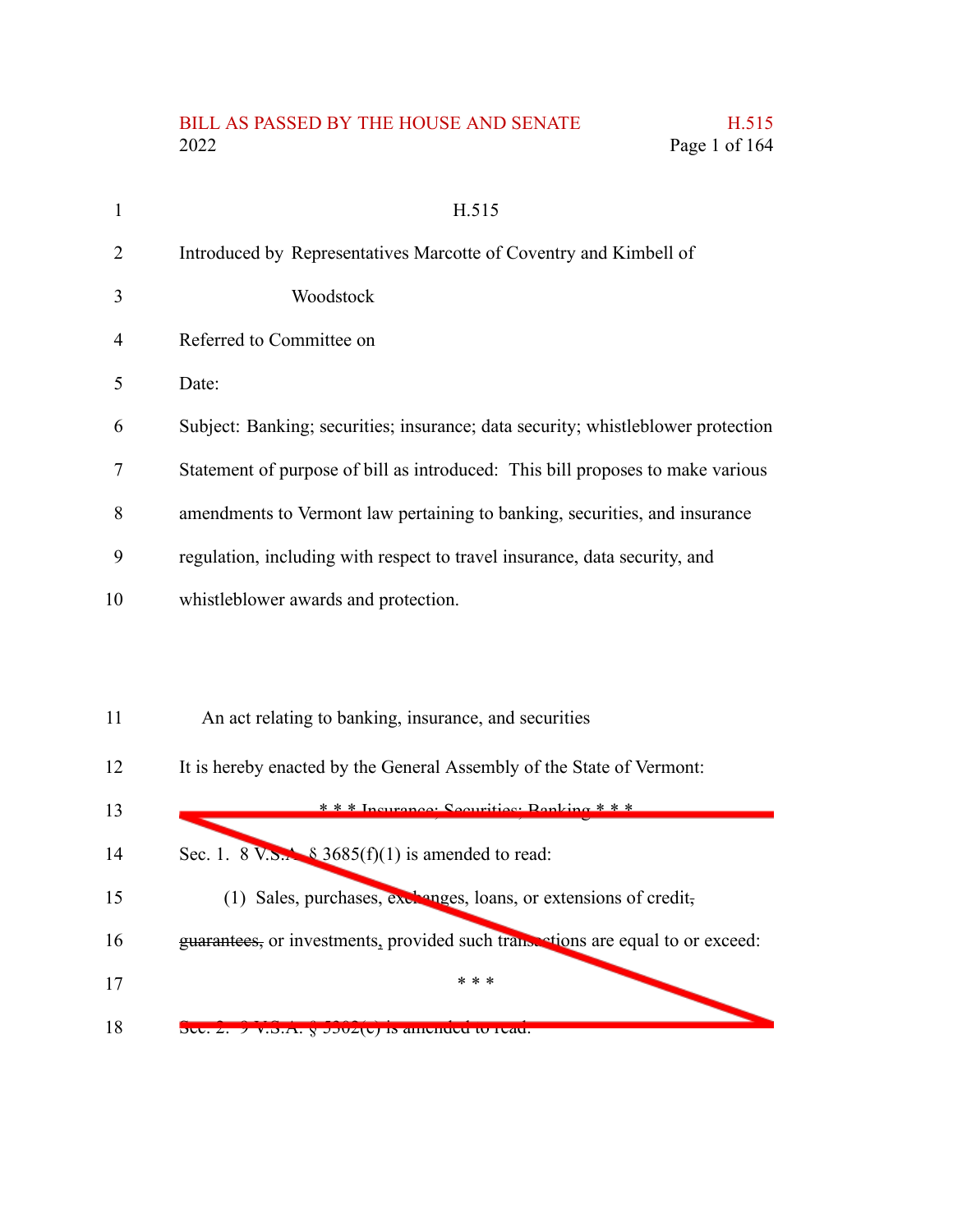H.515

Introduced by Representatives Marcotte of Coventry and Kimbell of Woodstock

Referred to Committee on

Date:

Subject: Banking; securities; insurance; data security; whistleblower protection

Statement of purpose of bill as introduced: This bill proposes to make various amendments to Vermont law pertaining to banking, securities, and insurance regulation, including with respect to travel insurance, data security, and whistleblower awards and protection.

An act relating to banking, insurance, and securities

It is hereby enacted by the General Assembly of the State of Vermont:

~~\* \* \* Insurance; Securities; Banking \* \* \*~~

~~Sec. 1. 8 V.S.A. § 3685(f)(1) is amended to read:~~

~~(1) Sales, purchases, exchanges, loans, or extensions of credit, guarantees, or investments, provided such transactions are equal to or exceed:~~

~~\* \* \*~~

~~Sec. 2. 9 V.S.A. § 5302(c) is amended to read:~~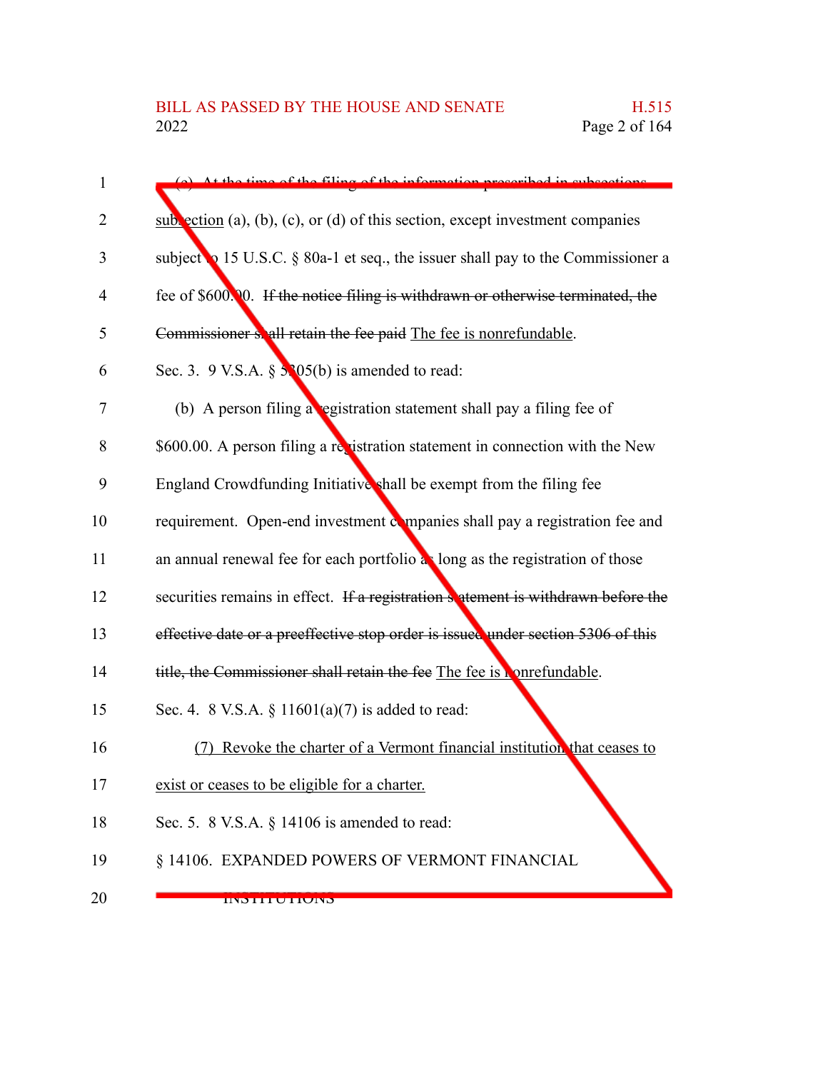(e) At the time of the filing of the information prescribed in subsections subsection (a), (b), (c), or (d) of this section, except investment companies subject to 15 U.S.C. § 80a-1 et seq., the issuer shall pay to the Commissioner a fee of $600.00. If the notice filing is withdrawn or otherwise terminated, the Commissioner shall retain the fee paid The fee is nonrefundable.

Sec. 3. 9 V.S.A. § 5305(b) is amended to read:

(b) A person filing a registration statement shall pay a filing fee of $600.00. A person filing a registration statement in connection with the New England Crowdfunding Initiative shall be exempt from the filing fee requirement. Open-end investment companies shall pay a registration fee and an annual renewal fee for each portfolio as long as the registration of those securities remains in effect. If a registration statement is withdrawn before the effective date or a preeffective stop order is issued under section 5306 of this title, the Commissioner shall retain the fee The fee is nonrefundable.

Sec. 4. 8 V.S.A. § 11601(a)(7) is added to read:

(7) Revoke the charter of a Vermont financial institution that ceases to exist or ceases to be eligible for a charter.

Sec. 5. 8 V.S.A. § 14106 is amended to read:

§ 14106. EXPANDED POWERS OF VERMONT FINANCIAL INSTITUTIONS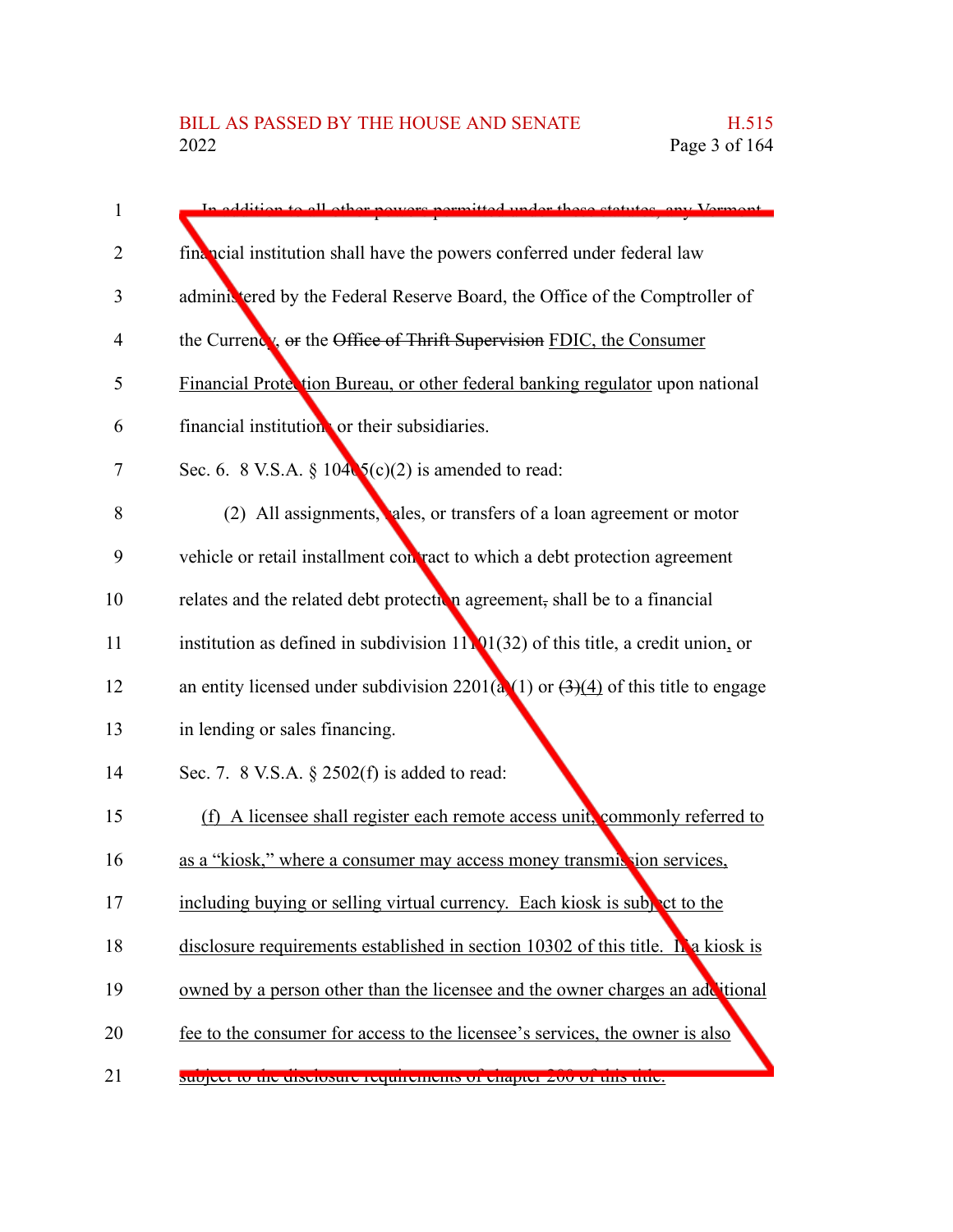In addition to all other powers permitted under these statutes, any Vermont financial institution shall have the powers conferred under federal law administered by the Federal Reserve Board, the Office of the Comptroller of the Currency, ~~or~~ the ~~Office of Thrift Supervision~~ FDIC, the Consumer Financial Protection Bureau, or other federal banking regulator upon national financial institutions or their subsidiaries.

Sec. 6. 8 V.S.A. § 10405(c)(2) is amended to read:

(2) All assignments, sales, or transfers of a loan agreement or motor vehicle or retail installment contract to which a debt protection agreement relates and the related debt protection agreement~~,~~ shall be to a financial institution as defined in subdivision 11101(32) of this title, a credit union, or an entity licensed under subdivision 2201(a)(1) or ~~(3)~~(4) of this title to engage in lending or sales financing.

Sec. 7. 8 V.S.A. § 2502(f) is added to read:

(f) A licensee shall register each remote access unit, commonly referred to as a "kiosk," where a consumer may access money transmission services, including buying or selling virtual currency. Each kiosk is subject to the disclosure requirements established in section 10302 of this title. If a kiosk is owned by a person other than the licensee and the owner charges an additional fee to the consumer for access to the licensee's services, the owner is also subject to the disclosure requirements of chapter 200 of this title.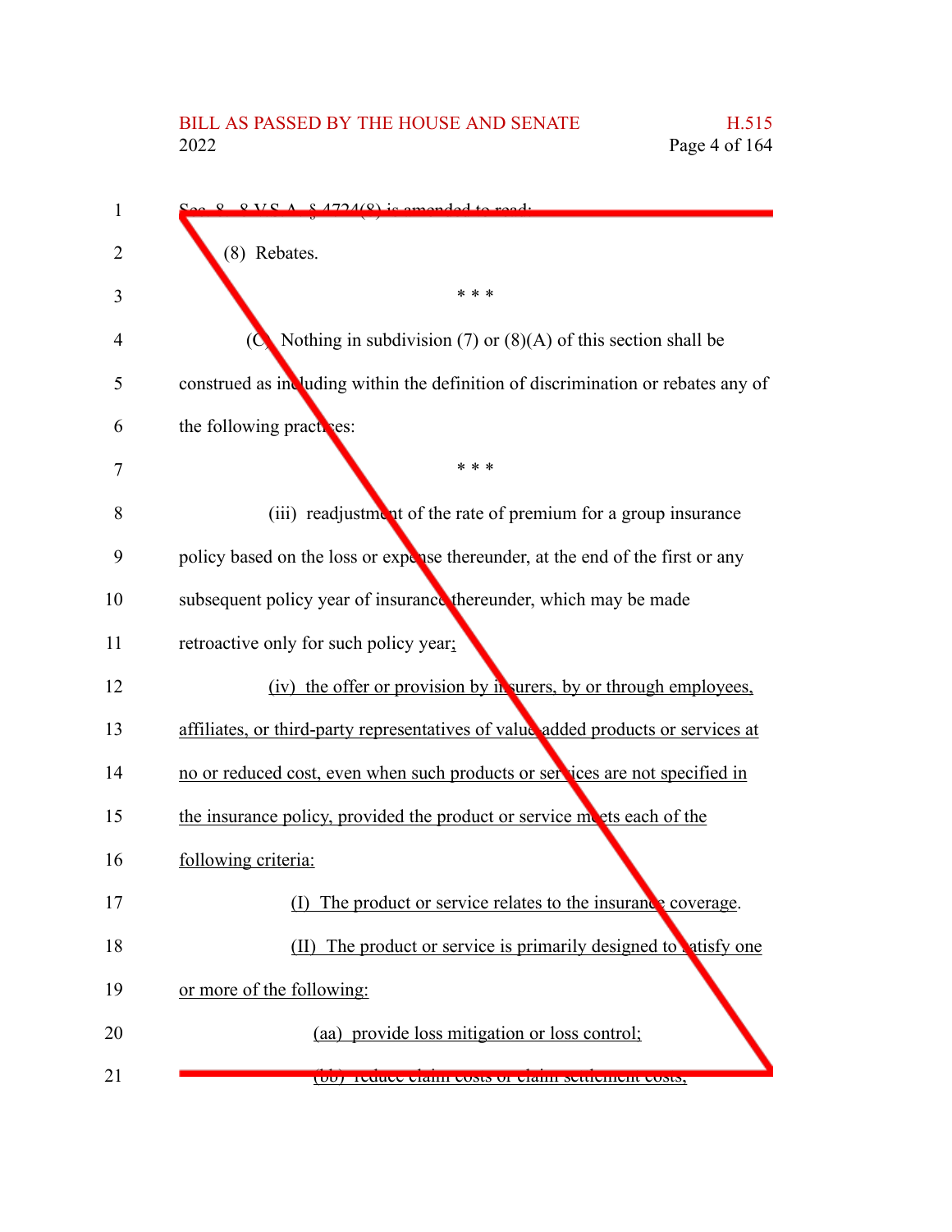Sec. 8. 8 V.S.A. § 4724(8) is amended to read:

(8) Rebates.

\* \* \*

(C) Nothing in subdivision (7) or (8)(A) of this section shall be construed as including within the definition of discrimination or rebates any of the following practices:

\* \* \*

(iii) readjustment of the rate of premium for a group insurance policy based on the loss or expense thereunder, at the end of the first or any subsequent policy year of insurance thereunder, which may be made retroactive only for such policy year;

(iv) the offer or provision by insurers, by or through employees, affiliates, or third-party representatives of value-added products or services at no or reduced cost, even when such products or services are not specified in the insurance policy, provided the product or service meets each of the following criteria:

(I) The product or service relates to the insurance coverage.

(II) The product or service is primarily designed to satisfy one or more of the following:

(aa) provide loss mitigation or loss control;

(bb) reduce claim costs or claim settlement costs;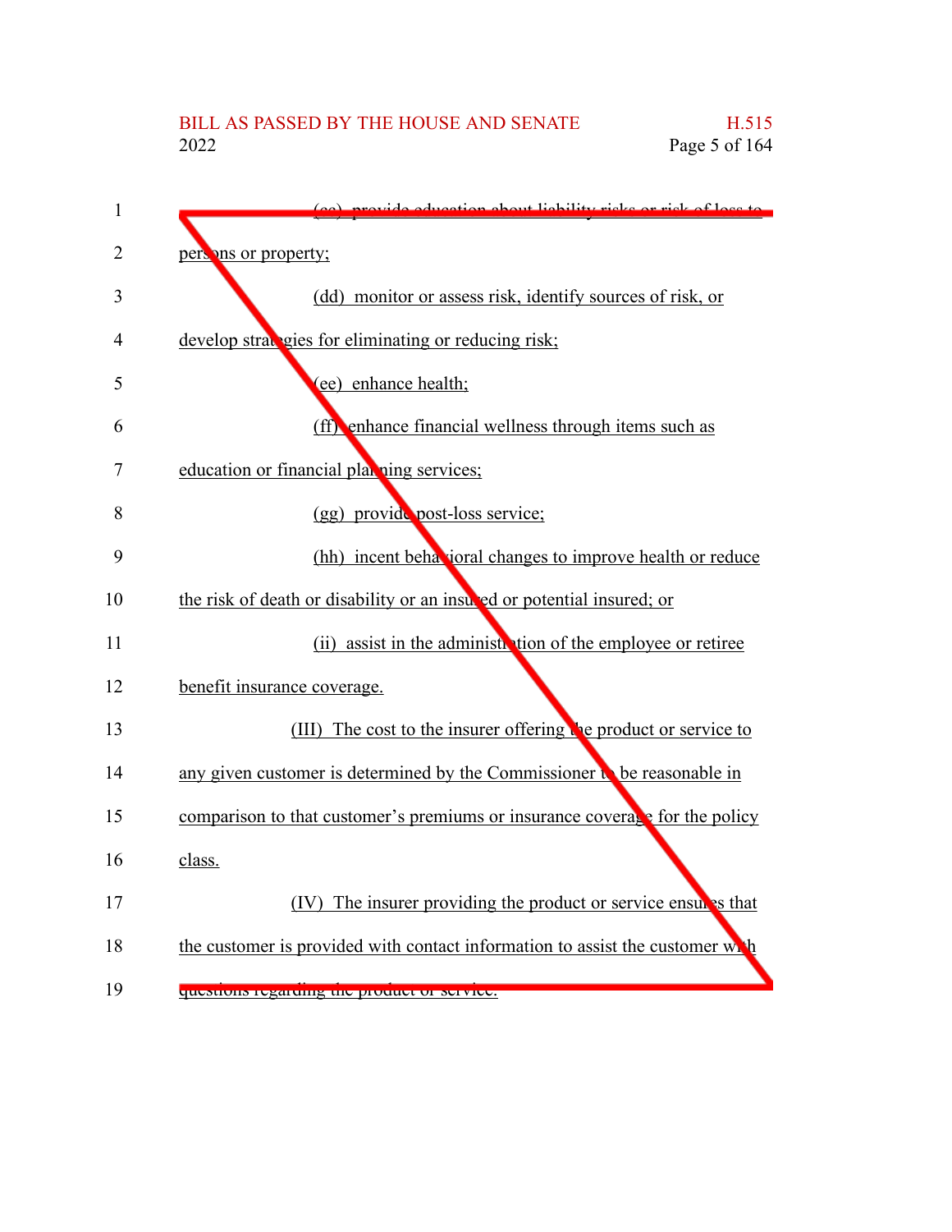(cc) provide education about liability risks or risk of loss to persons or property;

(dd) monitor or assess risk, identify sources of risk, or develop strategies for eliminating or reducing risk;

(ee) enhance health;

(ff) enhance financial wellness through items such as education or financial planning services;

(gg) provide post-loss service;

(hh) incent behavioral changes to improve health or reduce the risk of death or disability or an insured or potential insured; or

(ii) assist in the administration of the employee or retiree benefit insurance coverage.

(III) The cost to the insurer offering the product or service to any given customer is determined by the Commissioner to be reasonable in comparison to that customer's premiums or insurance coverage for the policy class.

(IV) The insurer providing the product or service ensures that the customer is provided with contact information to assist the customer with questions regarding the product or service.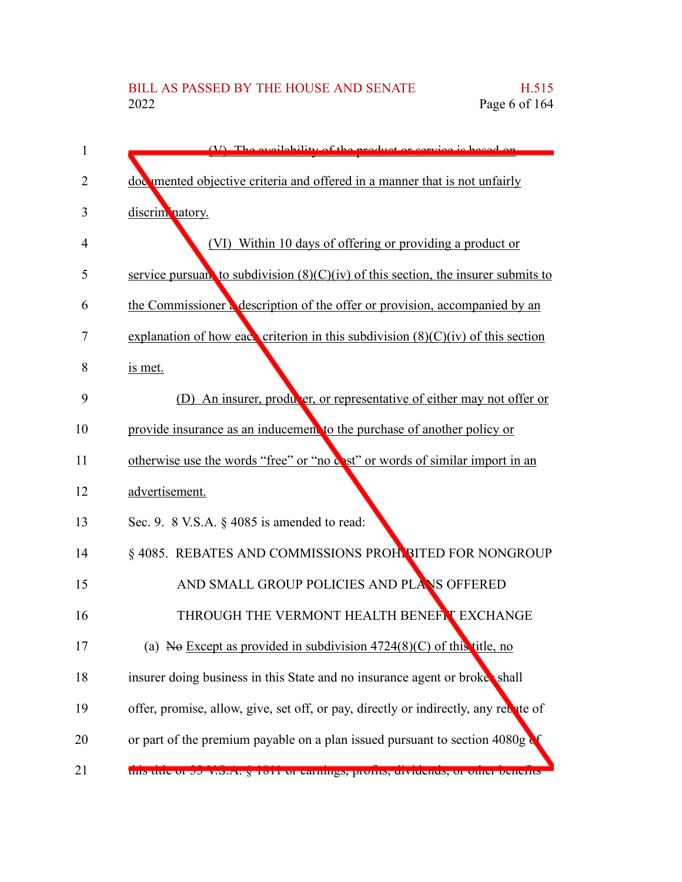(V) The availability of the product or service is based on documented objective criteria and offered in a manner that is not unfairly discriminatory.

(VI) Within 10 days of offering or providing a product or service pursuant to subdivision (8)(C)(iv) of this section, the insurer submits to the Commissioner a description of the offer or provision, accompanied by an explanation of how each criterion in this subdivision (8)(C)(iv) of this section is met.

(D) An insurer, producer, or representative of either may not offer or provide insurance as an inducement to the purchase of another policy or otherwise use the words "free" or "no cost" or words of similar import in an advertisement.

Sec. 9. 8 V.S.A. § 4085 is amended to read:

§ 4085. REBATES AND COMMISSIONS PROHIBITED FOR NONGROUP AND SMALL GROUP POLICIES AND PLANS OFFERED THROUGH THE VERMONT HEALTH BENEFIT EXCHANGE

(a) ~~No~~ Except as provided in subdivision 4724(8)(C) of this title, no insurer doing business in this State and no insurance agent or broker shall offer, promise, allow, give, set off, or pay, directly or indirectly, any rebate of or part of the premium payable on a plan issued pursuant to section 4080g of this title or 33 V.S.A. § 1811 or earnings, profits, dividends, or other benefits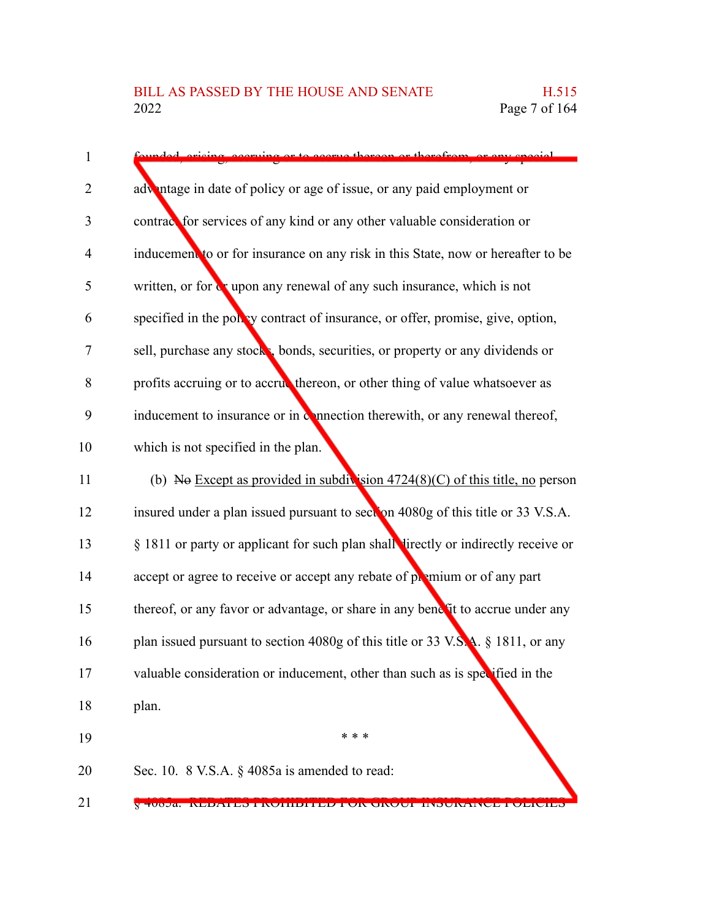founded, arising, accruing or to accrue thereon or therefrom, or any special advantage in date of policy or age of issue, or any paid employment or contract for services of any kind or any other valuable consideration or inducement to or for insurance on any risk in this State, now or hereafter to be written, or for or upon any renewal of any such insurance, which is not specified in the policy contract of insurance, or offer, promise, give, option, sell, purchase any stocks, bonds, securities, or property or any dividends or profits accruing or to accrue thereon, or other thing of value whatsoever as inducement to insurance or in connection therewith, or any renewal thereof, which is not specified in the plan.

(b) ~~No~~ Except as provided in subdivision 4724(8)(C) of this title, no person insured under a plan issued pursuant to section 4080g of this title or 33 V.S.A. § 1811 or party or applicant for such plan shall directly or indirectly receive or accept or agree to receive or accept any rebate of premium or of any part thereof, or any favor or advantage, or share in any benefit to accrue under any plan issued pursuant to section 4080g of this title or 33 V.S.A. § 1811, or any valuable consideration or inducement, other than such as is specified in the plan.

\* \* \*

Sec. 10. 8 V.S.A. § 4085a is amended to read:

§ 4085a. REBATES PROHIBITED FOR GROUP INSURANCE POLICIES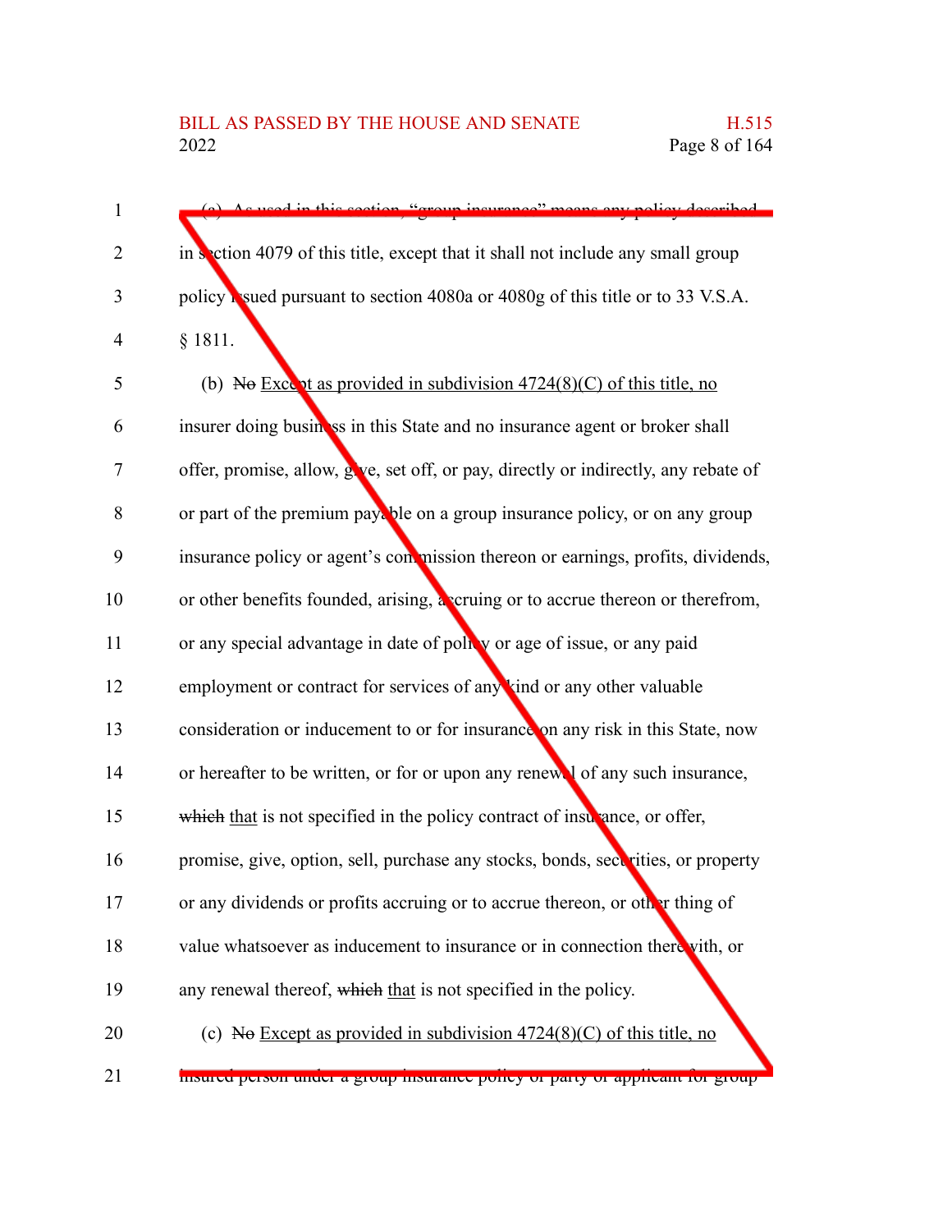(a) As used in this section, "group insurance" means any policy described in section 4079 of this title, except that it shall not include any small group policy issued pursuant to section 4080a or 4080g of this title or to 33 V.S.A. § 1811.

(b) ~~No~~ Except as provided in subdivision 4724(8)(C) of this title, no insurer doing business in this State and no insurance agent or broker shall offer, promise, allow, give, set off, or pay, directly or indirectly, any rebate of or part of the premium payable on a group insurance policy, or on any group insurance policy or agent's commission thereon or earnings, profits, dividends, or other benefits founded, arising, accruing or to accrue thereon or therefrom, or any special advantage in date of policy or age of issue, or any paid employment or contract for services of any kind or any other valuable consideration or inducement to or for insurance on any risk in this State, now or hereafter to be written, or for or upon any renewal of any such insurance, ~~which~~ that is not specified in the policy contract of insurance, or offer, promise, give, option, sell, purchase any stocks, bonds, securities, or property or any dividends or profits accruing or to accrue thereon, or other thing of value whatsoever as inducement to insurance or in connection therewith, or any renewal thereof, ~~which~~ that is not specified in the policy.

(c) ~~No~~ Except as provided in subdivision 4724(8)(C) of this title, no insured person under a group insurance policy or party or applicant for group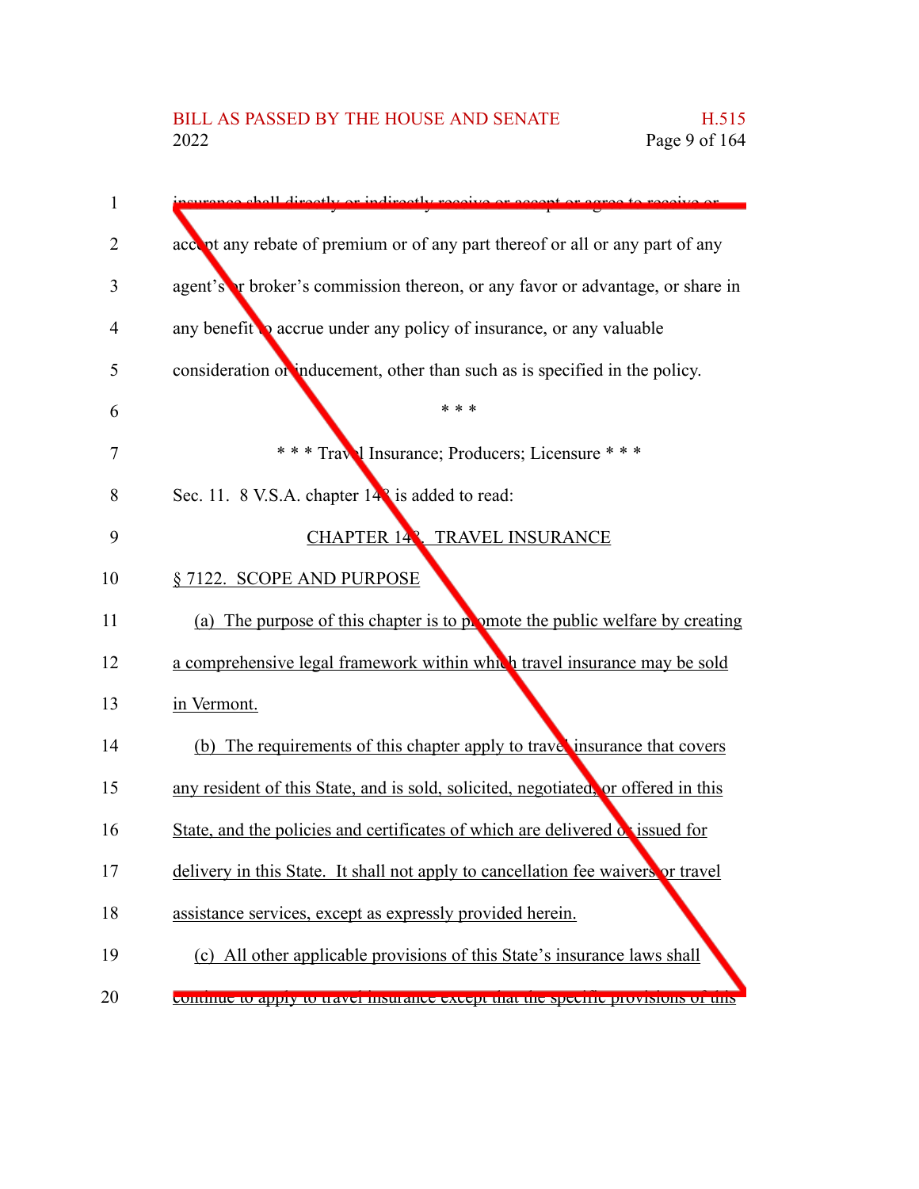insurance shall directly or indirectly receive or accept or agree to receive or accept any rebate of premium or of any part thereof or all or any part of any agent's or broker's commission thereon, or any favor or advantage, or share in any benefit to accrue under any policy of insurance, or any valuable consideration or inducement, other than such as is specified in the policy.

\* \* \*

\* \* \* Travel Insurance; Producers; Licensure \* \* \*

Sec. 11. 8 V.S.A. chapter 148 is added to read:

CHAPTER 148. TRAVEL INSURANCE

§ 7122. SCOPE AND PURPOSE

(a) The purpose of this chapter is to promote the public welfare by creating a comprehensive legal framework within which travel insurance may be sold in Vermont.

(b) The requirements of this chapter apply to travel insurance that covers any resident of this State, and is sold, solicited, negotiated, or offered in this State, and the policies and certificates of which are delivered or issued for delivery in this State. It shall not apply to cancellation fee waivers or travel assistance services, except as expressly provided herein.

(c) All other applicable provisions of this State's insurance laws shall continue to apply to travel insurance except that the specific provisions of this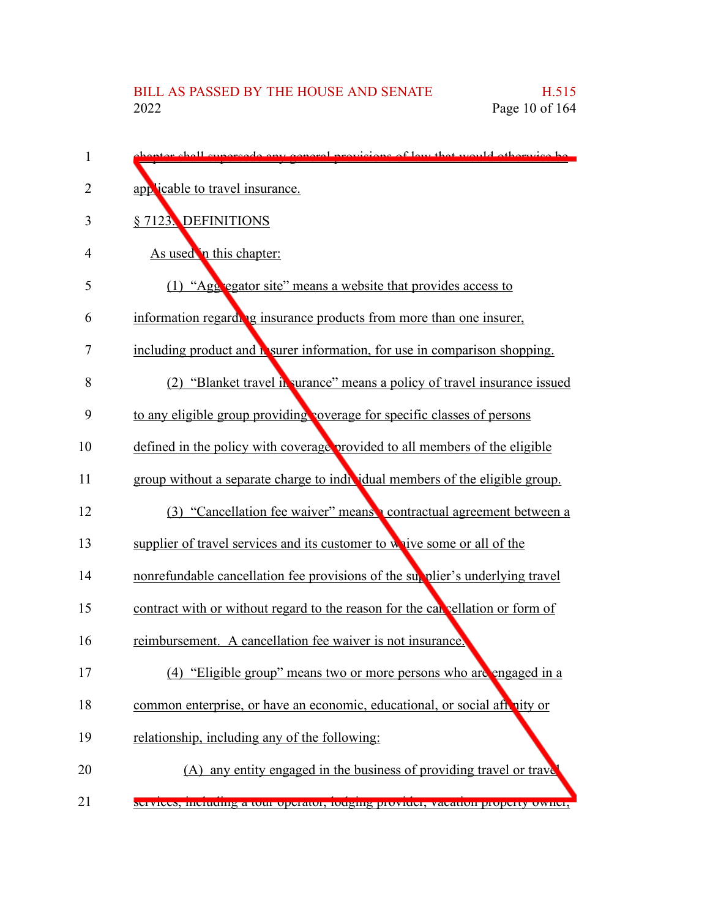chapter shall supersede any general provisions of law that would otherwise be applicable to travel insurance.

§ 7123. DEFINITIONS

As used in this chapter:

(1) "Aggregator site" means a website that provides access to information regarding insurance products from more than one insurer, including product and insurer information, for use in comparison shopping.

(2) "Blanket travel insurance" means a policy of travel insurance issued to any eligible group providing coverage for specific classes of persons defined in the policy with coverage provided to all members of the eligible group without a separate charge to individual members of the eligible group.

(3) "Cancellation fee waiver" means a contractual agreement between a supplier of travel services and its customer to waive some or all of the nonrefundable cancellation fee provisions of the supplier's underlying travel contract with or without regard to the reason for the cancellation or form of reimbursement. A cancellation fee waiver is not insurance.

(4) "Eligible group" means two or more persons who are engaged in a common enterprise, or have an economic, educational, or social affinity or relationship, including any of the following:

(A) any entity engaged in the business of providing travel or travel services, including a tour operator, lodging provider, vacation property owner,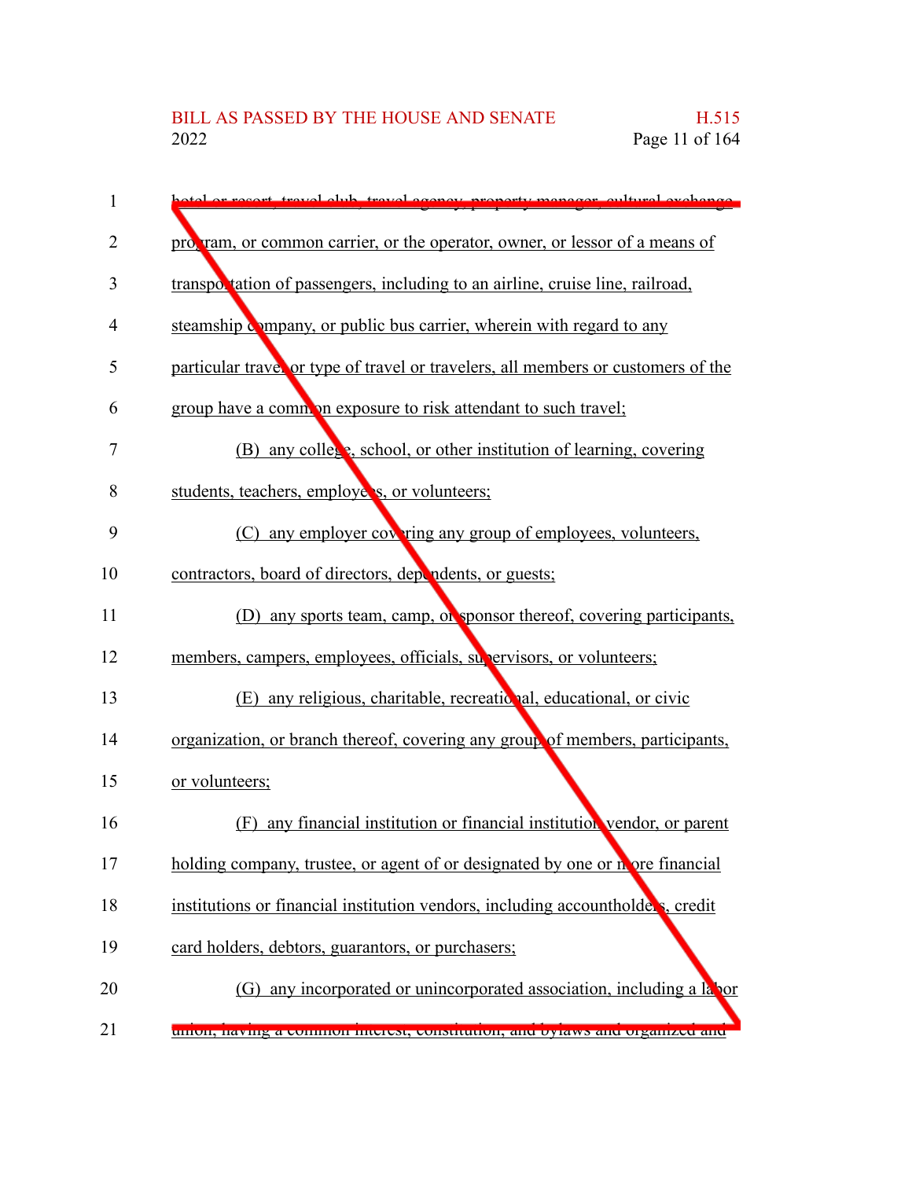hotel or resort, travel club, travel agency, property manager, cultural exchange program, or common carrier, or the operator, owner, or lessor of a means of transportation of passengers, including to an airline, cruise line, railroad, steamship company, or public bus carrier, wherein with regard to any particular travel or type of travel or travelers, all members or customers of the group have a common exposure to risk attendant to such travel;

(B) any college, school, or other institution of learning, covering students, teachers, employees, or volunteers;

(C) any employer covering any group of employees, volunteers, contractors, board of directors, dependents, or guests;

(D) any sports team, camp, or sponsor thereof, covering participants, members, campers, employees, officials, supervisors, or volunteers;

(E) any religious, charitable, recreational, educational, or civic organization, or branch thereof, covering any group of members, participants, or volunteers;

(F) any financial institution or financial institution vendor, or parent holding company, trustee, or agent of or designated by one or more financial institutions or financial institution vendors, including accountholders, credit card holders, debtors, guarantors, or purchasers;

(G) any incorporated or unincorporated association, including a labor union, having a common interest, constitution, and bylaws and organized and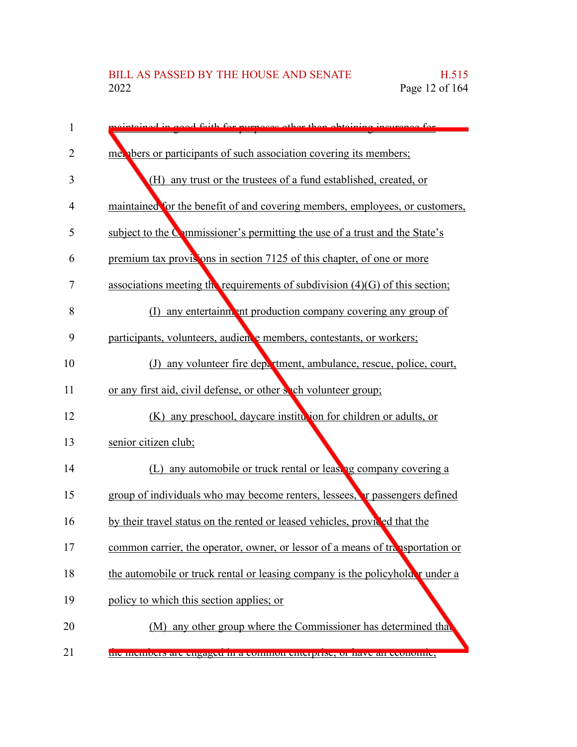maintained in good faith for purposes other than obtaining insurance for members or participants of such association covering its members;

(H) any trust or the trustees of a fund established, created, or maintained for the benefit of and covering members, employees, or customers, subject to the Commissioner's permitting the use of a trust and the State's premium tax provisions in section 7125 of this chapter, of one or more associations meeting the requirements of subdivision (4)(G) of this section;

(I) any entertainment production company covering any group of participants, volunteers, audience members, contestants, or workers;

(J) any volunteer fire department, ambulance, rescue, police, court, or any first aid, civil defense, or other such volunteer group;

(K) any preschool, daycare institution for children or adults, or senior citizen club;

(L) any automobile or truck rental or leasing company covering a group of individuals who may become renters, lessees, or passengers defined by their travel status on the rented or leased vehicles, provided that the common carrier, the operator, owner, or lessor of a means of transportation or the automobile or truck rental or leasing company is the policyholder under a policy to which this section applies; or

(M) any other group where the Commissioner has determined that the members are engaged in a common enterprise, or have an economic,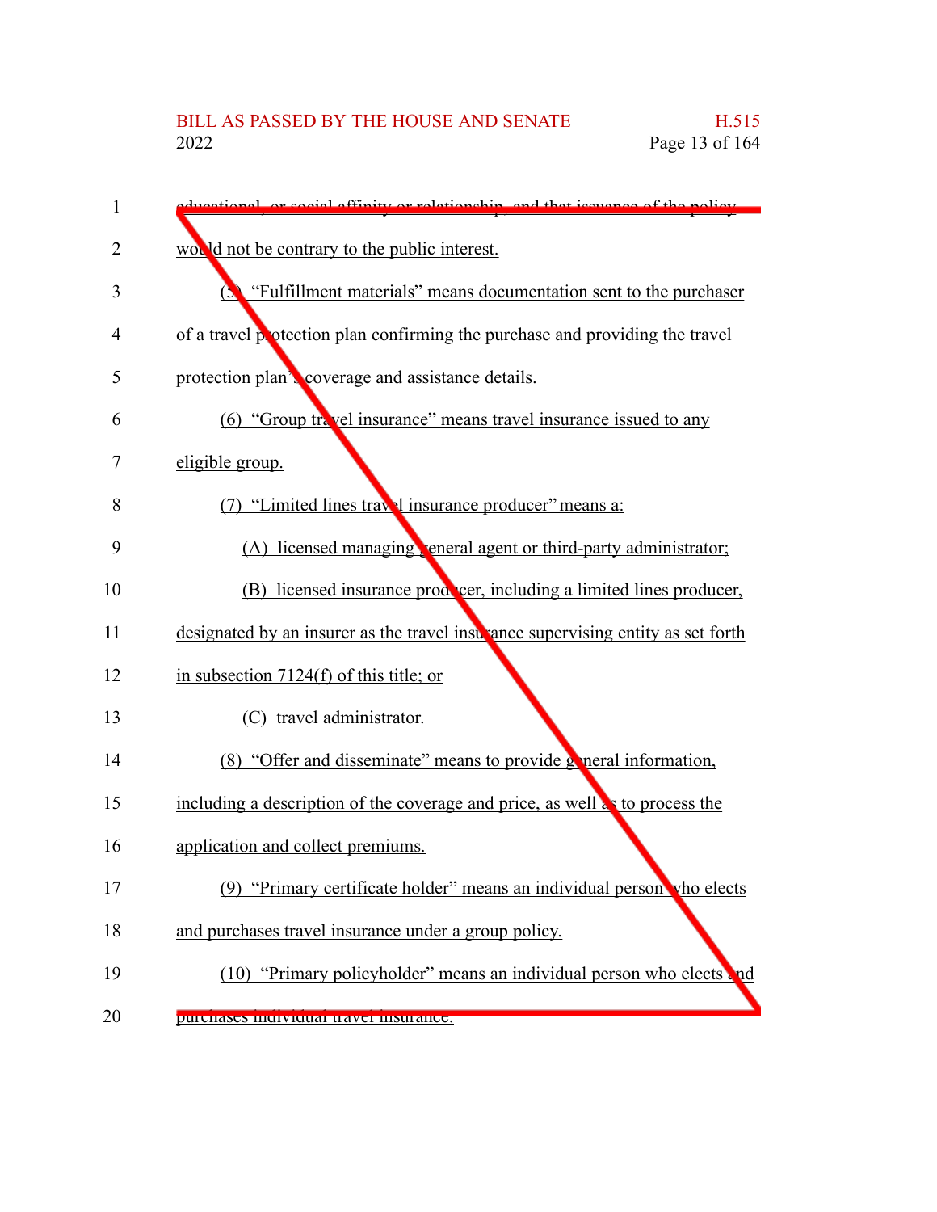educational, or social affinity or relationship, and that issuance of the policy would not be contrary to the public interest.

(5) "Fulfillment materials" means documentation sent to the purchaser of a travel protection plan confirming the purchase and providing the travel protection plan's coverage and assistance details.

(6) "Group travel insurance" means travel insurance issued to any eligible group.

(7) "Limited lines travel insurance producer" means a:

(A) licensed managing general agent or third-party administrator;

(B) licensed insurance producer, including a limited lines producer, designated by an insurer as the travel insurance supervising entity as set forth in subsection 7124(f) of this title; or

(C) travel administrator.

(8) "Offer and disseminate" means to provide general information, including a description of the coverage and price, as well as to process the application and collect premiums.

(9) "Primary certificate holder" means an individual person who elects and purchases travel insurance under a group policy.

(10) "Primary policyholder" means an individual person who elects and purchases individual travel insurance.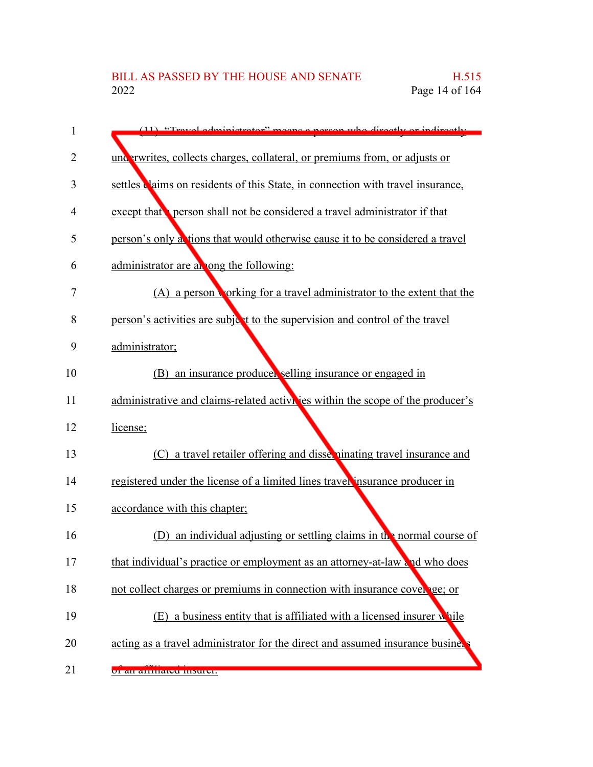(11) "Travel administrator" means a person who directly or indirectly underwrites, collects charges, collateral, or premiums from, or adjusts or settles claims on residents of this State, in connection with travel insurance, except that a person shall not be considered a travel administrator if that person's only actions that would otherwise cause it to be considered a travel administrator are among the following:

(A) a person working for a travel administrator to the extent that the person's activities are subject to the supervision and control of the travel administrator;

(B) an insurance producer selling insurance or engaged in administrative and claims-related activities within the scope of the producer's license;

(C) a travel retailer offering and disseminating travel insurance and registered under the license of a limited lines travel insurance producer in accordance with this chapter;

(D) an individual adjusting or settling claims in the normal course of that individual's practice or employment as an attorney-at-law and who does not collect charges or premiums in connection with insurance coverage; or

(E) a business entity that is affiliated with a licensed insurer while acting as a travel administrator for the direct and assumed insurance business of an affiliated insurer.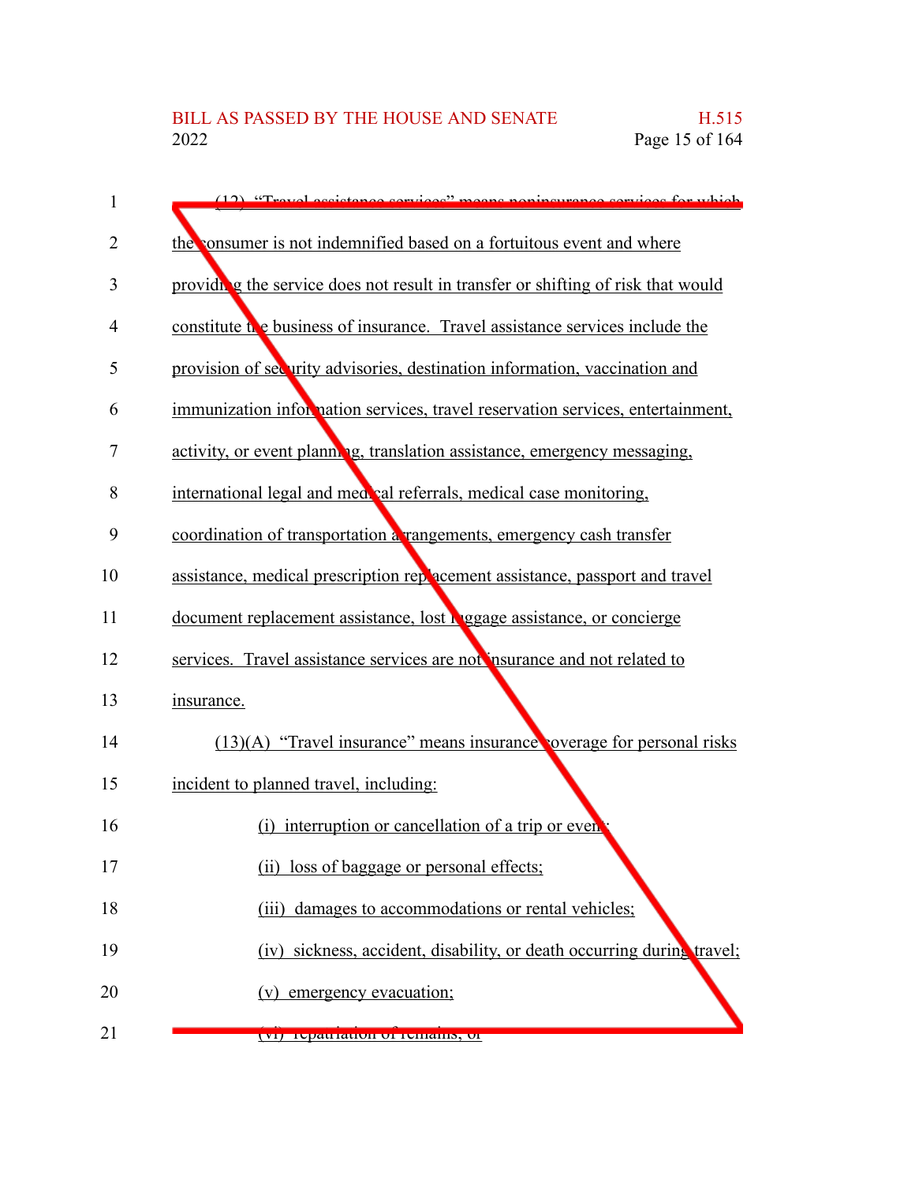(12) "Travel assistance services" means noninsurance services for which the consumer is not indemnified based on a fortuitous event and where providing the service does not result in transfer or shifting of risk that would constitute the business of insurance. Travel assistance services include the provision of security advisories, destination information, vaccination and immunization information services, travel reservation services, entertainment, activity, or event planning, translation assistance, emergency messaging, international legal and medical referrals, medical case monitoring, coordination of transportation arrangements, emergency cash transfer assistance, medical prescription replacement assistance, passport and travel document replacement assistance, lost luggage assistance, or concierge services. Travel assistance services are not insurance and not related to insurance.

(13)(A) "Travel insurance" means insurance coverage for personal risks incident to planned travel, including:

(i) interruption or cancellation of a trip or event;

(ii) loss of baggage or personal effects;

(iii) damages to accommodations or rental vehicles;

(iv) sickness, accident, disability, or death occurring during travel;

(v) emergency evacuation;

(vi) repatriation of remains; or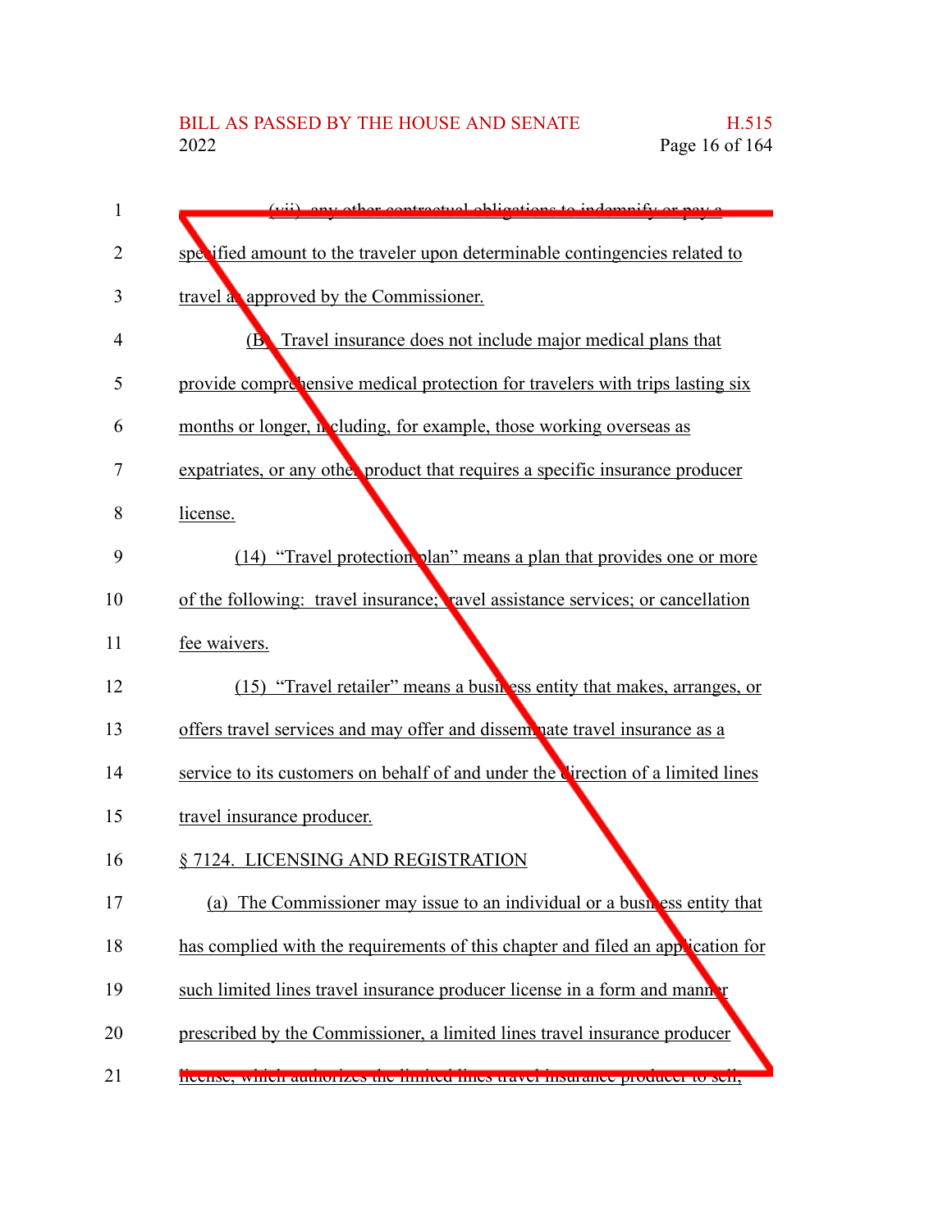(vii) any other contractual obligations to indemnify or pay a specified amount to the traveler upon determinable contingencies related to travel as approved by the Commissioner.

(B) Travel insurance does not include major medical plans that provide comprehensive medical protection for travelers with trips lasting six months or longer, including, for example, those working overseas as expatriates, or any other product that requires a specific insurance producer license.

(14) "Travel protection plan" means a plan that provides one or more of the following: travel insurance; travel assistance services; or cancellation fee waivers.

(15) "Travel retailer" means a business entity that makes, arranges, or offers travel services and may offer and disseminate travel insurance as a service to its customers on behalf of and under the direction of a limited lines travel insurance producer.

§ 7124. LICENSING AND REGISTRATION

(a) The Commissioner may issue to an individual or a business entity that has complied with the requirements of this chapter and filed an application for such limited lines travel insurance producer license in a form and manner prescribed by the Commissioner, a limited lines travel insurance producer license, which authorizes the limited lines travel insurance producer to sell,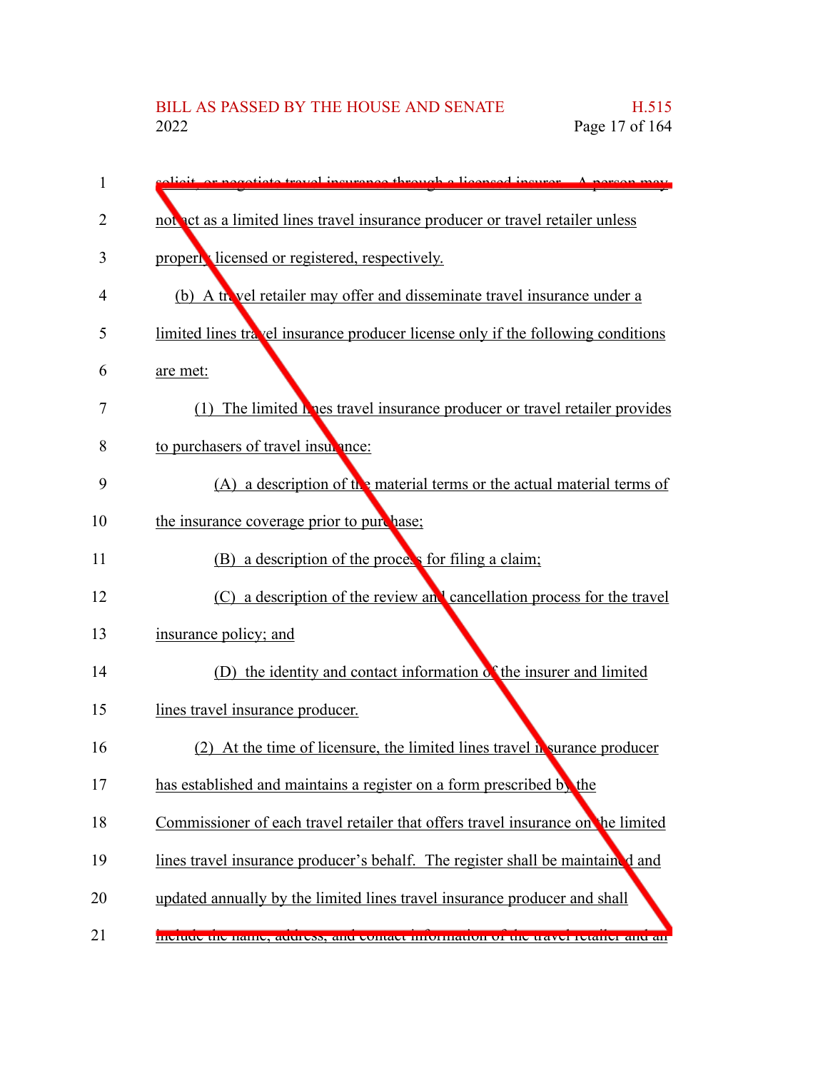solicit, or negotiate travel insurance through a licensed insurer. A person may not act as a limited lines travel insurance producer or travel retailer unless properly licensed or registered, respectively.

(b) A travel retailer may offer and disseminate travel insurance under a limited lines travel insurance producer license only if the following conditions are met:

(1) The limited lines travel insurance producer or travel retailer provides to purchasers of travel insurance:

(A) a description of the material terms or the actual material terms of the insurance coverage prior to purchase;

(B) a description of the process for filing a claim;

(C) a description of the review and cancellation process for the travel insurance policy; and

(D) the identity and contact information of the insurer and limited lines travel insurance producer.

(2) At the time of licensure, the limited lines travel insurance producer has established and maintains a register on a form prescribed by the Commissioner of each travel retailer that offers travel insurance on the limited lines travel insurance producer's behalf. The register shall be maintained and updated annually by the limited lines travel insurance producer and shall include the name, address, and contact information of the travel retailer and an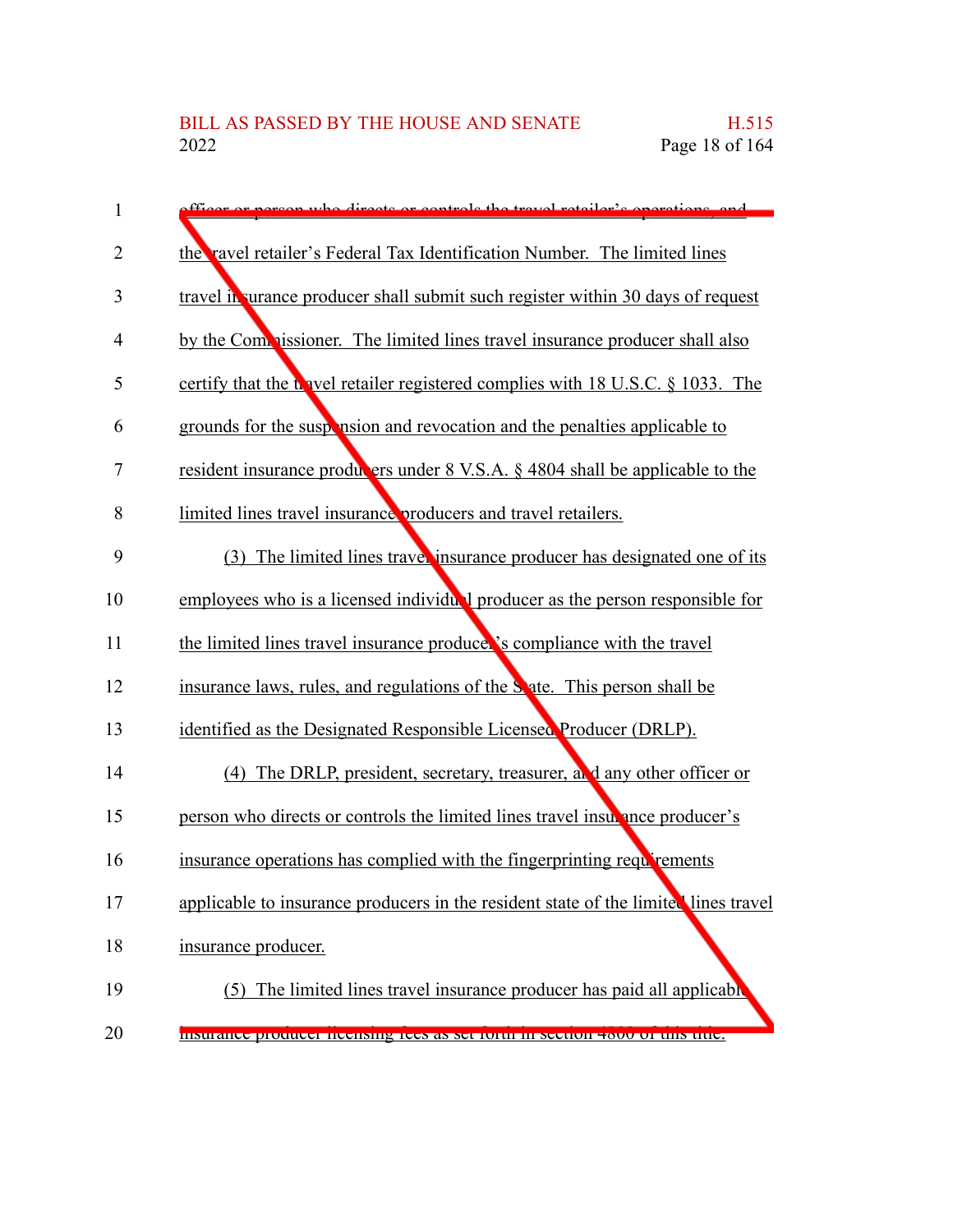officer or person who directs or controls the travel retailer's operations, and the travel retailer's Federal Tax Identification Number. The limited lines travel insurance producer shall submit such register within 30 days of request by the Commissioner. The limited lines travel insurance producer shall also certify that the travel retailer registered complies with 18 U.S.C. § 1033. The grounds for the suspension and revocation and the penalties applicable to resident insurance producers under 8 V.S.A. § 4804 shall be applicable to the limited lines travel insurance producers and travel retailers.

(3) The limited lines travel insurance producer has designated one of its employees who is a licensed individual producer as the person responsible for the limited lines travel insurance producer's compliance with the travel insurance laws, rules, and regulations of the State. This person shall be identified as the Designated Responsible Licensed Producer (DRLP).

(4) The DRLP, president, secretary, treasurer, and any other officer or person who directs or controls the limited lines travel insurance producer's insurance operations has complied with the fingerprinting requirements applicable to insurance producers in the resident state of the limited lines travel insurance producer.

(5) The limited lines travel insurance producer has paid all applicable insurance producer licensing fees as set forth in section 4800 of this title.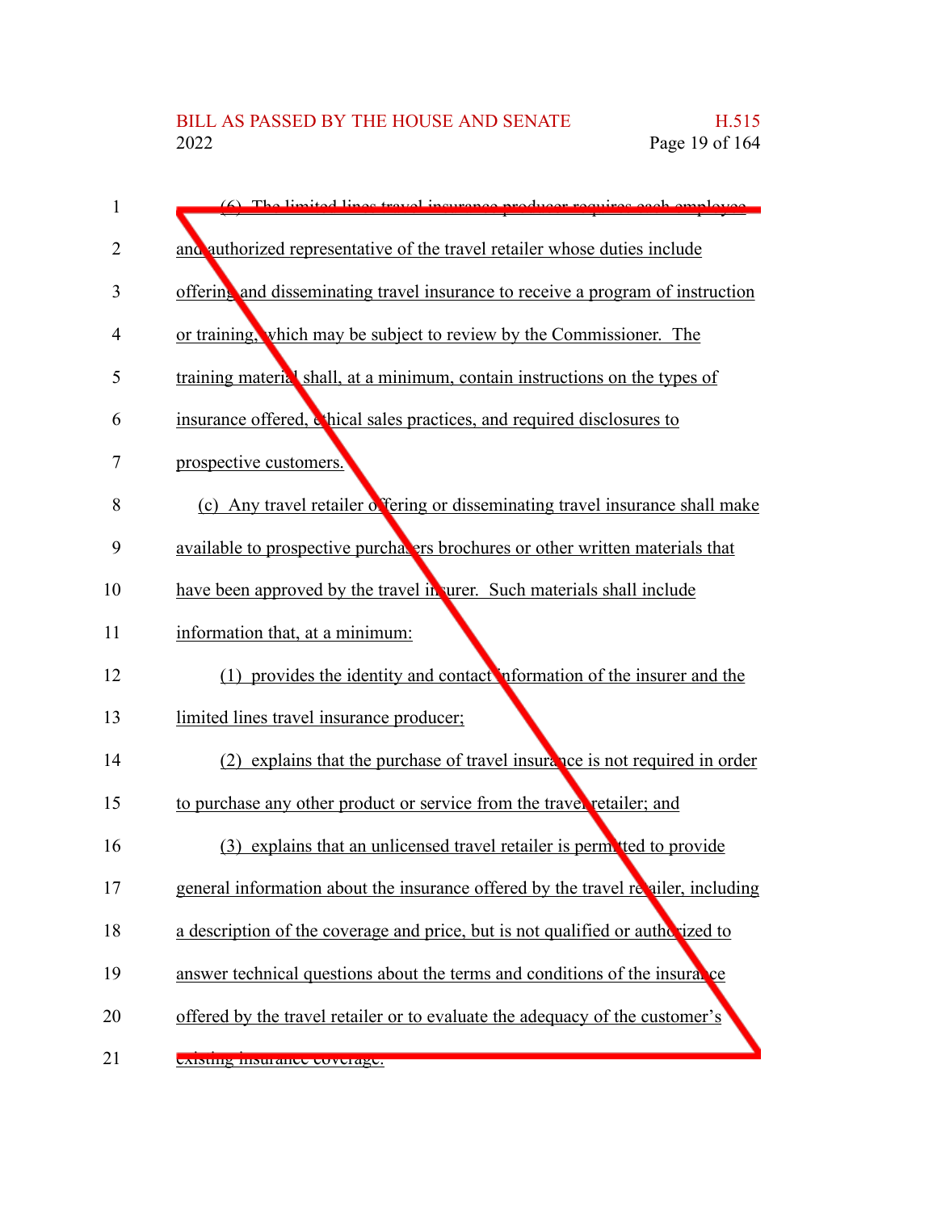(6) The limited lines travel insurance producer requires each employee and authorized representative of the travel retailer whose duties include offering and disseminating travel insurance to receive a program of instruction or training, which may be subject to review by the Commissioner. The training material shall, at a minimum, contain instructions on the types of insurance offered, ethical sales practices, and required disclosures to prospective customers.

(c) Any travel retailer offering or disseminating travel insurance shall make available to prospective purchasers brochures or other written materials that have been approved by the travel insurer. Such materials shall include information that, at a minimum:

(1) provides the identity and contact information of the insurer and the limited lines travel insurance producer;

(2) explains that the purchase of travel insurance is not required in order to purchase any other product or service from the travel retailer; and

(3) explains that an unlicensed travel retailer is permitted to provide general information about the insurance offered by the travel retailer, including a description of the coverage and price, but is not qualified or authorized to answer technical questions about the terms and conditions of the insurance offered by the travel retailer or to evaluate the adequacy of the customer's existing insurance coverage.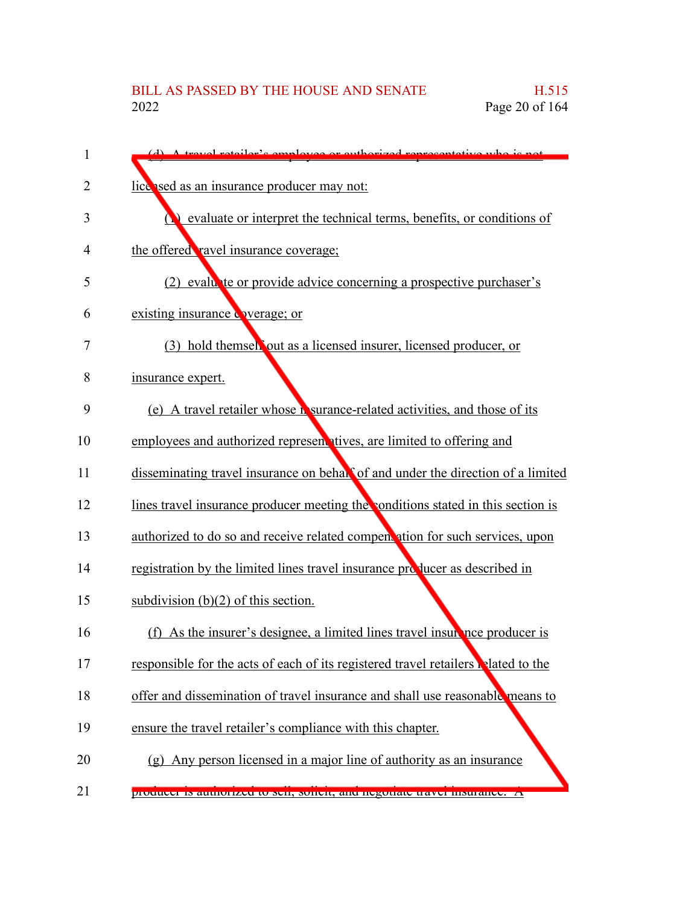(d) A travel retailer's employee or authorized representative who is not licensed as an insurance producer may not:

(1) evaluate or interpret the technical terms, benefits, or conditions of the offered travel insurance coverage;

(2) evaluate or provide advice concerning a prospective purchaser's existing insurance coverage; or

(3) hold themself out as a licensed insurer, licensed producer, or insurance expert.

(e) A travel retailer whose insurance-related activities, and those of its employees and authorized representatives, are limited to offering and disseminating travel insurance on behalf of and under the direction of a limited lines travel insurance producer meeting the conditions stated in this section is authorized to do so and receive related compensation for such services, upon registration by the limited lines travel insurance producer as described in subdivision (b)(2) of this section.

(f) As the insurer's designee, a limited lines travel insurance producer is responsible for the acts of each of its registered travel retailers related to the offer and dissemination of travel insurance and shall use reasonable means to ensure the travel retailer's compliance with this chapter.

(g) Any person licensed in a major line of authority as an insurance producer is authorized to sell, solicit, and negotiate travel insurance. A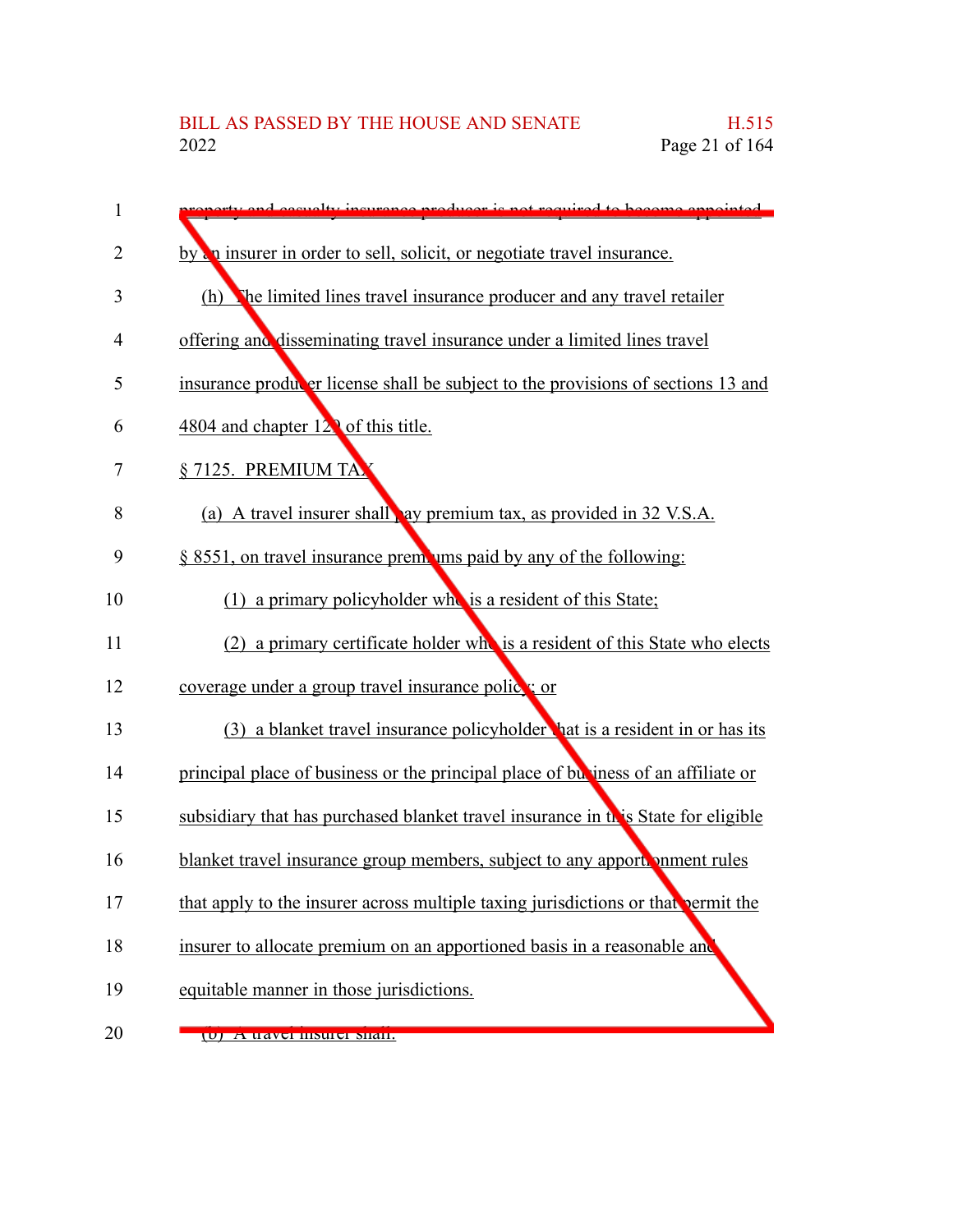property and casualty insurance producer is not required to become appointed by an insurer in order to sell, solicit, or negotiate travel insurance.

(h) The limited lines travel insurance producer and any travel retailer offering and disseminating travel insurance under a limited lines travel insurance producer license shall be subject to the provisions of sections 13 and 4804 and chapter 129 of this title.

§ 7125. PREMIUM TAX

(a) A travel insurer shall pay premium tax, as provided in 32 V.S.A. § 8551, on travel insurance premiums paid by any of the following:

(1) a primary policyholder who is a resident of this State;

(2) a primary certificate holder who is a resident of this State who elects coverage under a group travel insurance policy; or

(3) a blanket travel insurance policyholder that is a resident in or has its principal place of business or the principal place of business of an affiliate or subsidiary that has purchased blanket travel insurance in this State for eligible blanket travel insurance group members, subject to any apportionment rules that apply to the insurer across multiple taxing jurisdictions or that permit the insurer to allocate premium on an apportioned basis in a reasonable and equitable manner in those jurisdictions.

(b) A travel insurer shall: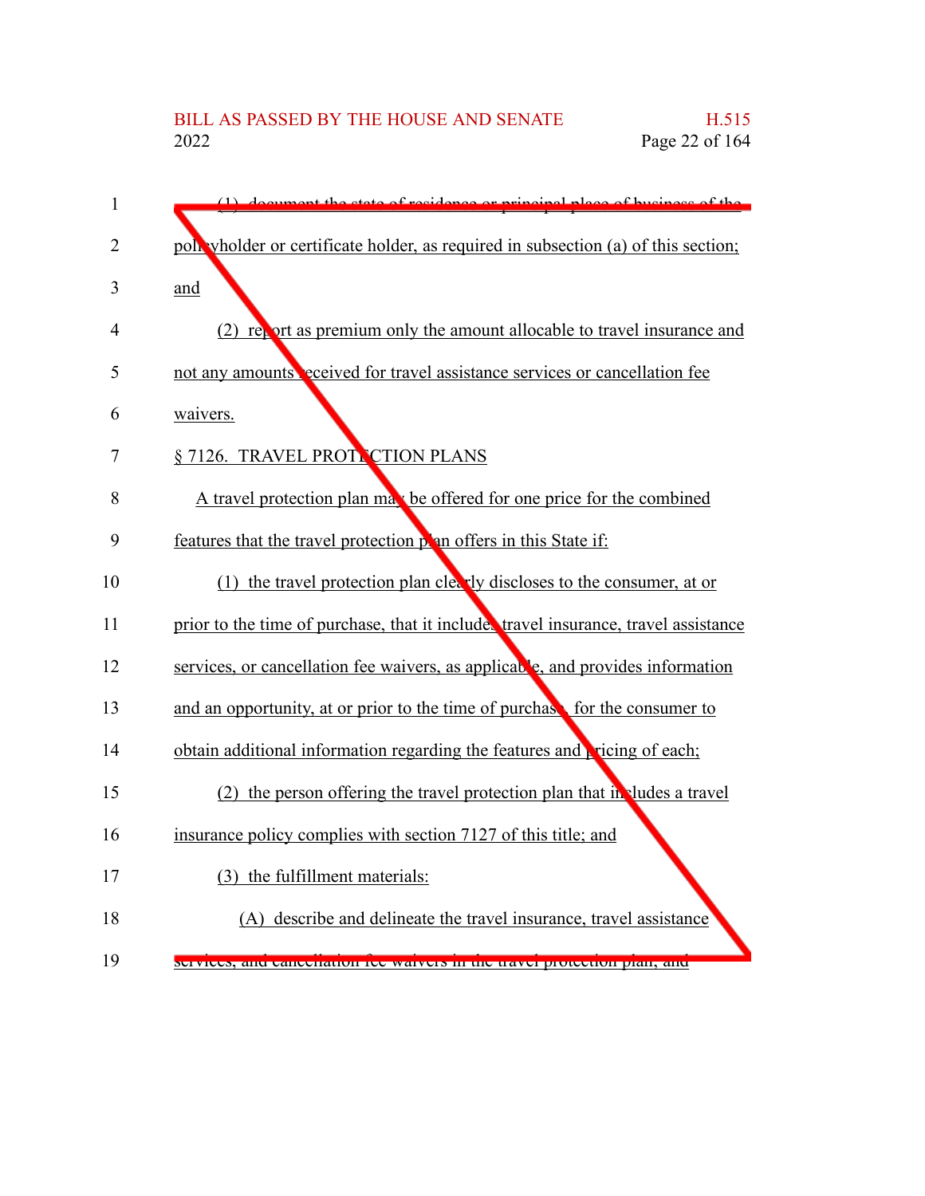(1) document the state of residence or principal place of business of the policyholder or certificate holder, as required in subsection (a) of this section; and

(2) report as premium only the amount allocable to travel insurance and not any amounts received for travel assistance services or cancellation fee waivers.

§ 7126. TRAVEL PROTECTION PLANS

A travel protection plan may be offered for one price for the combined features that the travel protection plan offers in this State if:

(1) the travel protection plan clearly discloses to the consumer, at or prior to the time of purchase, that it includes travel insurance, travel assistance services, or cancellation fee waivers, as applicable, and provides information and an opportunity, at or prior to the time of purchase, for the consumer to obtain additional information regarding the features and pricing of each;

(2) the person offering the travel protection plan that includes a travel insurance policy complies with section 7127 of this title; and

(3) the fulfillment materials:

(A) describe and delineate the travel insurance, travel assistance services, and cancellation fee waivers in the travel protection plan; and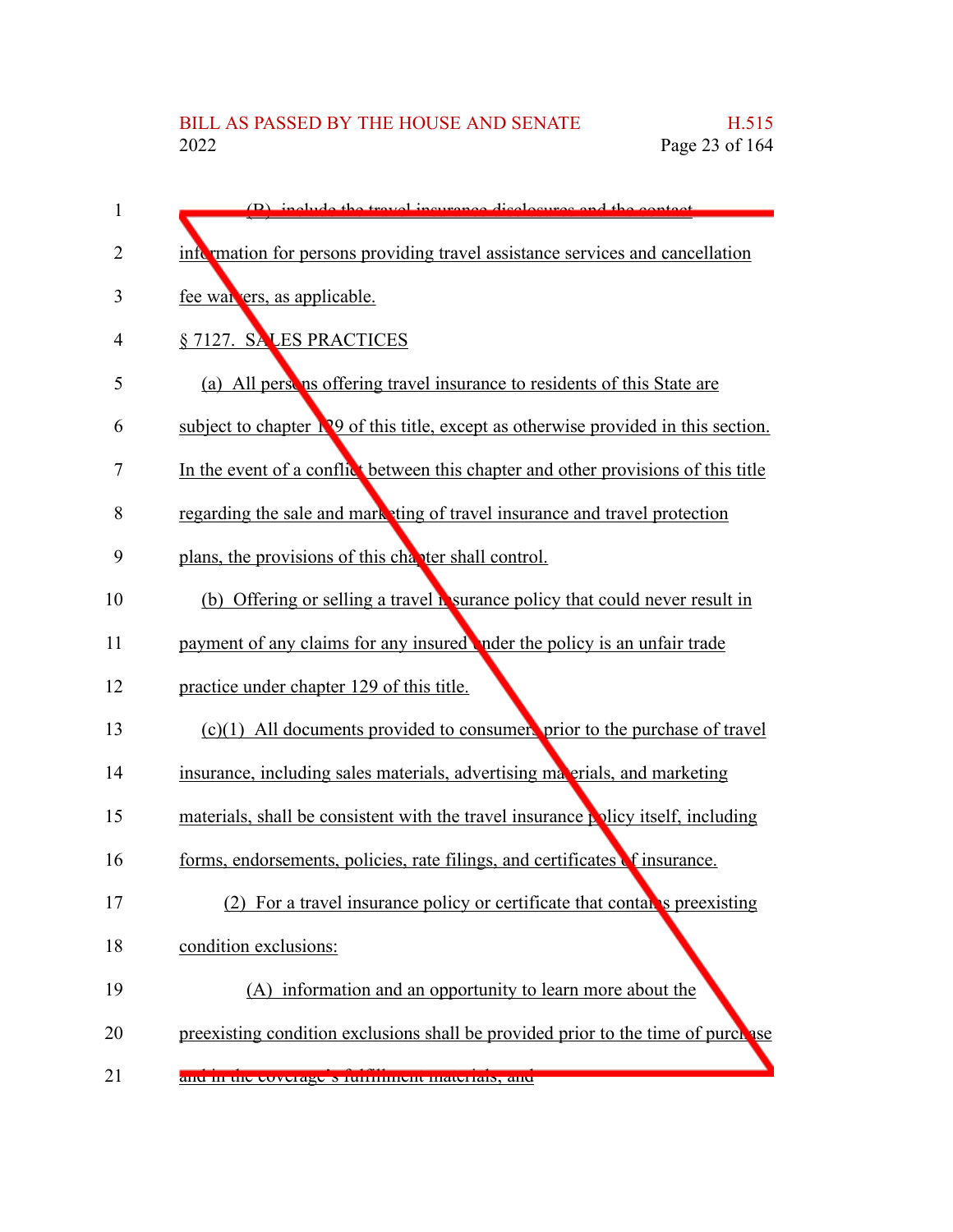(B) include the travel insurance disclosures and the contact information for persons providing travel assistance services and cancellation fee waivers, as applicable.

§ 7127. SALES PRACTICES

(a) All persons offering travel insurance to residents of this State are subject to chapter 129 of this title, except as otherwise provided in this section. In the event of a conflict between this chapter and other provisions of this title regarding the sale and marketing of travel insurance and travel protection plans, the provisions of this chapter shall control.

(b) Offering or selling a travel insurance policy that could never result in payment of any claims for any insured under the policy is an unfair trade practice under chapter 129 of this title.

(c)(1) All documents provided to consumers prior to the purchase of travel insurance, including sales materials, advertising materials, and marketing materials, shall be consistent with the travel insurance policy itself, including forms, endorsements, policies, rate filings, and certificates of insurance.

(2) For a travel insurance policy or certificate that contains preexisting condition exclusions:

(A) information and an opportunity to learn more about the preexisting condition exclusions shall be provided prior to the time of purchase and in the coverage's fulfillment materials; and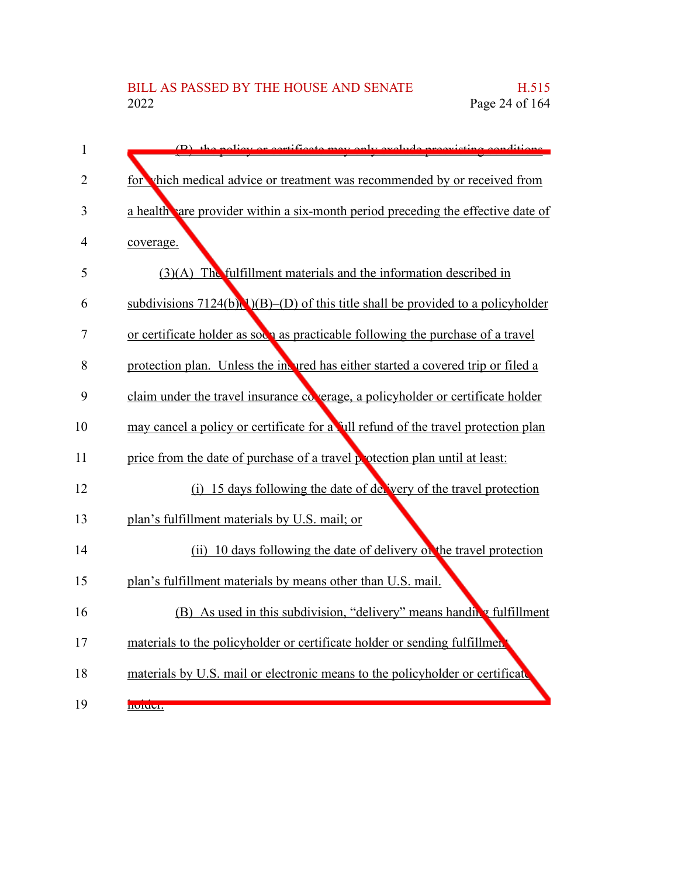(B) the policy or certificate may only exclude preexisting conditions for which medical advice or treatment was recommended by or received from a health care provider within a six-month period preceding the effective date of coverage.

(3)(A) The fulfillment materials and the information described in subdivisions 7124(b)(1)(B)–(D) of this title shall be provided to a policyholder or certificate holder as soon as practicable following the purchase of a travel protection plan. Unless the insured has either started a covered trip or filed a claim under the travel insurance coverage, a policyholder or certificate holder may cancel a policy or certificate for a full refund of the travel protection plan price from the date of purchase of a travel protection plan until at least:

(i) 15 days following the date of delivery of the travel protection plan's fulfillment materials by U.S. mail; or

(ii) 10 days following the date of delivery of the travel protection plan's fulfillment materials by means other than U.S. mail.

(B) As used in this subdivision, "delivery" means handing fulfillment materials to the policyholder or certificate holder or sending fulfillment materials by U.S. mail or electronic means to the policyholder or certificate holder.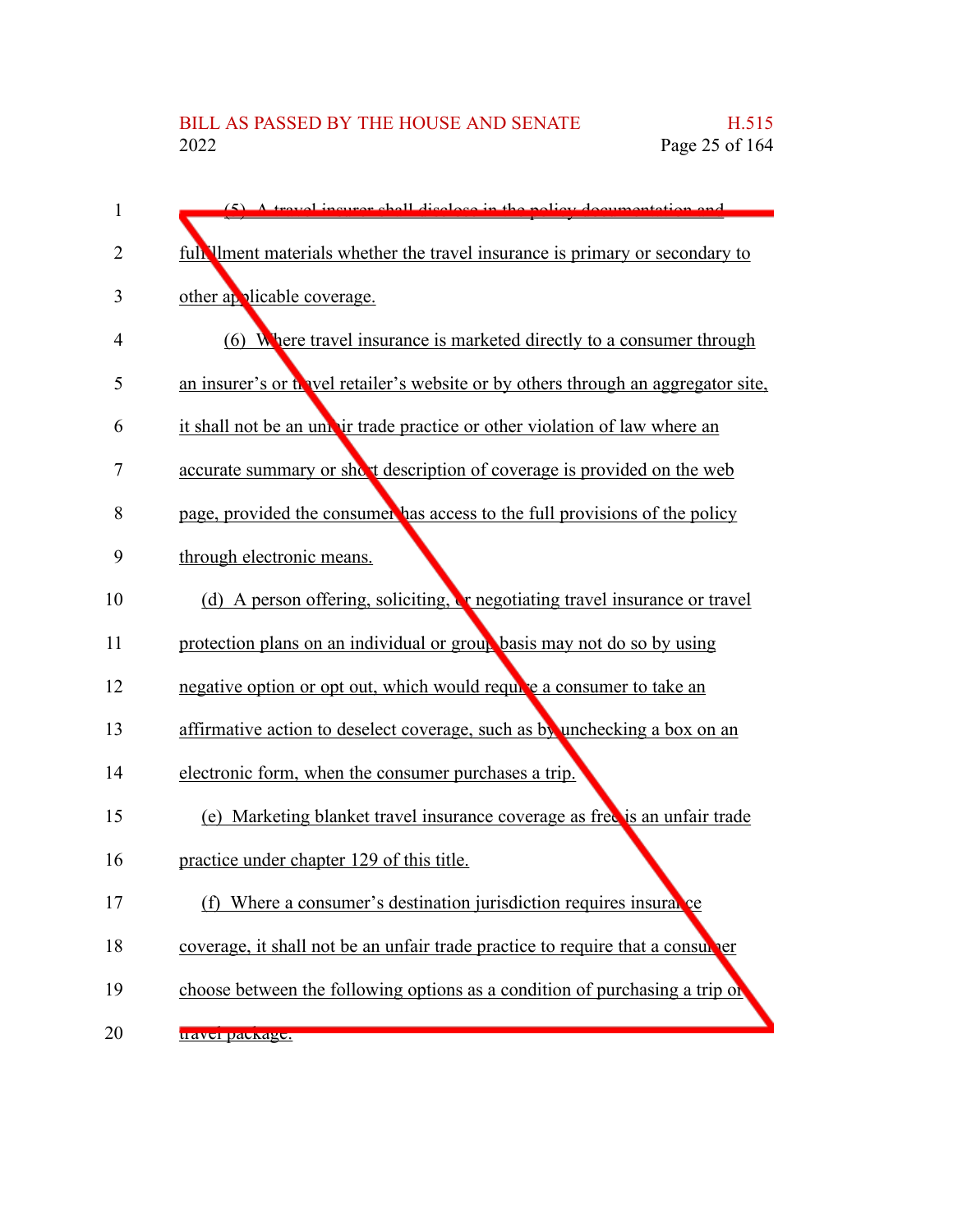(5) A travel insurer shall disclose in the policy documentation and fulfillment materials whether the travel insurance is primary or secondary to other applicable coverage.

(6) Where travel insurance is marketed directly to a consumer through an insurer's or travel retailer's website or by others through an aggregator site, it shall not be an unfair trade practice or other violation of law where an accurate summary or short description of coverage is provided on the web page, provided the consumer has access to the full provisions of the policy through electronic means.

(d) A person offering, soliciting, or negotiating travel insurance or travel protection plans on an individual or group basis may not do so by using negative option or opt out, which would require a consumer to take an affirmative action to deselect coverage, such as by unchecking a box on an electronic form, when the consumer purchases a trip.

(e) Marketing blanket travel insurance coverage as free is an unfair trade practice under chapter 129 of this title.

(f) Where a consumer's destination jurisdiction requires insurance coverage, it shall not be an unfair trade practice to require that a consumer choose between the following options as a condition of purchasing a trip or travel package: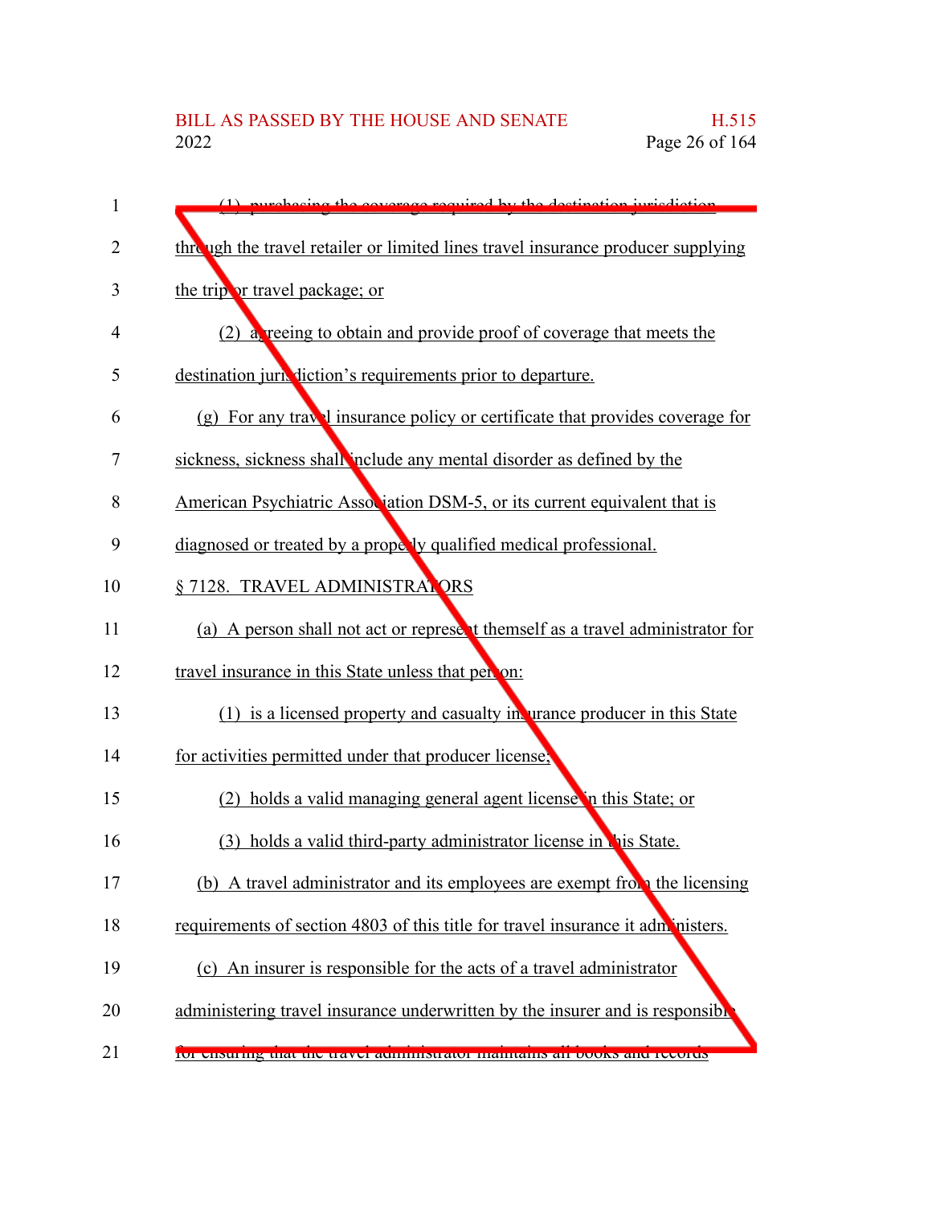(1) purchasing the coverage required by the destination jurisdiction through the travel retailer or limited lines travel insurance producer supplying the trip or travel package; or

(2) agreeing to obtain and provide proof of coverage that meets the destination jurisdiction's requirements prior to departure.

(g) For any travel insurance policy or certificate that provides coverage for sickness, sickness shall include any mental disorder as defined by the American Psychiatric Association DSM-5, or its current equivalent that is diagnosed or treated by a properly qualified medical professional.

§ 7128. TRAVEL ADMINISTRATORS

(a) A person shall not act or represent themself as a travel administrator for travel insurance in this State unless that person:

(1) is a licensed property and casualty insurance producer in this State for activities permitted under that producer license;

(2) holds a valid managing general agent license in this State; or

(3) holds a valid third-party administrator license in this State.

(b) A travel administrator and its employees are exempt from the licensing requirements of section 4803 of this title for travel insurance it administers.

(c) An insurer is responsible for the acts of a travel administrator administering travel insurance underwritten by the insurer and is responsible for ensuring that the travel administrator maintains all books and records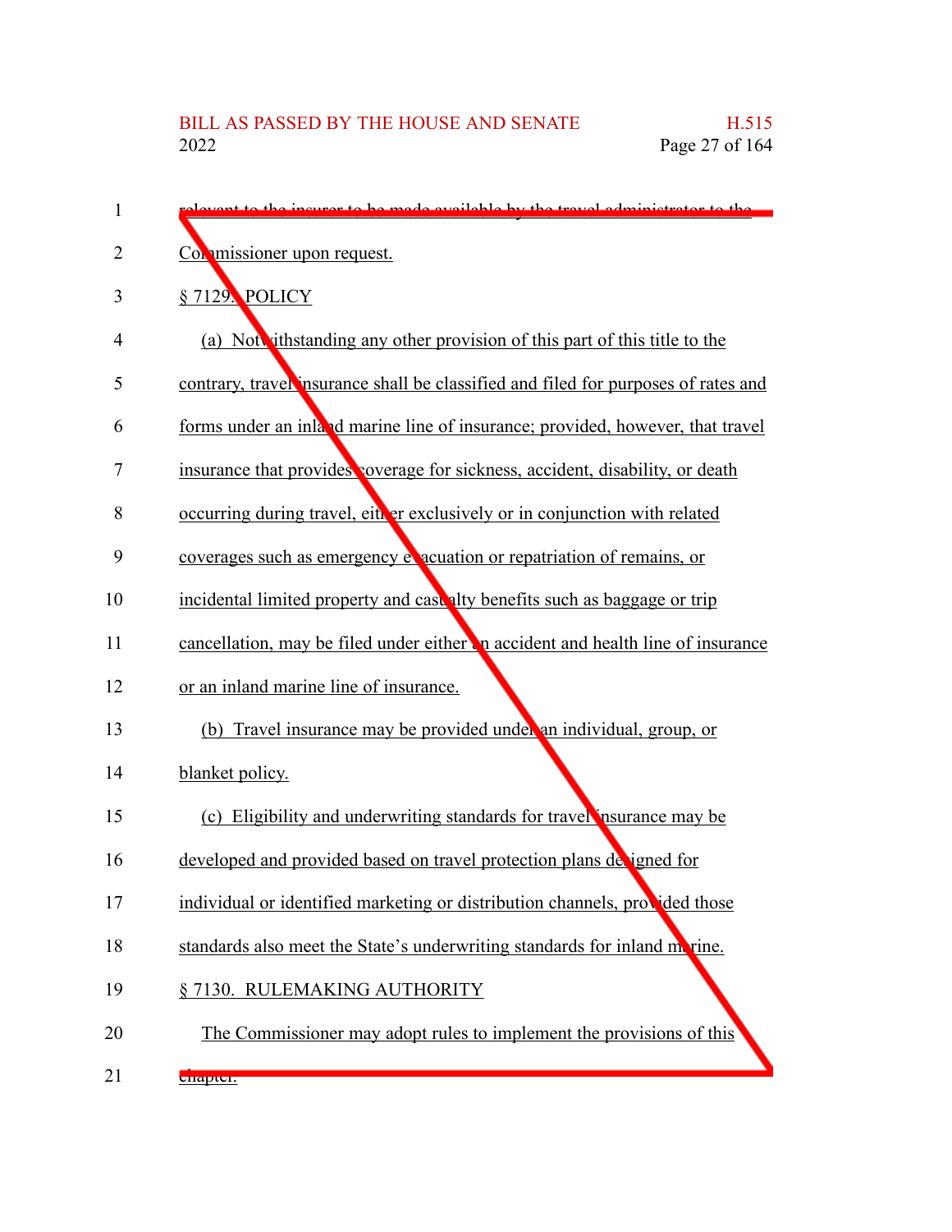relevant to the insurer to be made available by the travel administrator to the Commissioner upon request.

§ 7129. POLICY

(a) Notwithstanding any other provision of this part of this title to the contrary, travel insurance shall be classified and filed for purposes of rates and forms under an inland marine line of insurance; provided, however, that travel insurance that provides coverage for sickness, accident, disability, or death occurring during travel, either exclusively or in conjunction with related coverages such as emergency evacuation or repatriation of remains, or incidental limited property and casualty benefits such as baggage or trip cancellation, may be filed under either an accident and health line of insurance or an inland marine line of insurance.

(b) Travel insurance may be provided under an individual, group, or blanket policy.

(c) Eligibility and underwriting standards for travel insurance may be developed and provided based on travel protection plans designed for individual or identified marketing or distribution channels, provided those standards also meet the State's underwriting standards for inland marine.

§ 7130. RULEMAKING AUTHORITY

The Commissioner may adopt rules to implement the provisions of this chapter.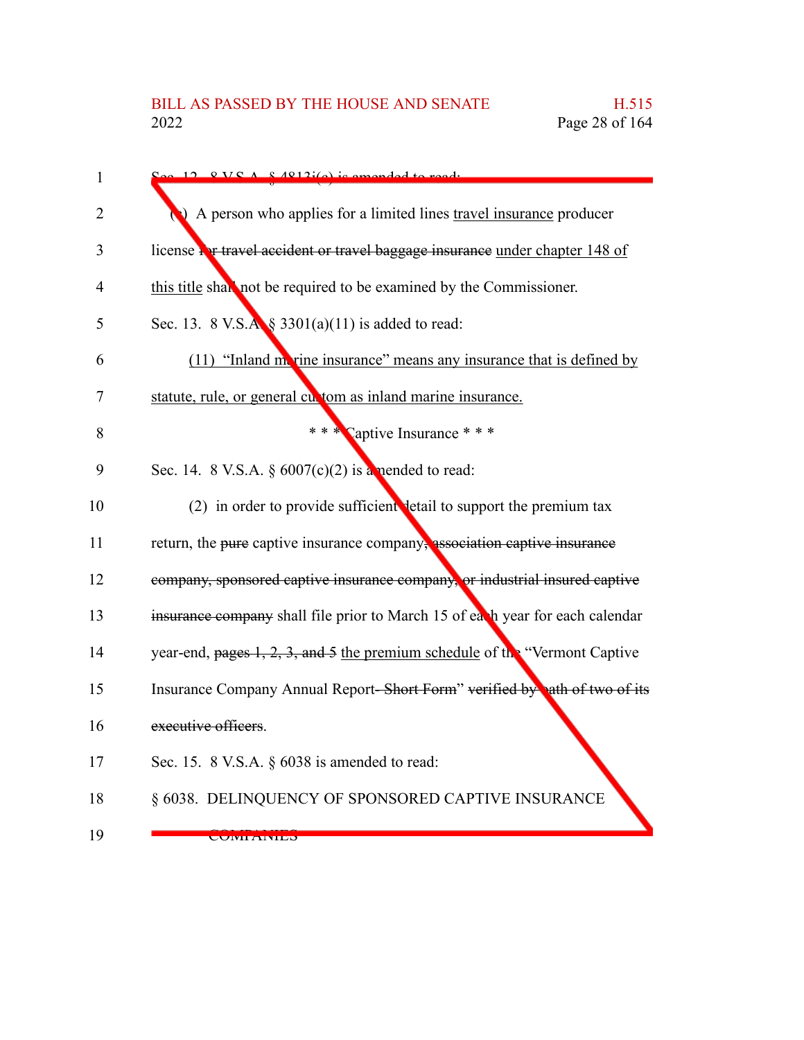Sec. 12. 8 V.S.A. § 4813i(c) is amended to read:

(c) A person who applies for a limited lines travel insurance producer license for travel accident or travel baggage insurance under chapter 148 of this title shall not be required to be examined by the Commissioner.

Sec. 13. 8 V.S.A. § 3301(a)(11) is added to read:

(11) "Inland marine insurance" means any insurance that is defined by statute, rule, or general custom as inland marine insurance.

\* \* \* Captive Insurance \* \* \*

Sec. 14. 8 V.S.A. § 6007(c)(2) is amended to read:

(2) in order to provide sufficient detail to support the premium tax return, the pure captive insurance company, association captive insurance company, sponsored captive insurance company, or industrial insured captive insurance company shall file prior to March 15 of each year for each calendar year-end, pages 1, 2, 3, and 5 the premium schedule of the "Vermont Captive Insurance Company Annual Report- Short Form" verified by oath of two of its executive officers.

Sec. 15. 8 V.S.A. § 6038 is amended to read:

§ 6038. DELINQUENCY OF SPONSORED CAPTIVE INSURANCE COMPANIES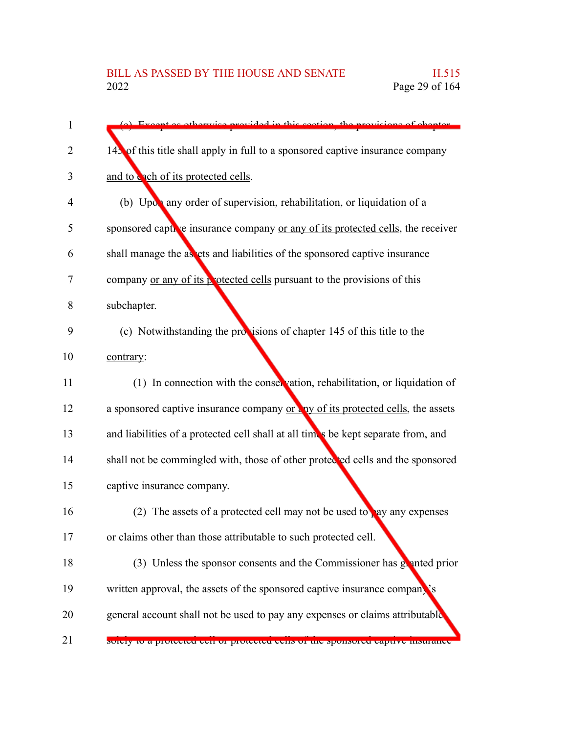(a) Except as otherwise provided in this section, the provisions of chapter 145 of this title shall apply in full to a sponsored captive insurance company and to each of its protected cells.

(b) Upon any order of supervision, rehabilitation, or liquidation of a sponsored captive insurance company or any of its protected cells, the receiver shall manage the assets and liabilities of the sponsored captive insurance company or any of its protected cells pursuant to the provisions of this subchapter.

(c) Notwithstanding the provisions of chapter 145 of this title to the contrary:

(1) In connection with the conservation, rehabilitation, or liquidation of a sponsored captive insurance company or any of its protected cells, the assets and liabilities of a protected cell shall at all times be kept separate from, and shall not be commingled with, those of other protected cells and the sponsored captive insurance company.

(2) The assets of a protected cell may not be used to pay any expenses or claims other than those attributable to such protected cell.

(3) Unless the sponsor consents and the Commissioner has granted prior written approval, the assets of the sponsored captive insurance company's general account shall not be used to pay any expenses or claims attributable solely to a protected cell or protected cells of the sponsored captive insurance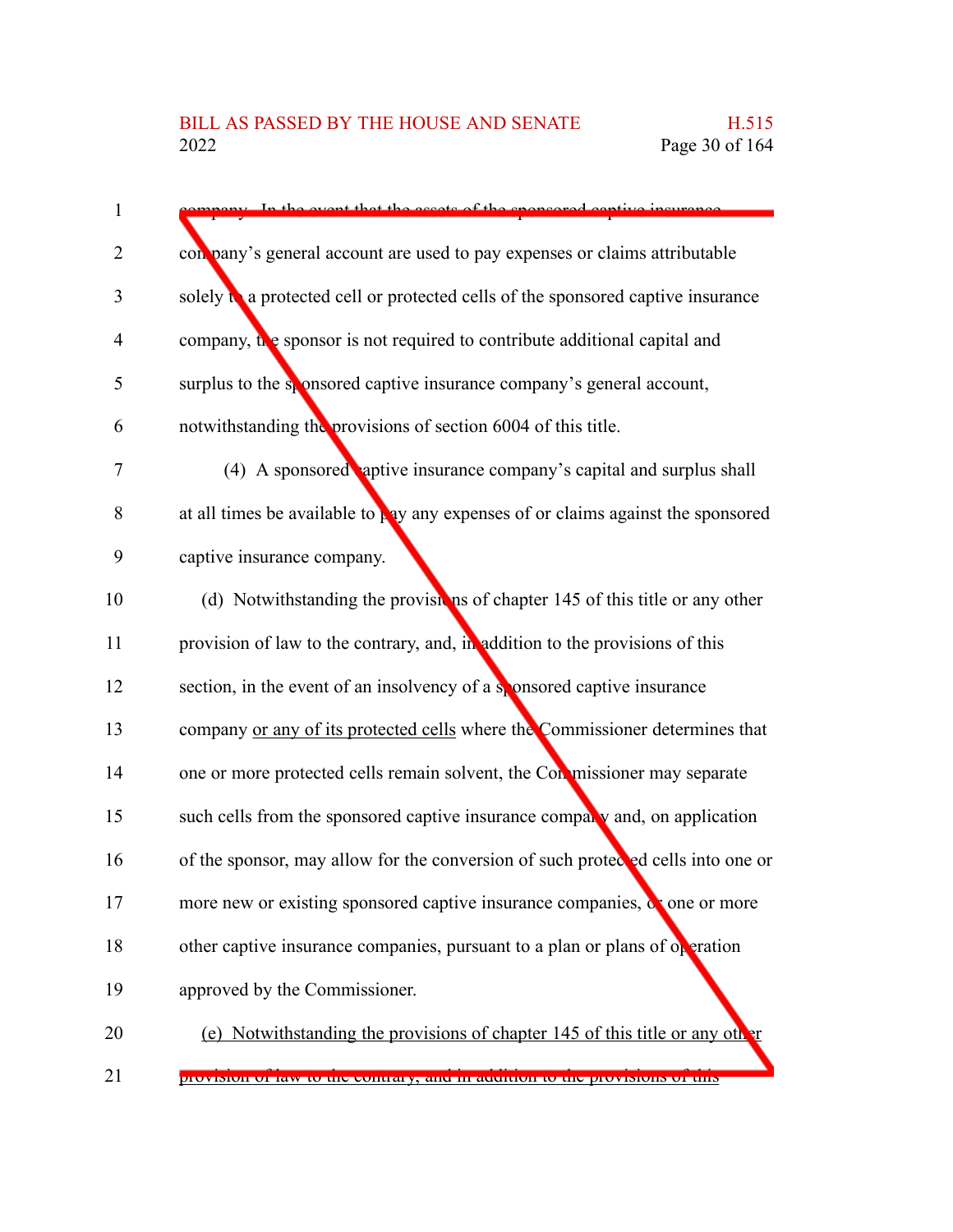company. In the event that the assets of the sponsored captive insurance company's general account are used to pay expenses or claims attributable solely to a protected cell or protected cells of the sponsored captive insurance company, the sponsor is not required to contribute additional capital and surplus to the sponsored captive insurance company's general account, notwithstanding the provisions of section 6004 of this title.

(4) A sponsored captive insurance company's capital and surplus shall at all times be available to pay any expenses of or claims against the sponsored captive insurance company.

(d) Notwithstanding the provisions of chapter 145 of this title or any other provision of law to the contrary, and, in addition to the provisions of this section, in the event of an insolvency of a sponsored captive insurance company or any of its protected cells where the Commissioner determines that one or more protected cells remain solvent, the Commissioner may separate such cells from the sponsored captive insurance company and, on application of the sponsor, may allow for the conversion of such protected cells into one or more new or existing sponsored captive insurance companies, or one or more other captive insurance companies, pursuant to a plan or plans of operation approved by the Commissioner.

(e) Notwithstanding the provisions of chapter 145 of this title or any other provision of law to the contrary, and in addition to the provisions of this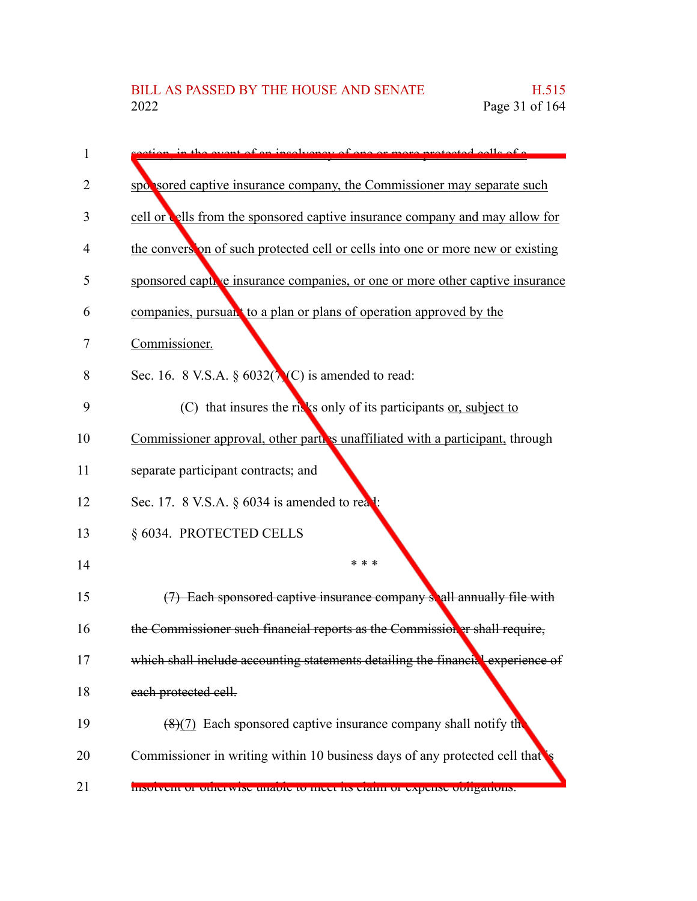section, in the event of an insolvency of one or more protected cells of a sponsored captive insurance company, the Commissioner may separate such cell or cells from the sponsored captive insurance company and may allow for the conversion of such protected cell or cells into one or more new or existing sponsored captive insurance companies, or one or more other captive insurance companies, pursuant to a plan or plans of operation approved by the Commissioner.

Sec. 16. 8 V.S.A. § 6032(7)(C) is amended to read:

(C) that insures the risks only of its participants or, subject to Commissioner approval, other parties unaffiliated with a participant, through separate participant contracts; and

Sec. 17. 8 V.S.A. § 6034 is amended to read:

§ 6034. PROTECTED CELLS

\* \* \*

~~(7) Each sponsored captive insurance company shall annually file with the Commissioner such financial reports as the Commissioner shall require, which shall include accounting statements detailing the financial experience of each protected cell.~~

~~(8)~~(7) Each sponsored captive insurance company shall notify the Commissioner in writing within 10 business days of any protected cell that is insolvent or otherwise unable to meet its claim or expense obligations.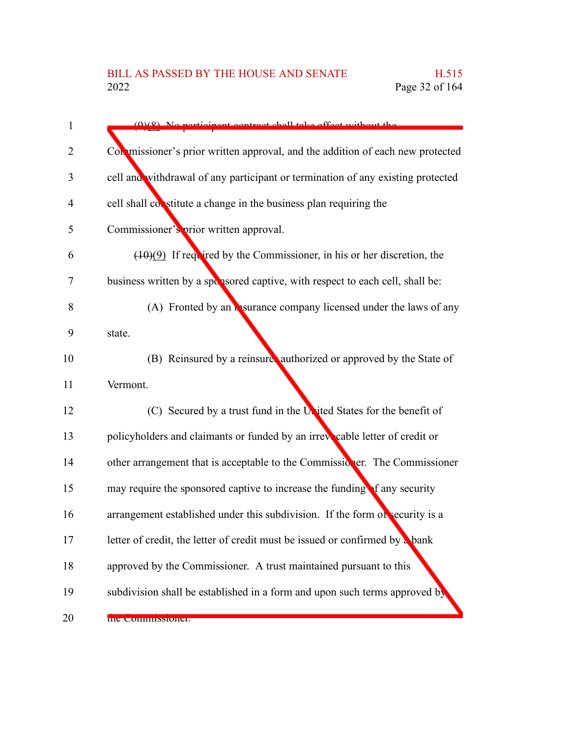~~(9)~~(8) No participant contract shall take effect without the Commissioner's prior written approval, and the addition of each new protected cell and withdrawal of any participant or termination of any existing protected cell shall constitute a change in the business plan requiring the Commissioner's prior written approval.

~~(10)~~(9) If required by the Commissioner, in his or her discretion, the business written by a sponsored captive, with respect to each cell, shall be:

(A) Fronted by an insurance company licensed under the laws of any state.

(B) Reinsured by a reinsurer authorized or approved by the State of Vermont.

(C) Secured by a trust fund in the United States for the benefit of policyholders and claimants or funded by an irrevocable letter of credit or other arrangement that is acceptable to the Commissioner. The Commissioner may require the sponsored captive to increase the funding of any security arrangement established under this subdivision. If the form of security is a letter of credit, the letter of credit must be issued or confirmed by a bank approved by the Commissioner. A trust maintained pursuant to this subdivision shall be established in a form and upon such terms approved by the Commissioner.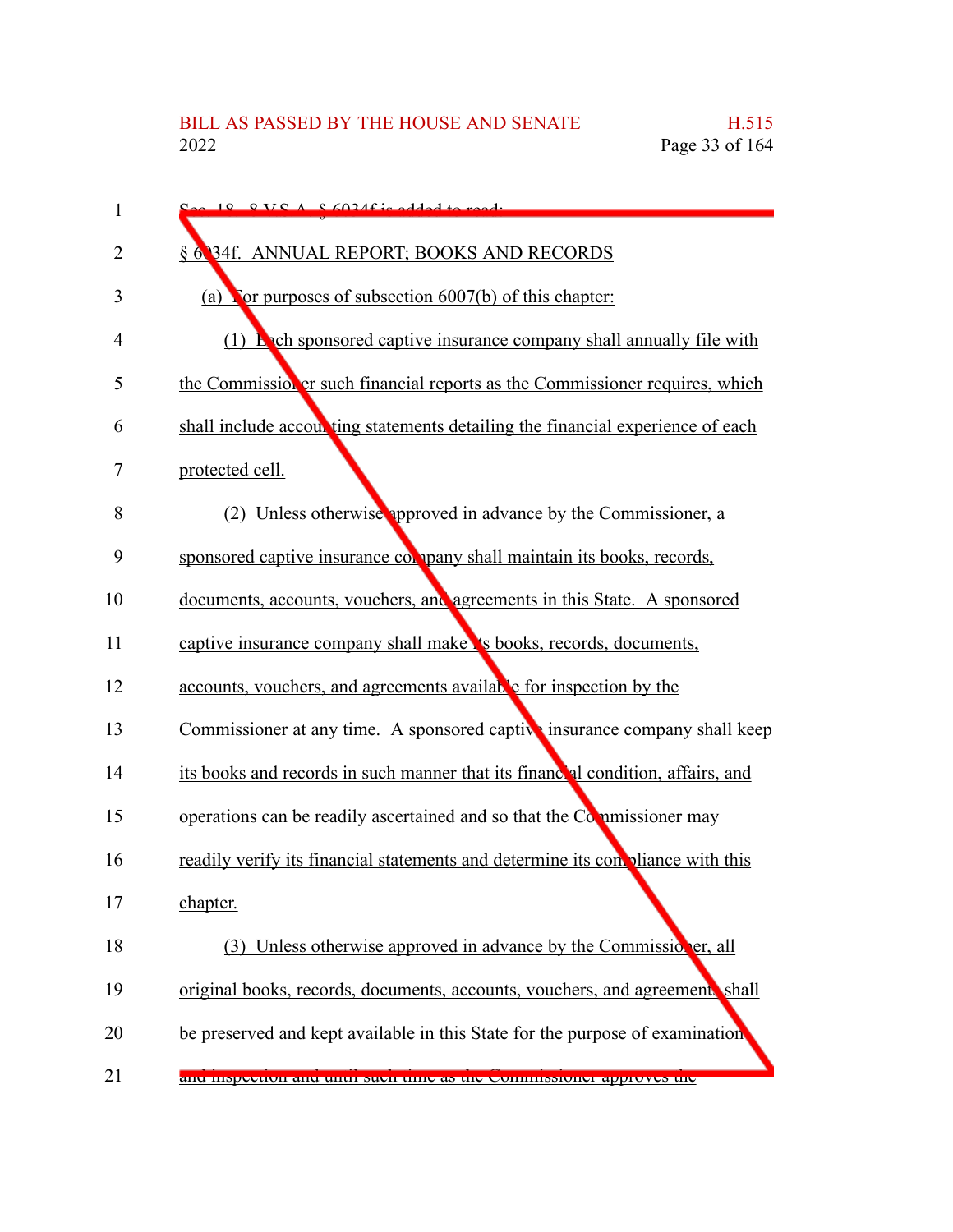Sec. 18. 8 V.S.A. § 6034f is added to read:

§ 6034f. ANNUAL REPORT; BOOKS AND RECORDS

(a) For purposes of subsection 6007(b) of this chapter:

(1) Each sponsored captive insurance company shall annually file with the Commissioner such financial reports as the Commissioner requires, which shall include accounting statements detailing the financial experience of each protected cell.

(2) Unless otherwise approved in advance by the Commissioner, a sponsored captive insurance company shall maintain its books, records, documents, accounts, vouchers, and agreements in this State. A sponsored captive insurance company shall make its books, records, documents, accounts, vouchers, and agreements available for inspection by the Commissioner at any time. A sponsored captive insurance company shall keep its books and records in such manner that its financial condition, affairs, and operations can be readily ascertained and so that the Commissioner may readily verify its financial statements and determine its compliance with this chapter.

(3) Unless otherwise approved in advance by the Commissioner, all original books, records, documents, accounts, vouchers, and agreements shall be preserved and kept available in this State for the purpose of examination and inspection and until such time as the Commissioner approves the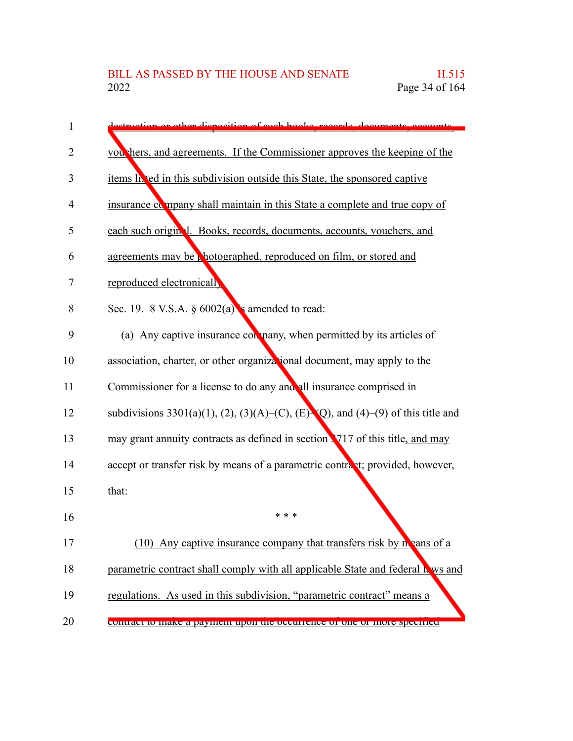destruction or other disposition of such books, records, documents, accounts, vouchers, and agreements. If the Commissioner approves the keeping of the items listed in this subdivision outside this State, the sponsored captive insurance company shall maintain in this State a complete and true copy of each such original. Books, records, documents, accounts, vouchers, and agreements may be photographed, reproduced on film, or stored and reproduced electronically.

Sec. 19. 8 V.S.A. § 6002(a) is amended to read:

(a) Any captive insurance company, when permitted by its articles of association, charter, or other organizational document, may apply to the Commissioner for a license to do any and all insurance comprised in subdivisions 3301(a)(1), (2), (3)(A)–(C), (E)–(Q), and (4)–(9) of this title and may grant annuity contracts as defined in section 3717 of this title, and may accept or transfer risk by means of a parametric contract; provided, however, that:

\* \* \*

(10) Any captive insurance company that transfers risk by means of a parametric contract shall comply with all applicable State and federal laws and regulations. As used in this subdivision, "parametric contract" means a contract to make a payment upon the occurrence of one or more specified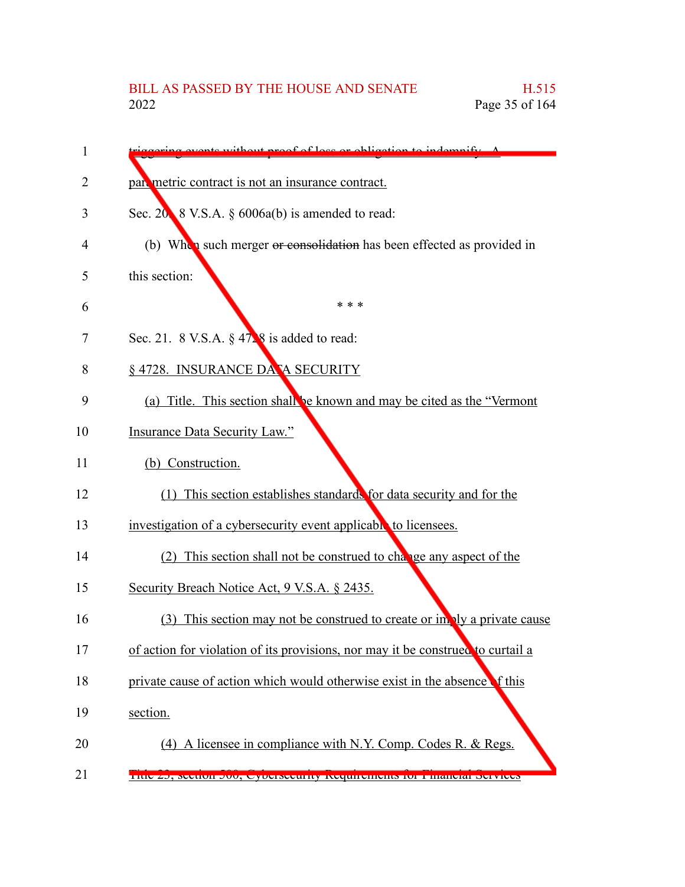triggering events without proof of loss or obligation to indemnify. A parametric contract is not an insurance contract.

Sec. 20. 8 V.S.A. § 6006a(b) is amended to read:

(b) When such merger ~~or consolidation~~ has been effected as provided in this section:

\* \* \*

Sec. 21. 8 V.S.A. § 4728 is added to read:

§ 4728. INSURANCE DATA SECURITY

(a) Title. This section shall be known and may be cited as the "Vermont Insurance Data Security Law."

(b) Construction.

(1) This section establishes standards for data security and for the investigation of a cybersecurity event applicable to licensees.

(2) This section shall not be construed to change any aspect of the Security Breach Notice Act, 9 V.S.A. § 2435.

(3) This section may not be construed to create or imply a private cause of action for violation of its provisions, nor may it be construed to curtail a private cause of action which would otherwise exist in the absence of this section.

(4) A licensee in compliance with N.Y. Comp. Codes R. & Regs. Title 23, section 500, Cybersecurity Requirements for Financial Services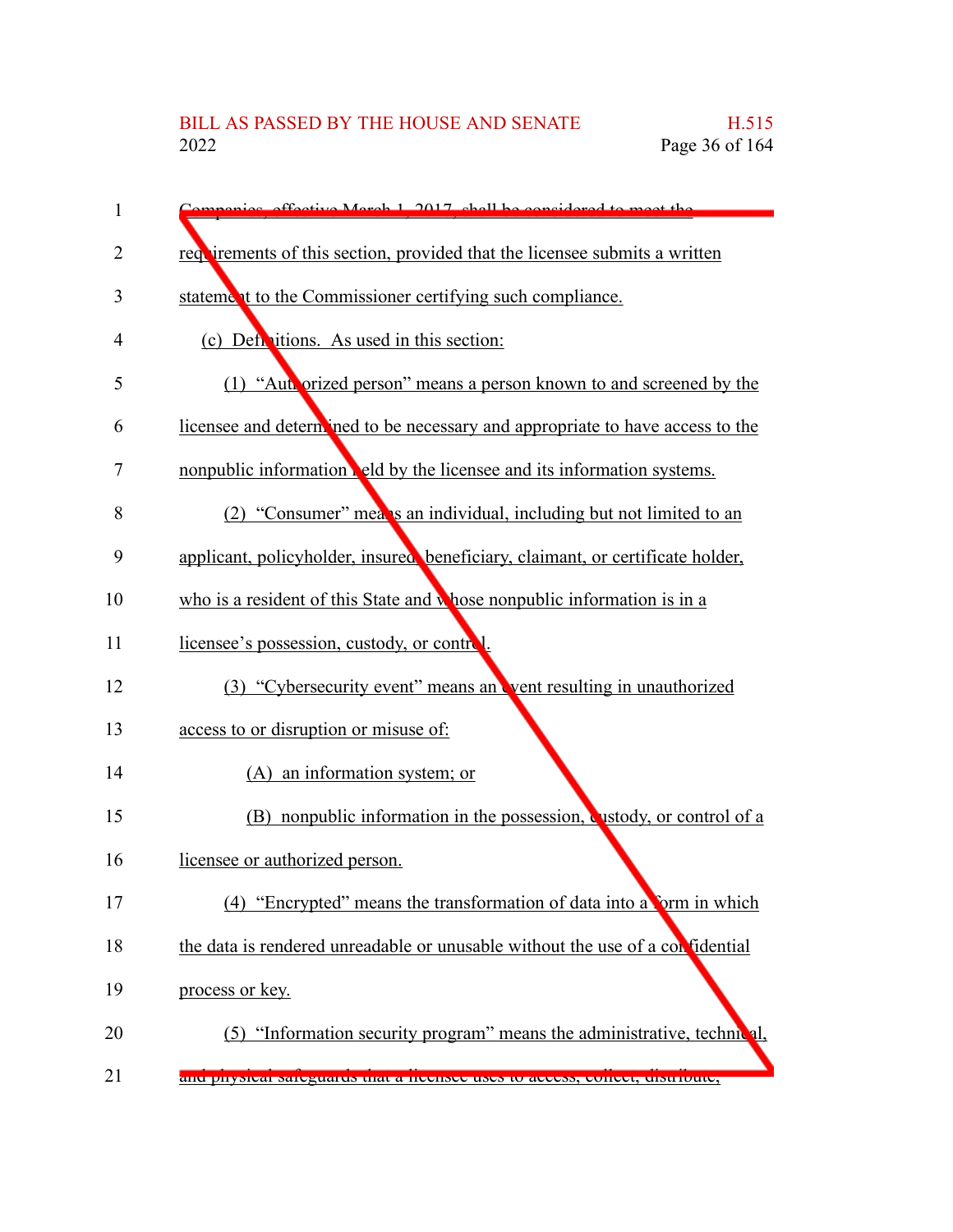Companies, effective March 1, 2017, shall be considered to meet the requirements of this section, provided that the licensee submits a written statement to the Commissioner certifying such compliance.

(c) Definitions. As used in this section:

(1) "Authorized person" means a person known to and screened by the licensee and determined to be necessary and appropriate to have access to the nonpublic information held by the licensee and its information systems.

(2) "Consumer" means an individual, including but not limited to an applicant, policyholder, insured, beneficiary, claimant, or certificate holder, who is a resident of this State and whose nonpublic information is in a licensee's possession, custody, or control.

(3) "Cybersecurity event" means an event resulting in unauthorized access to or disruption or misuse of:

(A) an information system; or

(B) nonpublic information in the possession, custody, or control of a licensee or authorized person.

(4) "Encrypted" means the transformation of data into a form in which the data is rendered unreadable or unusable without the use of a confidential process or key.

(5) "Information security program" means the administrative, technical, and physical safeguards that a licensee uses to access, collect, distribute,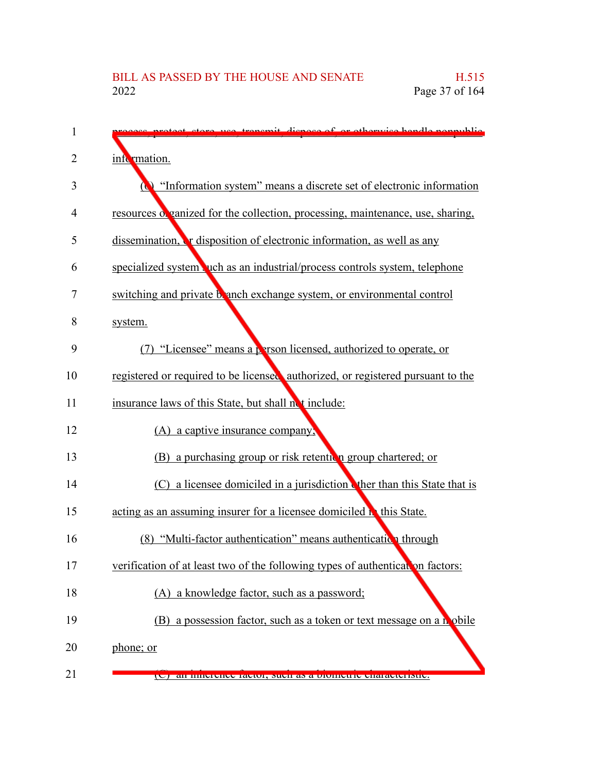process, protect, store, use, transmit, dispose of, or otherwise handle nonpublic information.

(6) "Information system" means a discrete set of electronic information resources organized for the collection, processing, maintenance, use, sharing, dissemination, or disposition of electronic information, as well as any specialized system such as an industrial/process controls system, telephone switching and private branch exchange system, or environmental control system.

(7) "Licensee" means a person licensed, authorized to operate, or registered or required to be licensed, authorized, or registered pursuant to the insurance laws of this State, but shall not include:

(A) a captive insurance company;

(B) a purchasing group or risk retention group chartered; or

(C) a licensee domiciled in a jurisdiction other than this State that is acting as an assuming insurer for a licensee domiciled in this State.

(8) "Multi-factor authentication" means authentication through verification of at least two of the following types of authentication factors:

(A) a knowledge factor, such as a password;

(B) a possession factor, such as a token or text message on a mobile phone; or

(C) an inherence factor, such as a biometric characteristic.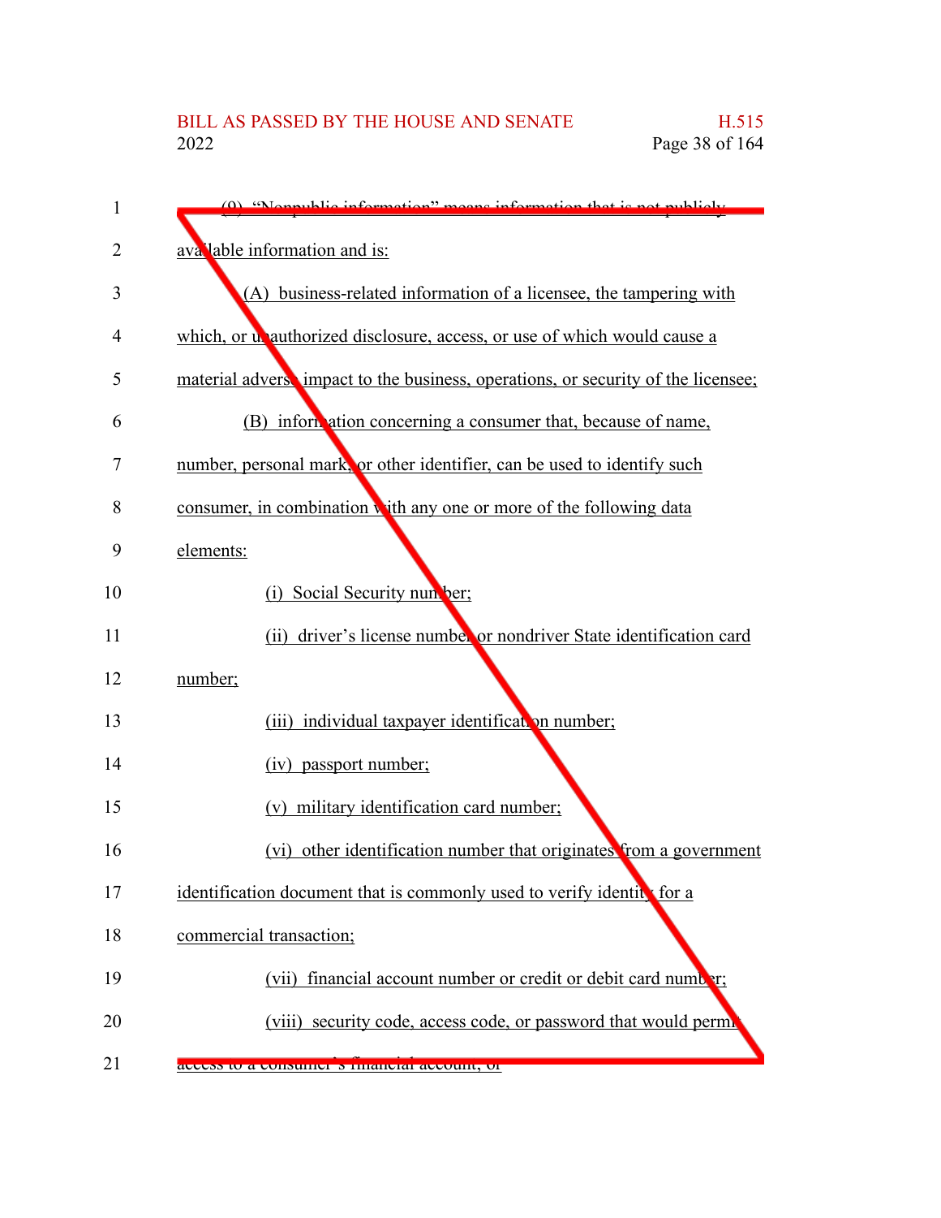(9) "Nonpublic information" means information that is not publicly available information and is:

(A) business-related information of a licensee, the tampering with which, or unauthorized disclosure, access, or use of which would cause a material adverse impact to the business, operations, or security of the licensee;

(B) information concerning a consumer that, because of name, number, personal mark, or other identifier, can be used to identify such consumer, in combination with any one or more of the following data elements:

(i) Social Security number;

(ii) driver's license number or nondriver State identification card number;

(iii) individual taxpayer identification number;

(iv) passport number;

(v) military identification card number;

(vi) other identification number that originates from a government identification document that is commonly used to verify identity for a commercial transaction;

(vii) financial account number or credit or debit card number;

(viii) security code, access code, or password that would permit access to a consumer's financial account; or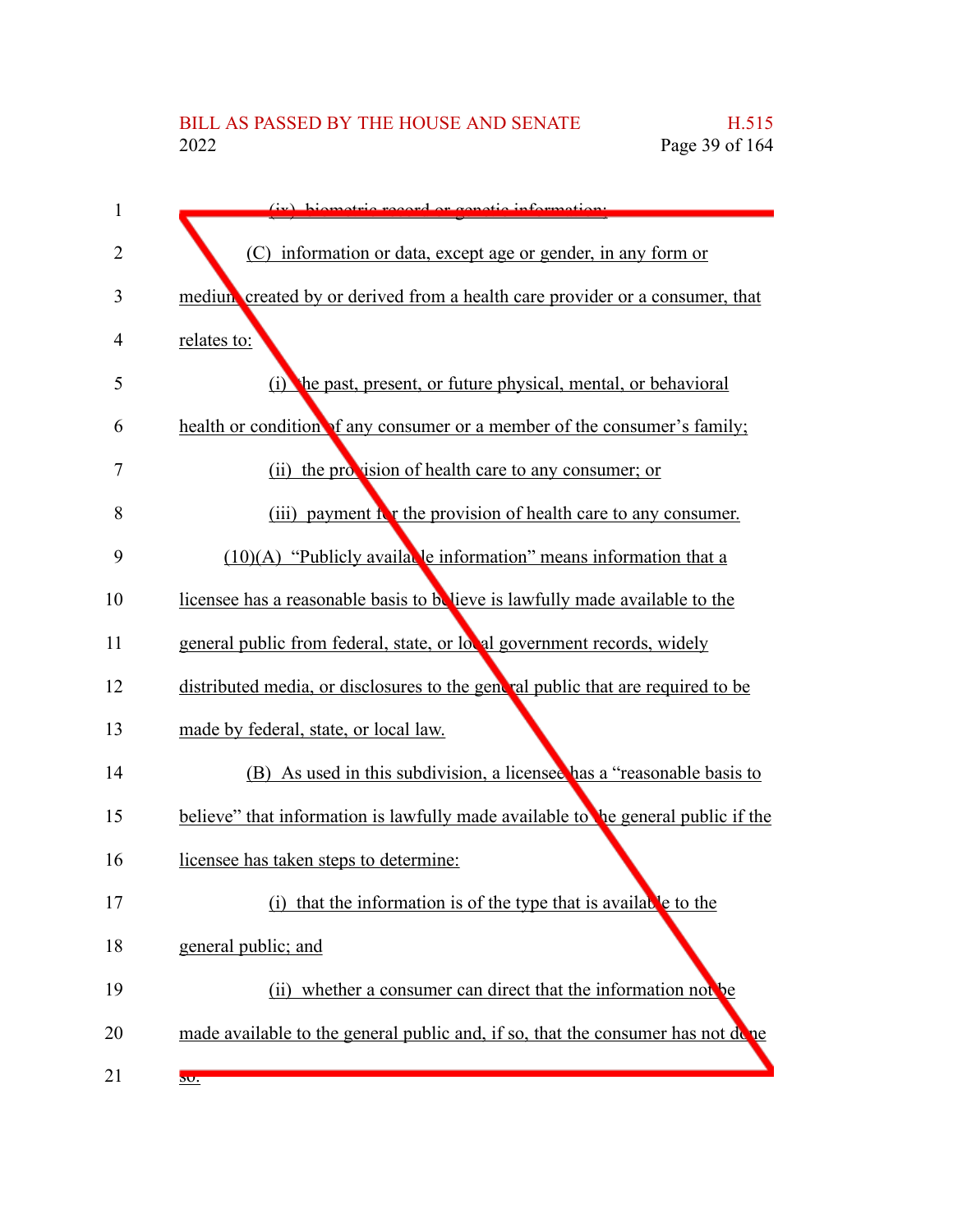(ix) biometric record or genetic information;

(C) information or data, except age or gender, in any form or medium, created by or derived from a health care provider or a consumer, that relates to:

(i) the past, present, or future physical, mental, or behavioral health or condition of any consumer or a member of the consumer's family;

(ii) the provision of health care to any consumer; or

(iii) payment for the provision of health care to any consumer.

(10)(A) "Publicly available information" means information that a licensee has a reasonable basis to believe is lawfully made available to the general public from federal, state, or local government records, widely distributed media, or disclosures to the general public that are required to be made by federal, state, or local law.

(B) As used in this subdivision, a licensee has a "reasonable basis to believe" that information is lawfully made available to the general public if the licensee has taken steps to determine:

(i) that the information is of the type that is available to the general public; and

(ii) whether a consumer can direct that the information not be made available to the general public and, if so, that the consumer has not done so.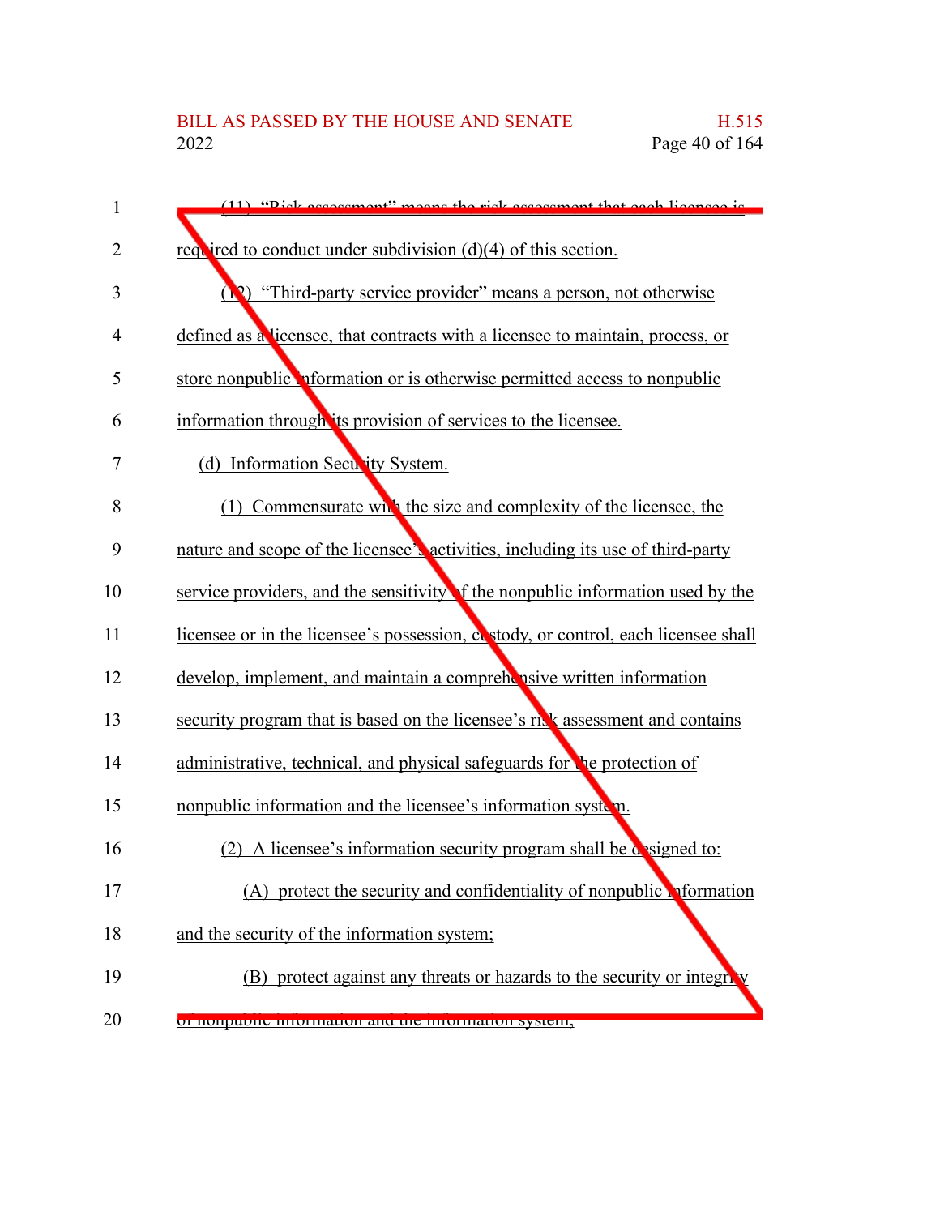(11) "Risk assessment" means the risk assessment that each licensee is required to conduct under subdivision (d)(4) of this section.

(12) "Third-party service provider" means a person, not otherwise defined as a licensee, that contracts with a licensee to maintain, process, or store nonpublic information or is otherwise permitted access to nonpublic information through its provision of services to the licensee.

(d) Information Security System.

(1) Commensurate with the size and complexity of the licensee, the nature and scope of the licensee's activities, including its use of third-party service providers, and the sensitivity of the nonpublic information used by the licensee or in the licensee's possession, custody, or control, each licensee shall develop, implement, and maintain a comprehensive written information security program that is based on the licensee's risk assessment and contains administrative, technical, and physical safeguards for the protection of nonpublic information and the licensee's information system.

(2) A licensee's information security program shall be designed to:

(A) protect the security and confidentiality of nonpublic information and the security of the information system;

(B) protect against any threats or hazards to the security or integrity of nonpublic information and the information system;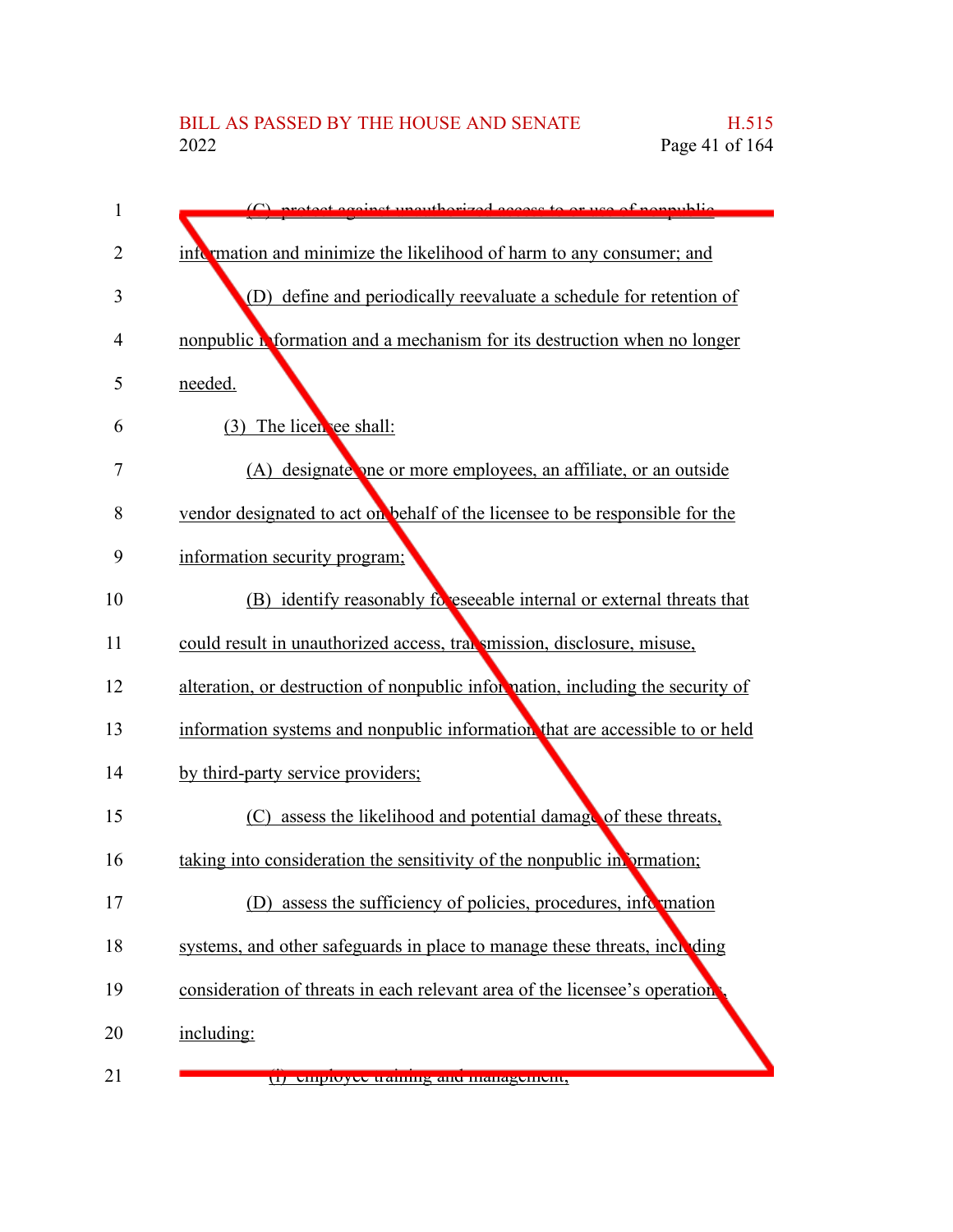(C) protect against unauthorized access to or use of nonpublic information and minimize the likelihood of harm to any consumer; and

(D) define and periodically reevaluate a schedule for retention of nonpublic information and a mechanism for its destruction when no longer needed.

(3) The licensee shall:

(A) designate one or more employees, an affiliate, or an outside vendor designated to act on behalf of the licensee to be responsible for the information security program;

(B) identify reasonably foreseeable internal or external threats that could result in unauthorized access, transmission, disclosure, misuse, alteration, or destruction of nonpublic information, including the security of information systems and nonpublic information that are accessible to or held by third-party service providers;

(C) assess the likelihood and potential damage of these threats, taking into consideration the sensitivity of the nonpublic information;

(D) assess the sufficiency of policies, procedures, information systems, and other safeguards in place to manage these threats, including consideration of threats in each relevant area of the licensee's operations, including:

(i) employee training and management;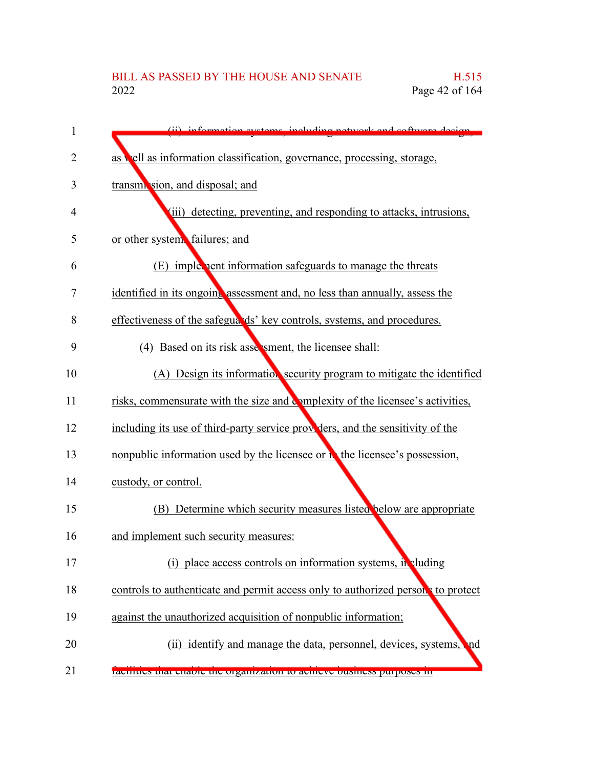(ii) information systems, including network and software design, as well as information classification, governance, processing, storage, transmission, and disposal; and

(iii) detecting, preventing, and responding to attacks, intrusions, or other systems failures; and

(E) implement information safeguards to manage the threats identified in its ongoing assessment and, no less than annually, assess the effectiveness of the safeguards' key controls, systems, and procedures.

(4) Based on its risk assessment, the licensee shall:

(A) Design its information security program to mitigate the identified risks, commensurate with the size and complexity of the licensee's activities, including its use of third-party service providers, and the sensitivity of the nonpublic information used by the licensee or in the licensee's possession, custody, or control.

(B) Determine which security measures listed below are appropriate and implement such security measures:

(i) place access controls on information systems, including controls to authenticate and permit access only to authorized persons to protect against the unauthorized acquisition of nonpublic information;

(ii) identify and manage the data, personnel, devices, systems, and facilities that enable the organization to achieve business purposes in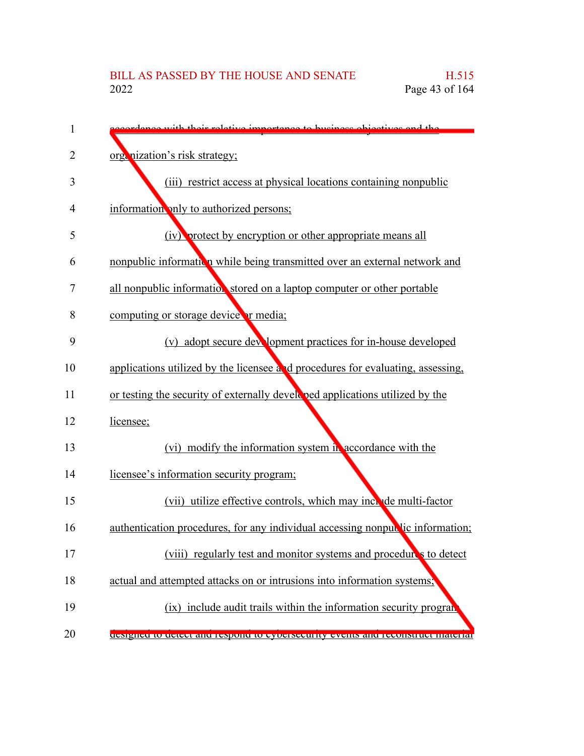accordance with their relative importance to business objectives and the organization's risk strategy;

(iii) restrict access at physical locations containing nonpublic information only to authorized persons;

(iv) protect by encryption or other appropriate means all nonpublic information while being transmitted over an external network and all nonpublic information stored on a laptop computer or other portable computing or storage device or media;

(v) adopt secure development practices for in-house developed applications utilized by the licensee and procedures for evaluating, assessing, or testing the security of externally developed applications utilized by the licensee;

(vi) modify the information system in accordance with the licensee's information security program;

(vii) utilize effective controls, which may include multi-factor authentication procedures, for any individual accessing nonpublic information;

(viii) regularly test and monitor systems and procedures to detect actual and attempted attacks on or intrusions into information systems;

(ix) include audit trails within the information security program designed to detect and respond to cybersecurity events and reconstruct material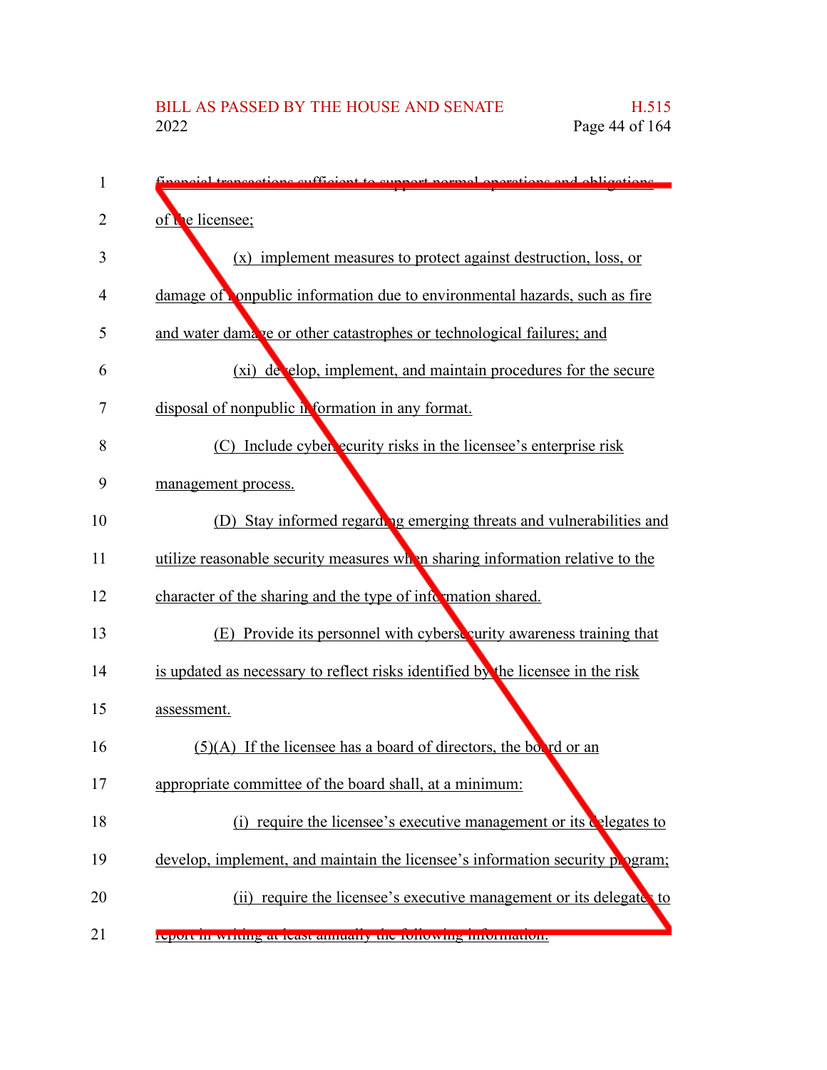financial transactions sufficient to support normal operations and obligations of the licensee;

(x) implement measures to protect against destruction, loss, or damage of nonpublic information due to environmental hazards, such as fire and water damage or other catastrophes or technological failures; and

(xi) develop, implement, and maintain procedures for the secure disposal of nonpublic information in any format.

(C) Include cybersecurity risks in the licensee's enterprise risk management process.

(D) Stay informed regarding emerging threats and vulnerabilities and utilize reasonable security measures when sharing information relative to the character of the sharing and the type of information shared.

(E) Provide its personnel with cybersecurity awareness training that is updated as necessary to reflect risks identified by the licensee in the risk assessment.

(5)(A) If the licensee has a board of directors, the board or an appropriate committee of the board shall, at a minimum:

(i) require the licensee's executive management or its delegates to develop, implement, and maintain the licensee's information security program;

(ii) require the licensee's executive management or its delegates to report in writing at least annually the following information: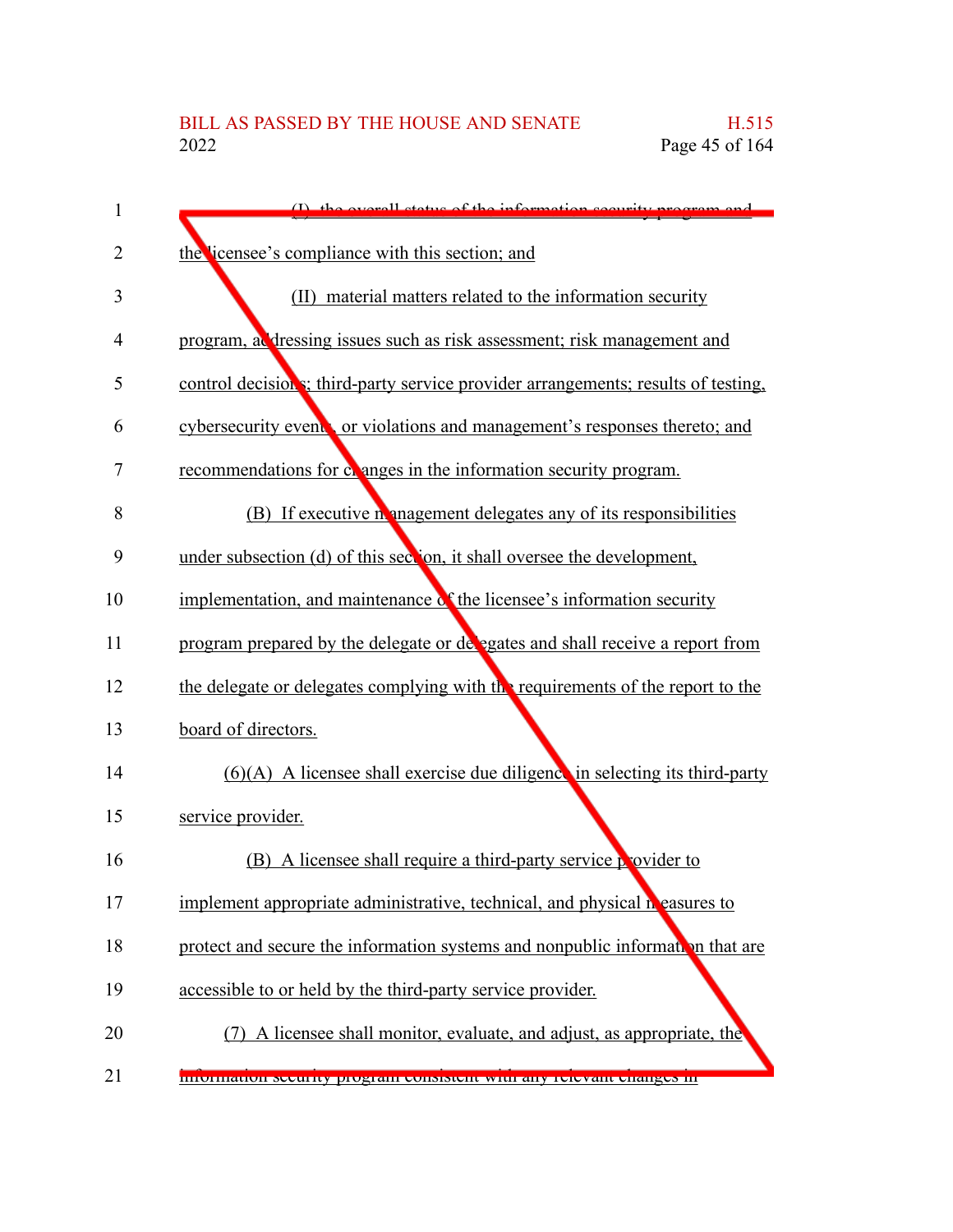(I) the overall status of the information security program and the licensee's compliance with this section; and

(II) material matters related to the information security program, addressing issues such as risk assessment; risk management and control decisions; third-party service provider arrangements; results of testing, cybersecurity events, or violations and management's responses thereto; and recommendations for changes in the information security program.

(B) If executive management delegates any of its responsibilities under subsection (d) of this section, it shall oversee the development, implementation, and maintenance of the licensee's information security program prepared by the delegate or delegates and shall receive a report from the delegate or delegates complying with the requirements of the report to the board of directors.

(6)(A) A licensee shall exercise due diligence in selecting its third-party service provider.

(B) A licensee shall require a third-party service provider to implement appropriate administrative, technical, and physical measures to protect and secure the information systems and nonpublic information that are accessible to or held by the third-party service provider.

(7) A licensee shall monitor, evaluate, and adjust, as appropriate, the information security program consistent with any relevant changes in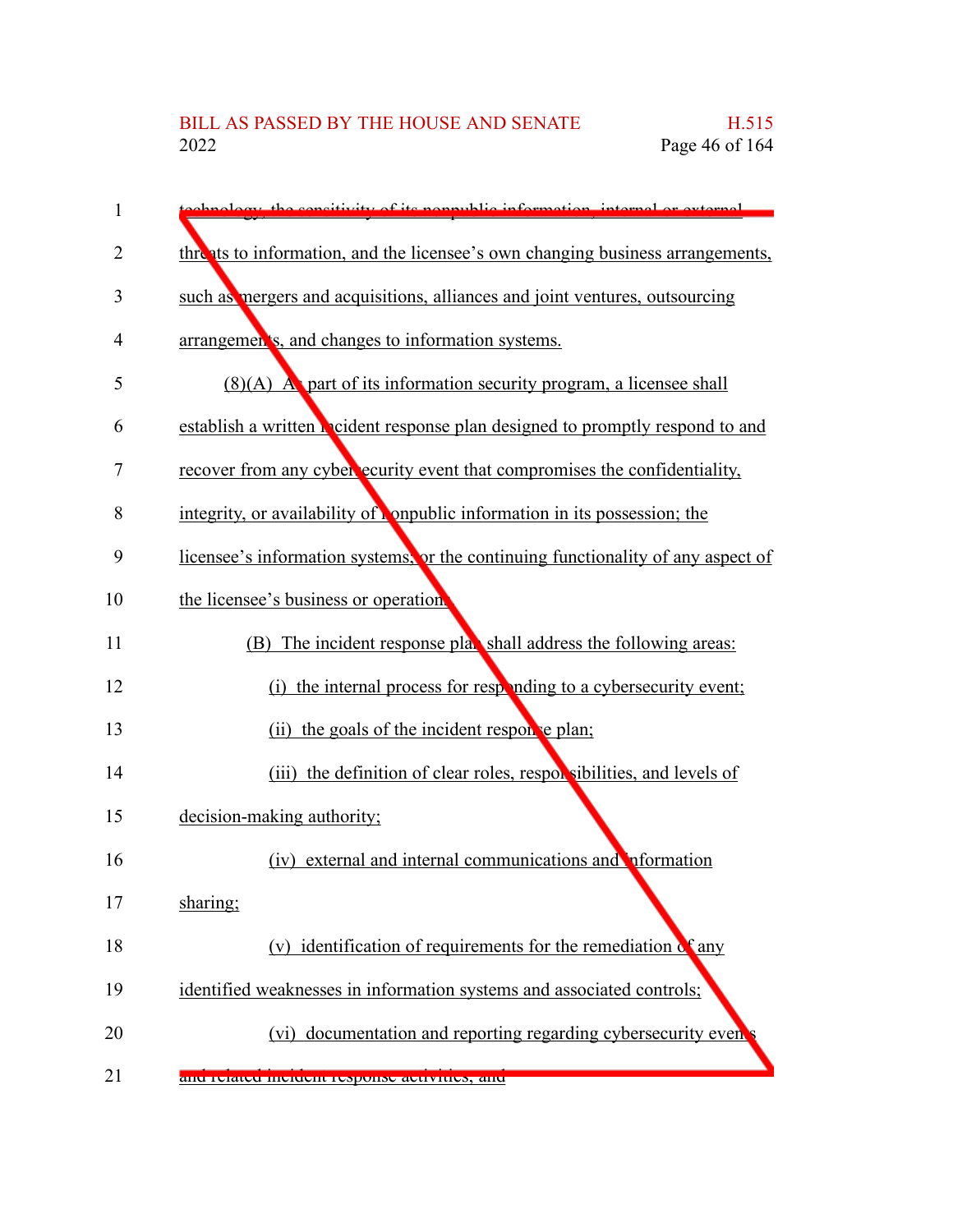technology, the sensitivity of its nonpublic information, internal or external threats to information, and the licensee's own changing business arrangements, such as mergers and acquisitions, alliances and joint ventures, outsourcing arrangements, and changes to information systems.

(8)(A) As part of its information security program, a licensee shall establish a written incident response plan designed to promptly respond to and recover from any cybersecurity event that compromises the confidentiality, integrity, or availability of nonpublic information in its possession; the licensee's information systems; or the continuing functionality of any aspect of the licensee's business or operations.

(B) The incident response plan shall address the following areas:

(i) the internal process for responding to a cybersecurity event;

(ii) the goals of the incident response plan;

(iii) the definition of clear roles, responsibilities, and levels of decision-making authority;

(iv) external and internal communications and information sharing;

(v) identification of requirements for the remediation of any identified weaknesses in information systems and associated controls;

(vi) documentation and reporting regarding cybersecurity events and related incident response activities; and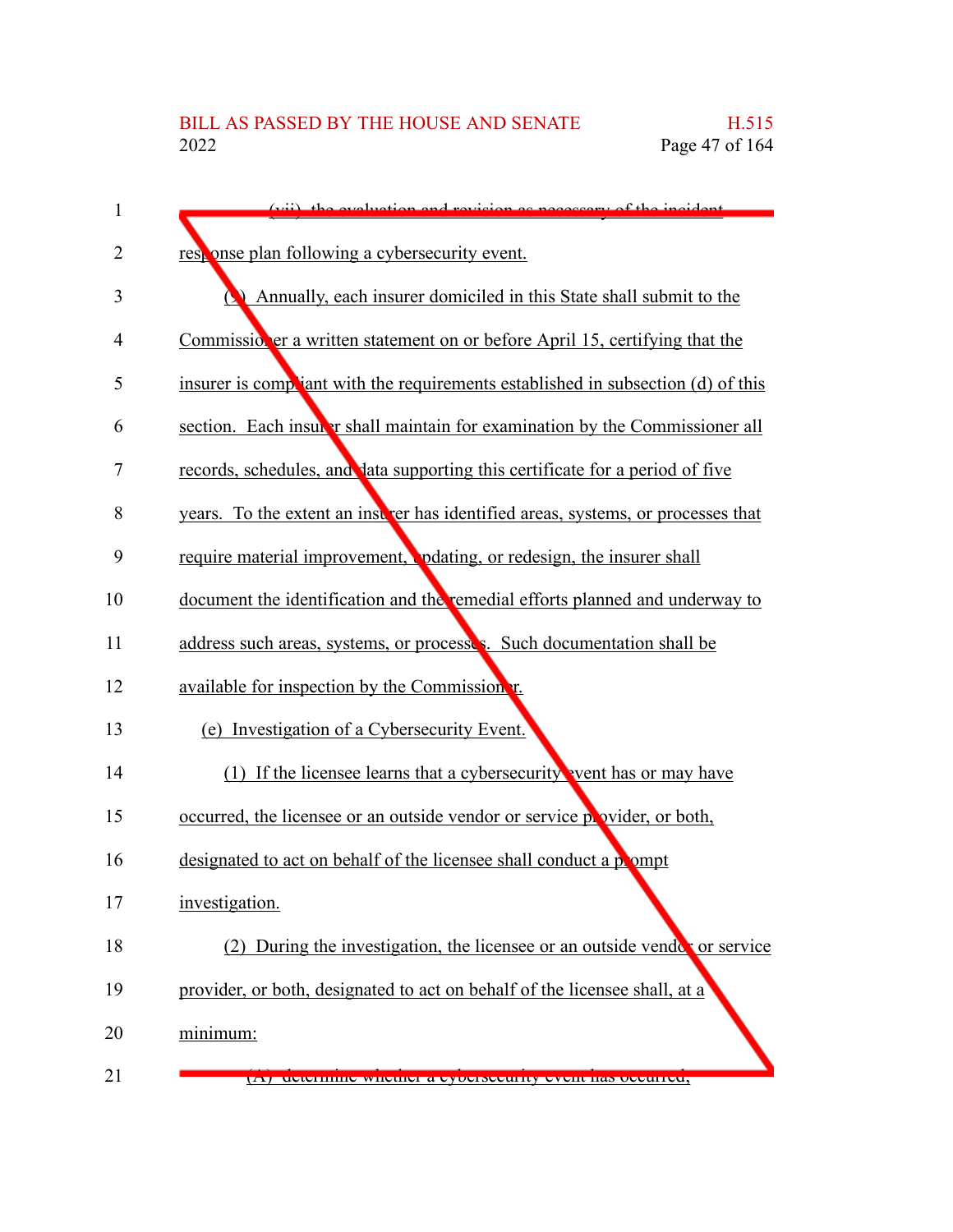(vii) the evaluation and revision as necessary of the incident response plan following a cybersecurity event.

(9) Annually, each insurer domiciled in this State shall submit to the Commissioner a written statement on or before April 15, certifying that the insurer is compliant with the requirements established in subsection (d) of this section. Each insurer shall maintain for examination by the Commissioner all records, schedules, and data supporting this certificate for a period of five years. To the extent an insurer has identified areas, systems, or processes that require material improvement, updating, or redesign, the insurer shall document the identification and the remedial efforts planned and underway to address such areas, systems, or processes. Such documentation shall be available for inspection by the Commissioner.

(e) Investigation of a Cybersecurity Event.

(1) If the licensee learns that a cybersecurity event has or may have occurred, the licensee or an outside vendor or service provider, or both, designated to act on behalf of the licensee shall conduct a prompt investigation.

(2) During the investigation, the licensee or an outside vendor or service provider, or both, designated to act on behalf of the licensee shall, at a minimum:

(A) determine whether a cybersecurity event has occurred;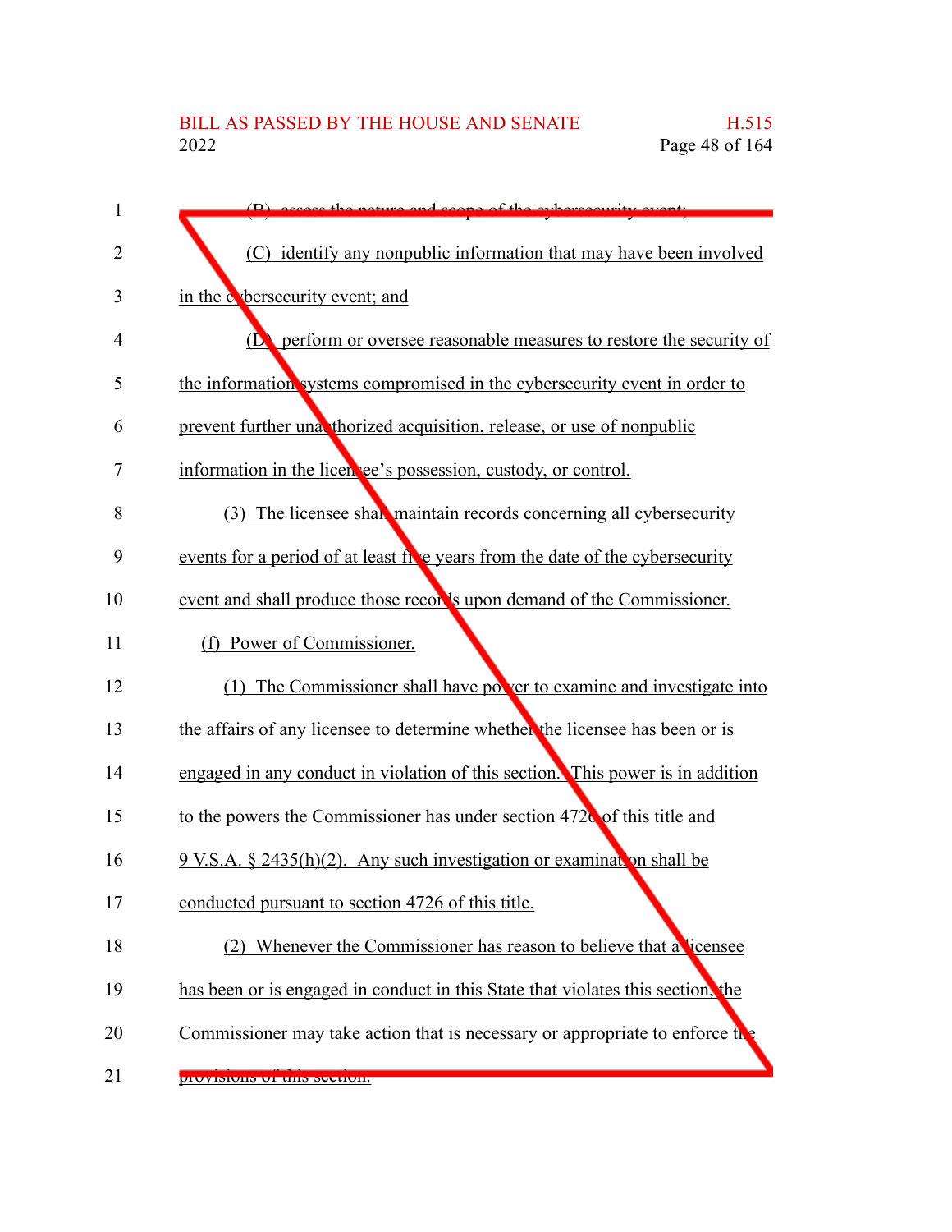(B) assess the nature and scope of the cybersecurity event;

(C) identify any nonpublic information that may have been involved in the cybersecurity event; and

(D) perform or oversee reasonable measures to restore the security of the information systems compromised in the cybersecurity event in order to prevent further unauthorized acquisition, release, or use of nonpublic information in the licensee's possession, custody, or control.

(3) The licensee shall maintain records concerning all cybersecurity events for a period of at least five years from the date of the cybersecurity event and shall produce those records upon demand of the Commissioner.

(f) Power of Commissioner.

(1) The Commissioner shall have power to examine and investigate into the affairs of any licensee to determine whether the licensee has been or is engaged in any conduct in violation of this section. This power is in addition to the powers the Commissioner has under section 4726 of this title and 9 V.S.A. § 2435(h)(2). Any such investigation or examination shall be conducted pursuant to section 4726 of this title.

(2) Whenever the Commissioner has reason to believe that a licensee has been or is engaged in conduct in this State that violates this section, the Commissioner may take action that is necessary or appropriate to enforce the provisions of this section.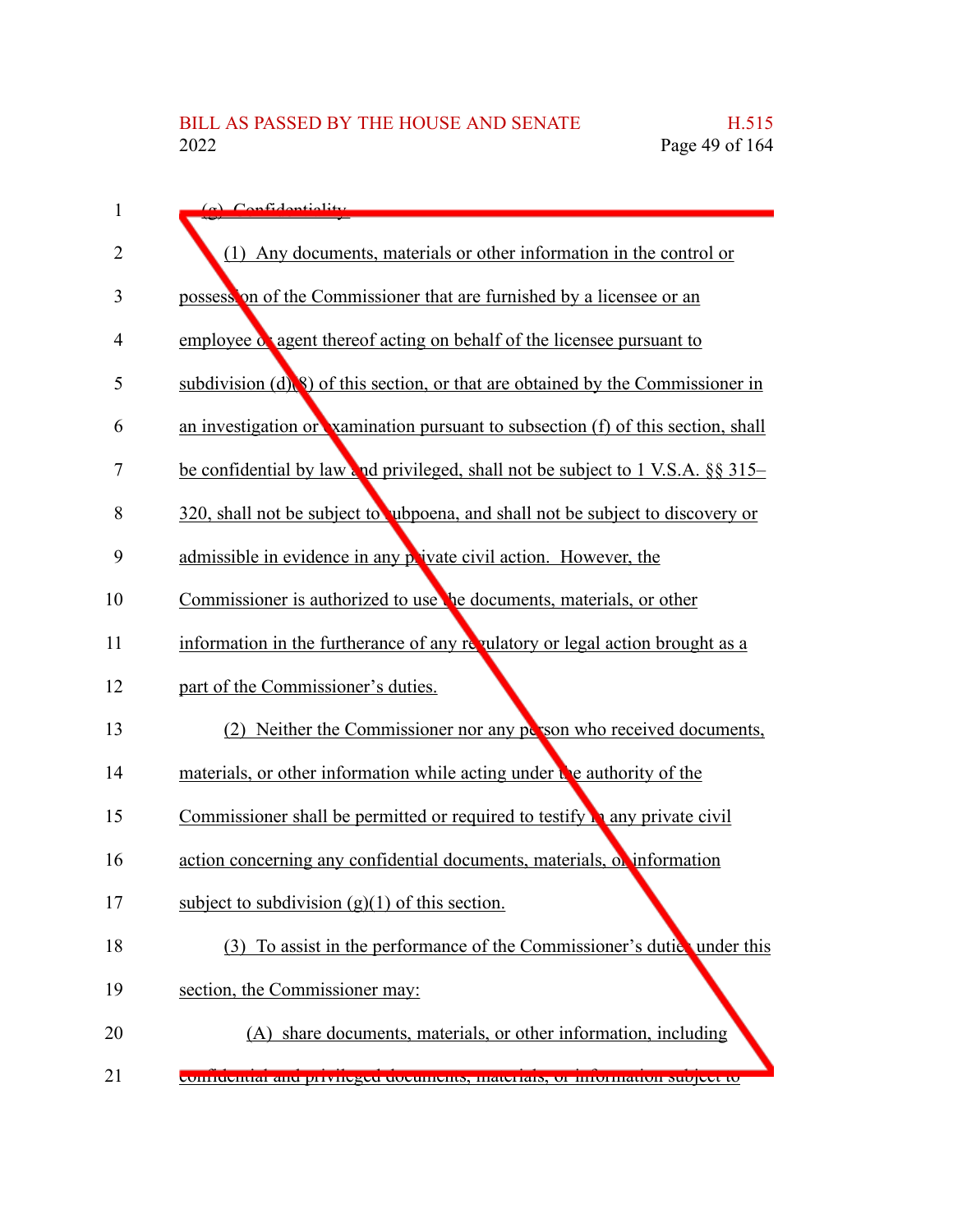(g) Confidentiality.

(1) Any documents, materials or other information in the control or possession of the Commissioner that are furnished by a licensee or an employee or agent thereof acting on behalf of the licensee pursuant to subdivision (d)(8) of this section, or that are obtained by the Commissioner in an investigation or examination pursuant to subsection (f) of this section, shall be confidential by law and privileged, shall not be subject to 1 V.S.A. §§ 315–320, shall not be subject to subpoena, and shall not be subject to discovery or admissible in evidence in any private civil action. However, the Commissioner is authorized to use the documents, materials, or other information in the furtherance of any regulatory or legal action brought as a part of the Commissioner's duties.

(2) Neither the Commissioner nor any person who received documents, materials, or other information while acting under the authority of the Commissioner shall be permitted or required to testify in any private civil action concerning any confidential documents, materials, or information subject to subdivision (g)(1) of this section.

(3) To assist in the performance of the Commissioner's duties under this section, the Commissioner may:

(A) share documents, materials, or other information, including confidential and privileged documents, materials, or information subject to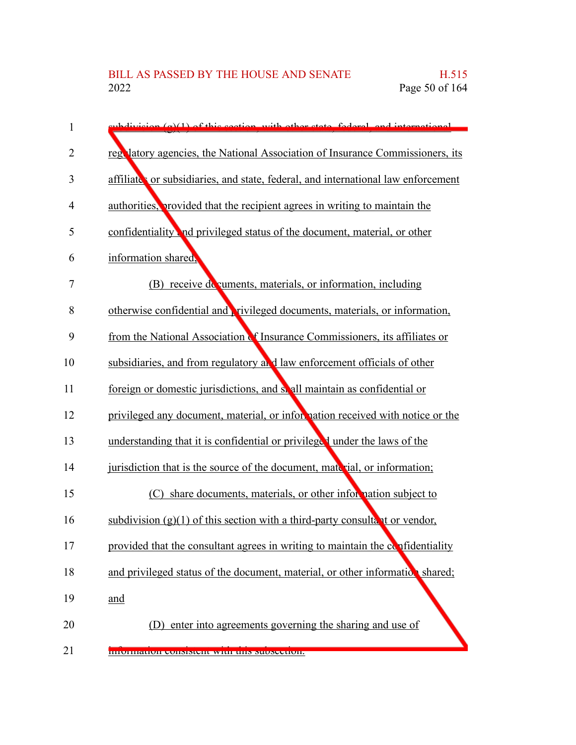subdivision (g)(1) of this section, with other state, federal, and international regulatory agencies, the National Association of Insurance Commissioners, its affiliates or subsidiaries, and state, federal, and international law enforcement authorities, provided that the recipient agrees in writing to maintain the confidentiality and privileged status of the document, material, or other information shared;

(B) receive documents, materials, or information, including otherwise confidential and privileged documents, materials, or information, from the National Association of Insurance Commissioners, its affiliates or subsidiaries, and from regulatory and law enforcement officials of other foreign or domestic jurisdictions, and shall maintain as confidential or privileged any document, material, or information received with notice or the understanding that it is confidential or privileged under the laws of the jurisdiction that is the source of the document, material, or information;

(C) share documents, materials, or other information subject to subdivision (g)(1) of this section with a third-party consultant or vendor, provided that the consultant agrees in writing to maintain the confidentiality and privileged status of the document, material, or other information shared; and

(D) enter into agreements governing the sharing and use of information consistent with this subsection.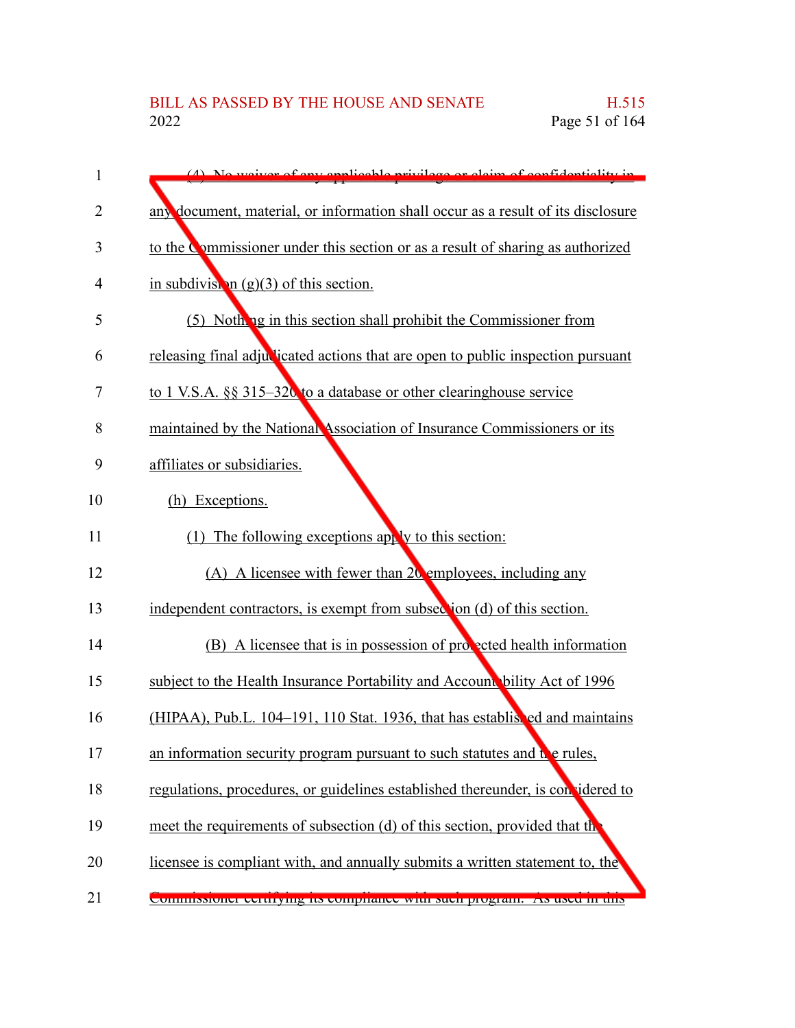(4) No waiver of any applicable privilege or claim of confidentiality in any document, material, or information shall occur as a result of its disclosure to the Commissioner under this section or as a result of sharing as authorized in subdivision (g)(3) of this section.

(5) Nothing in this section shall prohibit the Commissioner from releasing final adjudicated actions that are open to public inspection pursuant to 1 V.S.A. §§ 315–320 to a database or other clearinghouse service maintained by the National Association of Insurance Commissioners or its affiliates or subsidiaries.

(h) Exceptions.

(1) The following exceptions apply to this section:

(A) A licensee with fewer than 20 employees, including any independent contractors, is exempt from subsection (d) of this section.

(B) A licensee that is in possession of protected health information subject to the Health Insurance Portability and Accountability Act of 1996 (HIPAA), Pub.L. 104–191, 110 Stat. 1936, that has established and maintains an information security program pursuant to such statutes and the rules, regulations, procedures, or guidelines established thereunder, is considered to meet the requirements of subsection (d) of this section, provided that the licensee is compliant with, and annually submits a written statement to, the Commissioner certifying its compliance with such program. As used in this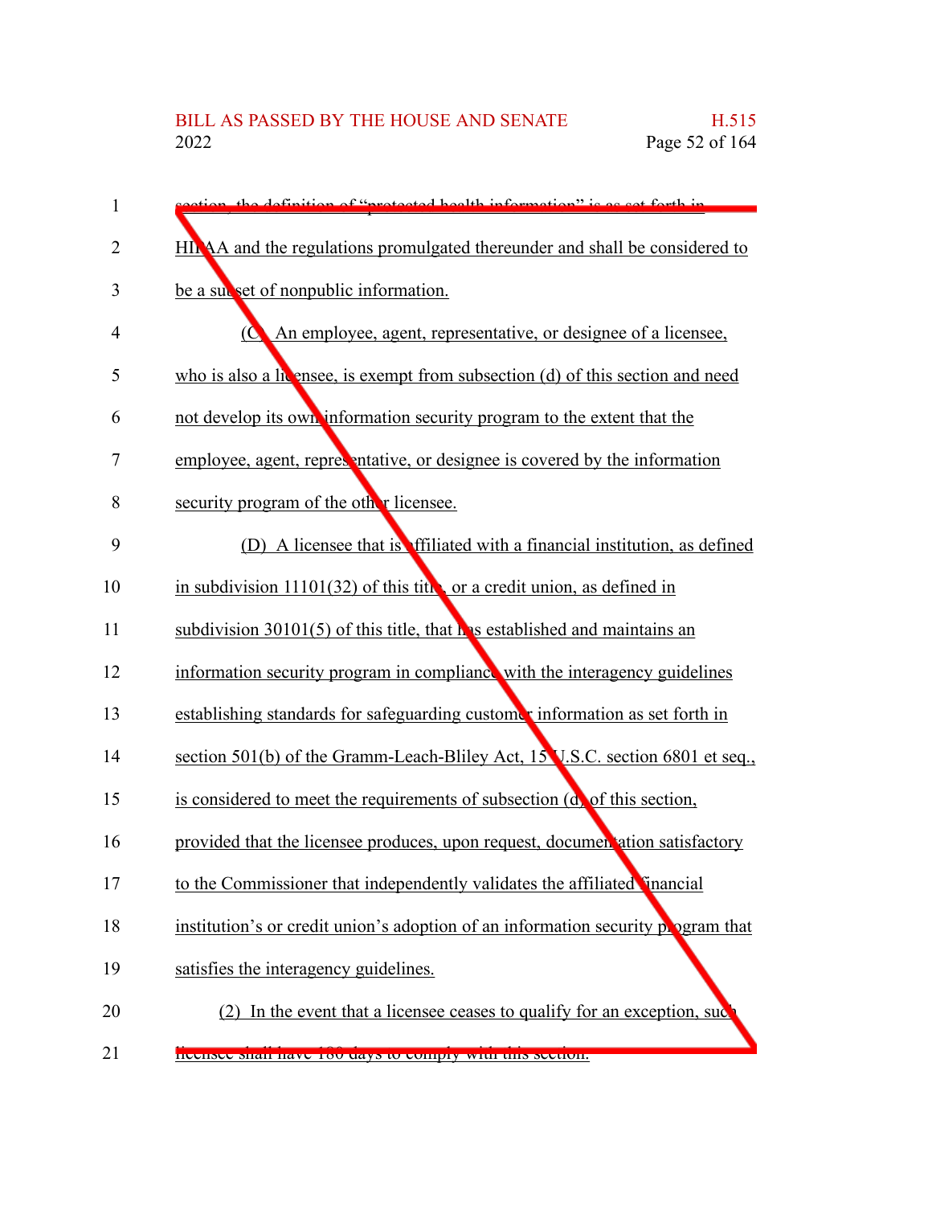section, the definition of "protected health information" is as set forth in HIPAA and the regulations promulgated thereunder and shall be considered to be a subset of nonpublic information.

(C) An employee, agent, representative, or designee of a licensee, who is also a licensee, is exempt from subsection (d) of this section and need not develop its own information security program to the extent that the employee, agent, representative, or designee is covered by the information security program of the other licensee.

(D) A licensee that is affiliated with a financial institution, as defined in subdivision 11101(32) of this title, or a credit union, as defined in subdivision 30101(5) of this title, that has established and maintains an information security program in compliance with the interagency guidelines establishing standards for safeguarding customer information as set forth in section 501(b) of the Gramm-Leach-Bliley Act, 15 U.S.C. section 6801 et seq., is considered to meet the requirements of subsection (d) of this section, provided that the licensee produces, upon request, documentation satisfactory to the Commissioner that independently validates the affiliated financial institution's or credit union's adoption of an information security program that satisfies the interagency guidelines.

(2) In the event that a licensee ceases to qualify for an exception, such licensee shall have 180 days to comply with this section.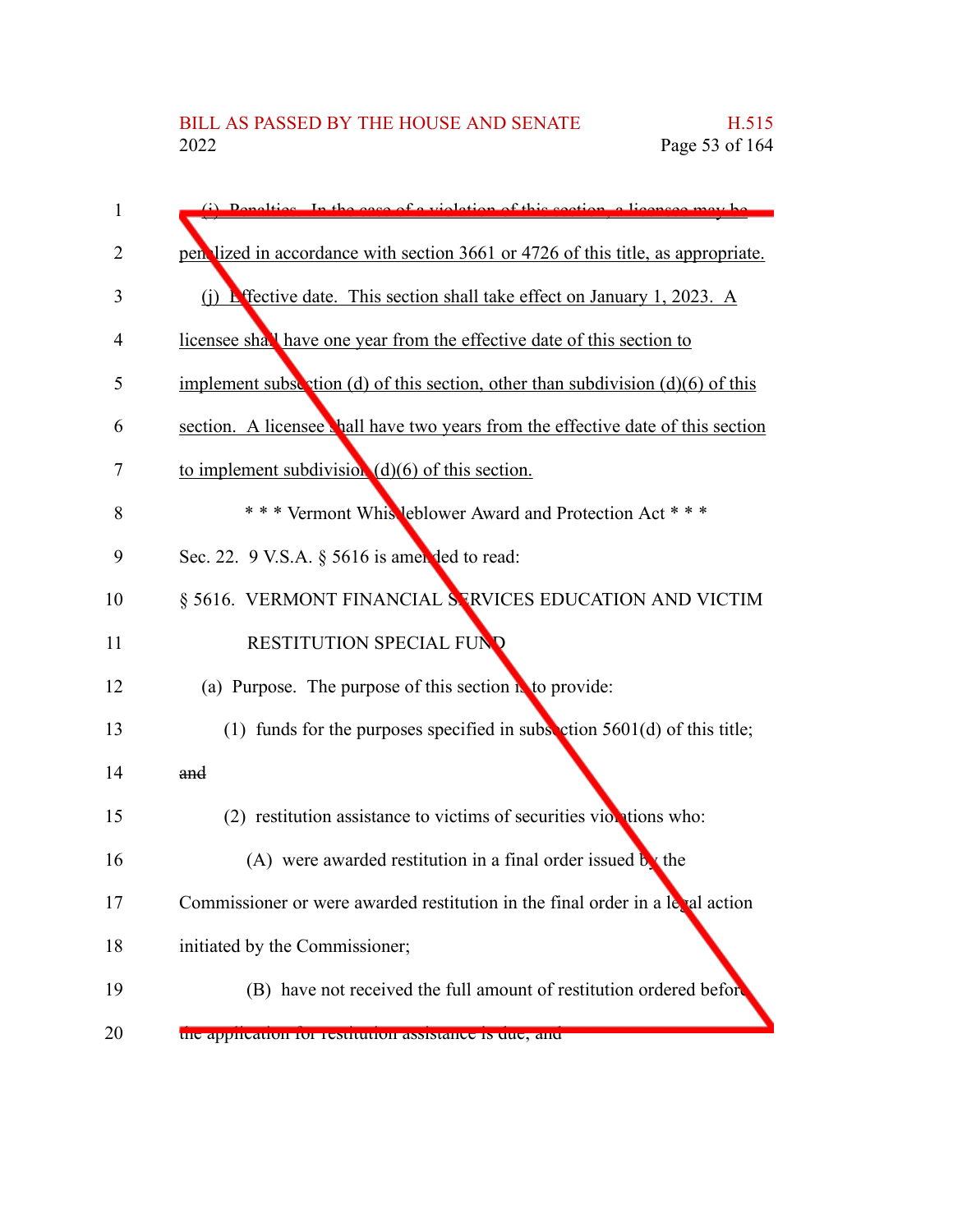(i) Penalties. In the case of a violation of this section, a licensee may be penalized in accordance with section 3661 or 4726 of this title, as appropriate.

(j) Effective date. This section shall take effect on January 1, 2023. A licensee shall have one year from the effective date of this section to implement subsection (d) of this section, other than subdivision (d)(6) of this section. A licensee shall have two years from the effective date of this section to implement subdivision (d)(6) of this section.

\* \* \* Vermont Whistleblower Award and Protection Act \* \* \*

Sec. 22. 9 V.S.A. § 5616 is amended to read:

§ 5616. VERMONT FINANCIAL SERVICES EDUCATION AND VICTIM RESTITUTION SPECIAL FUND

(a) Purpose. The purpose of this section is to provide:

(1) funds for the purposes specified in subsection 5601(d) of this title; ~~and~~

(2) restitution assistance to victims of securities violations who:

(A) were awarded restitution in a final order issued by the Commissioner or were awarded restitution in the final order in a legal action initiated by the Commissioner;

(B) have not received the full amount of restitution ordered before the application for restitution assistance is due; and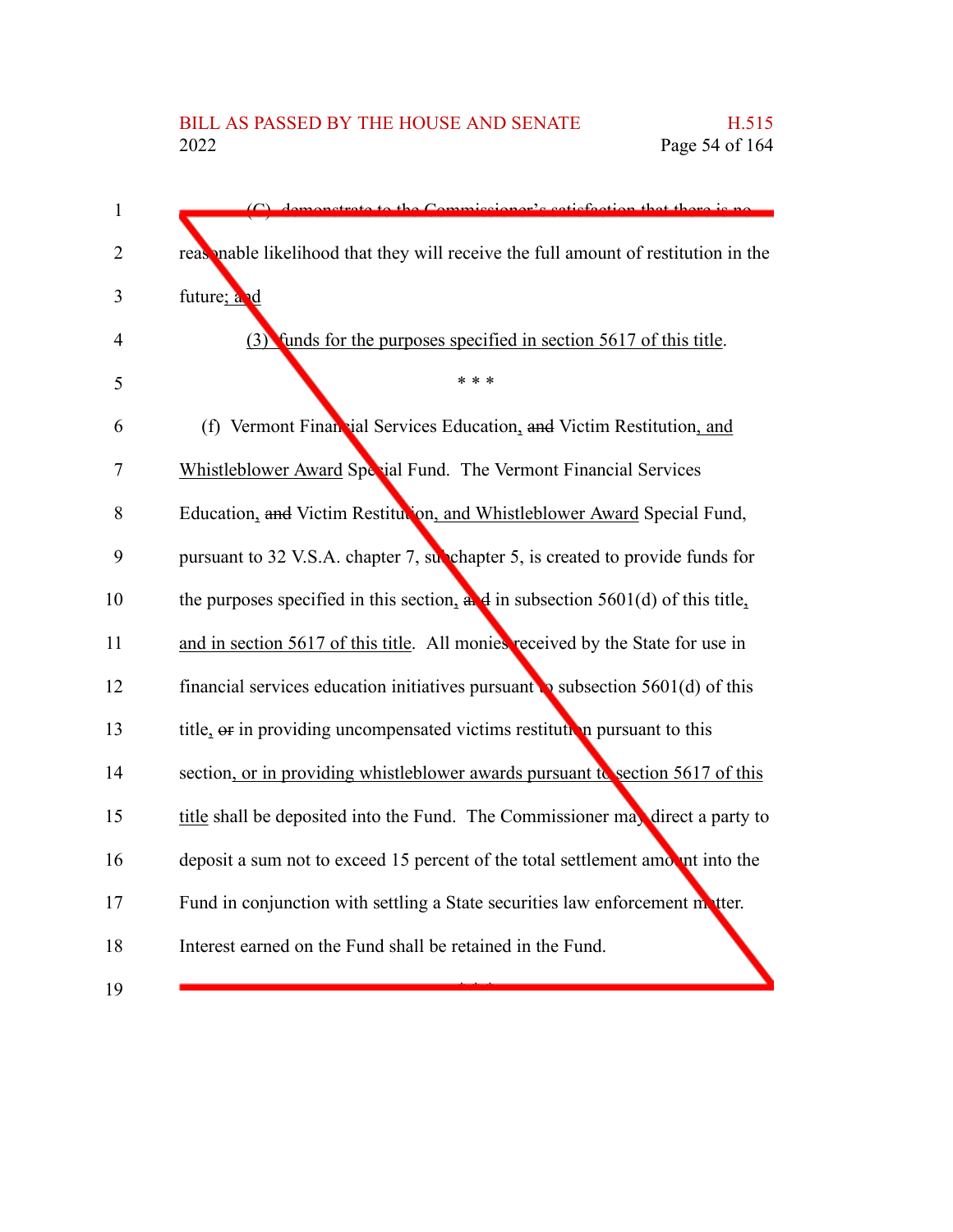(C) demonstrate to the Commissioner's satisfaction that there is no reasonable likelihood that they will receive the full amount of restitution in the future; and

(3) funds for the purposes specified in section 5617 of this title.

\* \* \*

(f) Vermont Financial Services Education, ~~and~~ Victim Restitution, and Whistleblower Award Special Fund. The Vermont Financial Services Education, ~~and~~ Victim Restitution, and Whistleblower Award Special Fund, pursuant to 32 V.S.A. chapter 7, subchapter 5, is created to provide funds for the purposes specified in this section, ~~and~~ in subsection 5601(d) of this title, and in section 5617 of this title. All monies received by the State for use in financial services education initiatives pursuant to subsection 5601(d) of this title, ~~or~~ in providing uncompensated victims restitution pursuant to this section, or in providing whistleblower awards pursuant to section 5617 of this title shall be deposited into the Fund. The Commissioner may direct a party to deposit a sum not to exceed 15 percent of the total settlement amount into the Fund in conjunction with settling a State securities law enforcement matter. Interest earned on the Fund shall be retained in the Fund.

\* \* \*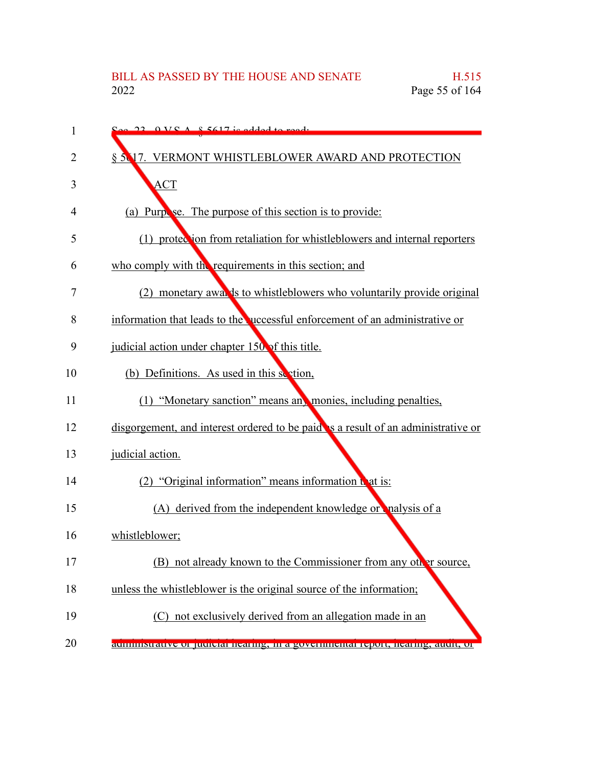Sec. 23. 9 V.S.A. § 5617 is added to read:

§ 5617. VERMONT WHISTLEBLOWER AWARD AND PROTECTION ACT

(a) Purpose. The purpose of this section is to provide:

(1) protection from retaliation for whistleblowers and internal reporters who comply with the requirements in this section; and

(2) monetary awards to whistleblowers who voluntarily provide original information that leads to the successful enforcement of an administrative or judicial action under chapter 150 of this title.

(b) Definitions. As used in this section,

(1) "Monetary sanction" means any monies, including penalties, disgorgement, and interest ordered to be paid as a result of an administrative or judicial action.

(2) "Original information" means information that is:

(A) derived from the independent knowledge or analysis of a whistleblower;

(B) not already known to the Commissioner from any other source, unless the whistleblower is the original source of the information;

(C) not exclusively derived from an allegation made in an administrative or judicial hearing, in a governmental report, hearing, audit, or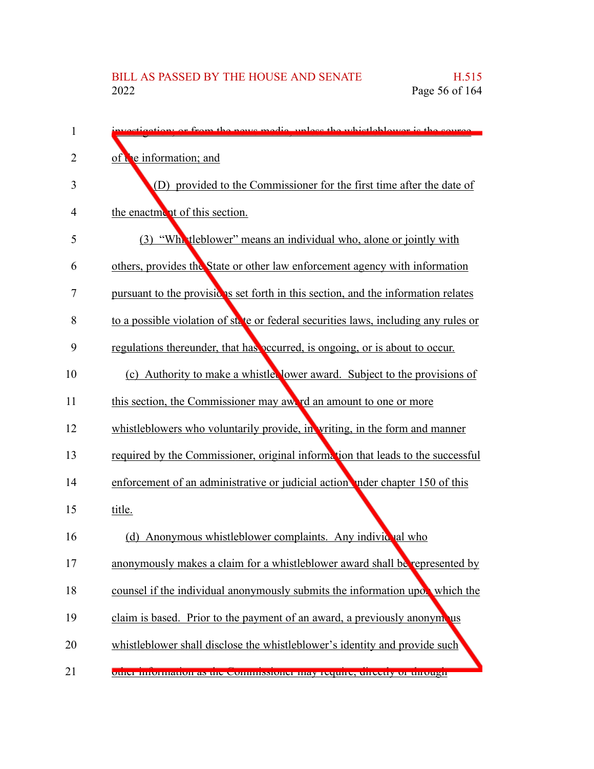investigation; or from the news media, unless the whistleblower is the source of the information; and

(D) provided to the Commissioner for the first time after the date of the enactment of this section.

(3) "Whistleblower" means an individual who, alone or jointly with others, provides the State or other law enforcement agency with information pursuant to the provisions set forth in this section, and the information relates to a possible violation of state or federal securities laws, including any rules or regulations thereunder, that has occurred, is ongoing, or is about to occur.

(c) Authority to make a whistleblower award. Subject to the provisions of this section, the Commissioner may award an amount to one or more whistleblowers who voluntarily provide, in writing, in the form and manner required by the Commissioner, original information that leads to the successful enforcement of an administrative or judicial action under chapter 150 of this title.

(d) Anonymous whistleblower complaints. Any individual who anonymously makes a claim for a whistleblower award shall be represented by counsel if the individual anonymously submits the information upon which the claim is based. Prior to the payment of an award, a previously anonymous whistleblower shall disclose the whistleblower's identity and provide such other information as the Commissioner may require, directly or through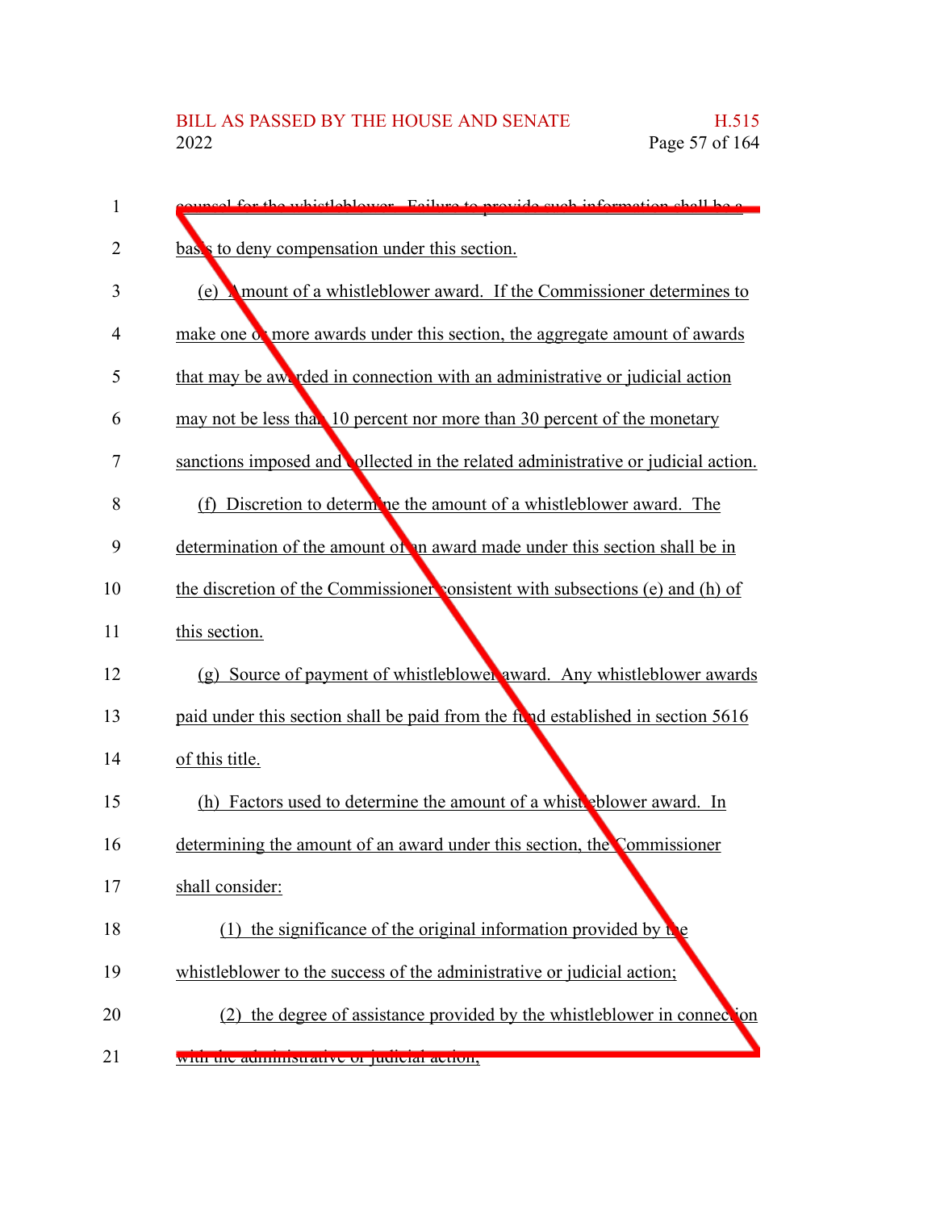counsel for the whistleblower. Failure to provide such information shall be a basis to deny compensation under this section.

(e) Amount of a whistleblower award. If the Commissioner determines to make one or more awards under this section, the aggregate amount of awards that may be awarded in connection with an administrative or judicial action may not be less than 10 percent nor more than 30 percent of the monetary sanctions imposed and collected in the related administrative or judicial action.

(f) Discretion to determine the amount of a whistleblower award. The determination of the amount of an award made under this section shall be in the discretion of the Commissioner consistent with subsections (e) and (h) of this section.

(g) Source of payment of whistleblower award. Any whistleblower awards paid under this section shall be paid from the fund established in section 5616 of this title.

(h) Factors used to determine the amount of a whistleblower award. In determining the amount of an award under this section, the Commissioner shall consider:

(1) the significance of the original information provided by the whistleblower to the success of the administrative or judicial action;

(2) the degree of assistance provided by the whistleblower in connection with the administrative or judicial action;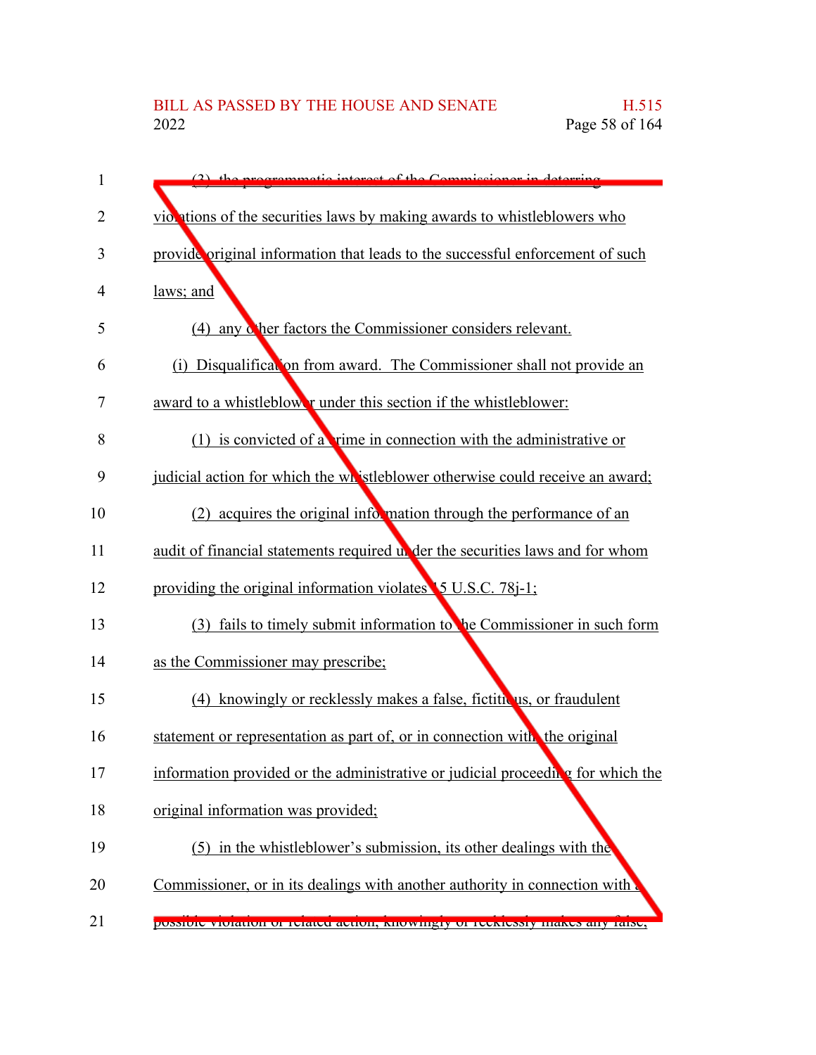(3) the programmatic interest of the Commissioner in deterring violations of the securities laws by making awards to whistleblowers who provide original information that leads to the successful enforcement of such laws; and

(4) any other factors the Commissioner considers relevant.

(i) Disqualification from award. The Commissioner shall not provide an award to a whistleblower under this section if the whistleblower:

(1) is convicted of a crime in connection with the administrative or judicial action for which the whistleblower otherwise could receive an award;

(2) acquires the original information through the performance of an audit of financial statements required under the securities laws and for whom providing the original information violates 15 U.S.C. 78j-1;

(3) fails to timely submit information to the Commissioner in such form as the Commissioner may prescribe;

(4) knowingly or recklessly makes a false, fictitious, or fraudulent statement or representation as part of, or in connection with, the original information provided or the administrative or judicial proceeding for which the original information was provided;

(5) in the whistleblower's submission, its other dealings with the Commissioner, or in its dealings with another authority in connection with a possible violation or related action, knowingly or recklessly makes any false,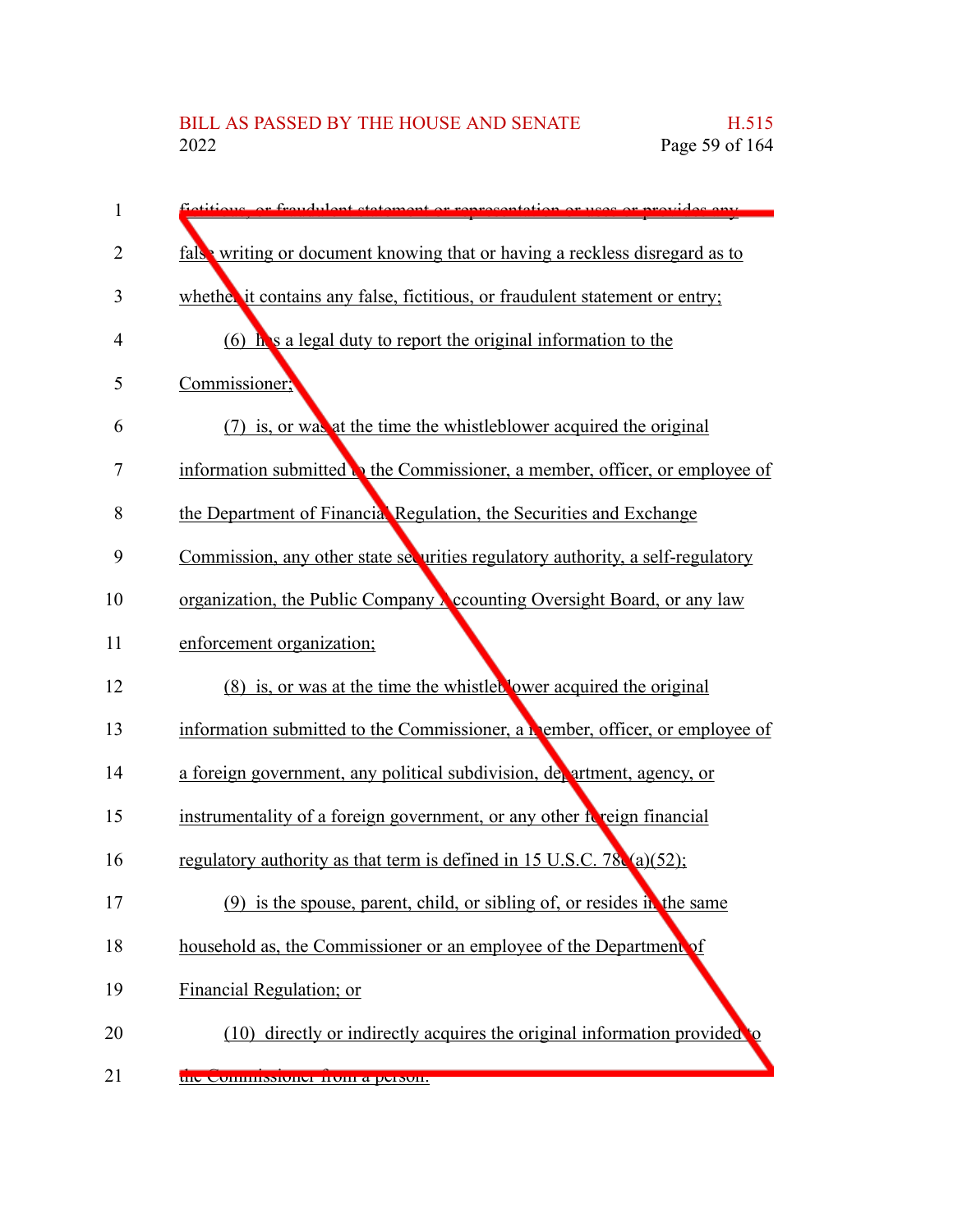fictitious, or fraudulent statement or representation or uses or provides any false writing or document knowing that or having a reckless disregard as to whether it contains any false, fictitious, or fraudulent statement or entry;

(6) has a legal duty to report the original information to the Commissioner;

(7) is, or was at the time the whistleblower acquired the original information submitted to the Commissioner, a member, officer, or employee of the Department of Financial Regulation, the Securities and Exchange Commission, any other state securities regulatory authority, a self-regulatory organization, the Public Company Accounting Oversight Board, or any law enforcement organization;

(8) is, or was at the time the whistleblower acquired the original information submitted to the Commissioner, a member, officer, or employee of a foreign government, any political subdivision, department, agency, or instrumentality of a foreign government, or any other foreign financial regulatory authority as that term is defined in 15 U.S.C. 78c(a)(52);

(9) is the spouse, parent, child, or sibling of, or resides in the same household as, the Commissioner or an employee of the Department of Financial Regulation; or

(10) directly or indirectly acquires the original information provided to the Commissioner from a person: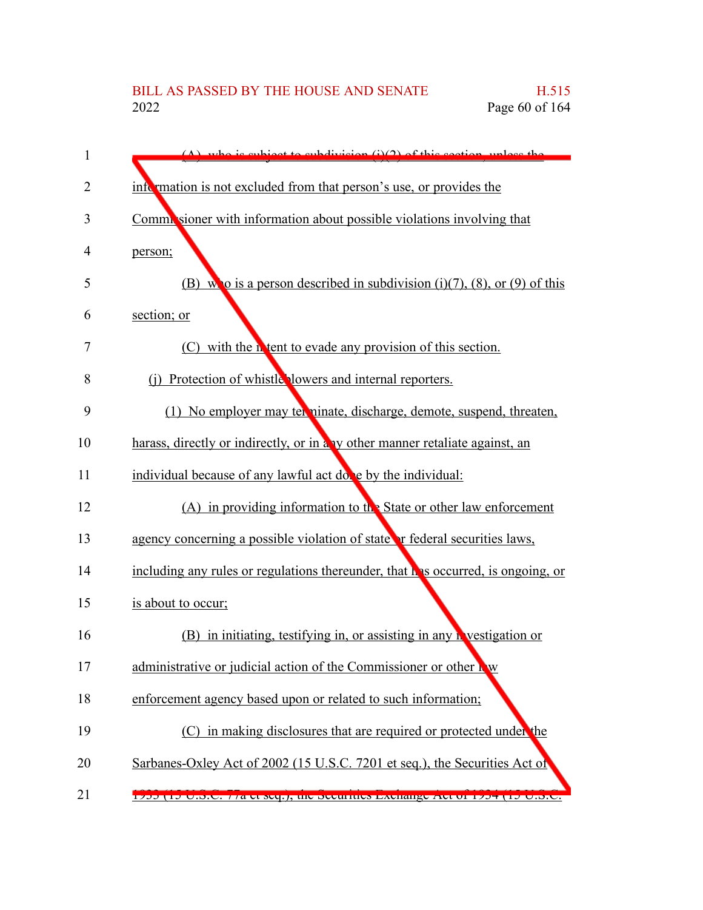(A) who is subject to subdivision (i)(2) of this section, unless the information is not excluded from that person's use, or provides the Commissioner with information about possible violations involving that person;

(B) who is a person described in subdivision (i)(7), (8), or (9) of this section; or

(C) with the intent to evade any provision of this section.

(j) Protection of whistleblowers and internal reporters.

(1) No employer may terminate, discharge, demote, suspend, threaten, harass, directly or indirectly, or in any other manner retaliate against, an individual because of any lawful act done by the individual:

(A) in providing information to the State or other law enforcement agency concerning a possible violation of state or federal securities laws, including any rules or regulations thereunder, that has occurred, is ongoing, or is about to occur;

(B) in initiating, testifying in, or assisting in any investigation or administrative or judicial action of the Commissioner or other law enforcement agency based upon or related to such information;

(C) in making disclosures that are required or protected under the Sarbanes-Oxley Act of 2002 (15 U.S.C. 7201 et seq.), the Securities Act of 1933 (15 U.S.C. 77a et seq.), the Securities Exchange Act of 1934 (15 U.S.C.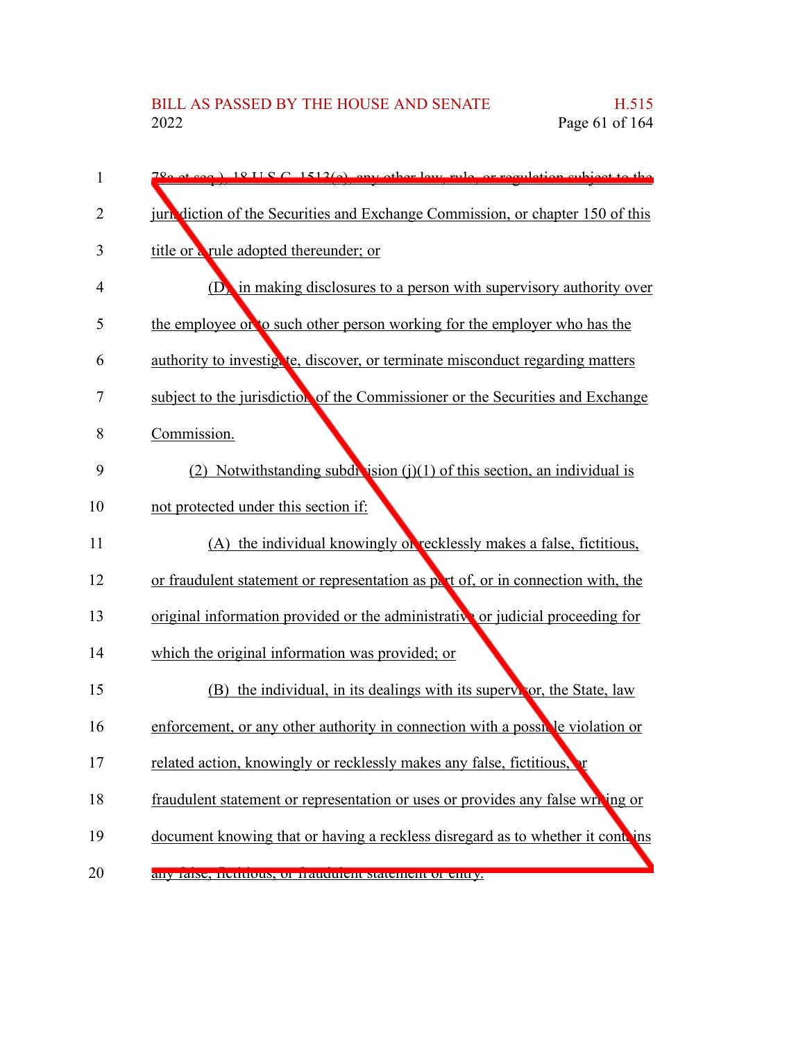78a et seq.), 18 U.S.C. 1513(e), any other law, rule, or regulation subject to the jurisdiction of the Securities and Exchange Commission, or chapter 150 of this title or a rule adopted thereunder; or

(D) in making disclosures to a person with supervisory authority over the employee or to such other person working for the employer who has the authority to investigate, discover, or terminate misconduct regarding matters subject to the jurisdiction of the Commissioner or the Securities and Exchange Commission.

(2) Notwithstanding subdivision (j)(1) of this section, an individual is not protected under this section if:

(A) the individual knowingly or recklessly makes a false, fictitious, or fraudulent statement or representation as part of, or in connection with, the original information provided or the administrative or judicial proceeding for which the original information was provided; or

(B) the individual, in its dealings with its supervisor, the State, law enforcement, or any other authority in connection with a possible violation or related action, knowingly or recklessly makes any false, fictitious, or fraudulent statement or representation or uses or provides any false writing or document knowing that or having a reckless disregard as to whether it contains any false, fictitious, or fraudulent statement or entry.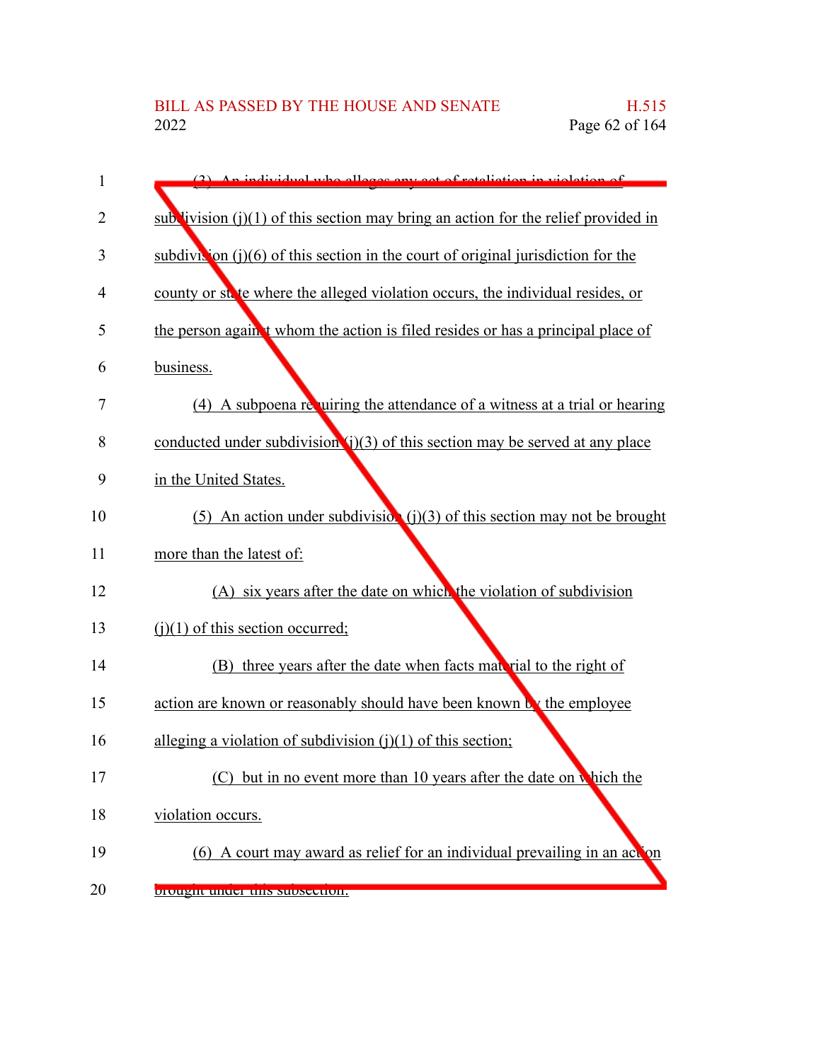(3) An individual who alleges any act of retaliation in violation of subdivision (j)(1) of this section may bring an action for the relief provided in subdivision (j)(6) of this section in the court of original jurisdiction for the county or state where the alleged violation occurs, the individual resides, or the person against whom the action is filed resides or has a principal place of business.

(4) A subpoena requiring the attendance of a witness at a trial or hearing conducted under subdivision (j)(3) of this section may be served at any place in the United States.

(5) An action under subdivision (j)(3) of this section may not be brought more than the latest of:

(A) six years after the date on which the violation of subdivision (j)(1) of this section occurred;

(B) three years after the date when facts material to the right of action are known or reasonably should have been known by the employee alleging a violation of subdivision (j)(1) of this section;

(C) but in no event more than 10 years after the date on which the violation occurs.

(6) A court may award as relief for an individual prevailing in an action brought under this subsection: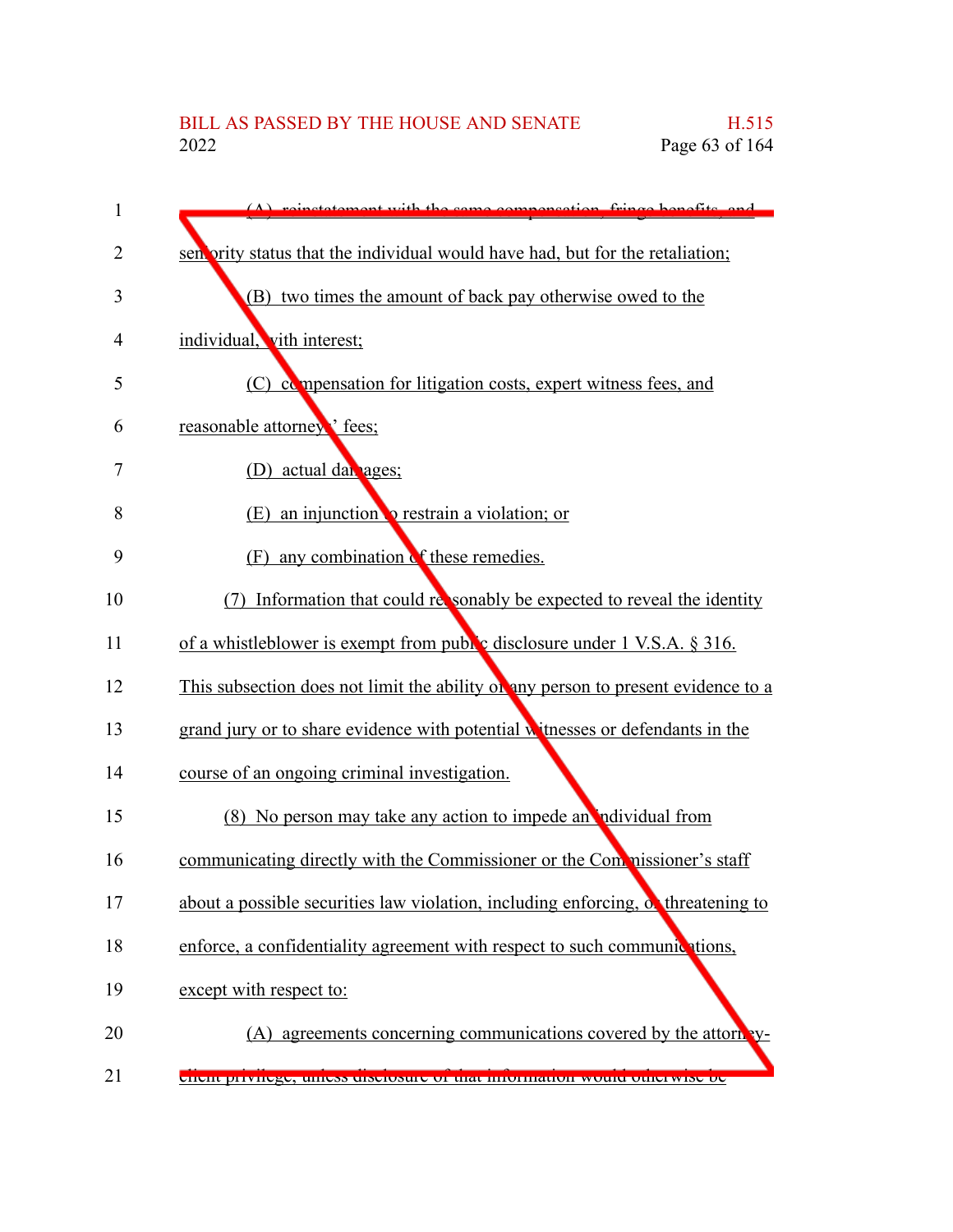(A) reinstatement with the same compensation, fringe benefits, and seniority status that the individual would have had, but for the retaliation;

(B) two times the amount of back pay otherwise owed to the individual, with interest;

(C) compensation for litigation costs, expert witness fees, and reasonable attorneys' fees;

(D) actual damages;

(E) an injunction to restrain a violation; or

(F) any combination of these remedies.

(7) Information that could reasonably be expected to reveal the identity of a whistleblower is exempt from public disclosure under 1 V.S.A. § 316. This subsection does not limit the ability of any person to present evidence to a grand jury or to share evidence with potential witnesses or defendants in the course of an ongoing criminal investigation.

(8) No person may take any action to impede an individual from communicating directly with the Commissioner or the Commissioner's staff about a possible securities law violation, including enforcing, or threatening to enforce, a confidentiality agreement with respect to such communications, except with respect to:

(A) agreements concerning communications covered by the attorney-client privilege, unless disclosure of that information would otherwise be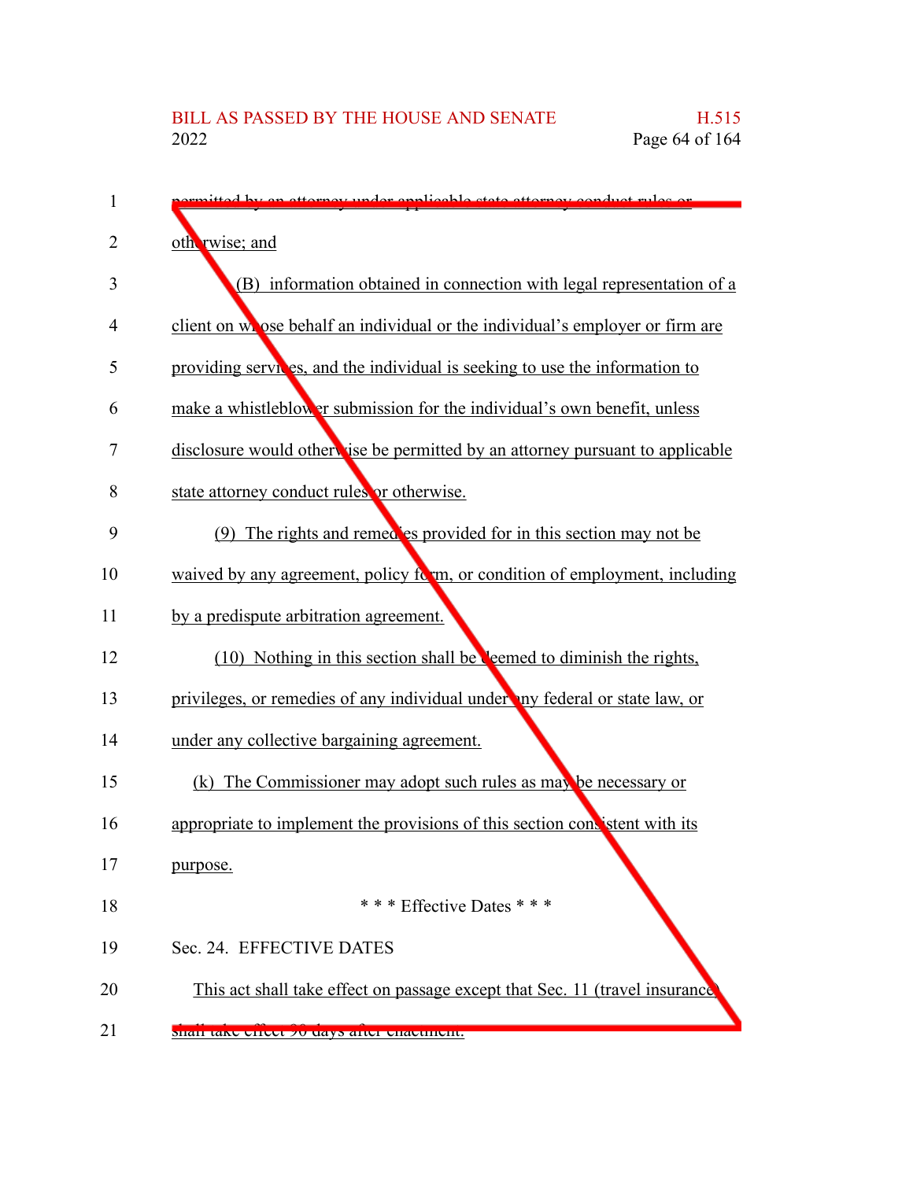permitted by an attorney under applicable state attorney conduct rules or otherwise; and

(B) information obtained in connection with legal representation of a client on whose behalf an individual or the individual's employer or firm are providing services, and the individual is seeking to use the information to make a whistleblower submission for the individual's own benefit, unless disclosure would otherwise be permitted by an attorney pursuant to applicable state attorney conduct rules or otherwise.

(9) The rights and remedies provided for in this section may not be waived by any agreement, policy form, or condition of employment, including by a predispute arbitration agreement.

(10) Nothing in this section shall be deemed to diminish the rights, privileges, or remedies of any individual under any federal or state law, or under any collective bargaining agreement.

(k) The Commissioner may adopt such rules as may be necessary or appropriate to implement the provisions of this section consistent with its purpose.

\* \* \* Effective Dates \* \* \*

Sec. 24. EFFECTIVE DATES

This act shall take effect on passage except that Sec. 11 (travel insurance) shall take effect 90 days after enactment.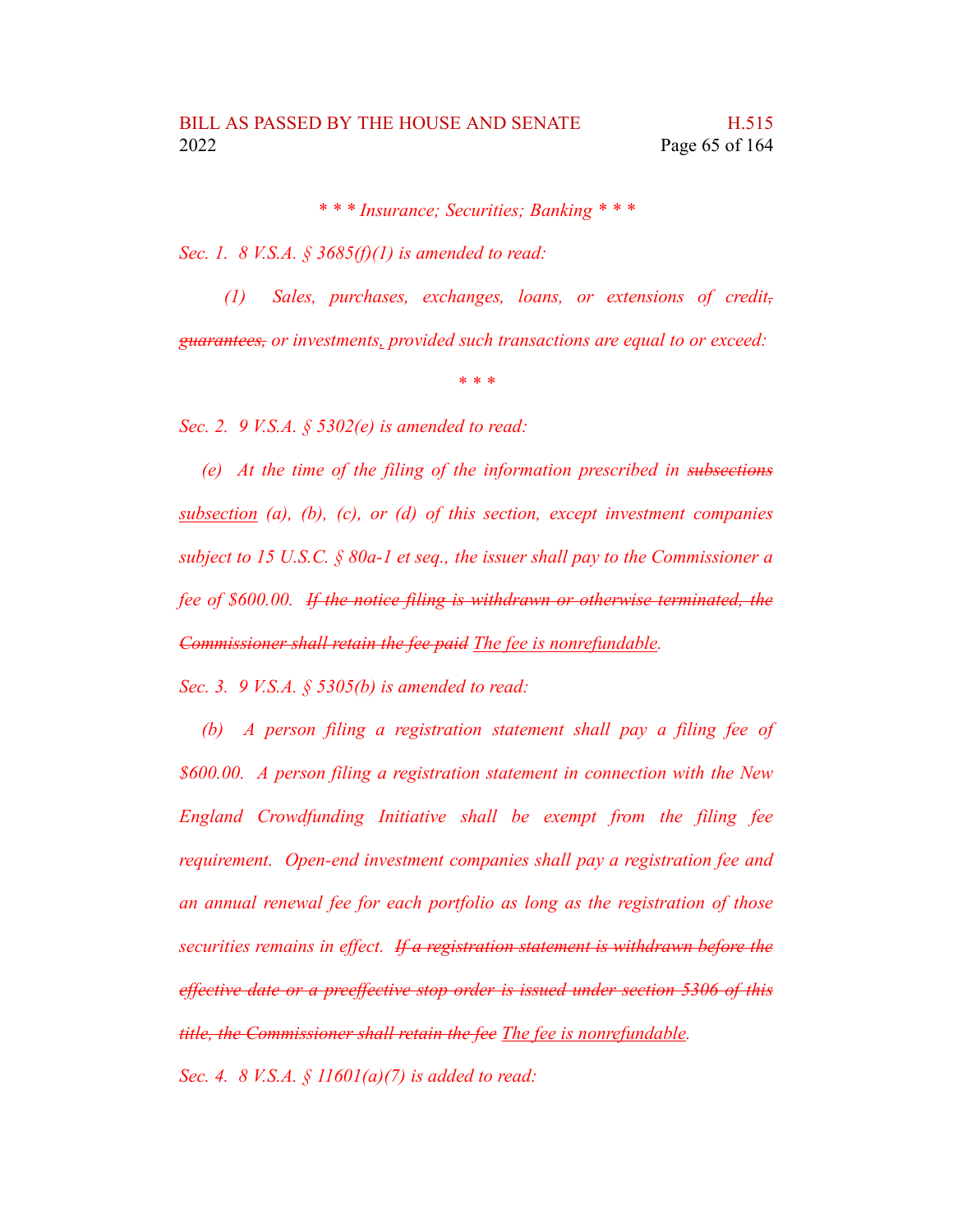*\* \* \* Insurance; Securities; Banking \* \* \**

*Sec. 1. 8 V.S.A. § 3685(f)(1) is amended to read:*

*(1) Sales, purchases, exchanges, loans, or extensions of credit, ~~guarantees,~~ or investments, provided such transactions are equal to or exceed:*

*\* \* \**

*Sec. 2. 9 V.S.A. § 5302(e) is amended to read:*

*(e) At the time of the filing of the information prescribed in ~~subsections~~ <u>subsection</u> (a), (b), (c), or (d) of this section, except investment companies subject to 15 U.S.C. § 80a-1 et seq., the issuer shall pay to the Commissioner a fee of $600.00. ~~If the notice filing is withdrawn or otherwise terminated, the Commissioner shall retain the fee paid~~ <u>The fee is nonrefundable</u>.*

*Sec. 3. 9 V.S.A. § 5305(b) is amended to read:*

*(b) A person filing a registration statement shall pay a filing fee of $600.00. A person filing a registration statement in connection with the New England Crowdfunding Initiative shall be exempt from the filing fee requirement. Open-end investment companies shall pay a registration fee and an annual renewal fee for each portfolio as long as the registration of those securities remains in effect. ~~If a registration statement is withdrawn before the effective date or a preeffective stop order is issued under section 5306 of this title, the Commissioner shall retain the fee~~ <u>The fee is nonrefundable</u>.*

*Sec. 4. 8 V.S.A. § 11601(a)(7) is added to read:*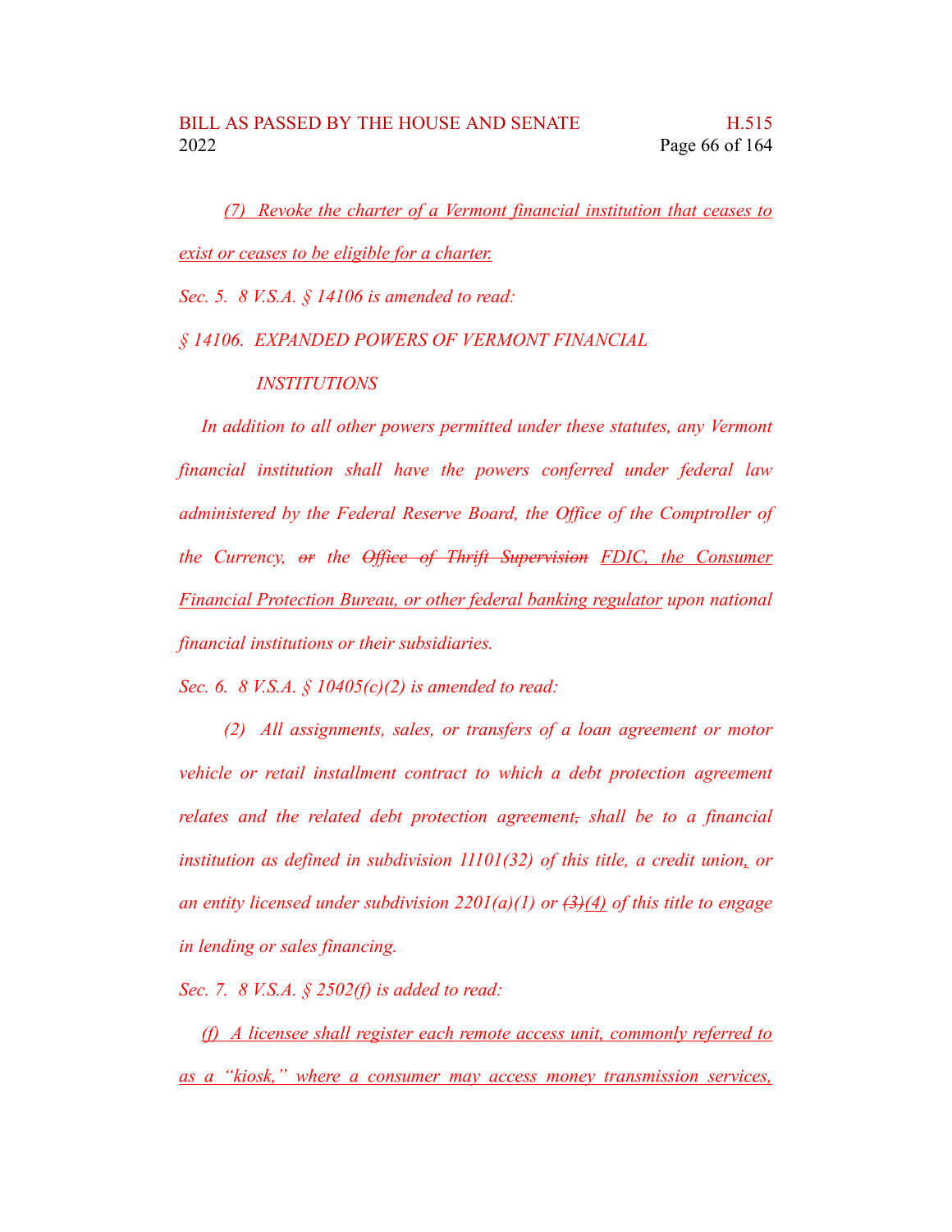(7) Revoke the charter of a Vermont financial institution that ceases to exist or ceases to be eligible for a charter.

*Sec. 5. 8 V.S.A. § 14106 is amended to read:*

*§ 14106. EXPANDED POWERS OF VERMONT FINANCIAL INSTITUTIONS*

*In addition to all other powers permitted under these statutes, any Vermont financial institution shall have the powers conferred under federal law administered by the Federal Reserve Board, the Office of the Comptroller of the Currency, ~~or~~ the ~~Office of Thrift Supervision~~ FDIC, the Consumer Financial Protection Bureau, or other federal banking regulator upon national financial institutions or their subsidiaries.*

*Sec. 6. 8 V.S.A. § 10405(c)(2) is amended to read:*

*(2) All assignments, sales, or transfers of a loan agreement or motor vehicle or retail installment contract to which a debt protection agreement relates and the related debt protection agreement~~,~~ shall be to a financial institution as defined in subdivision 11101(32) of this title, a credit union, or an entity licensed under subdivision 2201(a)(1) or ~~(3)~~(4) of this title to engage in lending or sales financing.*

*Sec. 7. 8 V.S.A. § 2502(f) is added to read:*

*(f) A licensee shall register each remote access unit, commonly referred to as a "kiosk," where a consumer may access money transmission services,*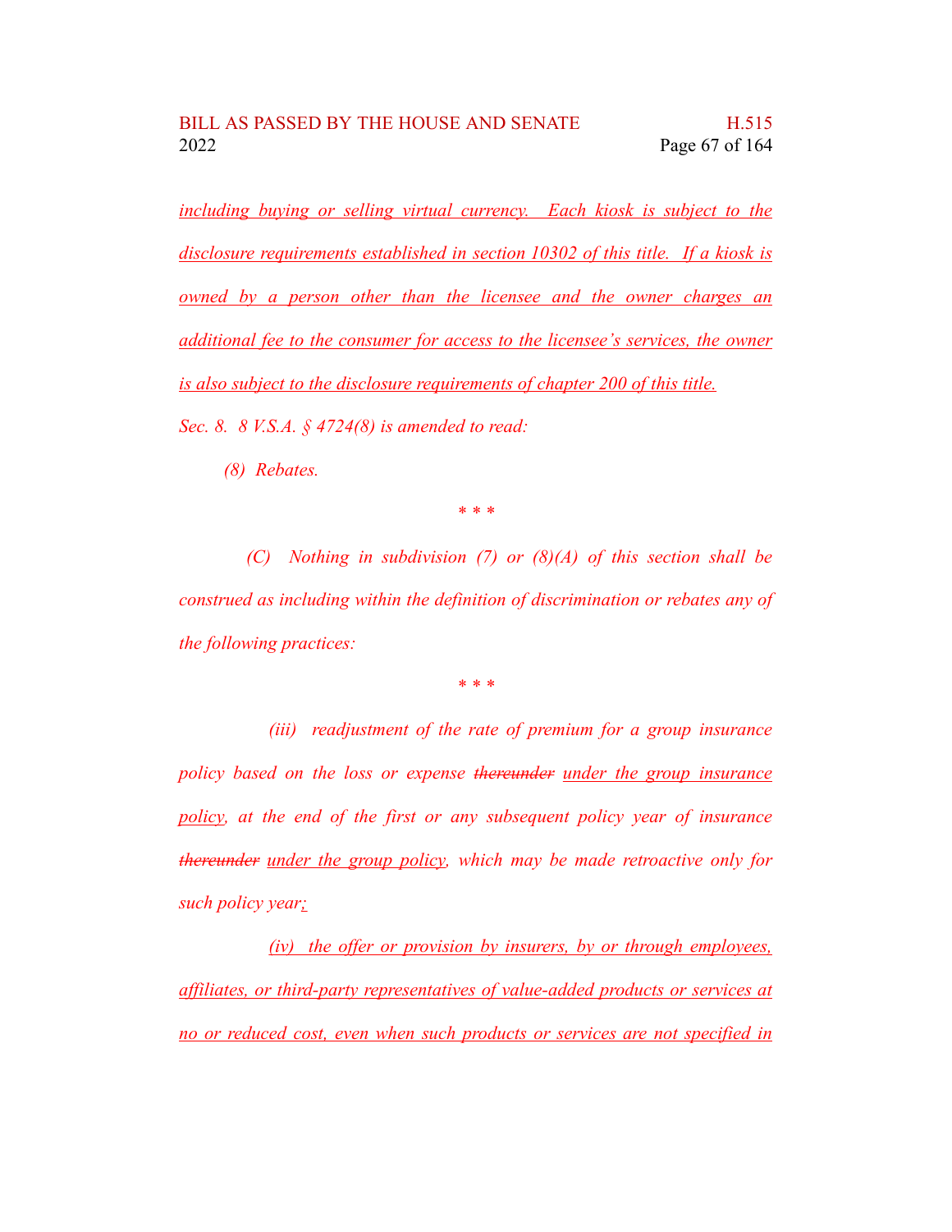<u>*including buying or selling virtual currency. Each kiosk is subject to the disclosure requirements established in section 10302 of this title. If a kiosk is owned by a person other than the licensee and the owner charges an additional fee to the consumer for access to the licensee's services, the owner is also subject to the disclosure requirements of chapter 200 of this title.*</u>

*Sec. 8. 8 V.S.A. § 4724(8) is amended to read:*

*(8) Rebates.*

*\* \* \**

*(C) Nothing in subdivision (7) or (8)(A) of this section shall be construed as including within the definition of discrimination or rebates any of the following practices:*

*\* \* \**

*(iii) readjustment of the rate of premium for a group insurance policy based on the loss or expense ~~thereunder~~ <u>under the group insurance policy</u>, at the end of the first or any subsequent policy year of insurance ~~thereunder~~ <u>under the group policy</u>, which may be made retroactive only for such policy year<u>;</u>*

<u>*(iv) the offer or provision by insurers, by or through employees, affiliates, or third-party representatives of value-added products or services at no or reduced cost, even when such products or services are not specified in*</u>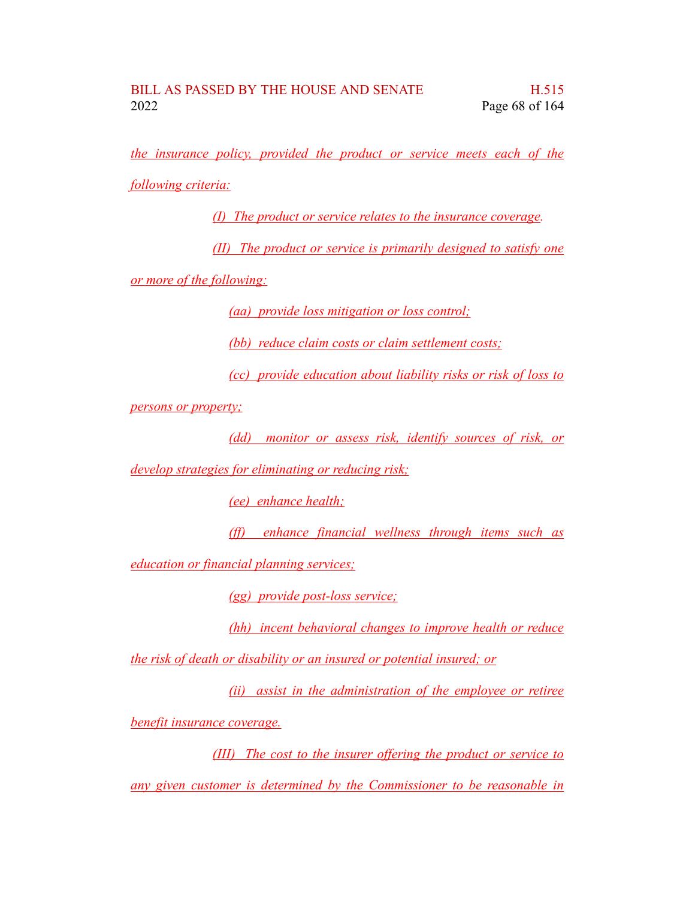*the insurance policy, provided the product or service meets each of the following criteria:*

*(I) The product or service relates to the insurance coverage.*

*(II) The product or service is primarily designed to satisfy one or more of the following:*

*(aa) provide loss mitigation or loss control;*

*(bb) reduce claim costs or claim settlement costs;*

*(cc) provide education about liability risks or risk of loss to persons or property;*

*(dd) monitor or assess risk, identify sources of risk, or develop strategies for eliminating or reducing risk;*

*(ee) enhance health;*

*(ff) enhance financial wellness through items such as education or financial planning services;*

*(gg) provide post-loss service;*

*(hh) incent behavioral changes to improve health or reduce the risk of death or disability or an insured or potential insured; or*

*(ii) assist in the administration of the employee or retiree benefit insurance coverage.*

*(III) The cost to the insurer offering the product or service to any given customer is determined by the Commissioner to be reasonable in*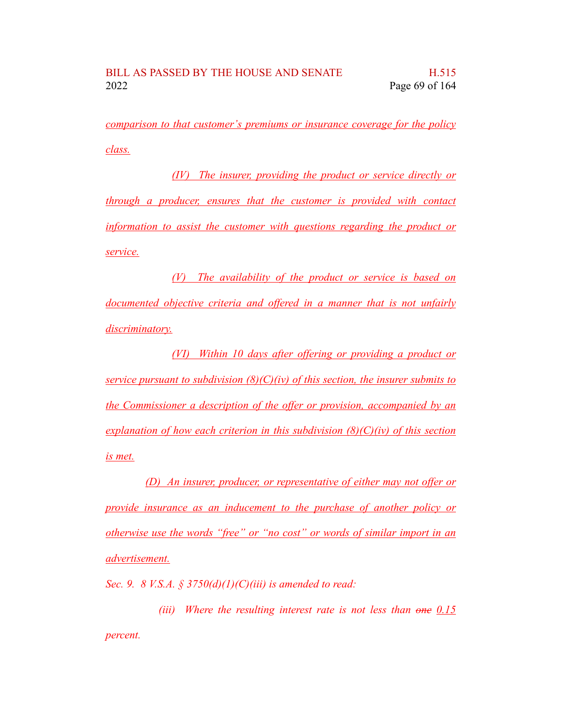<u>comparison to that customer's premiums or insurance coverage for the policy class.</u>

<u>(IV) The insurer, providing the product or service directly or through a producer, ensures that the customer is provided with contact information to assist the customer with questions regarding the product or service.</u>

<u>(V) The availability of the product or service is based on documented objective criteria and offered in a manner that is not unfairly discriminatory.</u>

<u>(VI) Within 10 days after offering or providing a product or service pursuant to subdivision (8)(C)(iv) of this section, the insurer submits to the Commissioner a description of the offer or provision, accompanied by an explanation of how each criterion in this subdivision (8)(C)(iv) of this section is met.</u>

<u>(D) An insurer, producer, or representative of either may not offer or provide insurance as an inducement to the purchase of another policy or otherwise use the words "free" or "no cost" or words of similar import in an advertisement.</u>

*Sec. 9. 8 V.S.A. § 3750(d)(1)(C)(iii) is amended to read:*

*(iii) Where the resulting interest rate is not less than ~~one~~ <u>0.15</u> percent.*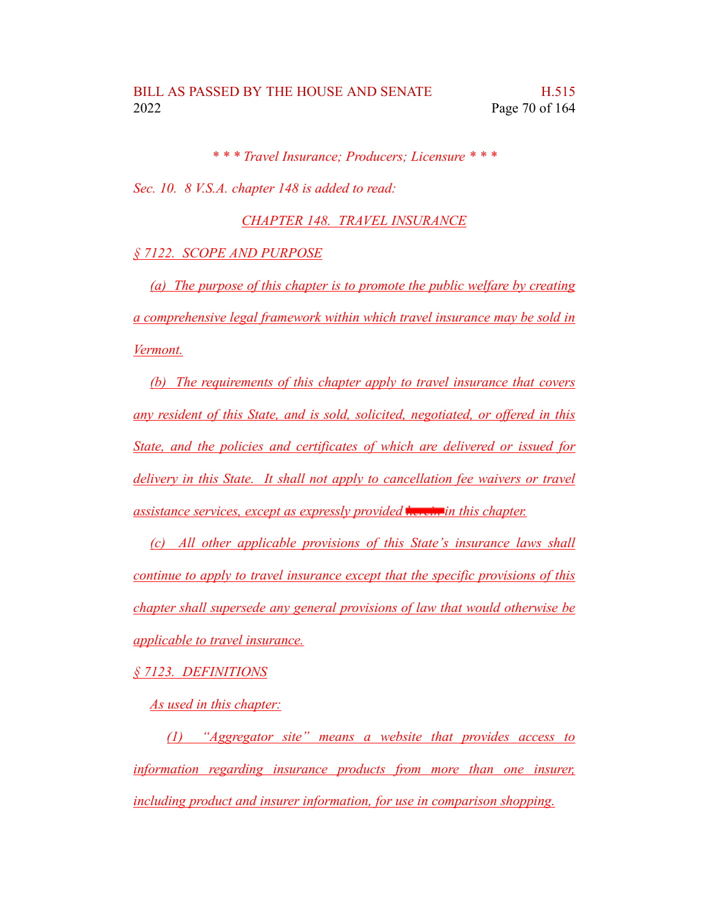*\* \* \* Travel Insurance; Producers; Licensure \* \* \**

*Sec. 10. 8 V.S.A. chapter 148 is added to read:*

<u>*CHAPTER 148. TRAVEL INSURANCE*</u>

<u>*§ 7122. SCOPE AND PURPOSE*</u>

<u>*(a) The purpose of this chapter is to promote the public welfare by creating a comprehensive legal framework within which travel insurance may be sold in Vermont.*</u>

<u>*(b) The requirements of this chapter apply to travel insurance that covers any resident of this State, and is sold, solicited, negotiated, or offered in this State, and the policies and certificates of which are delivered or issued for delivery in this State. It shall not apply to cancellation fee waivers or travel assistance services, except as expressly provided ~~herein~~ in this chapter.*</u>

<u>*(c) All other applicable provisions of this State's insurance laws shall continue to apply to travel insurance except that the specific provisions of this chapter shall supersede any general provisions of law that would otherwise be applicable to travel insurance.*</u>

<u>*§ 7123. DEFINITIONS*</u>

<u>*As used in this chapter:*</u>

<u>*(1) "Aggregator site" means a website that provides access to information regarding insurance products from more than one insurer, including product and insurer information, for use in comparison shopping.*</u>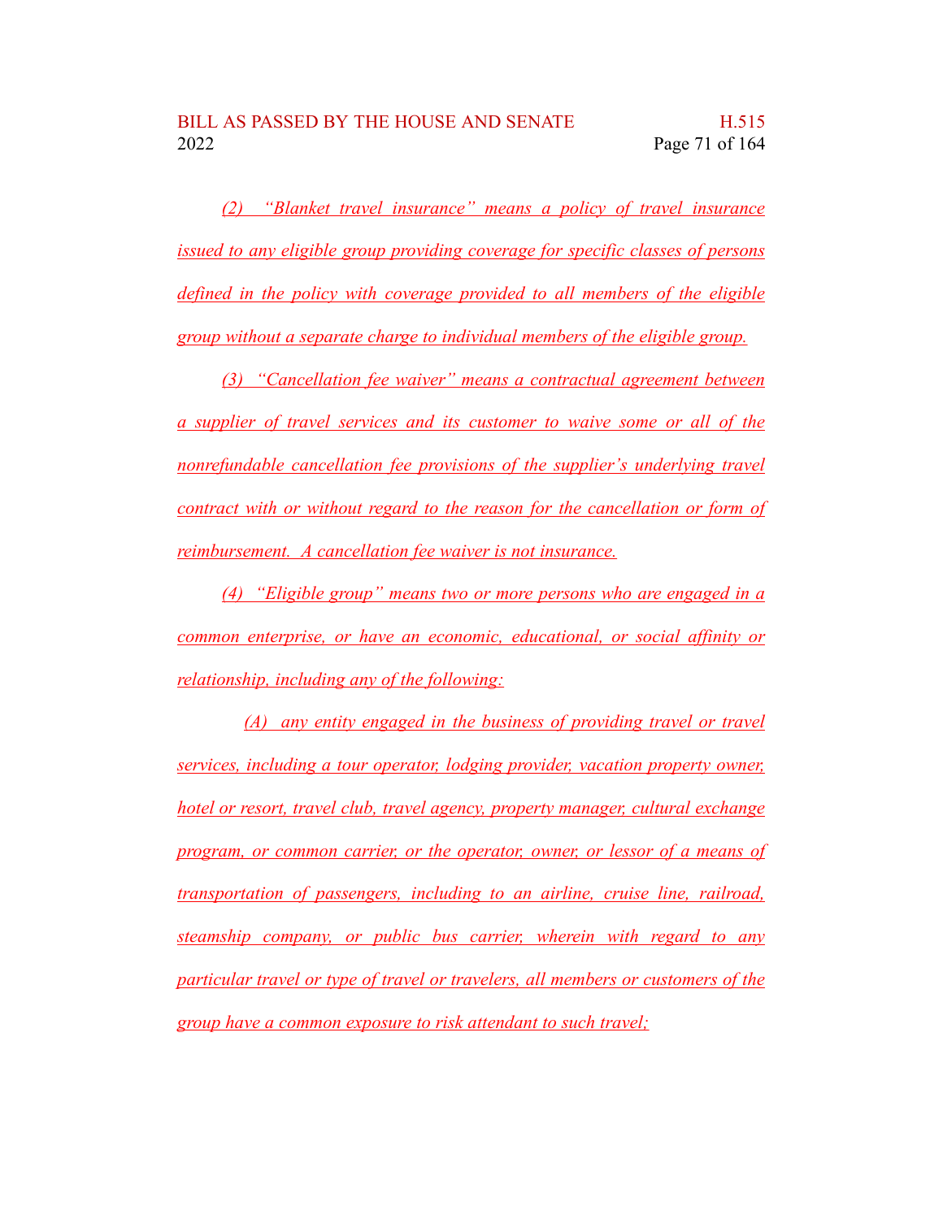*(2) "Blanket travel insurance" means a policy of travel insurance issued to any eligible group providing coverage for specific classes of persons defined in the policy with coverage provided to all members of the eligible group without a separate charge to individual members of the eligible group.*

*(3) "Cancellation fee waiver" means a contractual agreement between a supplier of travel services and its customer to waive some or all of the nonrefundable cancellation fee provisions of the supplier's underlying travel contract with or without regard to the reason for the cancellation or form of reimbursement. A cancellation fee waiver is not insurance.*

*(4) "Eligible group" means two or more persons who are engaged in a common enterprise, or have an economic, educational, or social affinity or relationship, including any of the following:*

*(A) any entity engaged in the business of providing travel or travel services, including a tour operator, lodging provider, vacation property owner, hotel or resort, travel club, travel agency, property manager, cultural exchange program, or common carrier, or the operator, owner, or lessor of a means of transportation of passengers, including to an airline, cruise line, railroad, steamship company, or public bus carrier, wherein with regard to any particular travel or type of travel or travelers, all members or customers of the group have a common exposure to risk attendant to such travel;*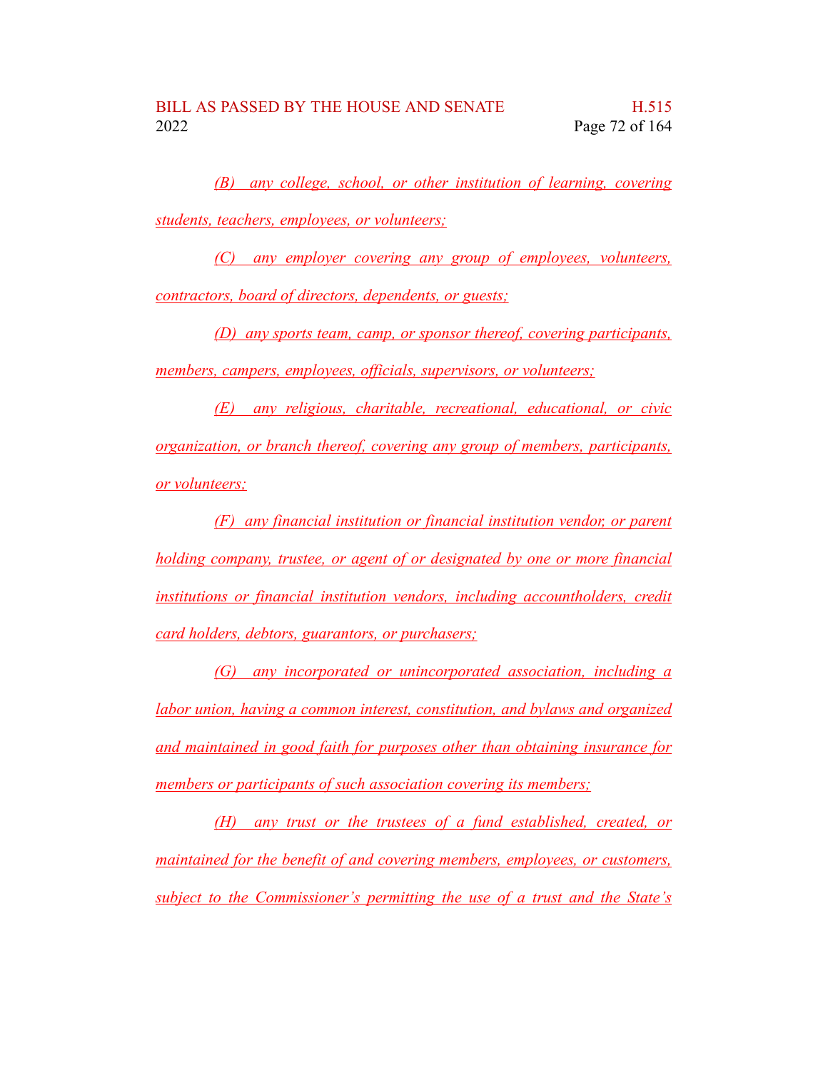*(B) any college, school, or other institution of learning, covering students, teachers, employees, or volunteers;*

*(C) any employer covering any group of employees, volunteers, contractors, board of directors, dependents, or guests;*

*(D) any sports team, camp, or sponsor thereof, covering participants, members, campers, employees, officials, supervisors, or volunteers;*

*(E) any religious, charitable, recreational, educational, or civic organization, or branch thereof, covering any group of members, participants, or volunteers;*

*(F) any financial institution or financial institution vendor, or parent holding company, trustee, or agent of or designated by one or more financial institutions or financial institution vendors, including accountholders, credit card holders, debtors, guarantors, or purchasers;*

*(G) any incorporated or unincorporated association, including a labor union, having a common interest, constitution, and bylaws and organized and maintained in good faith for purposes other than obtaining insurance for members or participants of such association covering its members;*

*(H) any trust or the trustees of a fund established, created, or maintained for the benefit of and covering members, employees, or customers, subject to the Commissioner's permitting the use of a trust and the State's*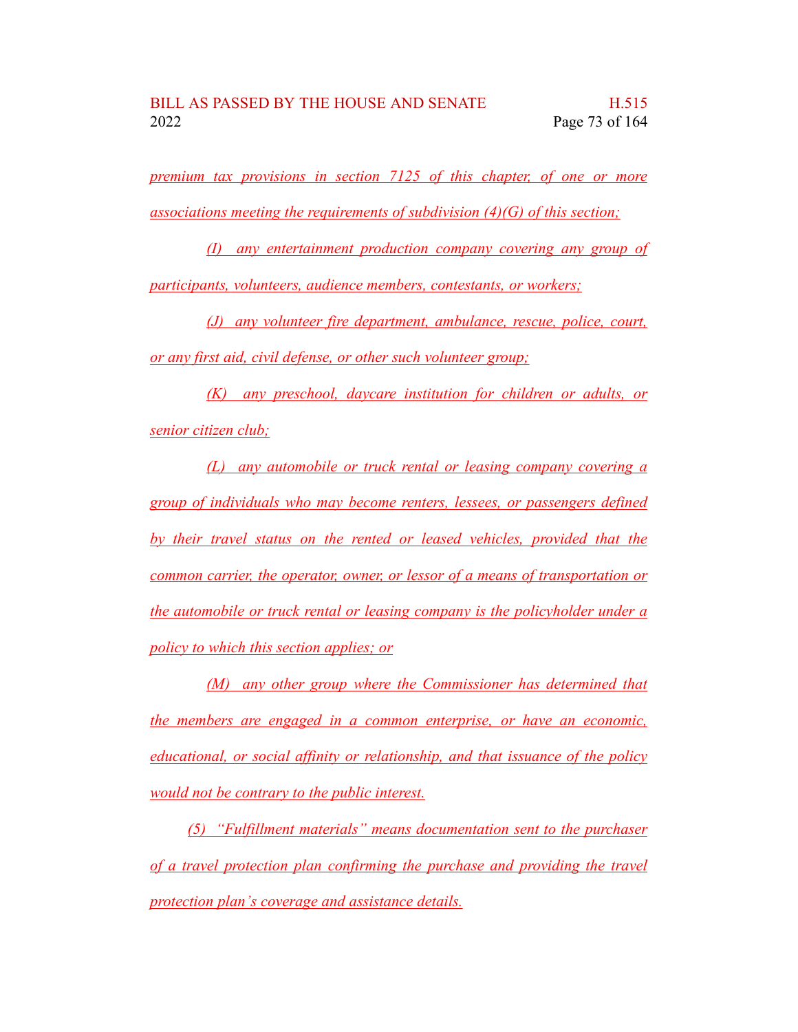*premium tax provisions in section 7125 of this chapter, of one or more associations meeting the requirements of subdivision (4)(G) of this section;*

*(I) any entertainment production company covering any group of participants, volunteers, audience members, contestants, or workers;*

*(J) any volunteer fire department, ambulance, rescue, police, court, or any first aid, civil defense, or other such volunteer group;*

*(K) any preschool, daycare institution for children or adults, or senior citizen club;*

*(L) any automobile or truck rental or leasing company covering a group of individuals who may become renters, lessees, or passengers defined by their travel status on the rented or leased vehicles, provided that the common carrier, the operator, owner, or lessor of a means of transportation or the automobile or truck rental or leasing company is the policyholder under a policy to which this section applies; or*

*(M) any other group where the Commissioner has determined that the members are engaged in a common enterprise, or have an economic, educational, or social affinity or relationship, and that issuance of the policy would not be contrary to the public interest.*

*(5) "Fulfillment materials" means documentation sent to the purchaser of a travel protection plan confirming the purchase and providing the travel protection plan's coverage and assistance details.*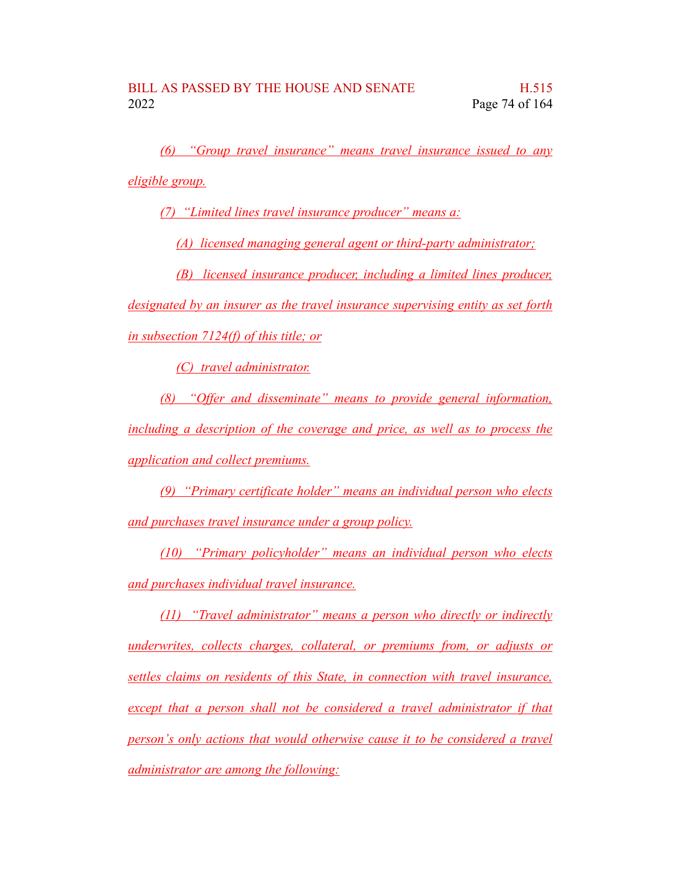*(6) "Group travel insurance" means travel insurance issued to any eligible group.*

*(7) "Limited lines travel insurance producer" means a:*

*(A) licensed managing general agent or third-party administrator;*

*(B) licensed insurance producer, including a limited lines producer, designated by an insurer as the travel insurance supervising entity as set forth in subsection 7124(f) of this title; or*

*(C) travel administrator.*

*(8) "Offer and disseminate" means to provide general information, including a description of the coverage and price, as well as to process the application and collect premiums.*

*(9) "Primary certificate holder" means an individual person who elects and purchases travel insurance under a group policy.*

*(10) "Primary policyholder" means an individual person who elects and purchases individual travel insurance.*

*(11) "Travel administrator" means a person who directly or indirectly underwrites, collects charges, collateral, or premiums from, or adjusts or settles claims on residents of this State, in connection with travel insurance, except that a person shall not be considered a travel administrator if that person's only actions that would otherwise cause it to be considered a travel administrator are among the following:*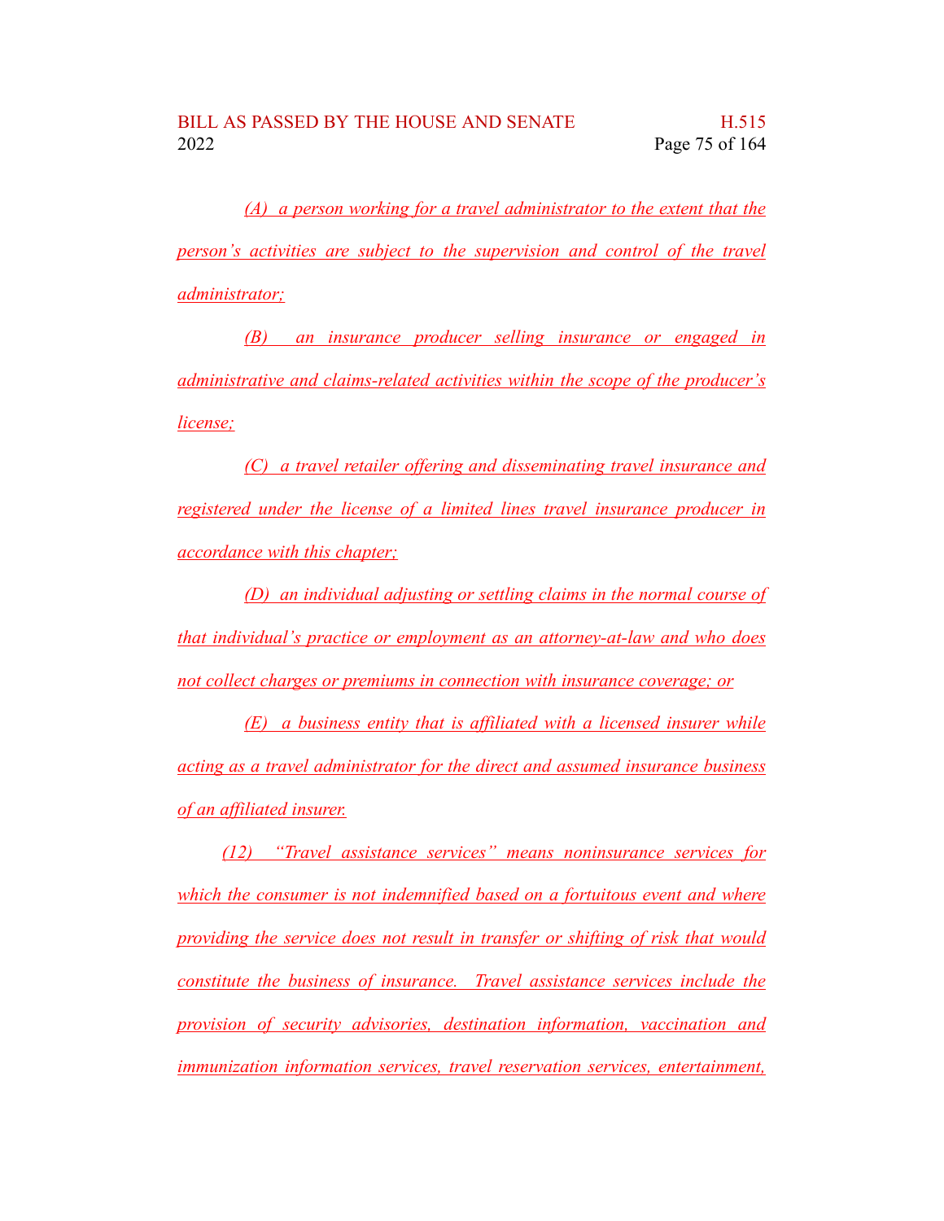(A) a person working for a travel administrator to the extent that the person's activities are subject to the supervision and control of the travel administrator;

(B) an insurance producer selling insurance or engaged in administrative and claims-related activities within the scope of the producer's license;

(C) a travel retailer offering and disseminating travel insurance and registered under the license of a limited lines travel insurance producer in accordance with this chapter;

(D) an individual adjusting or settling claims in the normal course of that individual's practice or employment as an attorney-at-law and who does not collect charges or premiums in connection with insurance coverage; or

(E) a business entity that is affiliated with a licensed insurer while acting as a travel administrator for the direct and assumed insurance business of an affiliated insurer.

(12) "Travel assistance services" means noninsurance services for which the consumer is not indemnified based on a fortuitous event and where providing the service does not result in transfer or shifting of risk that would constitute the business of insurance. Travel assistance services include the provision of security advisories, destination information, vaccination and immunization information services, travel reservation services, entertainment,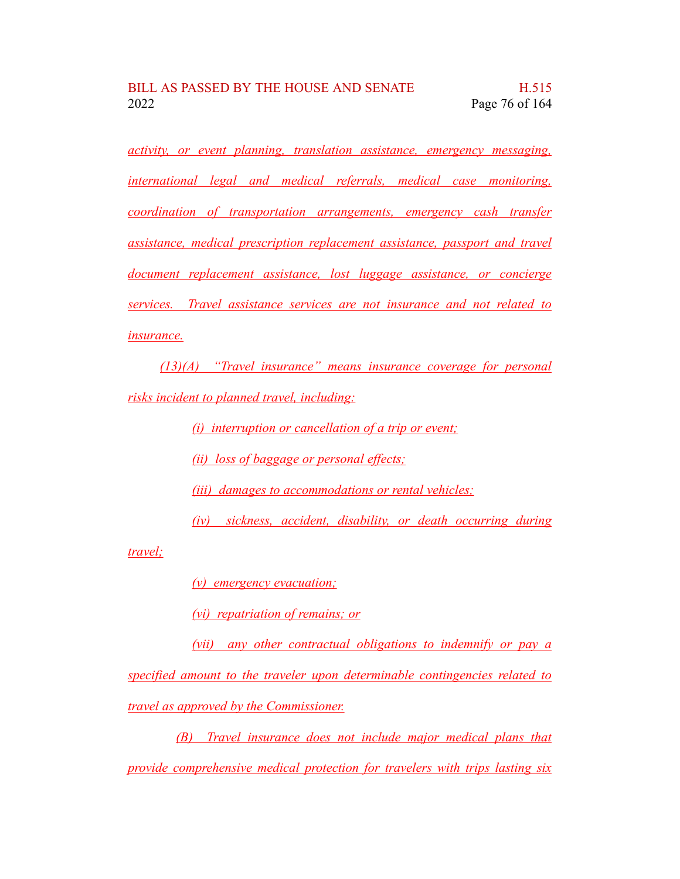*activity, or event planning, translation assistance, emergency messaging, international legal and medical referrals, medical case monitoring, coordination of transportation arrangements, emergency cash transfer assistance, medical prescription replacement assistance, passport and travel document replacement assistance, lost luggage assistance, or concierge services. Travel assistance services are not insurance and not related to insurance.*

*(13)(A) "Travel insurance" means insurance coverage for personal risks incident to planned travel, including:*

*(i) interruption or cancellation of a trip or event;*

*(ii) loss of baggage or personal effects;*

*(iii) damages to accommodations or rental vehicles;*

*(iv) sickness, accident, disability, or death occurring during travel;*

*(v) emergency evacuation;*

*(vi) repatriation of remains; or*

*(vii) any other contractual obligations to indemnify or pay a specified amount to the traveler upon determinable contingencies related to travel as approved by the Commissioner.*

*(B) Travel insurance does not include major medical plans that provide comprehensive medical protection for travelers with trips lasting six*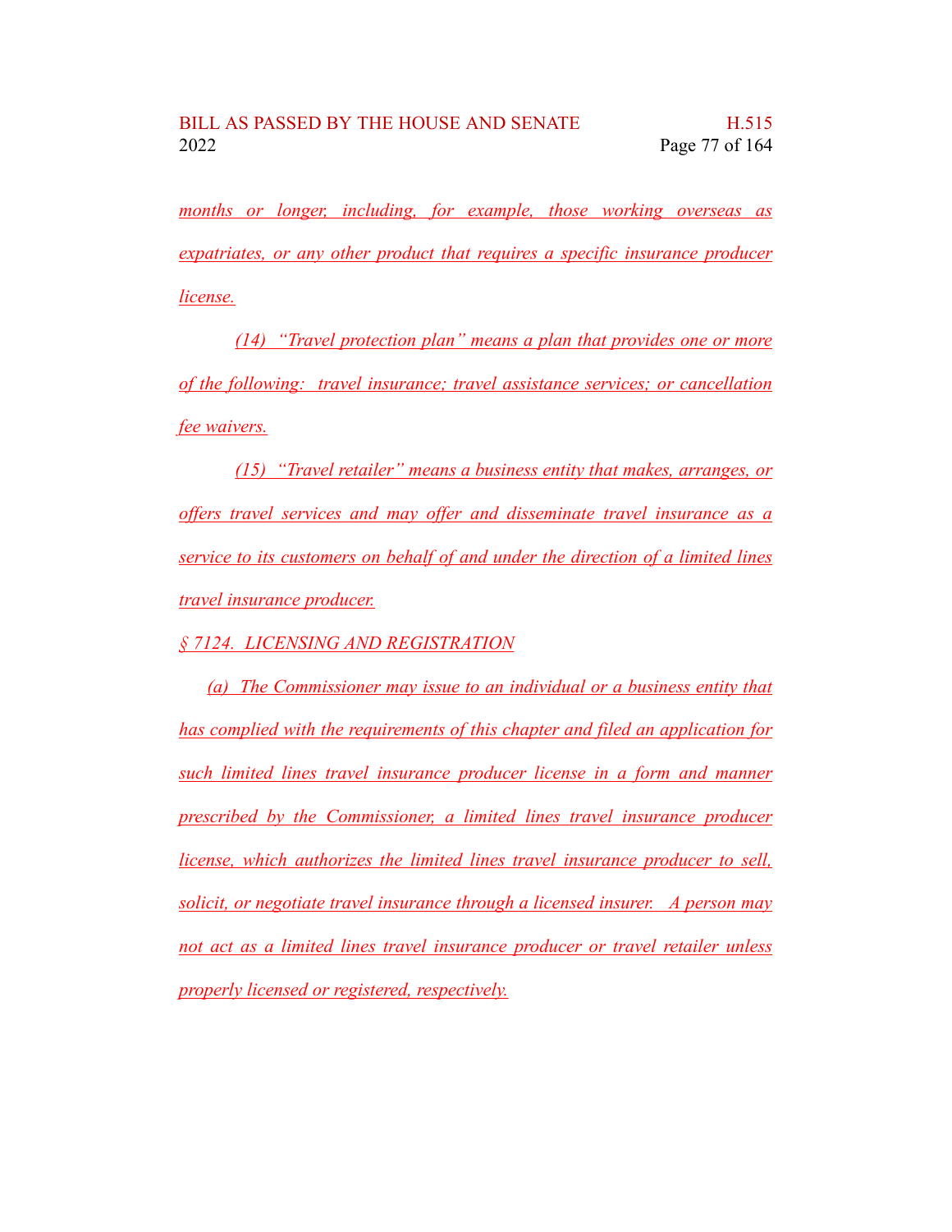months or longer, including, for example, those working overseas as expatriates, or any other product that requires a specific insurance producer license.

(14) "Travel protection plan" means a plan that provides one or more of the following: travel insurance; travel assistance services; or cancellation fee waivers.

(15) "Travel retailer" means a business entity that makes, arranges, or offers travel services and may offer and disseminate travel insurance as a service to its customers on behalf of and under the direction of a limited lines travel insurance producer.

§ 7124. LICENSING AND REGISTRATION

(a) The Commissioner may issue to an individual or a business entity that has complied with the requirements of this chapter and filed an application for such limited lines travel insurance producer license in a form and manner prescribed by the Commissioner, a limited lines travel insurance producer license, which authorizes the limited lines travel insurance producer to sell, solicit, or negotiate travel insurance through a licensed insurer. A person may not act as a limited lines travel insurance producer or travel retailer unless properly licensed or registered, respectively.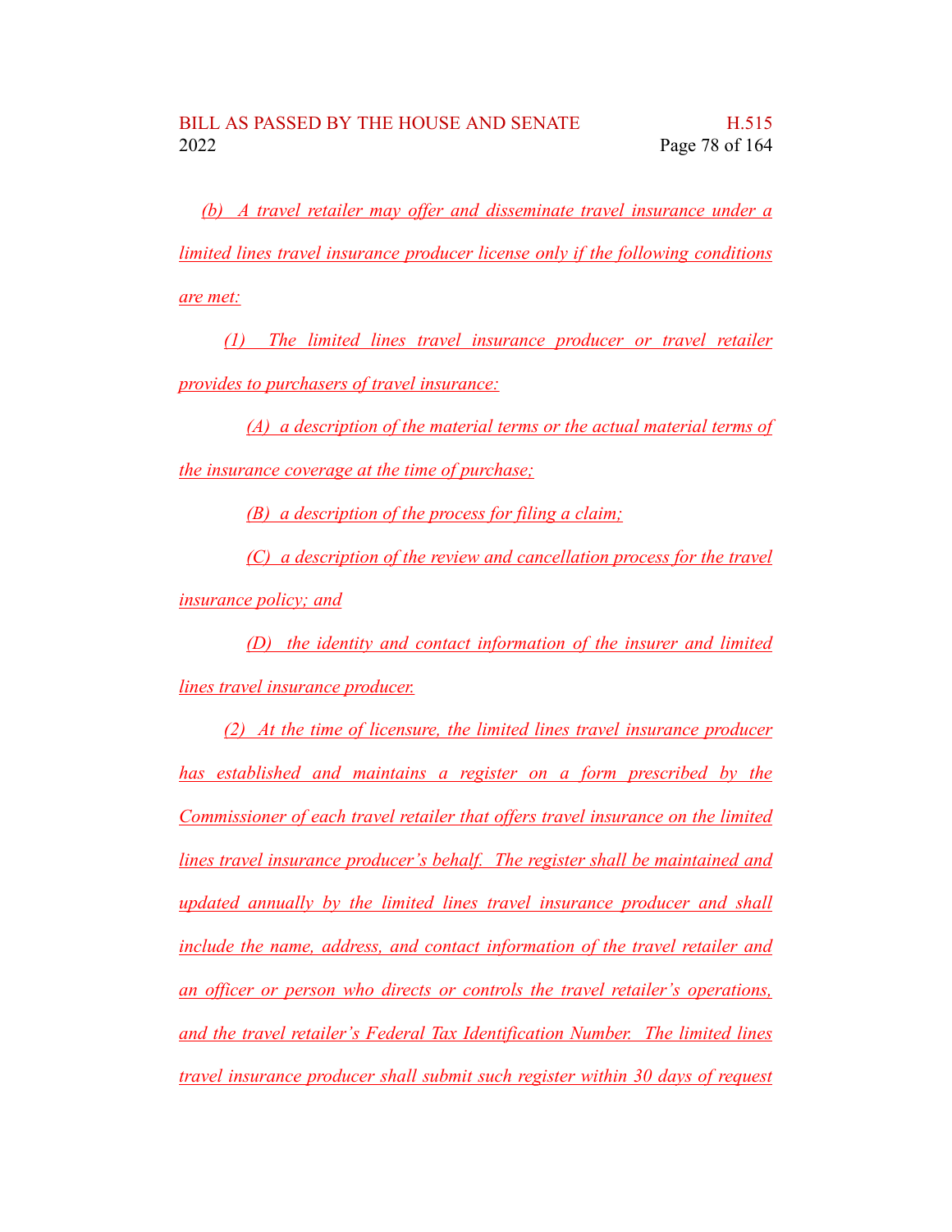(b)  A travel retailer may offer and disseminate travel insurance under a limited lines travel insurance producer license only if the following conditions are met:

(1)  The limited lines travel insurance producer or travel retailer provides to purchasers of travel insurance:

(A)  a description of the material terms or the actual material terms of the insurance coverage at the time of purchase;

(B)  a description of the process for filing a claim;

(C)  a description of the review and cancellation process for the travel insurance policy; and

(D)  the identity and contact information of the insurer and limited lines travel insurance producer.

(2)  At the time of licensure, the limited lines travel insurance producer has established and maintains a register on a form prescribed by the Commissioner of each travel retailer that offers travel insurance on the limited lines travel insurance producer's behalf. The register shall be maintained and updated annually by the limited lines travel insurance producer and shall include the name, address, and contact information of the travel retailer and an officer or person who directs or controls the travel retailer's operations, and the travel retailer's Federal Tax Identification Number. The limited lines travel insurance producer shall submit such register within 30 days of request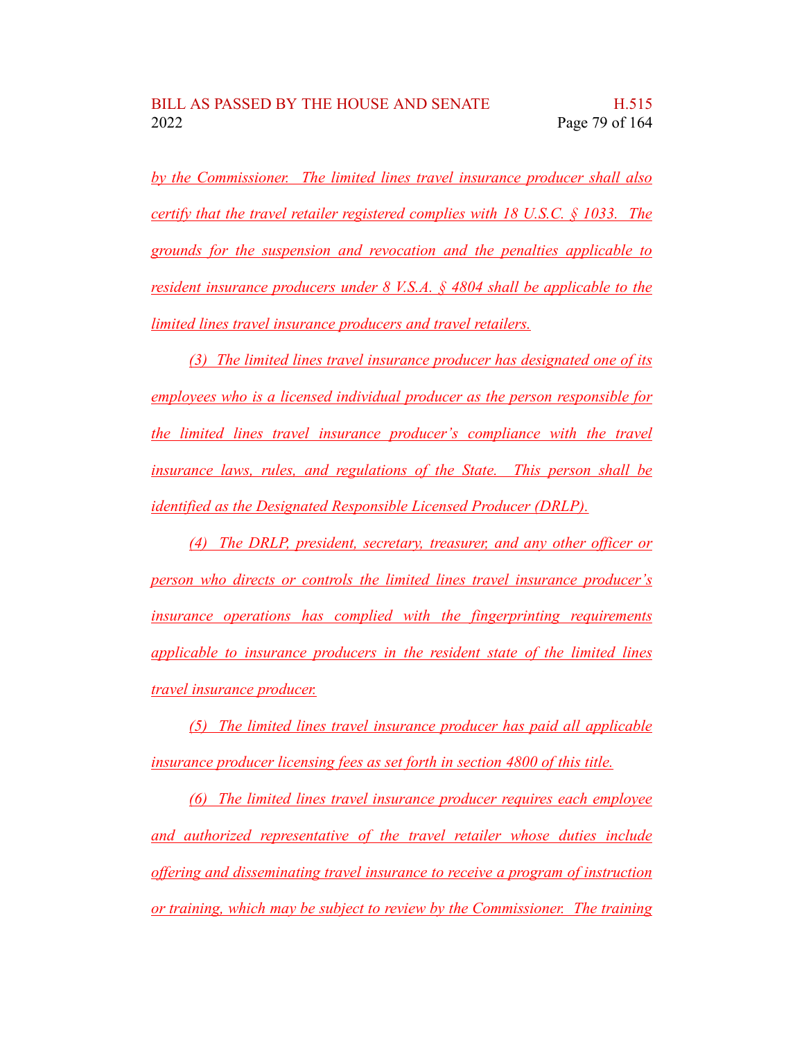by the Commissioner. The limited lines travel insurance producer shall also certify that the travel retailer registered complies with 18 U.S.C. § 1033. The grounds for the suspension and revocation and the penalties applicable to resident insurance producers under 8 V.S.A. § 4804 shall be applicable to the limited lines travel insurance producers and travel retailers.

(3) The limited lines travel insurance producer has designated one of its employees who is a licensed individual producer as the person responsible for the limited lines travel insurance producer's compliance with the travel insurance laws, rules, and regulations of the State. This person shall be identified as the Designated Responsible Licensed Producer (DRLP).

(4) The DRLP, president, secretary, treasurer, and any other officer or person who directs or controls the limited lines travel insurance producer's insurance operations has complied with the fingerprinting requirements applicable to insurance producers in the resident state of the limited lines travel insurance producer.

(5) The limited lines travel insurance producer has paid all applicable insurance producer licensing fees as set forth in section 4800 of this title.

(6) The limited lines travel insurance producer requires each employee and authorized representative of the travel retailer whose duties include offering and disseminating travel insurance to receive a program of instruction or training, which may be subject to review by the Commissioner. The training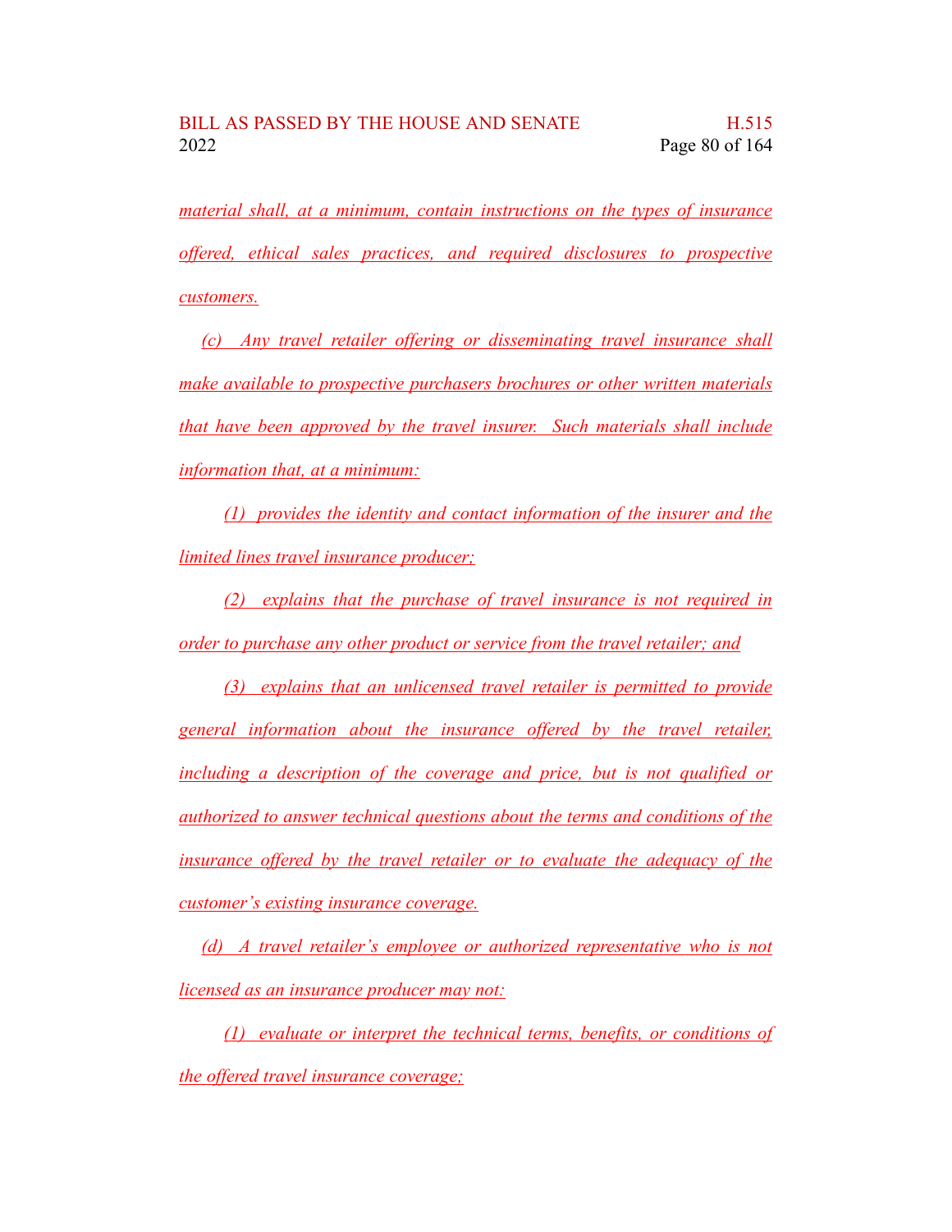material shall, at a minimum, contain instructions on the types of insurance offered, ethical sales practices, and required disclosures to prospective customers.

(c) Any travel retailer offering or disseminating travel insurance shall make available to prospective purchasers brochures or other written materials that have been approved by the travel insurer. Such materials shall include information that, at a minimum:

(1) provides the identity and contact information of the insurer and the limited lines travel insurance producer;

(2) explains that the purchase of travel insurance is not required in order to purchase any other product or service from the travel retailer; and

(3) explains that an unlicensed travel retailer is permitted to provide general information about the insurance offered by the travel retailer, including a description of the coverage and price, but is not qualified or authorized to answer technical questions about the terms and conditions of the insurance offered by the travel retailer or to evaluate the adequacy of the customer's existing insurance coverage.

(d) A travel retailer's employee or authorized representative who is not licensed as an insurance producer may not:

(1) evaluate or interpret the technical terms, benefits, or conditions of the offered travel insurance coverage;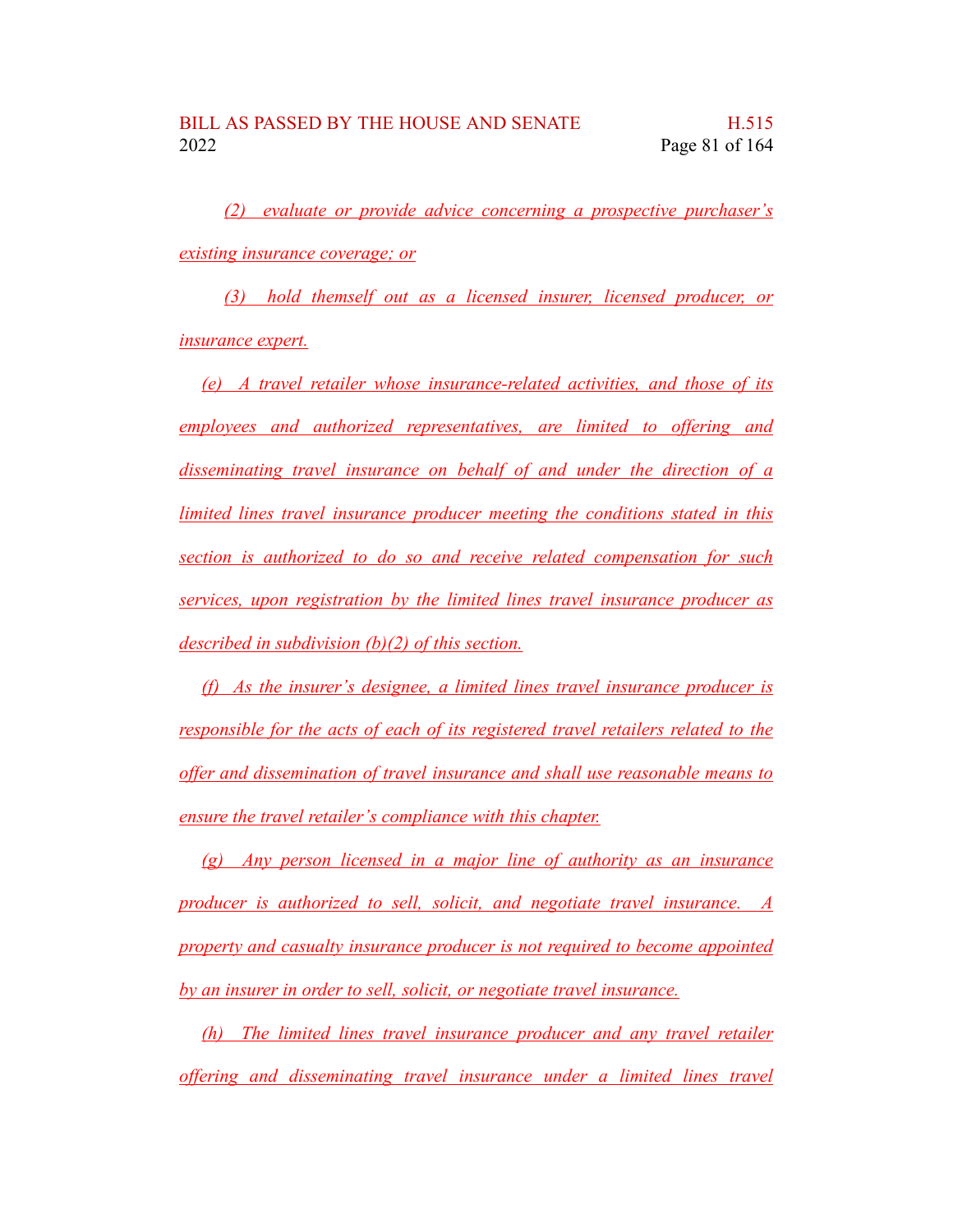(2) evaluate or provide advice concerning a prospective purchaser's existing insurance coverage; or

(3) hold themself out as a licensed insurer, licensed producer, or insurance expert.

(e) A travel retailer whose insurance-related activities, and those of its employees and authorized representatives, are limited to offering and disseminating travel insurance on behalf of and under the direction of a limited lines travel insurance producer meeting the conditions stated in this section is authorized to do so and receive related compensation for such services, upon registration by the limited lines travel insurance producer as described in subdivision (b)(2) of this section.

(f) As the insurer's designee, a limited lines travel insurance producer is responsible for the acts of each of its registered travel retailers related to the offer and dissemination of travel insurance and shall use reasonable means to ensure the travel retailer's compliance with this chapter.

(g) Any person licensed in a major line of authority as an insurance producer is authorized to sell, solicit, and negotiate travel insurance. A property and casualty insurance producer is not required to become appointed by an insurer in order to sell, solicit, or negotiate travel insurance.

(h) The limited lines travel insurance producer and any travel retailer offering and disseminating travel insurance under a limited lines travel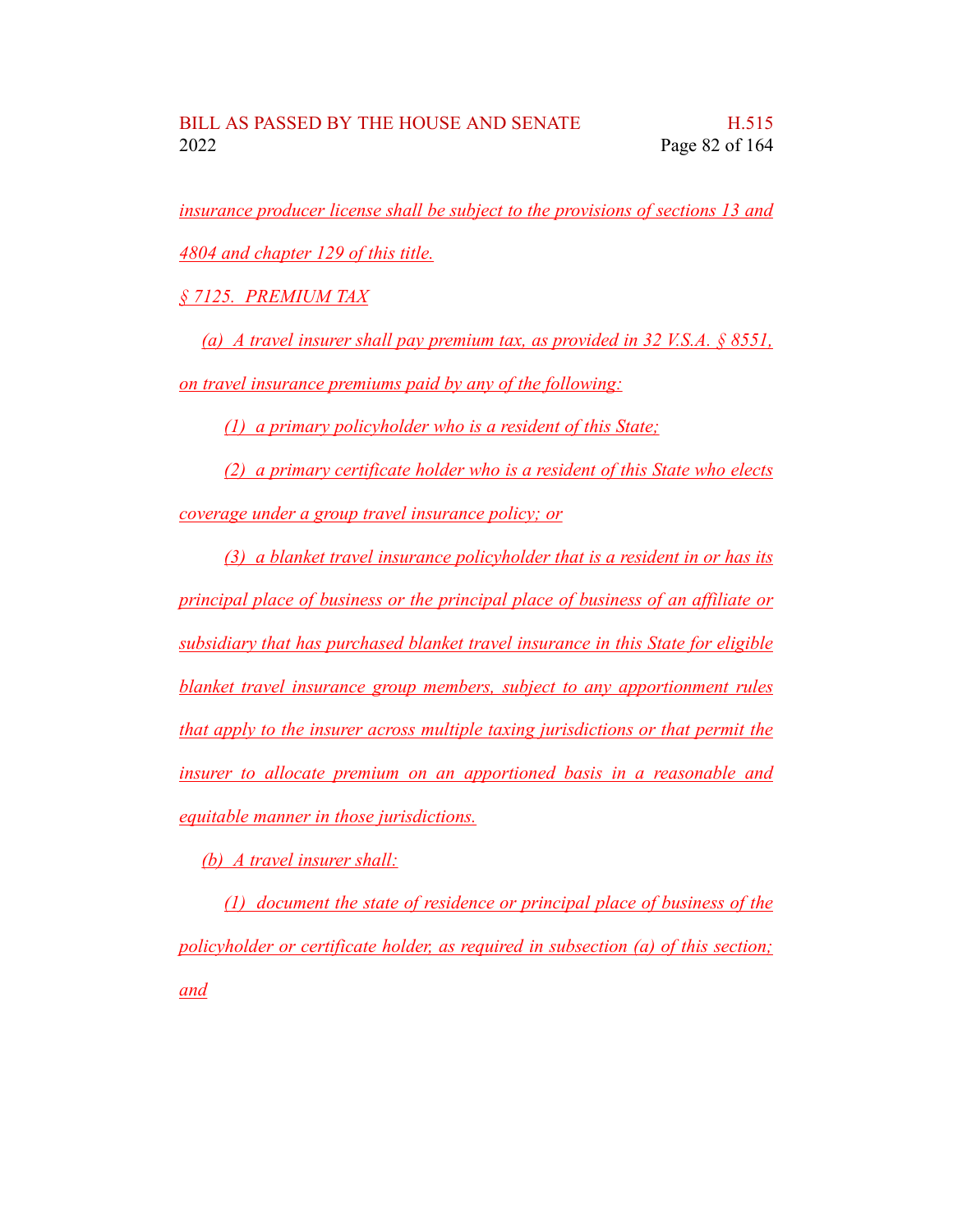insurance producer license shall be subject to the provisions of sections 13 and 4804 and chapter 129 of this title.

§ 7125. PREMIUM TAX

(a) A travel insurer shall pay premium tax, as provided in 32 V.S.A. § 8551, on travel insurance premiums paid by any of the following:

(1) a primary policyholder who is a resident of this State;

(2) a primary certificate holder who is a resident of this State who elects coverage under a group travel insurance policy; or

(3) a blanket travel insurance policyholder that is a resident in or has its principal place of business or the principal place of business of an affiliate or subsidiary that has purchased blanket travel insurance in this State for eligible blanket travel insurance group members, subject to any apportionment rules that apply to the insurer across multiple taxing jurisdictions or that permit the insurer to allocate premium on an apportioned basis in a reasonable and equitable manner in those jurisdictions.

(b) A travel insurer shall:

(1) document the state of residence or principal place of business of the policyholder or certificate holder, as required in subsection (a) of this section; and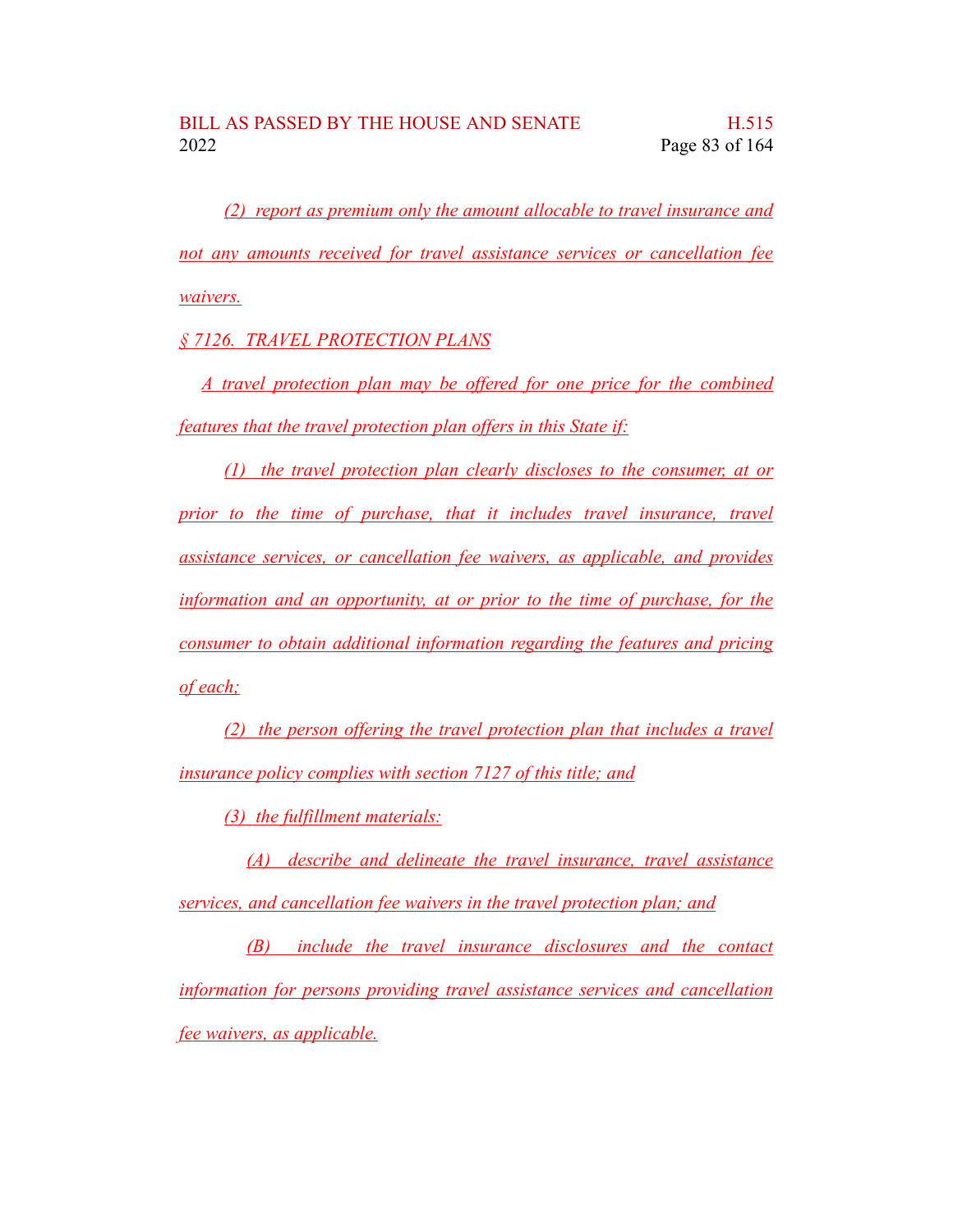(2) report as premium only the amount allocable to travel insurance and not any amounts received for travel assistance services or cancellation fee waivers.

§ 7126. TRAVEL PROTECTION PLANS

A travel protection plan may be offered for one price for the combined features that the travel protection plan offers in this State if:

(1) the travel protection plan clearly discloses to the consumer, at or prior to the time of purchase, that it includes travel insurance, travel assistance services, or cancellation fee waivers, as applicable, and provides information and an opportunity, at or prior to the time of purchase, for the consumer to obtain additional information regarding the features and pricing of each;

(2) the person offering the travel protection plan that includes a travel insurance policy complies with section 7127 of this title; and

(3) the fulfillment materials:

(A) describe and delineate the travel insurance, travel assistance services, and cancellation fee waivers in the travel protection plan; and

(B) include the travel insurance disclosures and the contact information for persons providing travel assistance services and cancellation fee waivers, as applicable.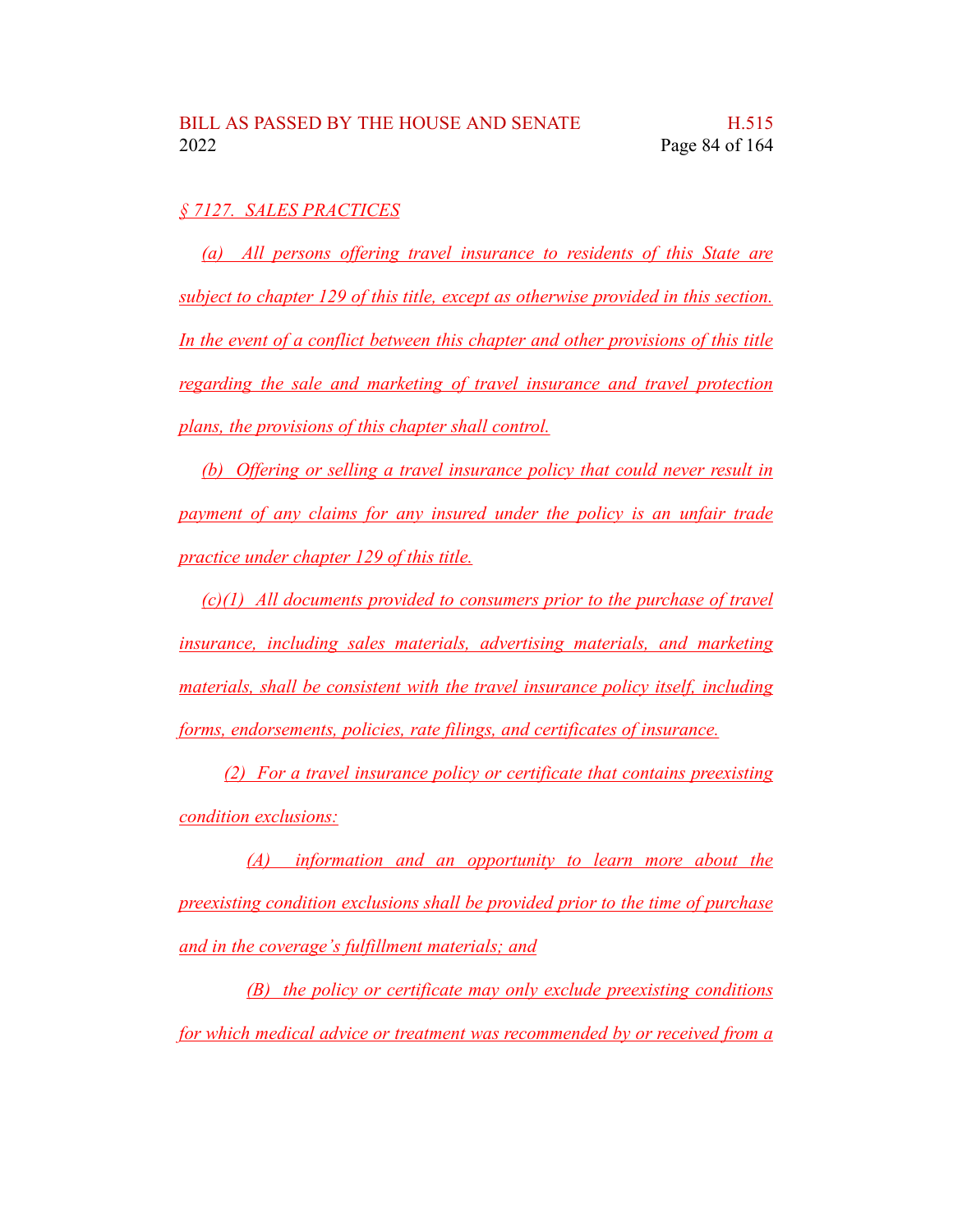§ 7127. SALES PRACTICES

(a) All persons offering travel insurance to residents of this State are subject to chapter 129 of this title, except as otherwise provided in this section. In the event of a conflict between this chapter and other provisions of this title regarding the sale and marketing of travel insurance and travel protection plans, the provisions of this chapter shall control.

(b) Offering or selling a travel insurance policy that could never result in payment of any claims for any insured under the policy is an unfair trade practice under chapter 129 of this title.

(c)(1) All documents provided to consumers prior to the purchase of travel insurance, including sales materials, advertising materials, and marketing materials, shall be consistent with the travel insurance policy itself, including forms, endorsements, policies, rate filings, and certificates of insurance.

(2) For a travel insurance policy or certificate that contains preexisting condition exclusions:

(A) information and an opportunity to learn more about the preexisting condition exclusions shall be provided prior to the time of purchase and in the coverage's fulfillment materials; and

(B) the policy or certificate may only exclude preexisting conditions for which medical advice or treatment was recommended by or received from a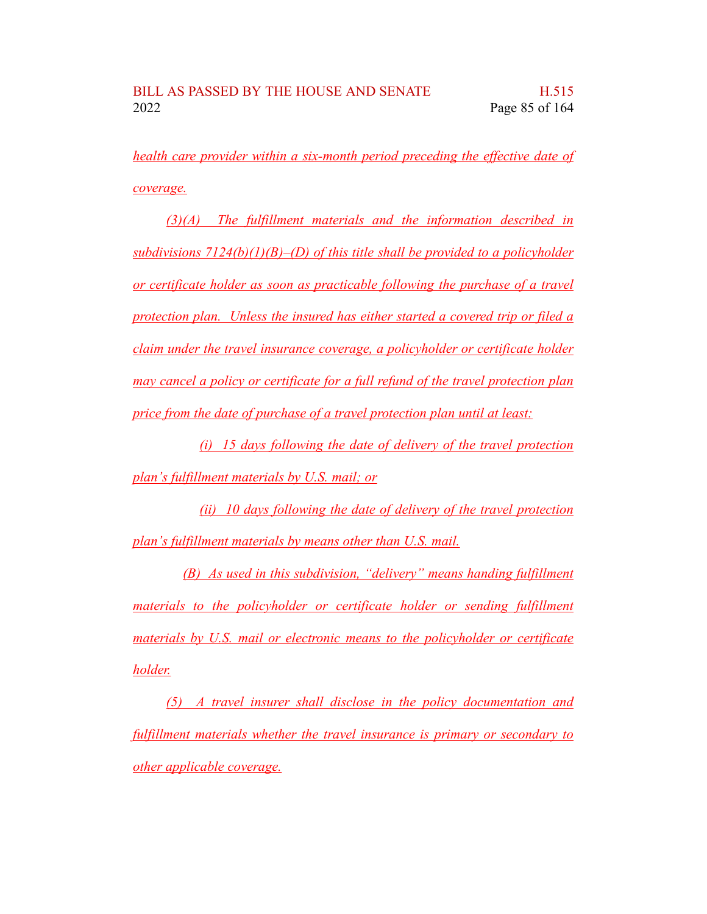*health care provider within a six-month period preceding the effective date of coverage.*

*(3)(A) The fulfillment materials and the information described in subdivisions 7124(b)(1)(B)–(D) of this title shall be provided to a policyholder or certificate holder as soon as practicable following the purchase of a travel protection plan. Unless the insured has either started a covered trip or filed a claim under the travel insurance coverage, a policyholder or certificate holder may cancel a policy or certificate for a full refund of the travel protection plan price from the date of purchase of a travel protection plan until at least:*

*(i) 15 days following the date of delivery of the travel protection plan's fulfillment materials by U.S. mail; or*

*(ii) 10 days following the date of delivery of the travel protection plan's fulfillment materials by means other than U.S. mail.*

*(B) As used in this subdivision, "delivery" means handing fulfillment materials to the policyholder or certificate holder or sending fulfillment materials by U.S. mail or electronic means to the policyholder or certificate holder.*

*(5) A travel insurer shall disclose in the policy documentation and fulfillment materials whether the travel insurance is primary or secondary to other applicable coverage.*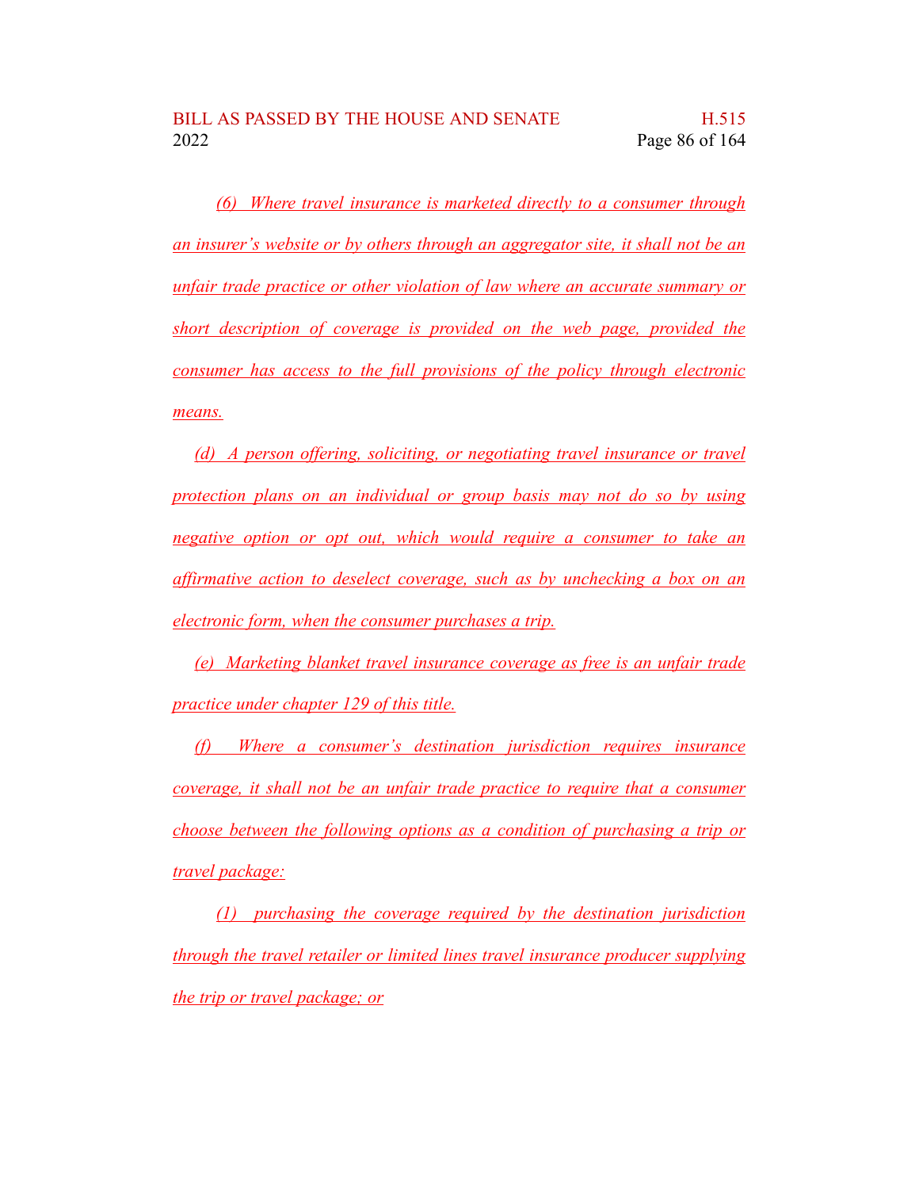(6) Where travel insurance is marketed directly to a consumer through an insurer's website or by others through an aggregator site, it shall not be an unfair trade practice or other violation of law where an accurate summary or short description of coverage is provided on the web page, provided the consumer has access to the full provisions of the policy through electronic means.

(d) A person offering, soliciting, or negotiating travel insurance or travel protection plans on an individual or group basis may not do so by using negative option or opt out, which would require a consumer to take an affirmative action to deselect coverage, such as by unchecking a box on an electronic form, when the consumer purchases a trip.

(e) Marketing blanket travel insurance coverage as free is an unfair trade practice under chapter 129 of this title.

(f) Where a consumer's destination jurisdiction requires insurance coverage, it shall not be an unfair trade practice to require that a consumer choose between the following options as a condition of purchasing a trip or travel package:

(1) purchasing the coverage required by the destination jurisdiction through the travel retailer or limited lines travel insurance producer supplying the trip or travel package; or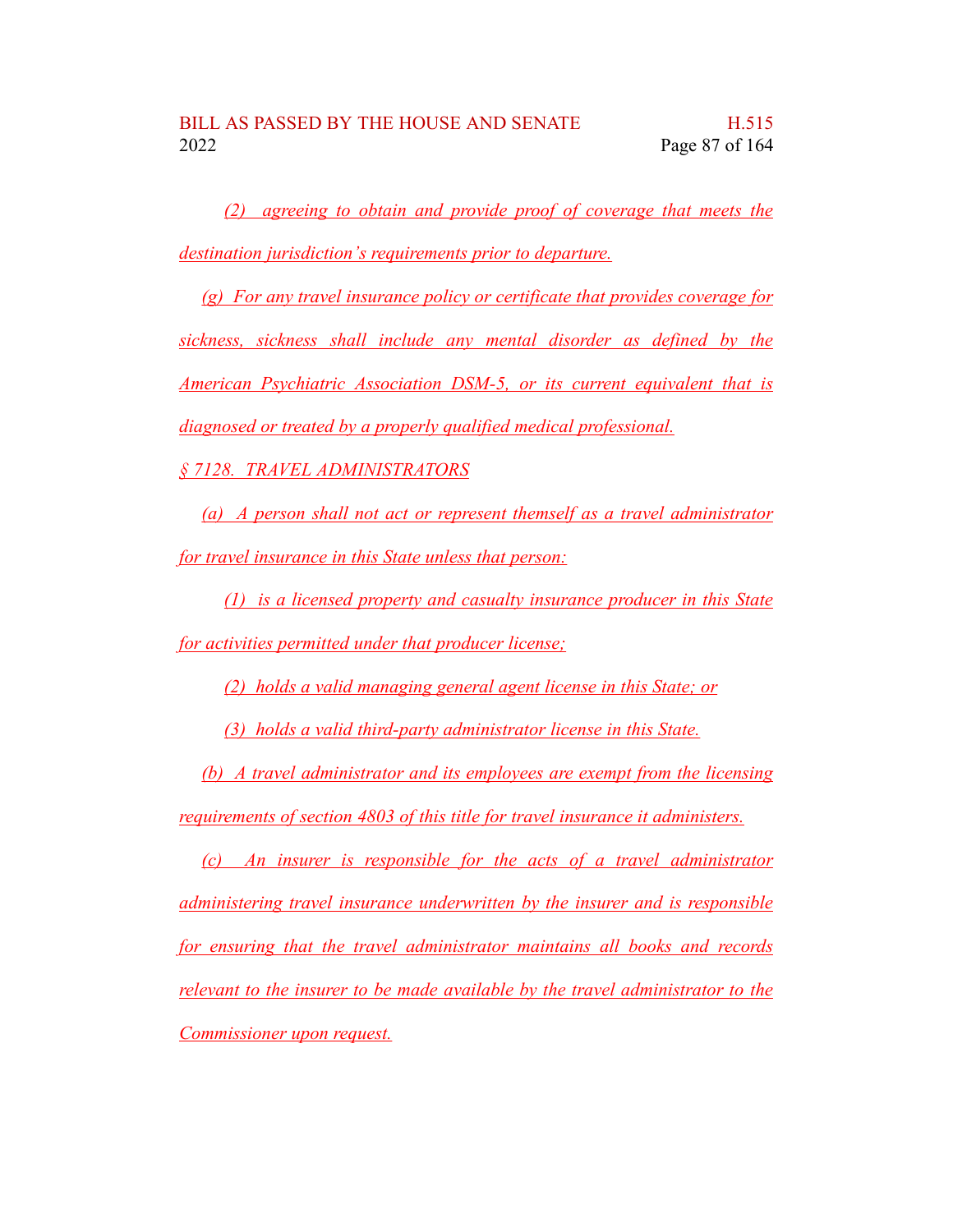(2) agreeing to obtain and provide proof of coverage that meets the destination jurisdiction's requirements prior to departure.

(g) For any travel insurance policy or certificate that provides coverage for sickness, sickness shall include any mental disorder as defined by the American Psychiatric Association DSM-5, or its current equivalent that is diagnosed or treated by a properly qualified medical professional.

§ 7128. TRAVEL ADMINISTRATORS

(a) A person shall not act or represent themself as a travel administrator for travel insurance in this State unless that person:

(1) is a licensed property and casualty insurance producer in this State for activities permitted under that producer license;

(2) holds a valid managing general agent license in this State; or

(3) holds a valid third-party administrator license in this State.

(b) A travel administrator and its employees are exempt from the licensing requirements of section 4803 of this title for travel insurance it administers.

(c) An insurer is responsible for the acts of a travel administrator administering travel insurance underwritten by the insurer and is responsible for ensuring that the travel administrator maintains all books and records relevant to the insurer to be made available by the travel administrator to the Commissioner upon request.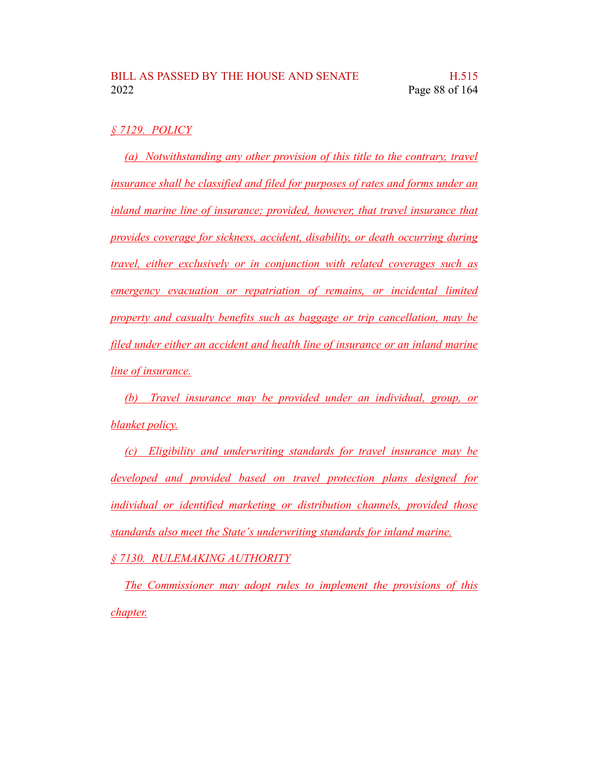*§ 7129. POLICY*

*(a) Notwithstanding any other provision of this title to the contrary, travel insurance shall be classified and filed for purposes of rates and forms under an inland marine line of insurance; provided, however, that travel insurance that provides coverage for sickness, accident, disability, or death occurring during travel, either exclusively or in conjunction with related coverages such as emergency evacuation or repatriation of remains, or incidental limited property and casualty benefits such as baggage or trip cancellation, may be filed under either an accident and health line of insurance or an inland marine line of insurance.*

*(b) Travel insurance may be provided under an individual, group, or blanket policy.*

*(c) Eligibility and underwriting standards for travel insurance may be developed and provided based on travel protection plans designed for individual or identified marketing or distribution channels, provided those standards also meet the State's underwriting standards for inland marine.*

*§ 7130. RULEMAKING AUTHORITY*

*The Commissioner may adopt rules to implement the provisions of this chapter.*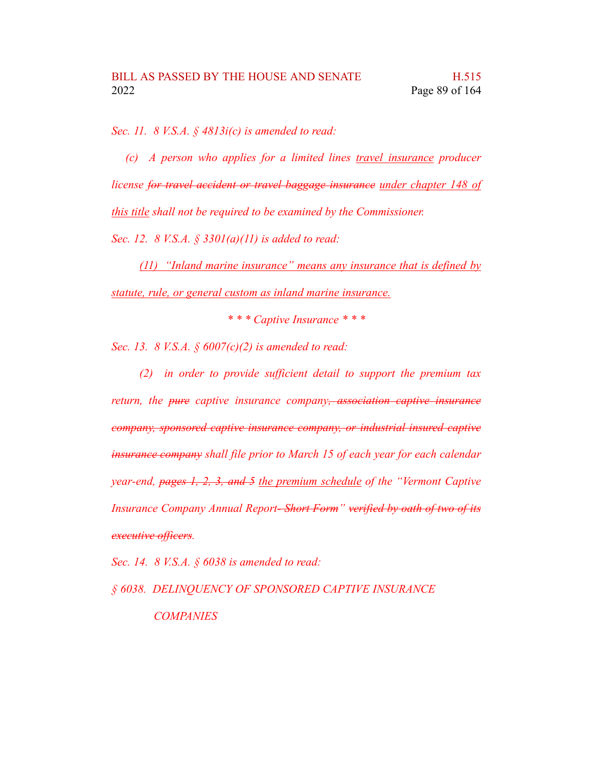*Sec. 11. 8 V.S.A. § 4813i(c) is amended to read:*

*(c) A person who applies for a limited lines* *travel insurance* *producer license* ~~*for travel accident or travel baggage insurance*~~ *under chapter 148 of this title* *shall not be required to be examined by the Commissioner.*

*Sec. 12. 8 V.S.A. § 3301(a)(11) is added to read:*

*(11) "Inland marine insurance" means any insurance that is defined by statute, rule, or general custom as inland marine insurance.*

*\* \* \* Captive Insurance \* \* \**

*Sec. 13. 8 V.S.A. § 6007(c)(2) is amended to read:*

*(2) in order to provide sufficient detail to support the premium tax return, the* ~~*pure*~~ *captive insurance company*~~*, association captive insurance company, sponsored captive insurance company, or industrial insured captive insurance company*~~ *shall file prior to March 15 of each year for each calendar year-end,* ~~*pages 1, 2, 3, and 5*~~ *the premium schedule* *of the "Vermont Captive Insurance Company Annual Report*~~*- Short Form*~~*"* ~~*verified by oath of two of its executive officers*~~*.*

*Sec. 14. 8 V.S.A. § 6038 is amended to read:*

*§ 6038. DELINQUENCY OF SPONSORED CAPTIVE INSURANCE COMPANIES*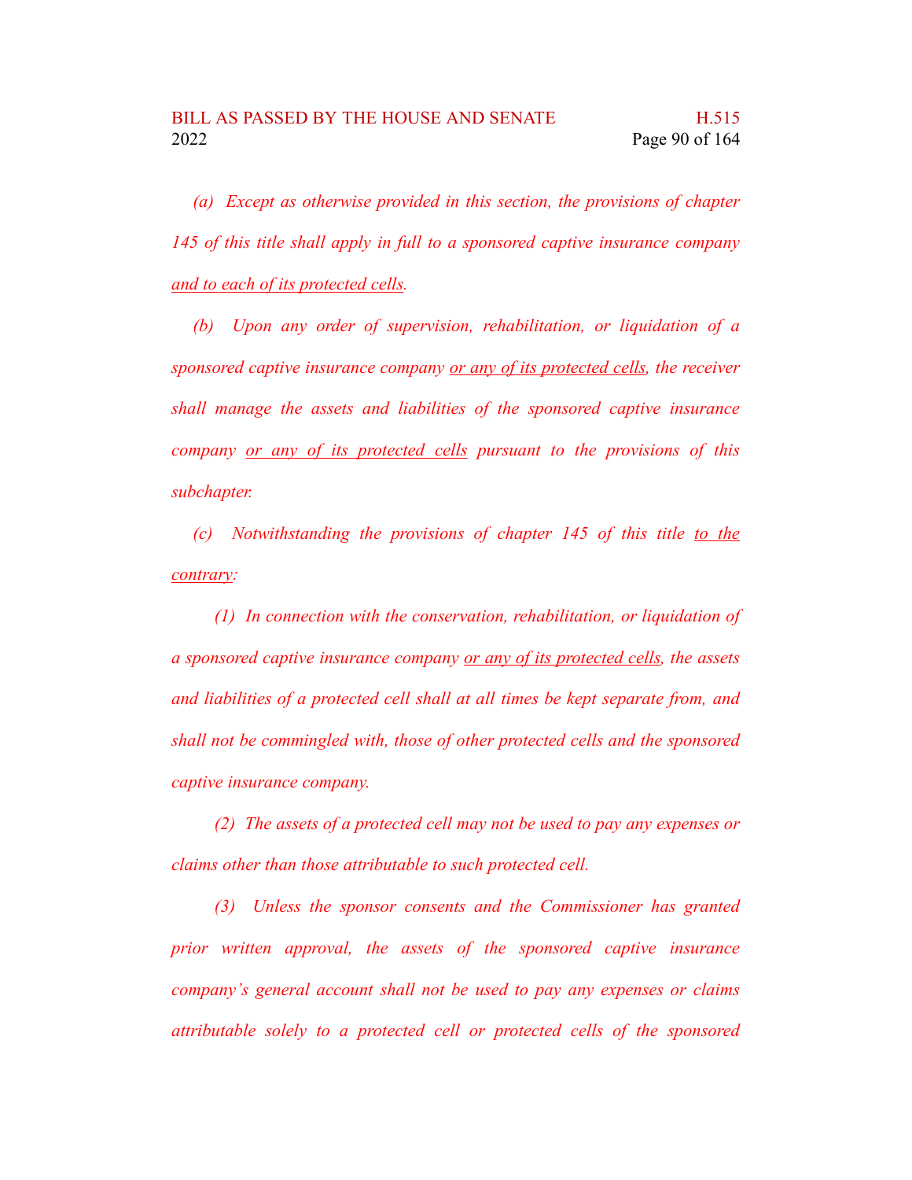*(a) Except as otherwise provided in this section, the provisions of chapter 145 of this title shall apply in full to a sponsored captive insurance company <u>and to each of its protected cells</u>.*

*(b) Upon any order of supervision, rehabilitation, or liquidation of a sponsored captive insurance company <u>or any of its protected cells</u>, the receiver shall manage the assets and liabilities of the sponsored captive insurance company <u>or any of its protected cells</u> pursuant to the provisions of this subchapter.*

*(c) Notwithstanding the provisions of chapter 145 of this title <u>to the contrary</u>:*

*(1) In connection with the conservation, rehabilitation, or liquidation of a sponsored captive insurance company <u>or any of its protected cells</u>, the assets and liabilities of a protected cell shall at all times be kept separate from, and shall not be commingled with, those of other protected cells and the sponsored captive insurance company.*

*(2) The assets of a protected cell may not be used to pay any expenses or claims other than those attributable to such protected cell.*

*(3) Unless the sponsor consents and the Commissioner has granted prior written approval, the assets of the sponsored captive insurance company's general account shall not be used to pay any expenses or claims attributable solely to a protected cell or protected cells of the sponsored*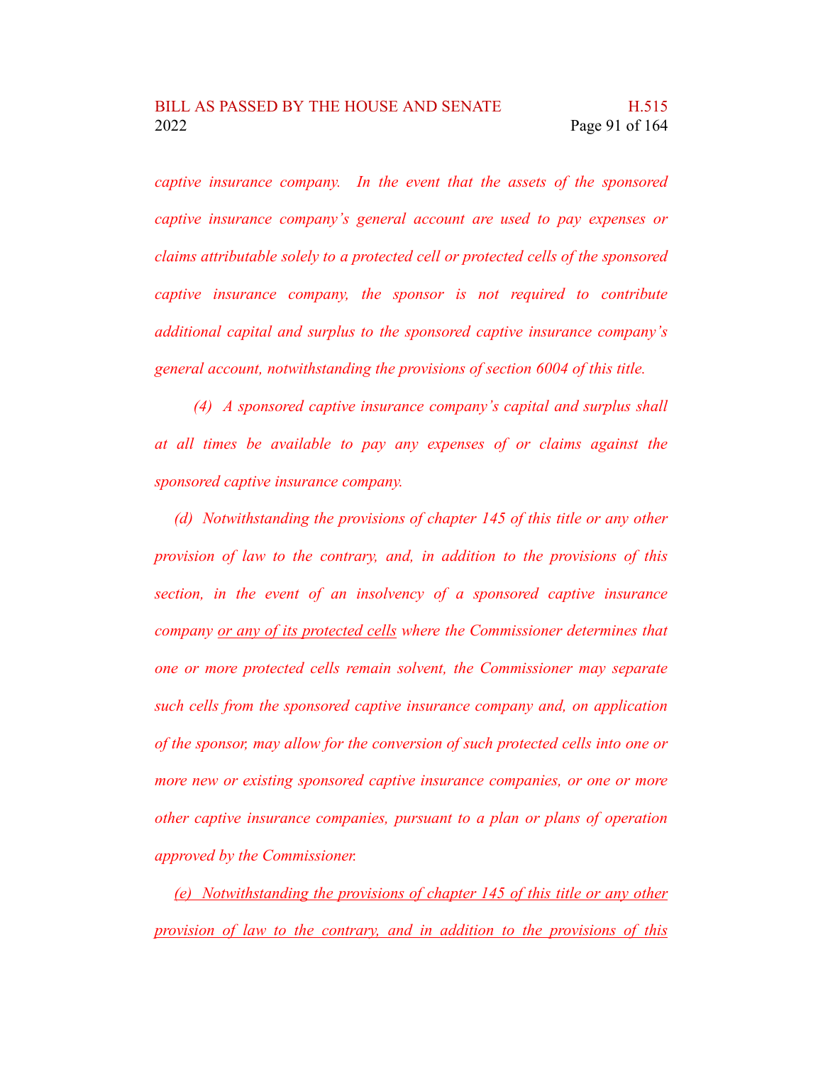*captive insurance company. In the event that the assets of the sponsored captive insurance company's general account are used to pay expenses or claims attributable solely to a protected cell or protected cells of the sponsored captive insurance company, the sponsor is not required to contribute additional capital and surplus to the sponsored captive insurance company's general account, notwithstanding the provisions of section 6004 of this title.*

*(4) A sponsored captive insurance company's capital and surplus shall at all times be available to pay any expenses of or claims against the sponsored captive insurance company.*

*(d) Notwithstanding the provisions of chapter 145 of this title or any other provision of law to the contrary, and, in addition to the provisions of this section, in the event of an insolvency of a sponsored captive insurance company <u>or any of its protected cells</u> where the Commissioner determines that one or more protected cells remain solvent, the Commissioner may separate such cells from the sponsored captive insurance company and, on application of the sponsor, may allow for the conversion of such protected cells into one or more new or existing sponsored captive insurance companies, or one or more other captive insurance companies, pursuant to a plan or plans of operation approved by the Commissioner.*

*<u>(e) Notwithstanding the provisions of chapter 145 of this title or any other provision of law to the contrary, and in addition to the provisions of this</u>*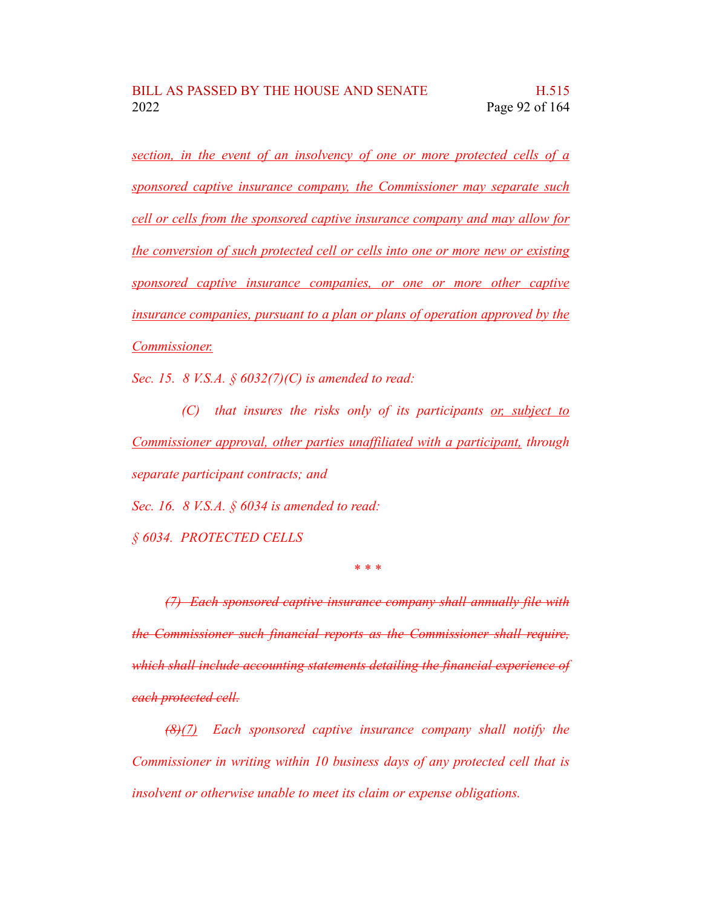<u>section, in the event of an insolvency of one or more protected cells of a sponsored captive insurance company, the Commissioner may separate such cell or cells from the sponsored captive insurance company and may allow for the conversion of such protected cell or cells into one or more new or existing sponsored captive insurance companies, or one or more other captive insurance companies, pursuant to a plan or plans of operation approved by the Commissioner.</u>

*Sec. 15. 8 V.S.A. § 6032(7)(C) is amended to read:*

*(C) that insures the risks only of its participants <u>or, subject to Commissioner approval, other parties unaffiliated with a participant,</u> through separate participant contracts; and*

*Sec. 16. 8 V.S.A. § 6034 is amended to read:*

*§ 6034. PROTECTED CELLS*

\* \* \*

~~*(7) Each sponsored captive insurance company shall annually file with the Commissioner such financial reports as the Commissioner shall require, which shall include accounting statements detailing the financial experience of each protected cell.*~~

*~~(8)~~<u>(7)</u> Each sponsored captive insurance company shall notify the Commissioner in writing within 10 business days of any protected cell that is insolvent or otherwise unable to meet its claim or expense obligations.*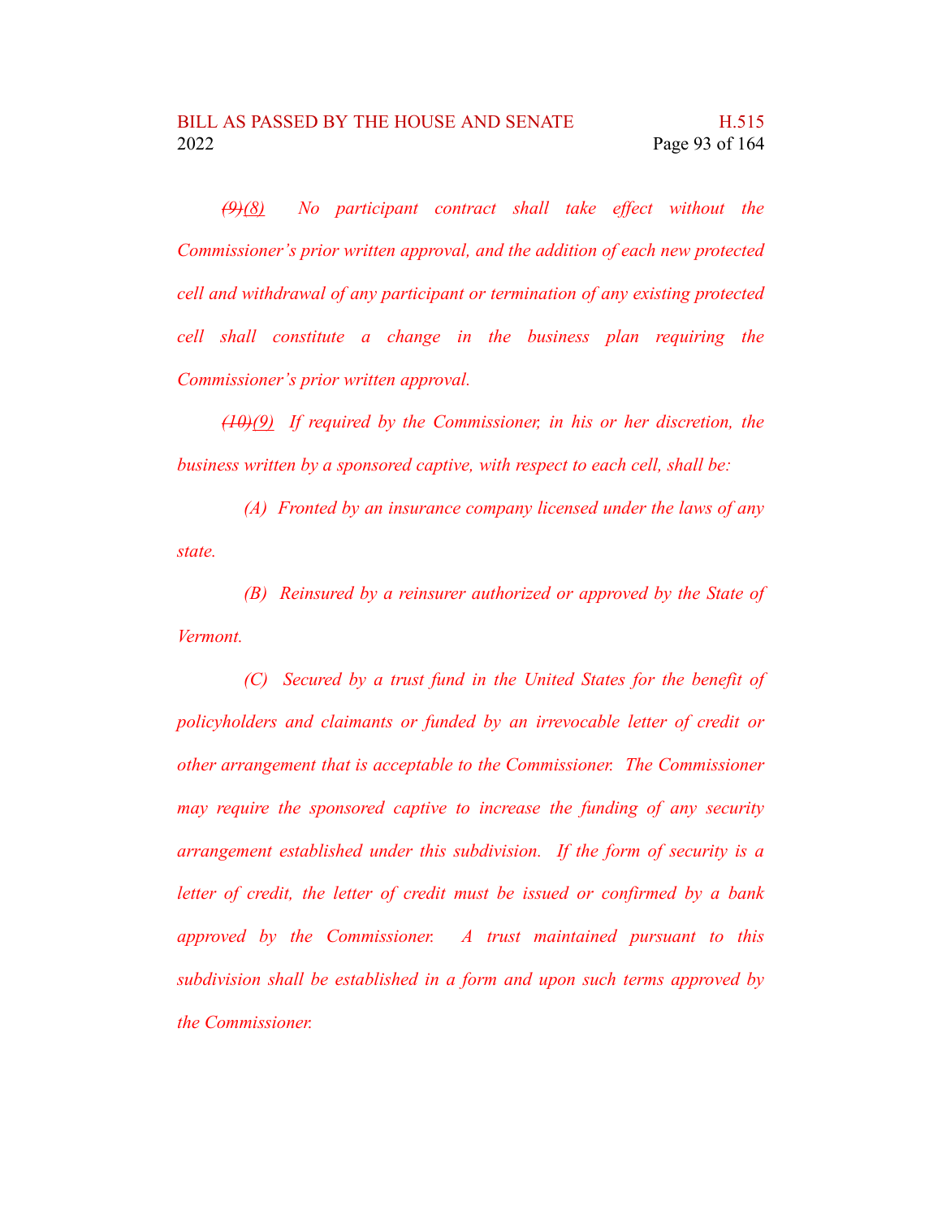*~~(9)~~(8) No participant contract shall take effect without the Commissioner's prior written approval, and the addition of each new protected cell and withdrawal of any participant or termination of any existing protected cell shall constitute a change in the business plan requiring the Commissioner's prior written approval.*

*~~(10)~~(9) If required by the Commissioner, in his or her discretion, the business written by a sponsored captive, with respect to each cell, shall be:*

*(A) Fronted by an insurance company licensed under the laws of any state.*

*(B) Reinsured by a reinsurer authorized or approved by the State of Vermont.*

*(C) Secured by a trust fund in the United States for the benefit of policyholders and claimants or funded by an irrevocable letter of credit or other arrangement that is acceptable to the Commissioner. The Commissioner may require the sponsored captive to increase the funding of any security arrangement established under this subdivision. If the form of security is a letter of credit, the letter of credit must be issued or confirmed by a bank approved by the Commissioner. A trust maintained pursuant to this subdivision shall be established in a form and upon such terms approved by the Commissioner.*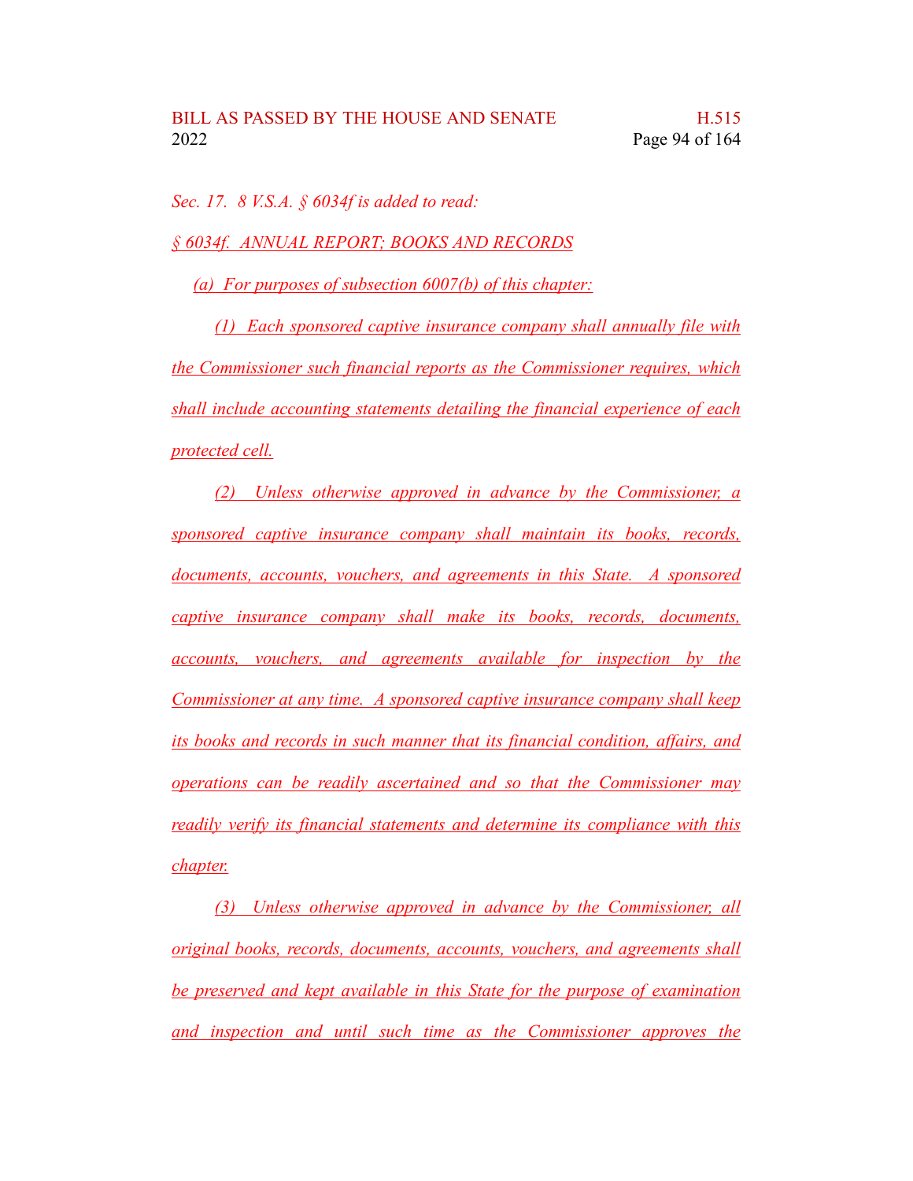*Sec. 17. 8 V.S.A. § 6034f is added to read:*

*§ 6034f. ANNUAL REPORT; BOOKS AND RECORDS*

*(a) For purposes of subsection 6007(b) of this chapter:*

*(1) Each sponsored captive insurance company shall annually file with the Commissioner such financial reports as the Commissioner requires, which shall include accounting statements detailing the financial experience of each protected cell.*

*(2) Unless otherwise approved in advance by the Commissioner, a sponsored captive insurance company shall maintain its books, records, documents, accounts, vouchers, and agreements in this State. A sponsored captive insurance company shall make its books, records, documents, accounts, vouchers, and agreements available for inspection by the Commissioner at any time. A sponsored captive insurance company shall keep its books and records in such manner that its financial condition, affairs, and operations can be readily ascertained and so that the Commissioner may readily verify its financial statements and determine its compliance with this chapter.*

*(3) Unless otherwise approved in advance by the Commissioner, all original books, records, documents, accounts, vouchers, and agreements shall be preserved and kept available in this State for the purpose of examination and inspection and until such time as the Commissioner approves the*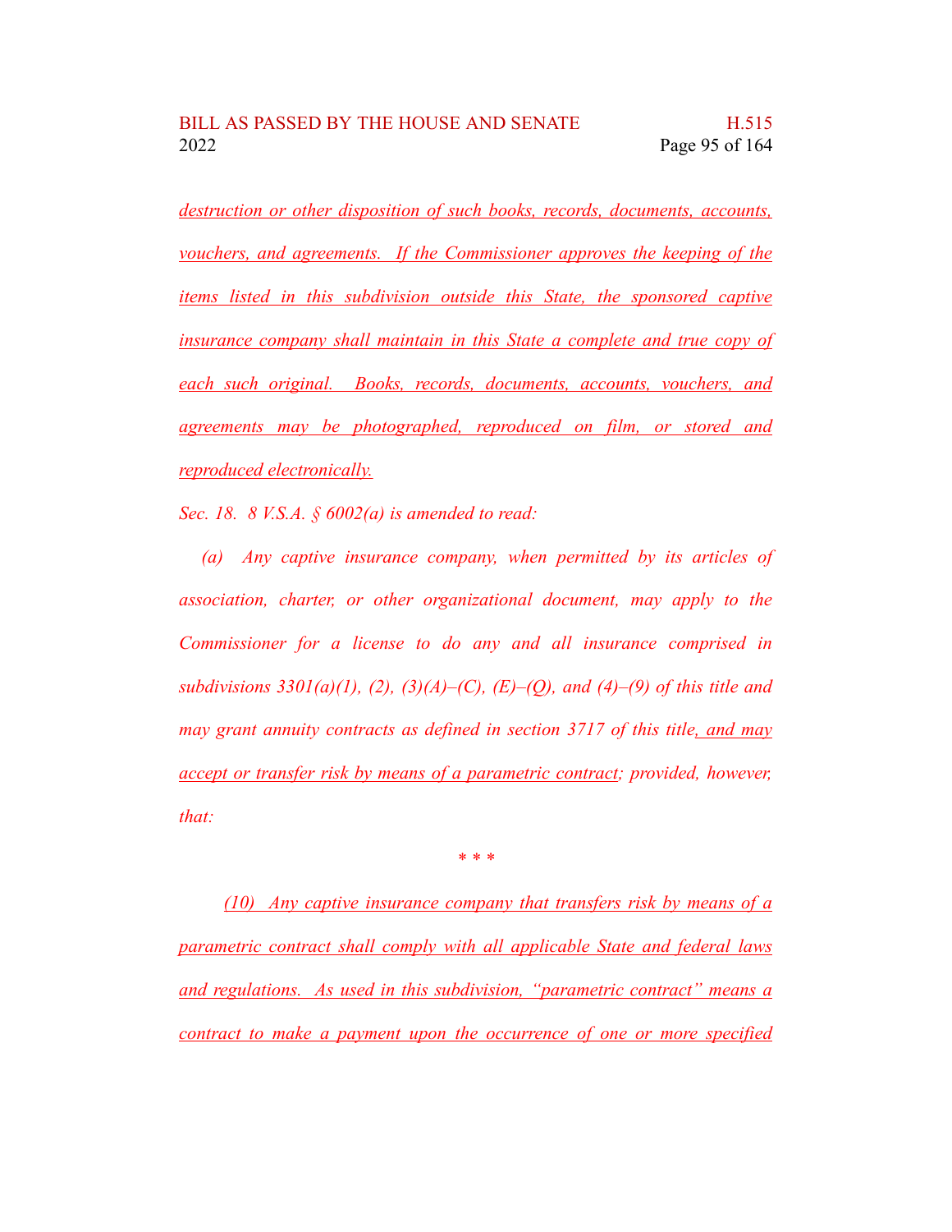destruction or other disposition of such books, records, documents, accounts, vouchers, and agreements. If the Commissioner approves the keeping of the items listed in this subdivision outside this State, the sponsored captive insurance company shall maintain in this State a complete and true copy of each such original. Books, records, documents, accounts, vouchers, and agreements may be photographed, reproduced on film, or stored and reproduced electronically.

*Sec. 18. 8 V.S.A. § 6002(a) is amended to read:*

*(a) Any captive insurance company, when permitted by its articles of association, charter, or other organizational document, may apply to the Commissioner for a license to do any and all insurance comprised in subdivisions 3301(a)(1), (2), (3)(A)–(C), (E)–(Q), and (4)–(9) of this title and may grant annuity contracts as defined in section 3717 of this title, and may accept or transfer risk by means of a parametric contract; provided, however, that:*

\* \* \*

*(10) Any captive insurance company that transfers risk by means of a parametric contract shall comply with all applicable State and federal laws and regulations. As used in this subdivision, "parametric contract" means a contract to make a payment upon the occurrence of one or more specified*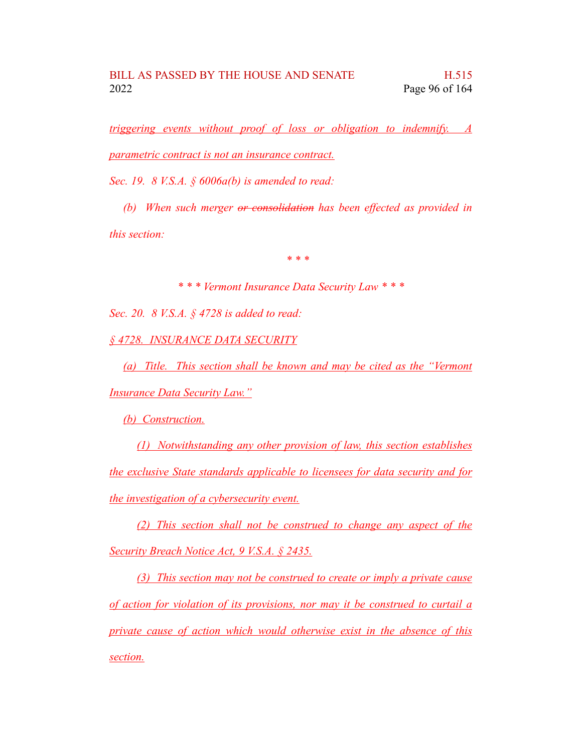triggering events without proof of loss or obligation to indemnify. A parametric contract is not an insurance contract.

Sec. 19. 8 V.S.A. § 6006a(b) is amended to read:

(b) When such merger ~~or consolidation~~ has been effected as provided in this section:

\* \* \*

\* \* \* Vermont Insurance Data Security Law \* \* \*

Sec. 20. 8 V.S.A. § 4728 is added to read:

§ 4728. INSURANCE DATA SECURITY

(a) Title. This section shall be known and may be cited as the "Vermont Insurance Data Security Law."

(b) Construction.

(1) Notwithstanding any other provision of law, this section establishes the exclusive State standards applicable to licensees for data security and for the investigation of a cybersecurity event.

(2) This section shall not be construed to change any aspect of the Security Breach Notice Act, 9 V.S.A. § 2435.

(3) This section may not be construed to create or imply a private cause of action for violation of its provisions, nor may it be construed to curtail a private cause of action which would otherwise exist in the absence of this section.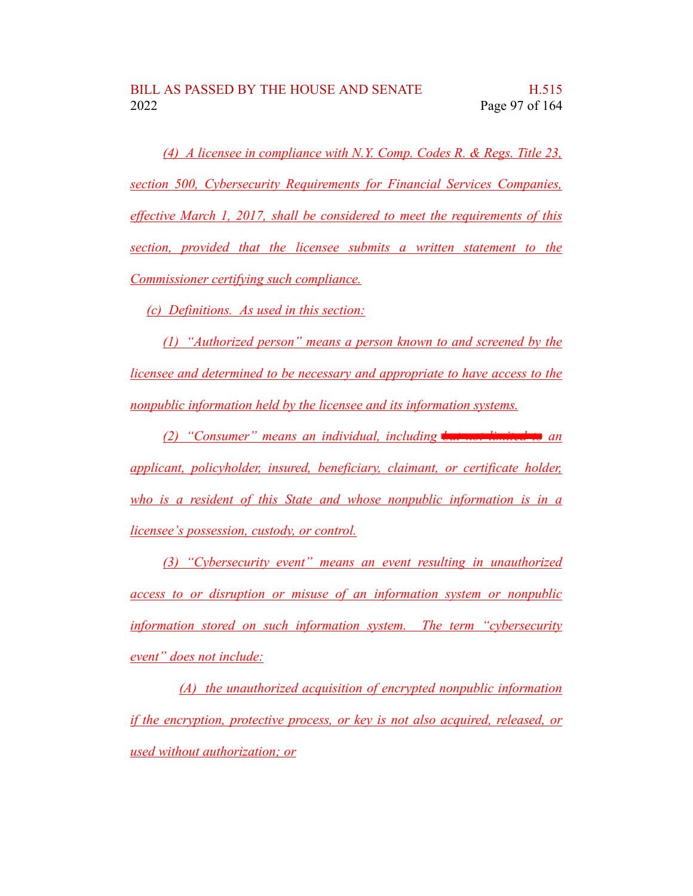*(4) A licensee in compliance with N.Y. Comp. Codes R. & Regs. Title 23, section 500, Cybersecurity Requirements for Financial Services Companies, effective March 1, 2017, shall be considered to meet the requirements of this section, provided that the licensee submits a written statement to the Commissioner certifying such compliance.*

*(c) Definitions. As used in this section:*

*(1) "Authorized person" means a person known to and screened by the licensee and determined to be necessary and appropriate to have access to the nonpublic information held by the licensee and its information systems.*

*(2) "Consumer" means an individual, including ~~but not limited to~~ an applicant, policyholder, insured, beneficiary, claimant, or certificate holder, who is a resident of this State and whose nonpublic information is in a licensee's possession, custody, or control.*

*(3) "Cybersecurity event" means an event resulting in unauthorized access to or disruption or misuse of an information system or nonpublic information stored on such information system. The term "cybersecurity event" does not include:*

*(A) the unauthorized acquisition of encrypted nonpublic information if the encryption, protective process, or key is not also acquired, released, or used without authorization; or*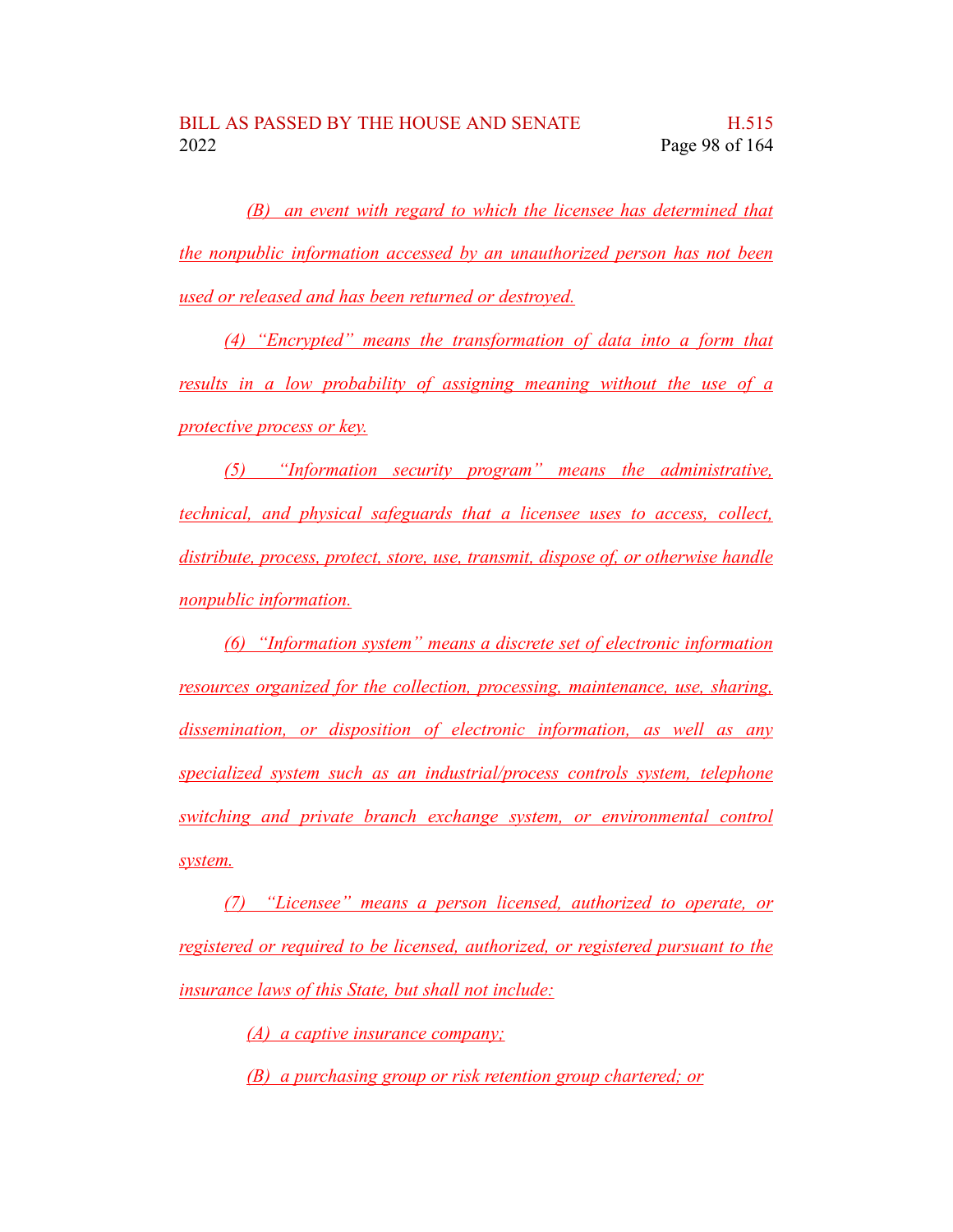*(B) an event with regard to which the licensee has determined that the nonpublic information accessed by an unauthorized person has not been used or released and has been returned or destroyed.*

*(4) "Encrypted" means the transformation of data into a form that results in a low probability of assigning meaning without the use of a protective process or key.*

*(5) "Information security program" means the administrative, technical, and physical safeguards that a licensee uses to access, collect, distribute, process, protect, store, use, transmit, dispose of, or otherwise handle nonpublic information.*

*(6) "Information system" means a discrete set of electronic information resources organized for the collection, processing, maintenance, use, sharing, dissemination, or disposition of electronic information, as well as any specialized system such as an industrial/process controls system, telephone switching and private branch exchange system, or environmental control system.*

*(7) "Licensee" means a person licensed, authorized to operate, or registered or required to be licensed, authorized, or registered pursuant to the insurance laws of this State, but shall not include:*

*(A) a captive insurance company;*

*(B) a purchasing group or risk retention group chartered; or*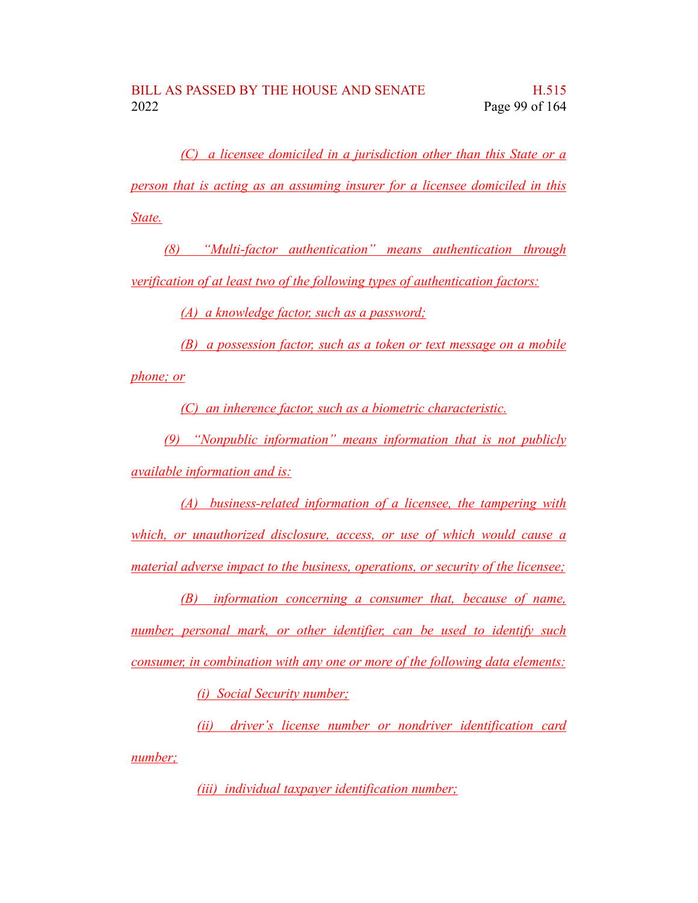(C) a licensee domiciled in a jurisdiction other than this State or a person that is acting as an assuming insurer for a licensee domiciled in this State.

(8) "Multi-factor authentication" means authentication through verification of at least two of the following types of authentication factors:

(A) a knowledge factor, such as a password;

(B) a possession factor, such as a token or text message on a mobile phone; or

(C) an inherence factor, such as a biometric characteristic.

(9) "Nonpublic information" means information that is not publicly available information and is:

(A) business-related information of a licensee, the tampering with which, or unauthorized disclosure, access, or use of which would cause a material adverse impact to the business, operations, or security of the licensee;

(B) information concerning a consumer that, because of name, number, personal mark, or other identifier, can be used to identify such consumer, in combination with any one or more of the following data elements:

(i) Social Security number;

(ii) driver's license number or nondriver identification card number;

(iii) individual taxpayer identification number;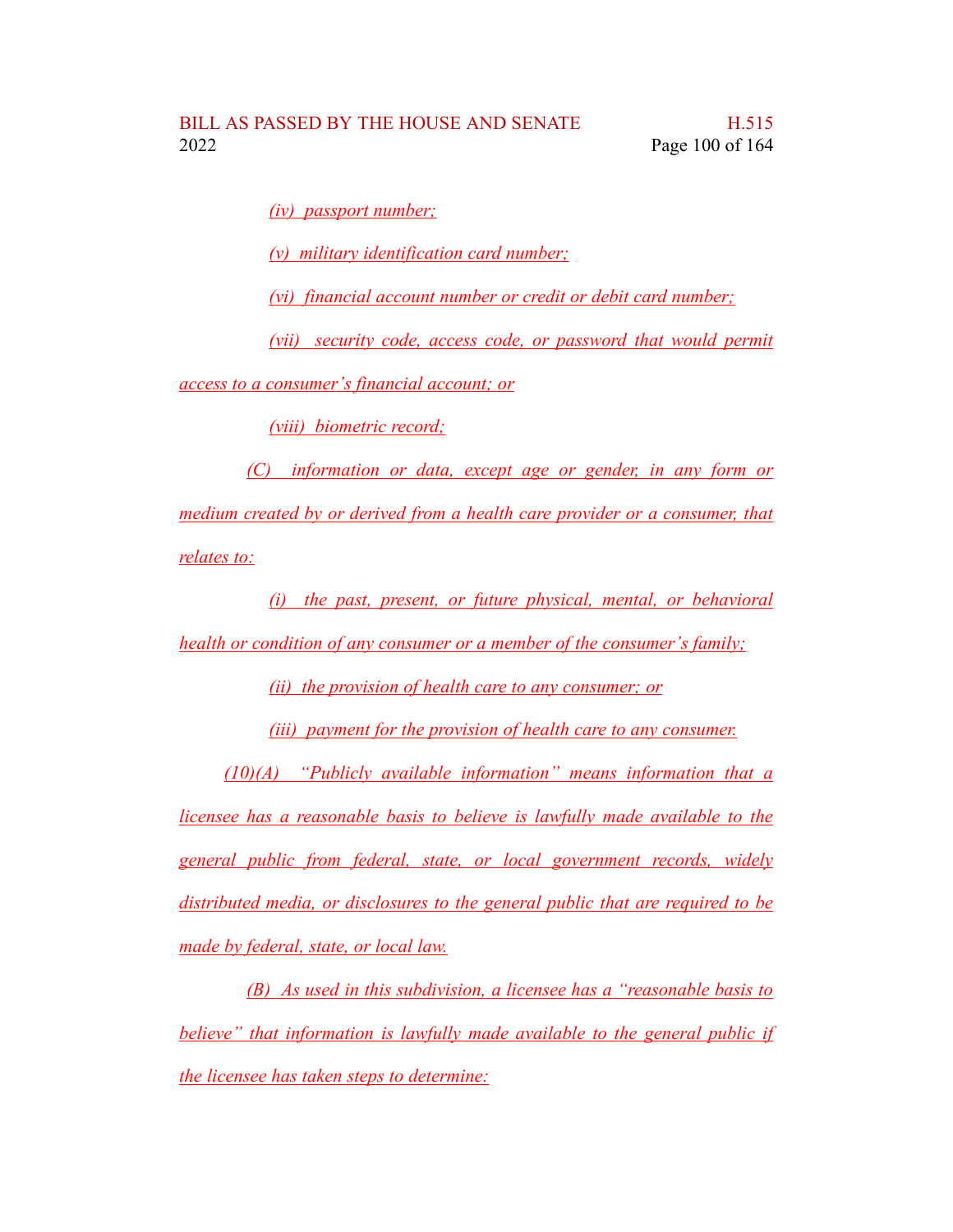(iv) passport number;

(v) military identification card number;

(vi) financial account number or credit or debit card number;

(vii) security code, access code, or password that would permit access to a consumer's financial account; or

(viii) biometric record;

(C) information or data, except age or gender, in any form or medium created by or derived from a health care provider or a consumer, that relates to:

(i) the past, present, or future physical, mental, or behavioral health or condition of any consumer or a member of the consumer's family;

(ii) the provision of health care to any consumer; or

(iii) payment for the provision of health care to any consumer.

(10)(A) "Publicly available information" means information that a licensee has a reasonable basis to believe is lawfully made available to the general public from federal, state, or local government records, widely distributed media, or disclosures to the general public that are required to be made by federal, state, or local law.

(B) As used in this subdivision, a licensee has a "reasonable basis to believe" that information is lawfully made available to the general public if the licensee has taken steps to determine: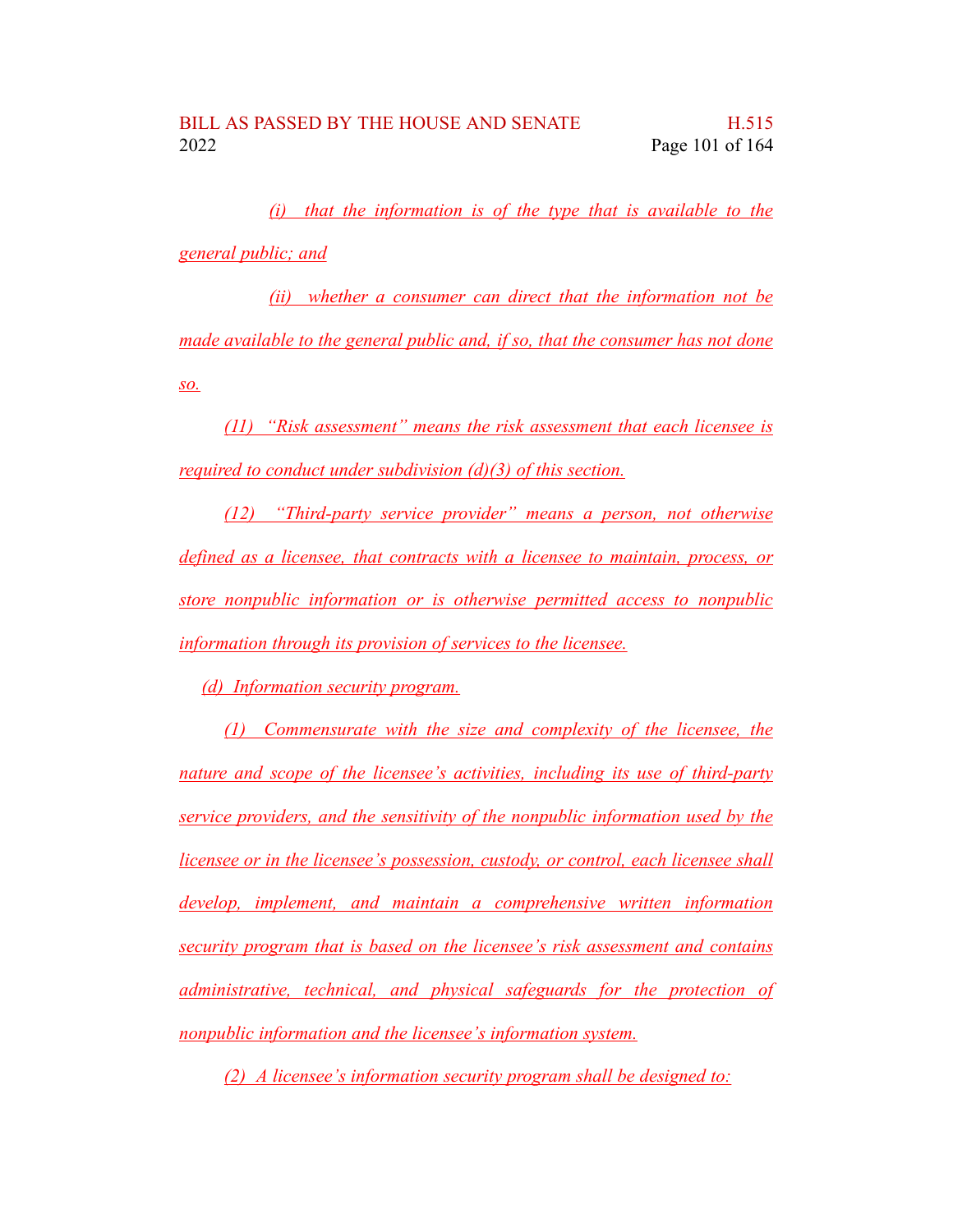(i) that the information is of the type that is available to the general public; and

(ii) whether a consumer can direct that the information not be made available to the general public and, if so, that the consumer has not done so.

(11) "Risk assessment" means the risk assessment that each licensee is required to conduct under subdivision (d)(3) of this section.

(12) "Third-party service provider" means a person, not otherwise defined as a licensee, that contracts with a licensee to maintain, process, or store nonpublic information or is otherwise permitted access to nonpublic information through its provision of services to the licensee.

(d) Information security program.

(1) Commensurate with the size and complexity of the licensee, the nature and scope of the licensee's activities, including its use of third-party service providers, and the sensitivity of the nonpublic information used by the licensee or in the licensee's possession, custody, or control, each licensee shall develop, implement, and maintain a comprehensive written information security program that is based on the licensee's risk assessment and contains administrative, technical, and physical safeguards for the protection of nonpublic information and the licensee's information system.

(2) A licensee's information security program shall be designed to: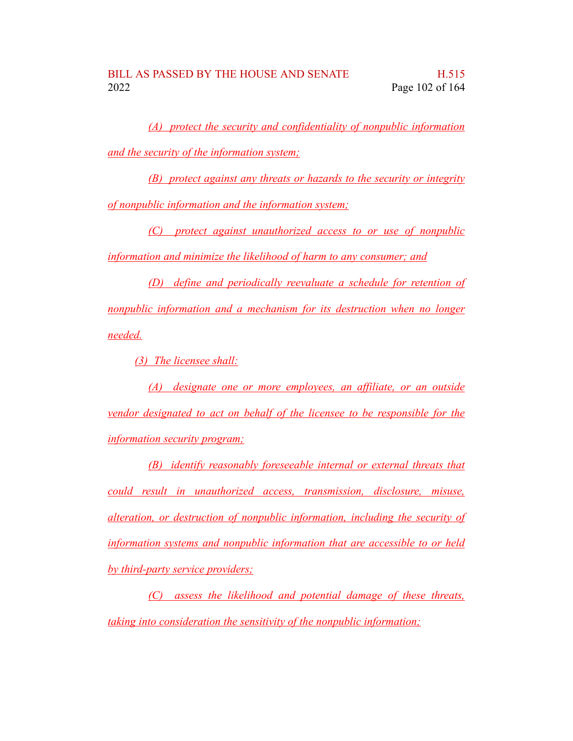(A) protect the security and confidentiality of nonpublic information and the security of the information system;

(B) protect against any threats or hazards to the security or integrity of nonpublic information and the information system;

(C) protect against unauthorized access to or use of nonpublic information and minimize the likelihood of harm to any consumer; and

(D) define and periodically reevaluate a schedule for retention of nonpublic information and a mechanism for its destruction when no longer needed.

(3) The licensee shall:

(A) designate one or more employees, an affiliate, or an outside vendor designated to act on behalf of the licensee to be responsible for the information security program;

(B) identify reasonably foreseeable internal or external threats that could result in unauthorized access, transmission, disclosure, misuse, alteration, or destruction of nonpublic information, including the security of information systems and nonpublic information that are accessible to or held by third-party service providers;

(C) assess the likelihood and potential damage of these threats, taking into consideration the sensitivity of the nonpublic information;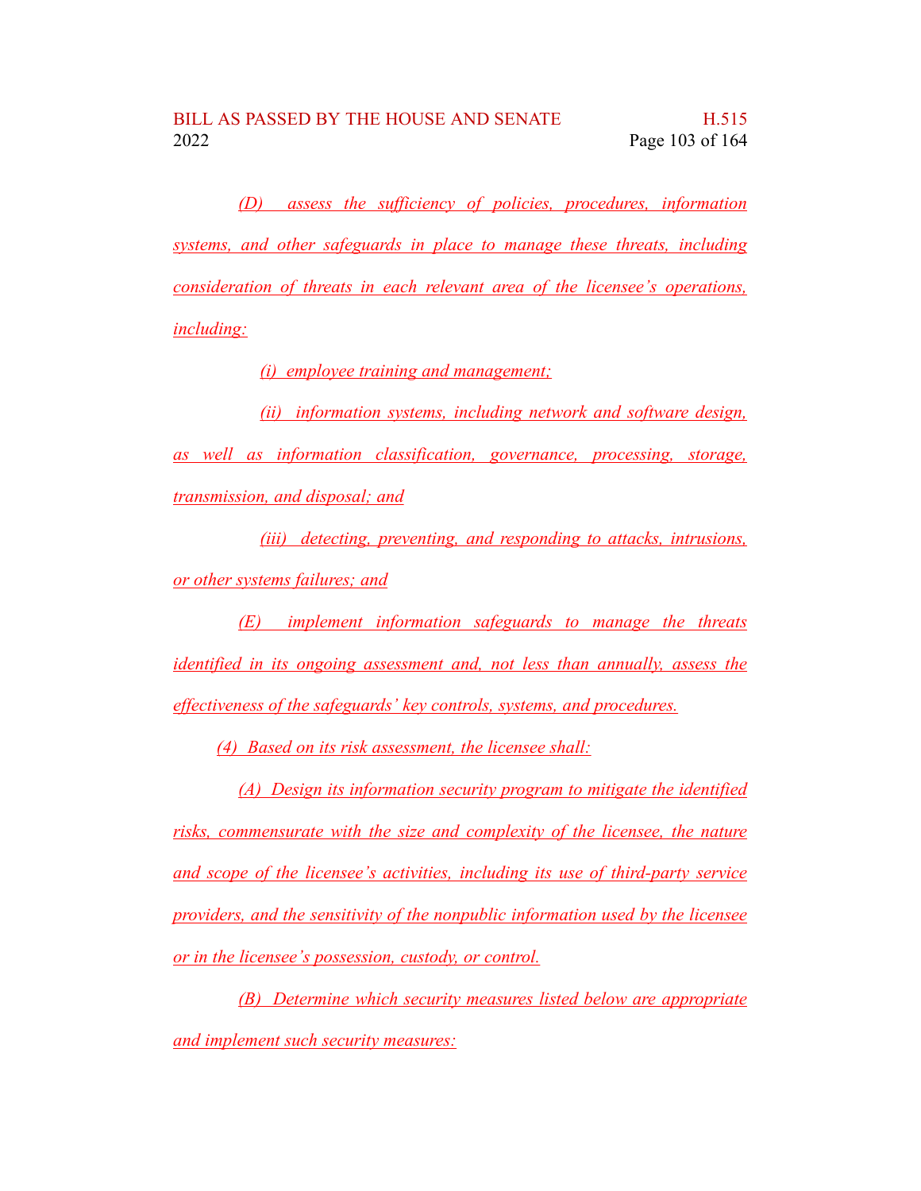(D) assess the sufficiency of policies, procedures, information systems, and other safeguards in place to manage these threats, including consideration of threats in each relevant area of the licensee's operations, including:

(i) employee training and management;

(ii) information systems, including network and software design, as well as information classification, governance, processing, storage, transmission, and disposal; and

(iii) detecting, preventing, and responding to attacks, intrusions, or other systems failures; and

(E) implement information safeguards to manage the threats identified in its ongoing assessment and, not less than annually, assess the effectiveness of the safeguards' key controls, systems, and procedures.

(4) Based on its risk assessment, the licensee shall:

(A) Design its information security program to mitigate the identified risks, commensurate with the size and complexity of the licensee, the nature and scope of the licensee's activities, including its use of third-party service providers, and the sensitivity of the nonpublic information used by the licensee or in the licensee's possession, custody, or control.

(B) Determine which security measures listed below are appropriate and implement such security measures: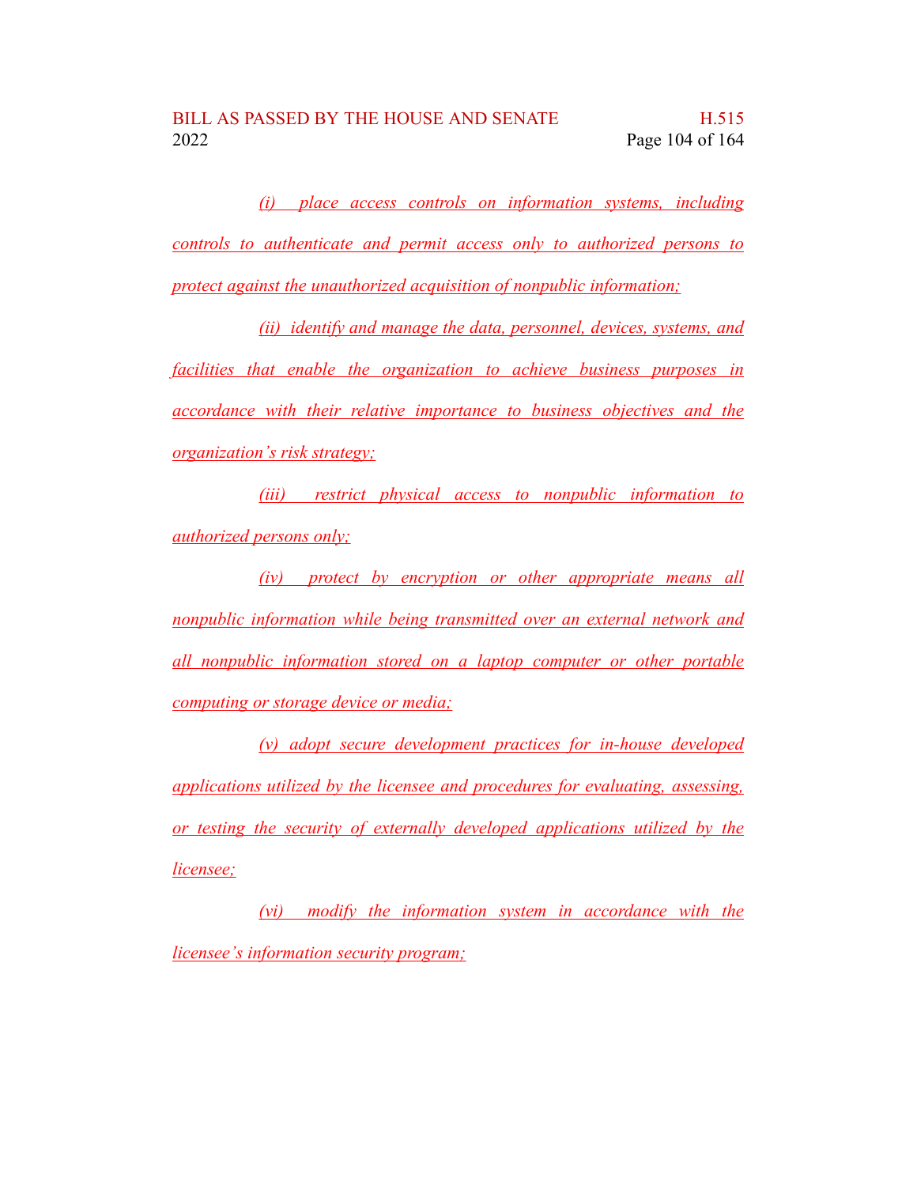(i) place access controls on information systems, including controls to authenticate and permit access only to authorized persons to protect against the unauthorized acquisition of nonpublic information;

(ii) identify and manage the data, personnel, devices, systems, and facilities that enable the organization to achieve business purposes in accordance with their relative importance to business objectives and the organization's risk strategy;

(iii) restrict physical access to nonpublic information to authorized persons only;

(iv) protect by encryption or other appropriate means all nonpublic information while being transmitted over an external network and all nonpublic information stored on a laptop computer or other portable computing or storage device or media;

(v) adopt secure development practices for in-house developed applications utilized by the licensee and procedures for evaluating, assessing, or testing the security of externally developed applications utilized by the licensee;

(vi) modify the information system in accordance with the licensee's information security program;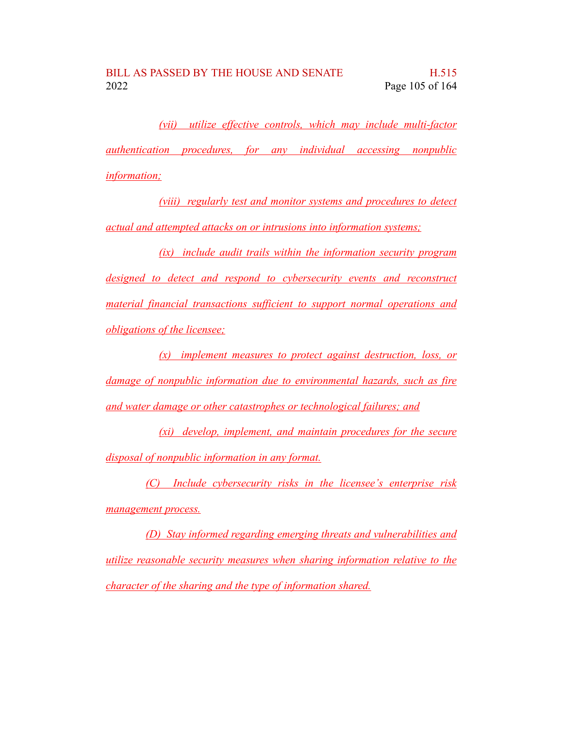(vii) utilize effective controls, which may include multi-factor authentication procedures, for any individual accessing nonpublic information;

(viii) regularly test and monitor systems and procedures to detect actual and attempted attacks on or intrusions into information systems;

(ix) include audit trails within the information security program designed to detect and respond to cybersecurity events and reconstruct material financial transactions sufficient to support normal operations and obligations of the licensee;

(x) implement measures to protect against destruction, loss, or damage of nonpublic information due to environmental hazards, such as fire and water damage or other catastrophes or technological failures; and

(xi) develop, implement, and maintain procedures for the secure disposal of nonpublic information in any format.

(C) Include cybersecurity risks in the licensee's enterprise risk management process.

(D) Stay informed regarding emerging threats and vulnerabilities and utilize reasonable security measures when sharing information relative to the character of the sharing and the type of information shared.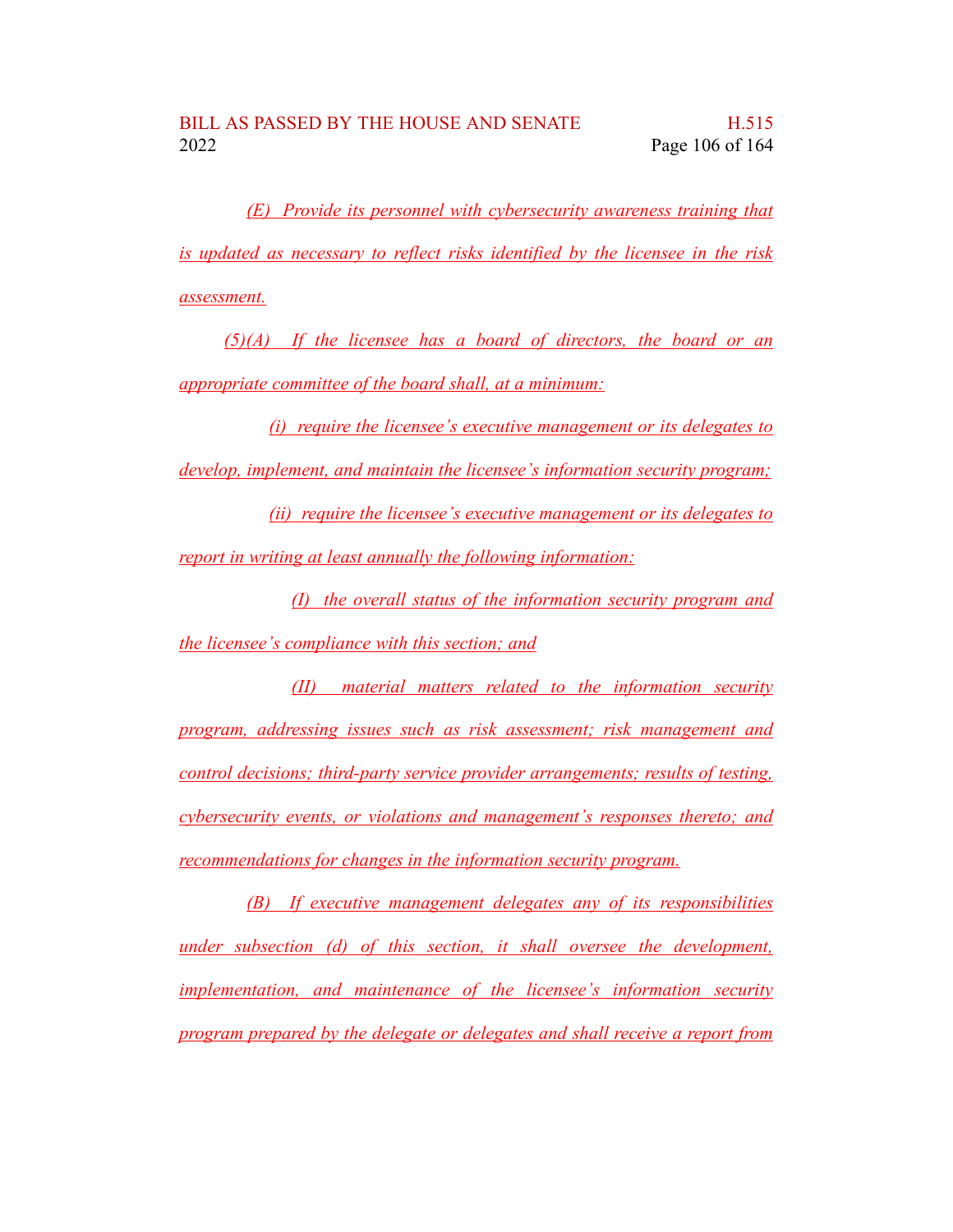*(E) Provide its personnel with cybersecurity awareness training that is updated as necessary to reflect risks identified by the licensee in the risk assessment.*

*(5)(A) If the licensee has a board of directors, the board or an appropriate committee of the board shall, at a minimum:*

*(i) require the licensee's executive management or its delegates to develop, implement, and maintain the licensee's information security program;*

*(ii) require the licensee's executive management or its delegates to report in writing at least annually the following information:*

*(I) the overall status of the information security program and the licensee's compliance with this section; and*

*(II) material matters related to the information security program, addressing issues such as risk assessment; risk management and control decisions; third-party service provider arrangements; results of testing, cybersecurity events, or violations and management's responses thereto; and recommendations for changes in the information security program.*

*(B) If executive management delegates any of its responsibilities under subsection (d) of this section, it shall oversee the development, implementation, and maintenance of the licensee's information security program prepared by the delegate or delegates and shall receive a report from*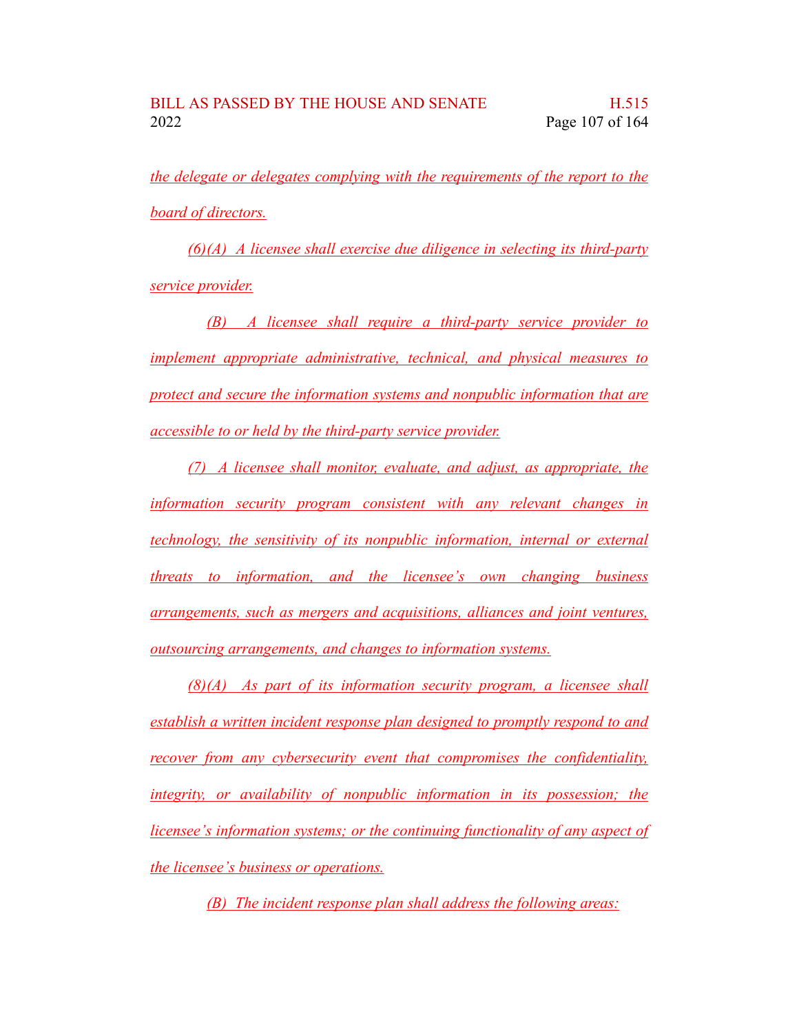*the delegate or delegates complying with the requirements of the report to the board of directors.*

*(6)(A) A licensee shall exercise due diligence in selecting its third-party service provider.*

*(B) A licensee shall require a third-party service provider to implement appropriate administrative, technical, and physical measures to protect and secure the information systems and nonpublic information that are accessible to or held by the third-party service provider.*

*(7) A licensee shall monitor, evaluate, and adjust, as appropriate, the information security program consistent with any relevant changes in technology, the sensitivity of its nonpublic information, internal or external threats to information, and the licensee's own changing business arrangements, such as mergers and acquisitions, alliances and joint ventures, outsourcing arrangements, and changes to information systems.*

*(8)(A) As part of its information security program, a licensee shall establish a written incident response plan designed to promptly respond to and recover from any cybersecurity event that compromises the confidentiality, integrity, or availability of nonpublic information in its possession; the licensee's information systems; or the continuing functionality of any aspect of the licensee's business or operations.*

*(B) The incident response plan shall address the following areas:*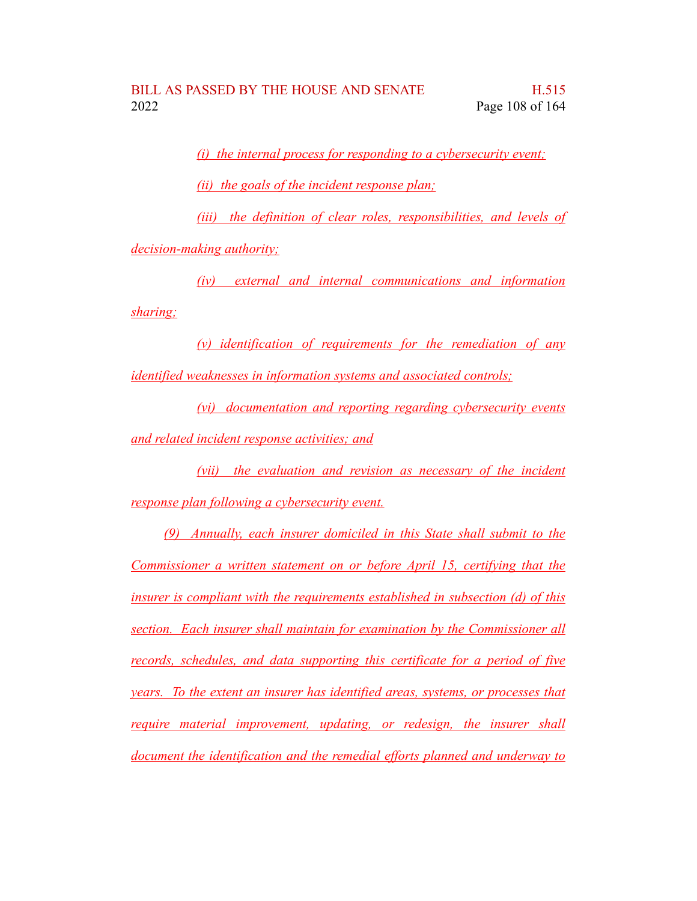(i) the internal process for responding to a cybersecurity event;

(ii) the goals of the incident response plan;

(iii) the definition of clear roles, responsibilities, and levels of decision-making authority;

(iv) external and internal communications and information sharing;

(v) identification of requirements for the remediation of any identified weaknesses in information systems and associated controls;

(vi) documentation and reporting regarding cybersecurity events and related incident response activities; and

(vii) the evaluation and revision as necessary of the incident response plan following a cybersecurity event.

(9) Annually, each insurer domiciled in this State shall submit to the Commissioner a written statement on or before April 15, certifying that the insurer is compliant with the requirements established in subsection (d) of this section. Each insurer shall maintain for examination by the Commissioner all records, schedules, and data supporting this certificate for a period of five years. To the extent an insurer has identified areas, systems, or processes that require material improvement, updating, or redesign, the insurer shall document the identification and the remedial efforts planned and underway to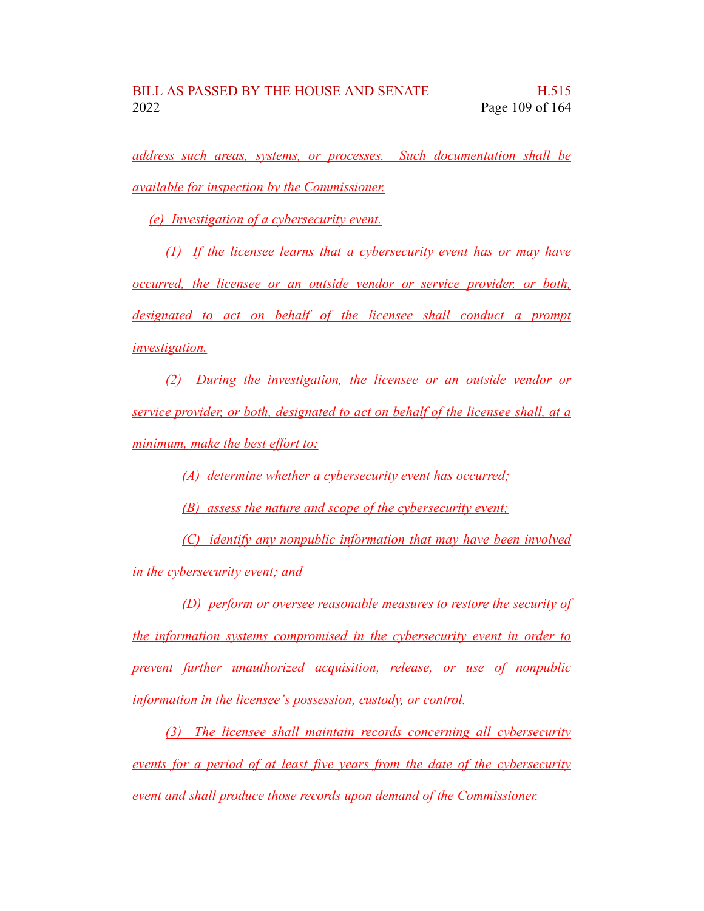*address such areas, systems, or processes. Such documentation shall be available for inspection by the Commissioner.*

*(e) Investigation of a cybersecurity event.*

*(1) If the licensee learns that a cybersecurity event has or may have occurred, the licensee or an outside vendor or service provider, or both, designated to act on behalf of the licensee shall conduct a prompt investigation.*

*(2) During the investigation, the licensee or an outside vendor or service provider, or both, designated to act on behalf of the licensee shall, at a minimum, make the best effort to:*

*(A) determine whether a cybersecurity event has occurred;*

*(B) assess the nature and scope of the cybersecurity event;*

*(C) identify any nonpublic information that may have been involved in the cybersecurity event; and*

*(D) perform or oversee reasonable measures to restore the security of the information systems compromised in the cybersecurity event in order to prevent further unauthorized acquisition, release, or use of nonpublic information in the licensee's possession, custody, or control.*

*(3) The licensee shall maintain records concerning all cybersecurity events for a period of at least five years from the date of the cybersecurity event and shall produce those records upon demand of the Commissioner.*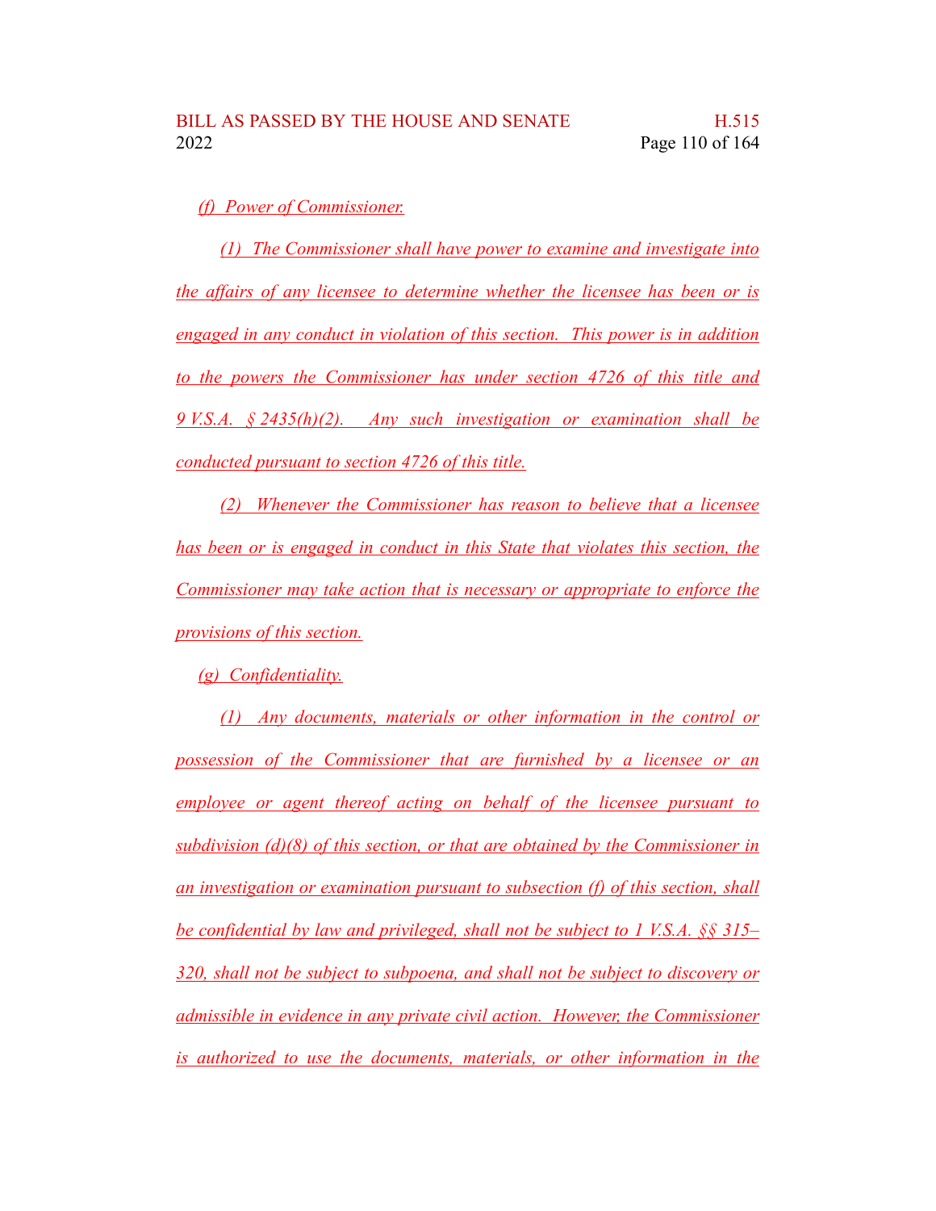*(f) Power of Commissioner.*

*(1) The Commissioner shall have power to examine and investigate into the affairs of any licensee to determine whether the licensee has been or is engaged in any conduct in violation of this section. This power is in addition to the powers the Commissioner has under section 4726 of this title and 9 V.S.A. § 2435(h)(2). Any such investigation or examination shall be conducted pursuant to section 4726 of this title.*

*(2) Whenever the Commissioner has reason to believe that a licensee has been or is engaged in conduct in this State that violates this section, the Commissioner may take action that is necessary or appropriate to enforce the provisions of this section.*

*(g) Confidentiality.*

*(1) Any documents, materials or other information in the control or possession of the Commissioner that are furnished by a licensee or an employee or agent thereof acting on behalf of the licensee pursuant to subdivision (d)(8) of this section, or that are obtained by the Commissioner in an investigation or examination pursuant to subsection (f) of this section, shall be confidential by law and privileged, shall not be subject to 1 V.S.A. §§ 315–320, shall not be subject to subpoena, and shall not be subject to discovery or admissible in evidence in any private civil action. However, the Commissioner is authorized to use the documents, materials, or other information in the*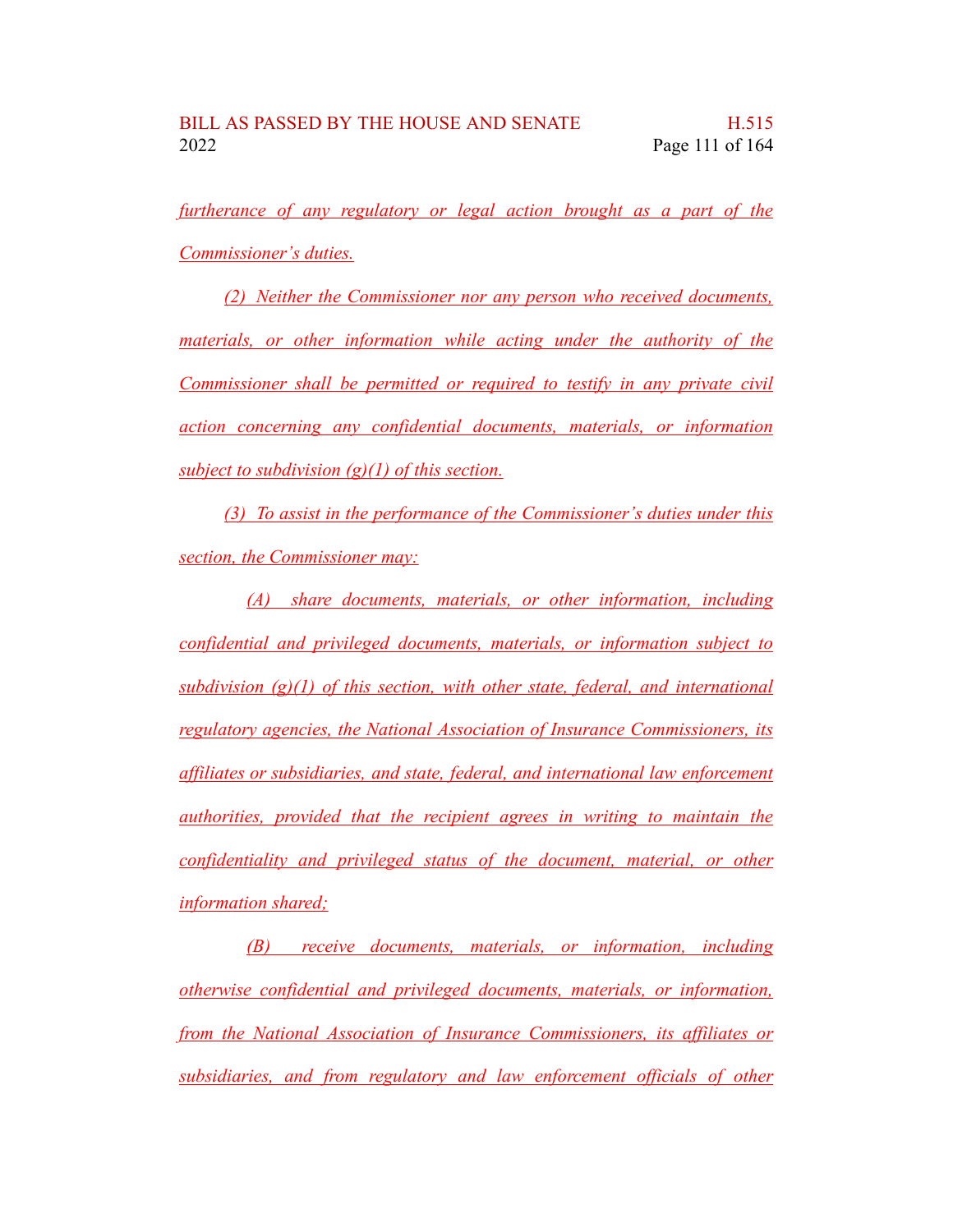furtherance of any regulatory or legal action brought as a part of the Commissioner's duties.

(2) Neither the Commissioner nor any person who received documents, materials, or other information while acting under the authority of the Commissioner shall be permitted or required to testify in any private civil action concerning any confidential documents, materials, or information subject to subdivision (g)(1) of this section.

(3) To assist in the performance of the Commissioner's duties under this section, the Commissioner may:

(A) share documents, materials, or other information, including confidential and privileged documents, materials, or information subject to subdivision (g)(1) of this section, with other state, federal, and international regulatory agencies, the National Association of Insurance Commissioners, its affiliates or subsidiaries, and state, federal, and international law enforcement authorities, provided that the recipient agrees in writing to maintain the confidentiality and privileged status of the document, material, or other information shared;

(B) receive documents, materials, or information, including otherwise confidential and privileged documents, materials, or information, from the National Association of Insurance Commissioners, its affiliates or subsidiaries, and from regulatory and law enforcement officials of other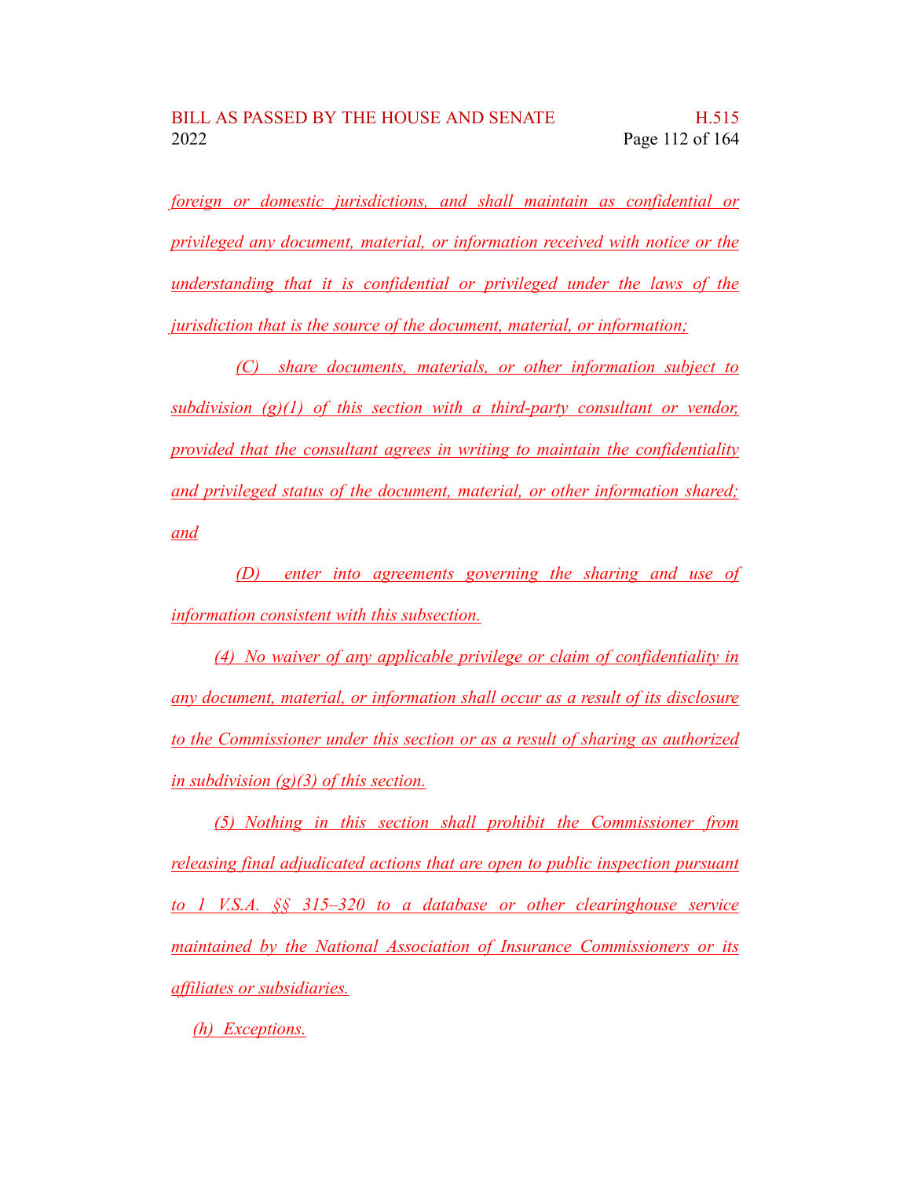*foreign or domestic jurisdictions, and shall maintain as confidential or privileged any document, material, or information received with notice or the understanding that it is confidential or privileged under the laws of the jurisdiction that is the source of the document, material, or information;*

*(C) share documents, materials, or other information subject to subdivision (g)(1) of this section with a third-party consultant or vendor, provided that the consultant agrees in writing to maintain the confidentiality and privileged status of the document, material, or other information shared; and*

*(D) enter into agreements governing the sharing and use of information consistent with this subsection.*

*(4) No waiver of any applicable privilege or claim of confidentiality in any document, material, or information shall occur as a result of its disclosure to the Commissioner under this section or as a result of sharing as authorized in subdivision (g)(3) of this section.*

*(5) Nothing in this section shall prohibit the Commissioner from releasing final adjudicated actions that are open to public inspection pursuant to 1 V.S.A. §§ 315–320 to a database or other clearinghouse service maintained by the National Association of Insurance Commissioners or its affiliates or subsidiaries.*

*(h) Exceptions.*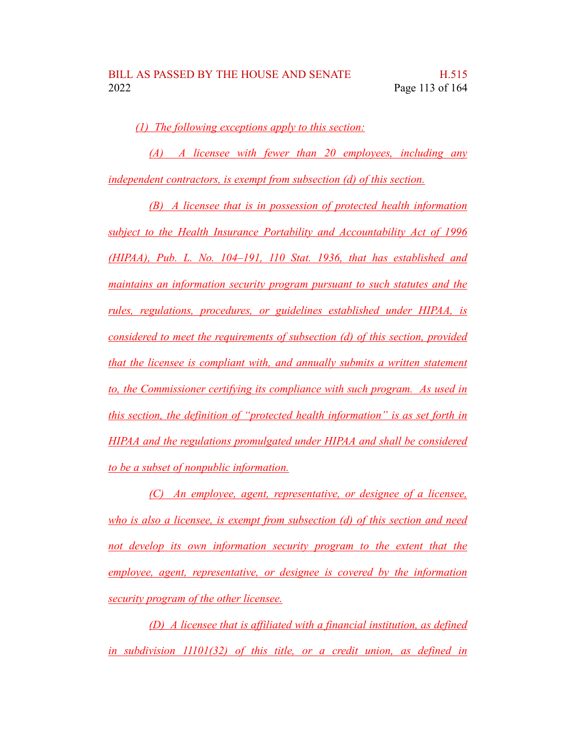(1) The following exceptions apply to this section:

(A) A licensee with fewer than 20 employees, including any independent contractors, is exempt from subsection (d) of this section.

(B) A licensee that is in possession of protected health information subject to the Health Insurance Portability and Accountability Act of 1996 (HIPAA), Pub. L. No. 104–191, 110 Stat. 1936, that has established and maintains an information security program pursuant to such statutes and the rules, regulations, procedures, or guidelines established under HIPAA, is considered to meet the requirements of subsection (d) of this section, provided that the licensee is compliant with, and annually submits a written statement to, the Commissioner certifying its compliance with such program. As used in this section, the definition of "protected health information" is as set forth in HIPAA and the regulations promulgated under HIPAA and shall be considered to be a subset of nonpublic information.

(C) An employee, agent, representative, or designee of a licensee, who is also a licensee, is exempt from subsection (d) of this section and need not develop its own information security program to the extent that the employee, agent, representative, or designee is covered by the information security program of the other licensee.

(D) A licensee that is affiliated with a financial institution, as defined in subdivision 11101(32) of this title, or a credit union, as defined in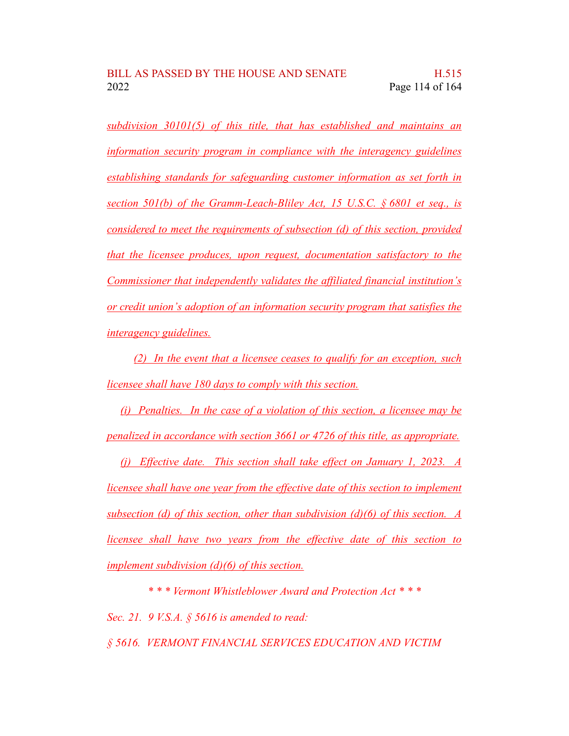*subdivision 30101(5) of this title, that has established and maintains an information security program in compliance with the interagency guidelines establishing standards for safeguarding customer information as set forth in section 501(b) of the Gramm-Leach-Bliley Act, 15 U.S.C. § 6801 et seq., is considered to meet the requirements of subsection (d) of this section, provided that the licensee produces, upon request, documentation satisfactory to the Commissioner that independently validates the affiliated financial institution's or credit union's adoption of an information security program that satisfies the interagency guidelines.*

*(2) In the event that a licensee ceases to qualify for an exception, such licensee shall have 180 days to comply with this section.*

*(i) Penalties. In the case of a violation of this section, a licensee may be penalized in accordance with section 3661 or 4726 of this title, as appropriate.*

*(j) Effective date. This section shall take effect on January 1, 2023. A licensee shall have one year from the effective date of this section to implement subsection (d) of this section, other than subdivision (d)(6) of this section. A licensee shall have two years from the effective date of this section to implement subdivision (d)(6) of this section.*

*\* \* \* Vermont Whistleblower Award and Protection Act \* \* \**

*Sec. 21. 9 V.S.A. § 5616 is amended to read:*

*§ 5616. VERMONT FINANCIAL SERVICES EDUCATION AND VICTIM*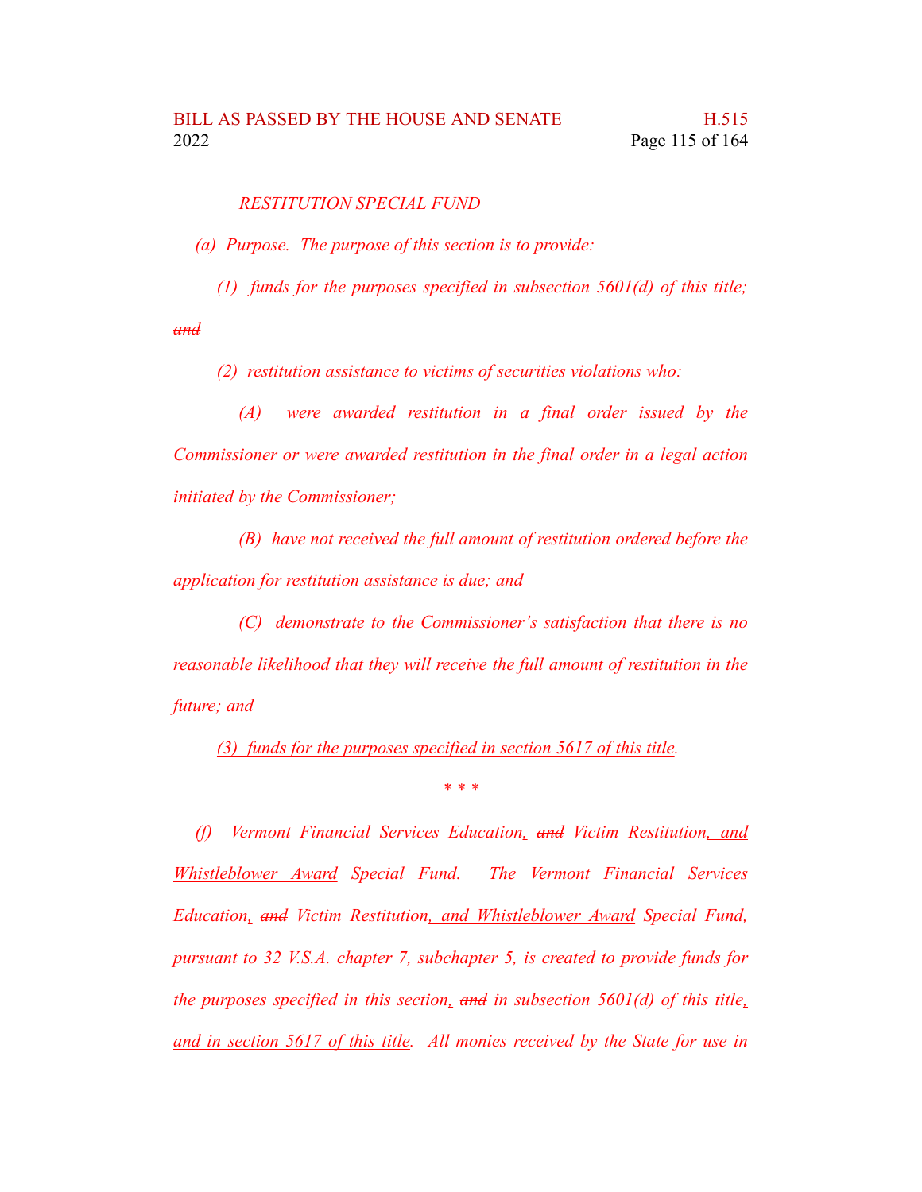*RESTITUTION SPECIAL FUND*

*(a) Purpose. The purpose of this section is to provide:*

*(1) funds for the purposes specified in subsection 5601(d) of this title;* ~~*and*~~

*(2) restitution assistance to victims of securities violations who:*

*(A) were awarded restitution in a final order issued by the Commissioner or were awarded restitution in the final order in a legal action initiated by the Commissioner;*

*(B) have not received the full amount of restitution ordered before the application for restitution assistance is due; and*

*(C) demonstrate to the Commissioner's satisfaction that there is no reasonable likelihood that they will receive the full amount of restitution in the future*<u>*; and*</u>

<u>*(3) funds for the purposes specified in section 5617 of this title*</u>*.*

\* \* \*

*(f) Vermont Financial Services Education*<u>*,*</u> ~~*and*~~ *Victim Restitution*<u>*, and Whistleblower Award*</u> *Special Fund. The Vermont Financial Services Education*<u>*,*</u> ~~*and*~~ *Victim Restitution*<u>*, and Whistleblower Award*</u> *Special Fund, pursuant to 32 V.S.A. chapter 7, subchapter 5, is created to provide funds for the purposes specified in this section*<u>*,*</u> ~~*and*~~ *in subsection 5601(d) of this title*<u>*, and in section 5617 of this title*</u>*. All monies received by the State for use in*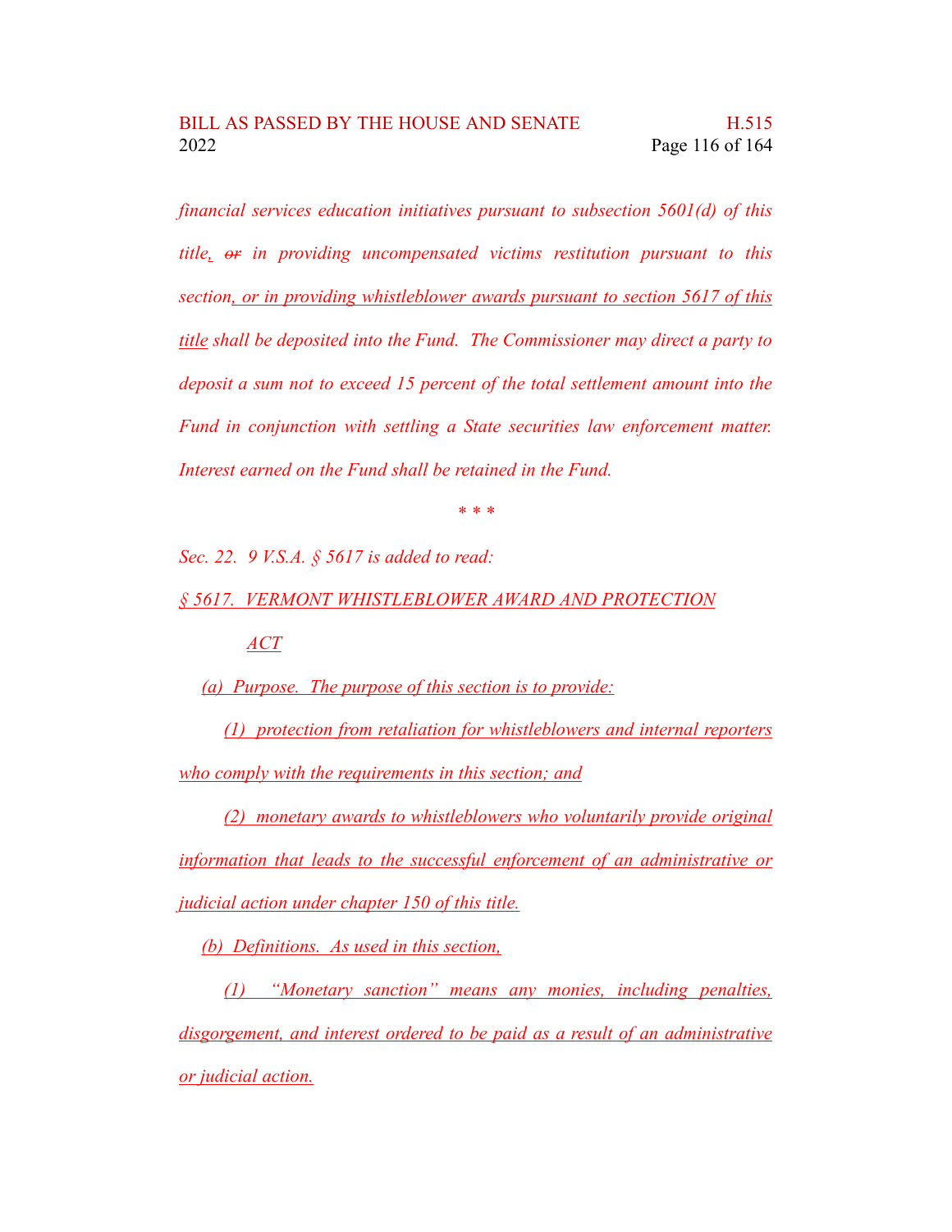*financial services education initiatives pursuant to subsection 5601(d) of this title, ~~or~~ in providing uncompensated victims restitution pursuant to this section, or in providing whistleblower awards pursuant to section 5617 of this title shall be deposited into the Fund. The Commissioner may direct a party to deposit a sum not to exceed 15 percent of the total settlement amount into the Fund in conjunction with settling a State securities law enforcement matter. Interest earned on the Fund shall be retained in the Fund.*

\* \* \*

*Sec. 22. 9 V.S.A. § 5617 is added to read:*

*§ 5617. VERMONT WHISTLEBLOWER AWARD AND PROTECTION ACT*

*(a) Purpose. The purpose of this section is to provide:*

*(1) protection from retaliation for whistleblowers and internal reporters who comply with the requirements in this section; and*

*(2) monetary awards to whistleblowers who voluntarily provide original information that leads to the successful enforcement of an administrative or judicial action under chapter 150 of this title.*

*(b) Definitions. As used in this section,*

*(1) "Monetary sanction" means any monies, including penalties, disgorgement, and interest ordered to be paid as a result of an administrative or judicial action.*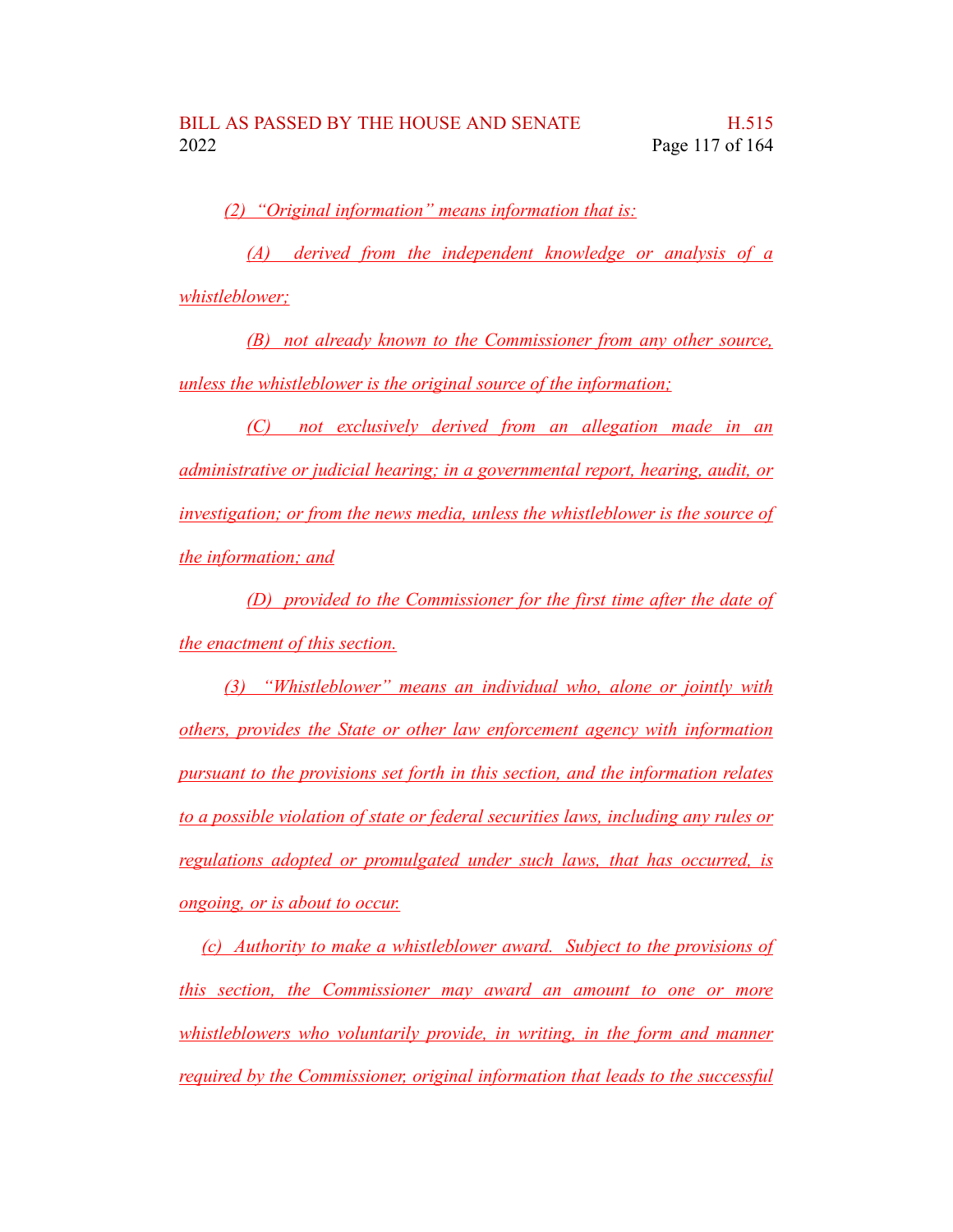*(2) "Original information" means information that is:*

*(A) derived from the independent knowledge or analysis of a whistleblower;*

*(B) not already known to the Commissioner from any other source, unless the whistleblower is the original source of the information;*

*(C) not exclusively derived from an allegation made in an administrative or judicial hearing; in a governmental report, hearing, audit, or investigation; or from the news media, unless the whistleblower is the source of the information; and*

*(D) provided to the Commissioner for the first time after the date of the enactment of this section.*

*(3) "Whistleblower" means an individual who, alone or jointly with others, provides the State or other law enforcement agency with information pursuant to the provisions set forth in this section, and the information relates to a possible violation of state or federal securities laws, including any rules or regulations adopted or promulgated under such laws, that has occurred, is ongoing, or is about to occur.*

*(c) Authority to make a whistleblower award. Subject to the provisions of this section, the Commissioner may award an amount to one or more whistleblowers who voluntarily provide, in writing, in the form and manner required by the Commissioner, original information that leads to the successful*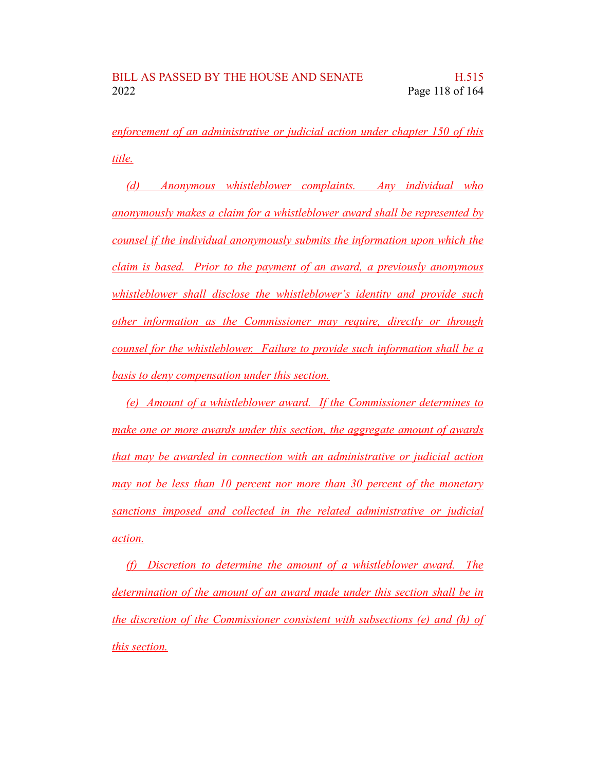enforcement of an administrative or judicial action under chapter 150 of this title.

(d) Anonymous whistleblower complaints. Any individual who anonymously makes a claim for a whistleblower award shall be represented by counsel if the individual anonymously submits the information upon which the claim is based. Prior to the payment of an award, a previously anonymous whistleblower shall disclose the whistleblower's identity and provide such other information as the Commissioner may require, directly or through counsel for the whistleblower. Failure to provide such information shall be a basis to deny compensation under this section.

(e) Amount of a whistleblower award. If the Commissioner determines to make one or more awards under this section, the aggregate amount of awards that may be awarded in connection with an administrative or judicial action may not be less than 10 percent nor more than 30 percent of the monetary sanctions imposed and collected in the related administrative or judicial action.

(f) Discretion to determine the amount of a whistleblower award. The determination of the amount of an award made under this section shall be in the discretion of the Commissioner consistent with subsections (e) and (h) of this section.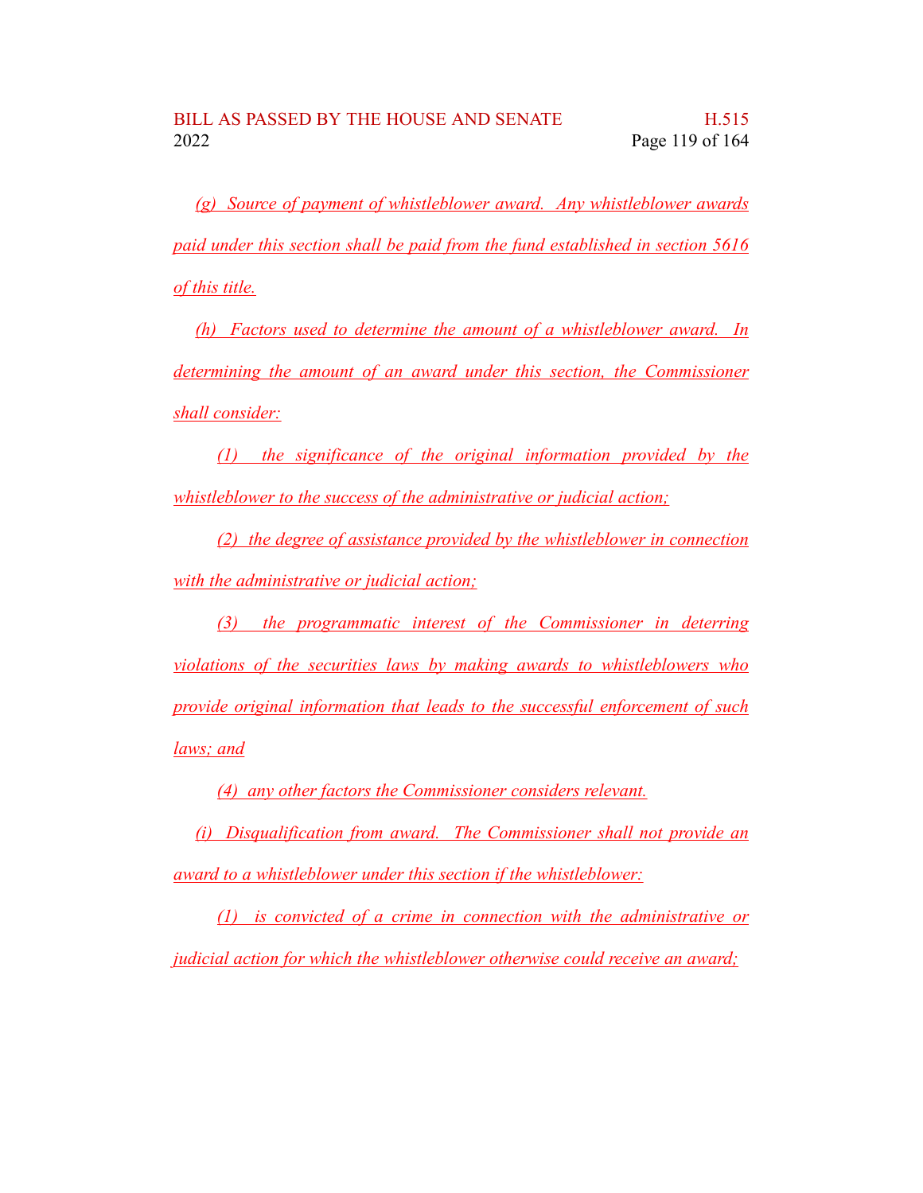(g) Source of payment of whistleblower award. Any whistleblower awards paid under this section shall be paid from the fund established in section 5616 of this title.

(h) Factors used to determine the amount of a whistleblower award. In determining the amount of an award under this section, the Commissioner shall consider:

(1) the significance of the original information provided by the whistleblower to the success of the administrative or judicial action;

(2) the degree of assistance provided by the whistleblower in connection with the administrative or judicial action;

(3) the programmatic interest of the Commissioner in deterring violations of the securities laws by making awards to whistleblowers who provide original information that leads to the successful enforcement of such laws; and

(4) any other factors the Commissioner considers relevant.

(i) Disqualification from award. The Commissioner shall not provide an award to a whistleblower under this section if the whistleblower:

(1) is convicted of a crime in connection with the administrative or judicial action for which the whistleblower otherwise could receive an award;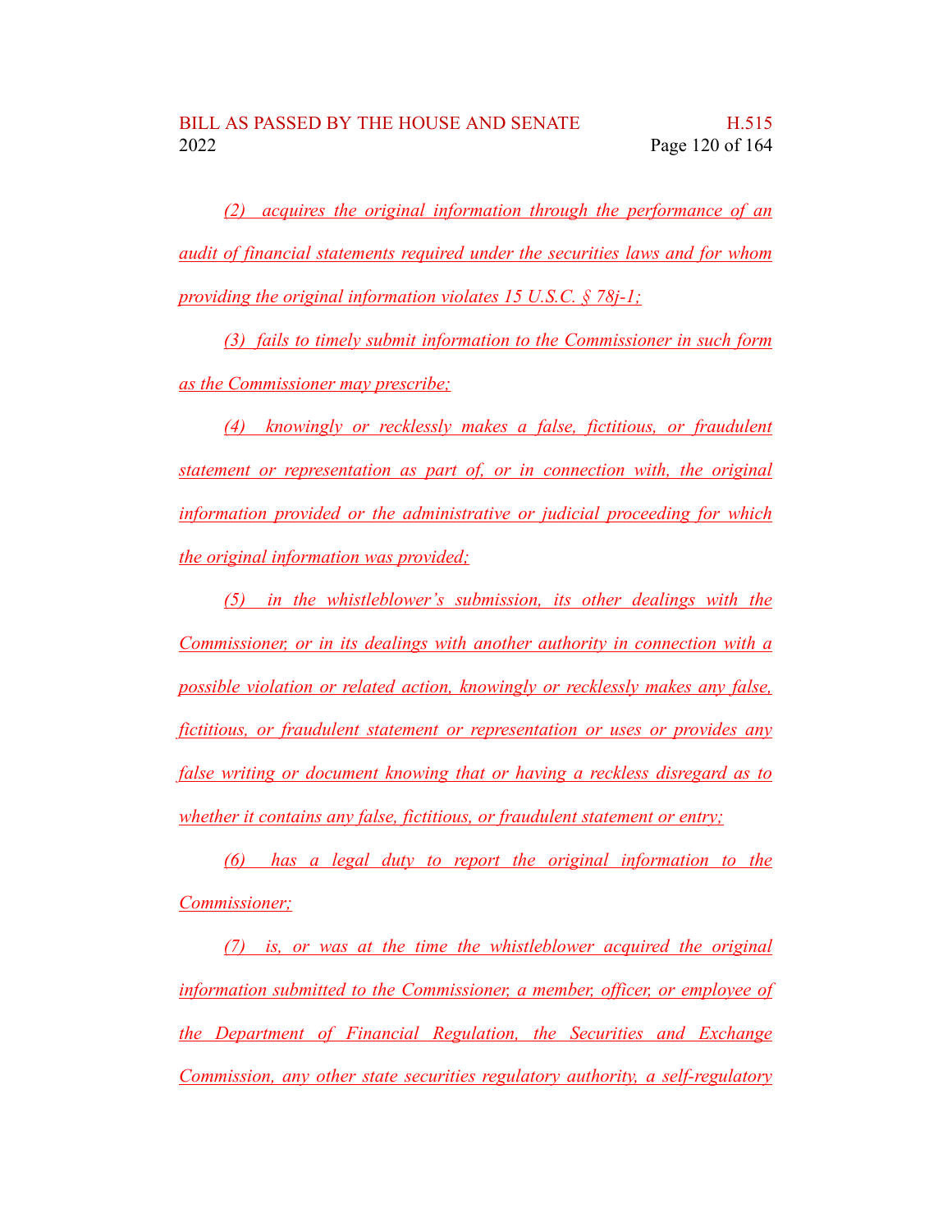*(2) acquires the original information through the performance of an audit of financial statements required under the securities laws and for whom providing the original information violates 15 U.S.C. § 78j-1;*

*(3) fails to timely submit information to the Commissioner in such form as the Commissioner may prescribe;*

*(4) knowingly or recklessly makes a false, fictitious, or fraudulent statement or representation as part of, or in connection with, the original information provided or the administrative or judicial proceeding for which the original information was provided;*

*(5) in the whistleblower's submission, its other dealings with the Commissioner, or in its dealings with another authority in connection with a possible violation or related action, knowingly or recklessly makes any false, fictitious, or fraudulent statement or representation or uses or provides any false writing or document knowing that or having a reckless disregard as to whether it contains any false, fictitious, or fraudulent statement or entry;*

*(6) has a legal duty to report the original information to the Commissioner;*

*(7) is, or was at the time the whistleblower acquired the original information submitted to the Commissioner, a member, officer, or employee of the Department of Financial Regulation, the Securities and Exchange Commission, any other state securities regulatory authority, a self-regulatory*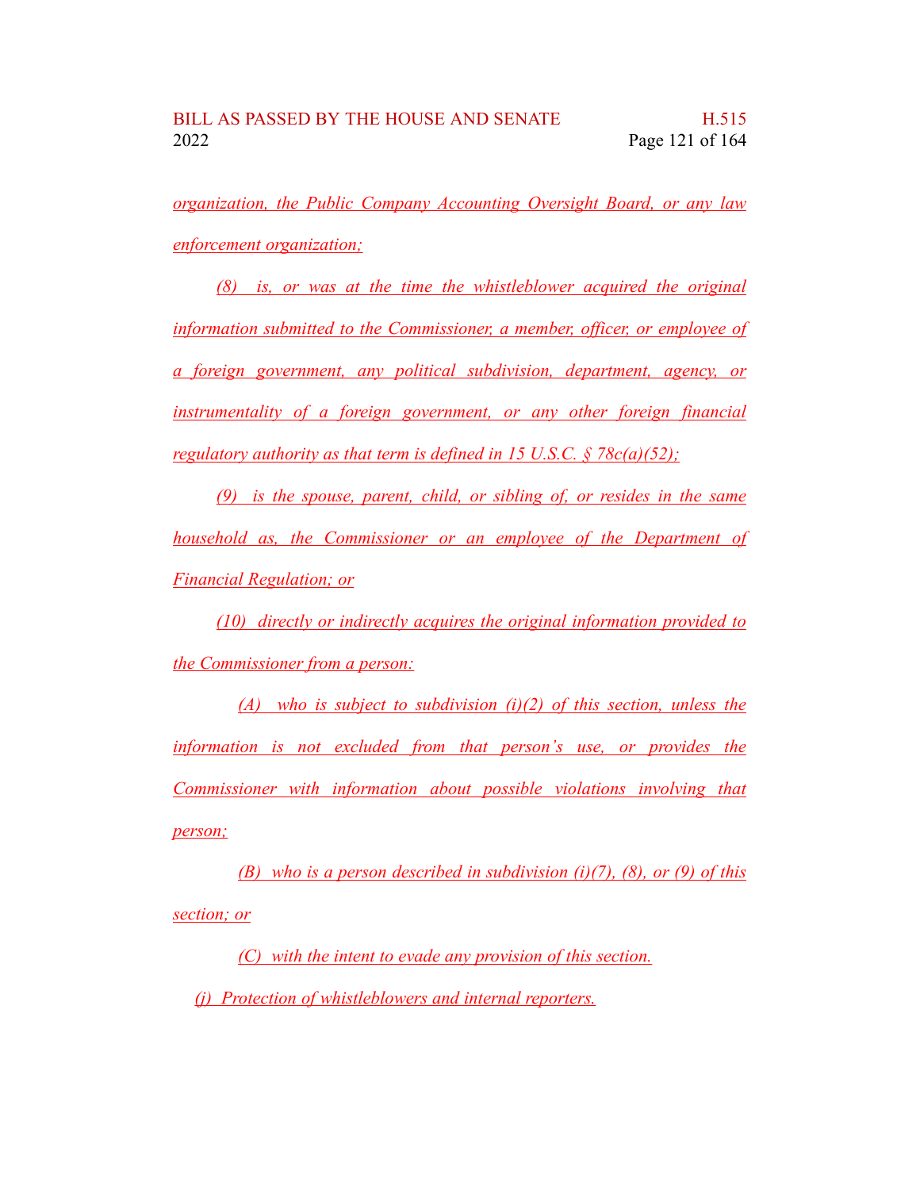organization, the Public Company Accounting Oversight Board, or any law enforcement organization;

(8) is, or was at the time the whistleblower acquired the original information submitted to the Commissioner, a member, officer, or employee of a foreign government, any political subdivision, department, agency, or instrumentality of a foreign government, or any other foreign financial regulatory authority as that term is defined in 15 U.S.C. § 78c(a)(52);

(9) is the spouse, parent, child, or sibling of, or resides in the same household as, the Commissioner or an employee of the Department of Financial Regulation; or

(10) directly or indirectly acquires the original information provided to the Commissioner from a person:

(A) who is subject to subdivision (i)(2) of this section, unless the information is not excluded from that person's use, or provides the Commissioner with information about possible violations involving that person;

(B) who is a person described in subdivision (i)(7), (8), or (9) of this section; or

(C) with the intent to evade any provision of this section.

(j) Protection of whistleblowers and internal reporters.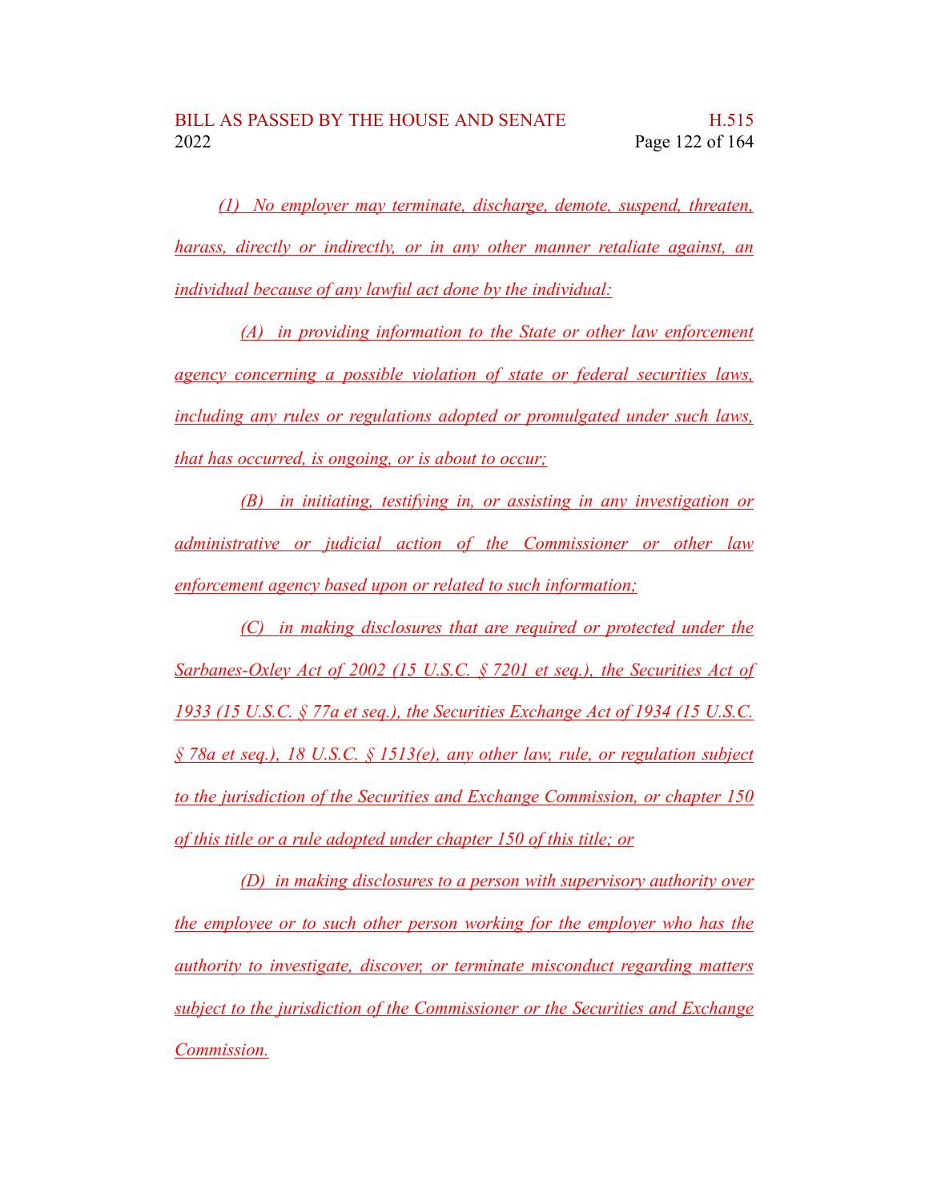*(1) No employer may terminate, discharge, demote, suspend, threaten, harass, directly or indirectly, or in any other manner retaliate against, an individual because of any lawful act done by the individual:*

*(A) in providing information to the State or other law enforcement agency concerning a possible violation of state or federal securities laws, including any rules or regulations adopted or promulgated under such laws, that has occurred, is ongoing, or is about to occur;*

*(B) in initiating, testifying in, or assisting in any investigation or administrative or judicial action of the Commissioner or other law enforcement agency based upon or related to such information;*

*(C) in making disclosures that are required or protected under the Sarbanes-Oxley Act of 2002 (15 U.S.C. § 7201 et seq.), the Securities Act of 1933 (15 U.S.C. § 77a et seq.), the Securities Exchange Act of 1934 (15 U.S.C. § 78a et seq.), 18 U.S.C. § 1513(e), any other law, rule, or regulation subject to the jurisdiction of the Securities and Exchange Commission, or chapter 150 of this title or a rule adopted under chapter 150 of this title; or*

*(D) in making disclosures to a person with supervisory authority over the employee or to such other person working for the employer who has the authority to investigate, discover, or terminate misconduct regarding matters subject to the jurisdiction of the Commissioner or the Securities and Exchange Commission.*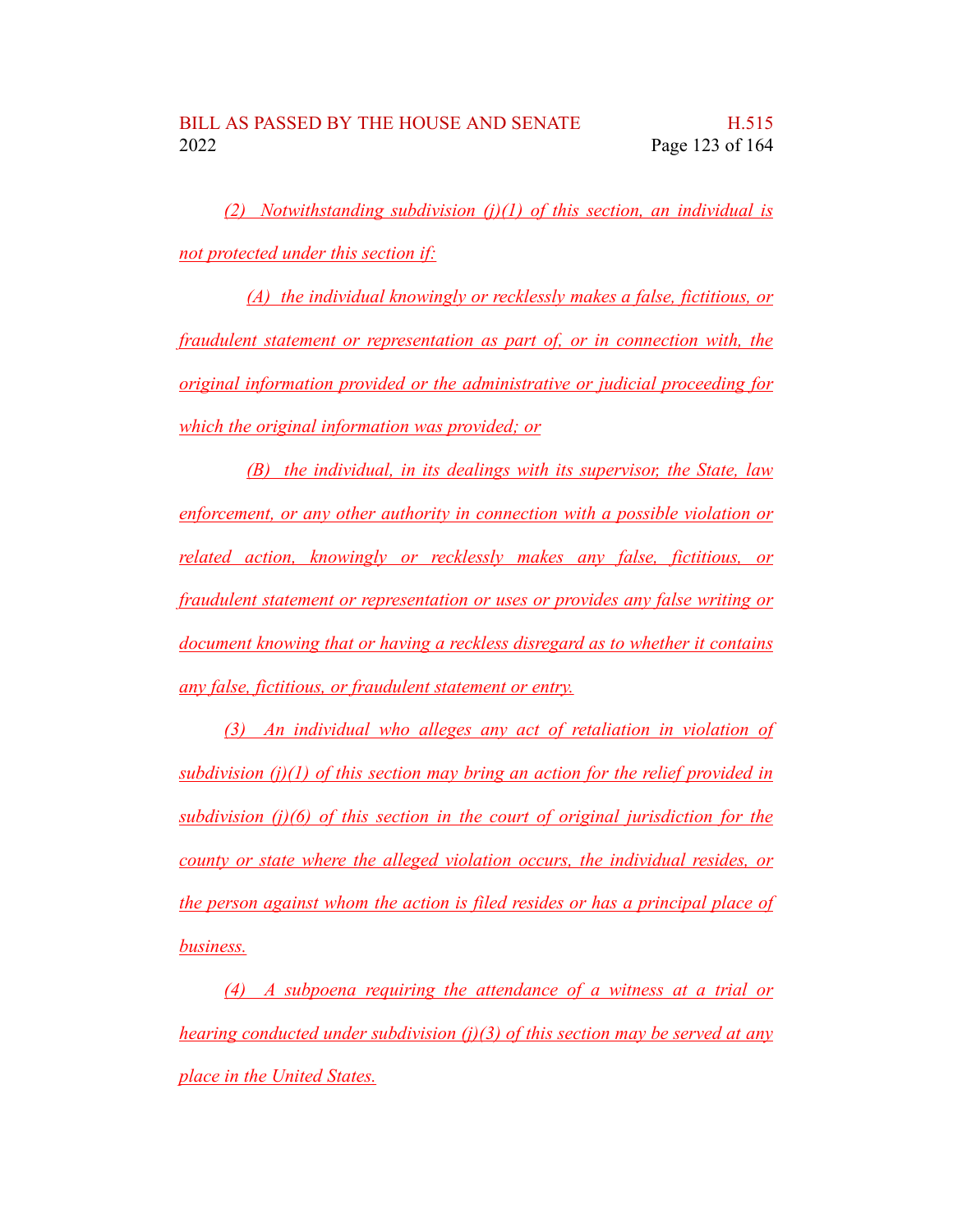*(2) Notwithstanding subdivision (j)(1) of this section, an individual is not protected under this section if:*

*(A) the individual knowingly or recklessly makes a false, fictitious, or fraudulent statement or representation as part of, or in connection with, the original information provided or the administrative or judicial proceeding for which the original information was provided; or*

*(B) the individual, in its dealings with its supervisor, the State, law enforcement, or any other authority in connection with a possible violation or related action, knowingly or recklessly makes any false, fictitious, or fraudulent statement or representation or uses or provides any false writing or document knowing that or having a reckless disregard as to whether it contains any false, fictitious, or fraudulent statement or entry.*

*(3) An individual who alleges any act of retaliation in violation of subdivision (j)(1) of this section may bring an action for the relief provided in subdivision (j)(6) of this section in the court of original jurisdiction for the county or state where the alleged violation occurs, the individual resides, or the person against whom the action is filed resides or has a principal place of business.*

*(4) A subpoena requiring the attendance of a witness at a trial or hearing conducted under subdivision (j)(3) of this section may be served at any place in the United States.*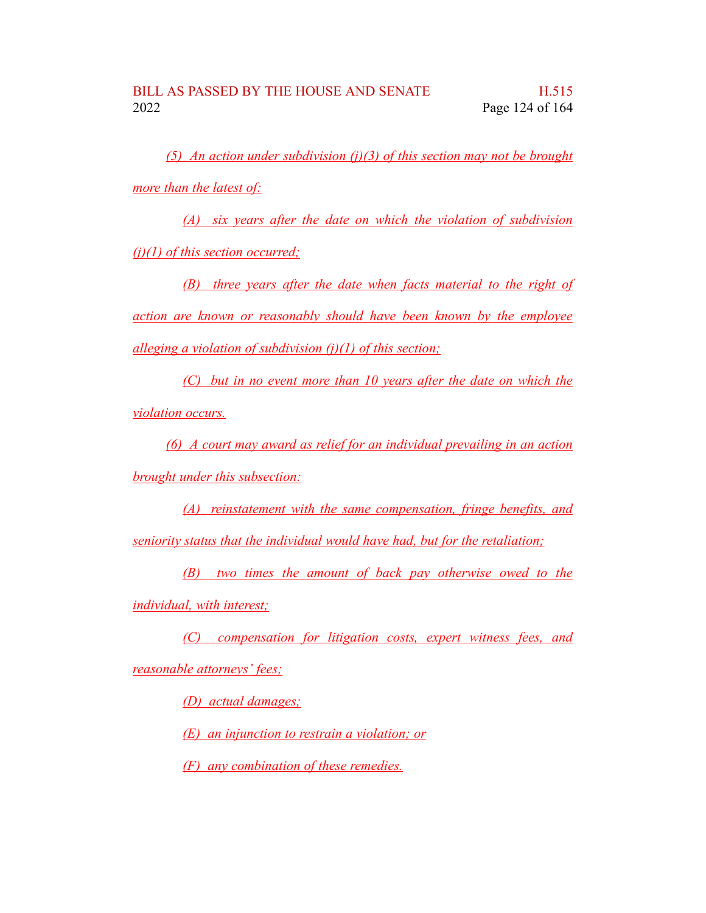(5) An action under subdivision (j)(3) of this section may not be brought more than the latest of:

(A) six years after the date on which the violation of subdivision (j)(1) of this section occurred;

(B) three years after the date when facts material to the right of action are known or reasonably should have been known by the employee alleging a violation of subdivision (j)(1) of this section;

(C) but in no event more than 10 years after the date on which the violation occurs.

(6) A court may award as relief for an individual prevailing in an action brought under this subsection:

(A) reinstatement with the same compensation, fringe benefits, and seniority status that the individual would have had, but for the retaliation;

(B) two times the amount of back pay otherwise owed to the individual, with interest;

(C) compensation for litigation costs, expert witness fees, and reasonable attorneys' fees;

(D) actual damages;

(E) an injunction to restrain a violation; or

(F) any combination of these remedies.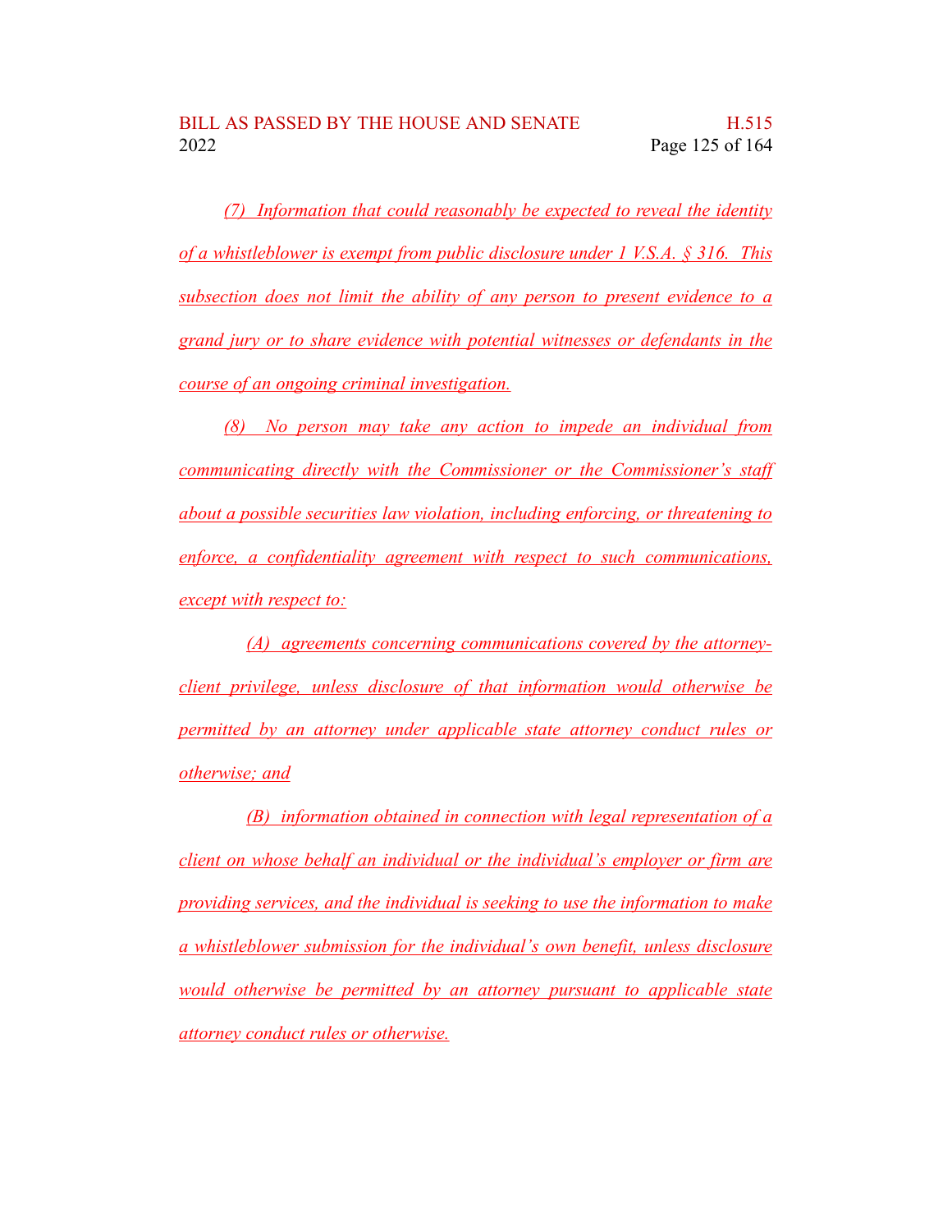*(7) Information that could reasonably be expected to reveal the identity of a whistleblower is exempt from public disclosure under 1 V.S.A. § 316. This subsection does not limit the ability of any person to present evidence to a grand jury or to share evidence with potential witnesses or defendants in the course of an ongoing criminal investigation.*

*(8) No person may take any action to impede an individual from communicating directly with the Commissioner or the Commissioner's staff about a possible securities law violation, including enforcing, or threatening to enforce, a confidentiality agreement with respect to such communications, except with respect to:*

*(A) agreements concerning communications covered by the attorney-client privilege, unless disclosure of that information would otherwise be permitted by an attorney under applicable state attorney conduct rules or otherwise; and*

*(B) information obtained in connection with legal representation of a client on whose behalf an individual or the individual's employer or firm are providing services, and the individual is seeking to use the information to make a whistleblower submission for the individual's own benefit, unless disclosure would otherwise be permitted by an attorney pursuant to applicable state attorney conduct rules or otherwise.*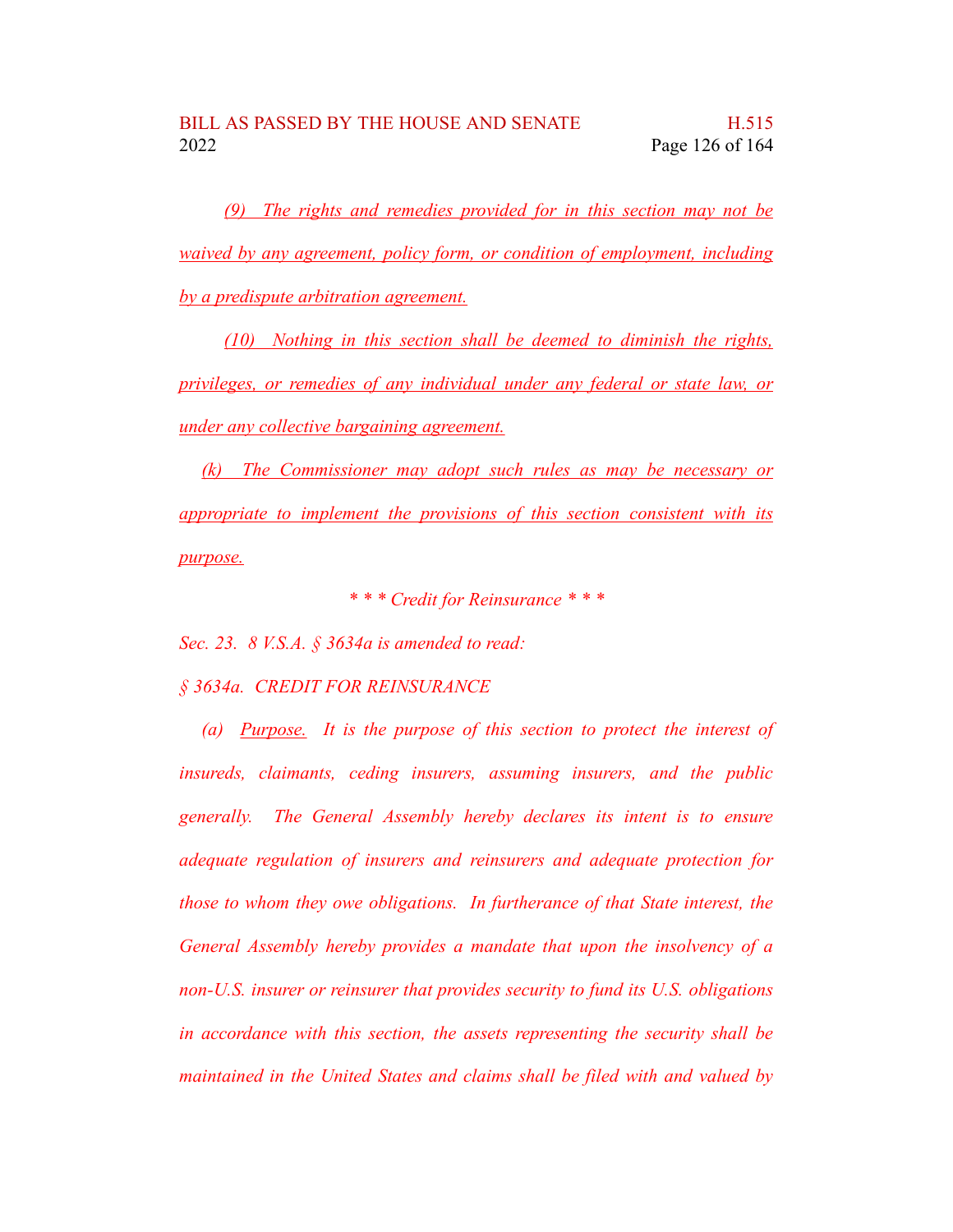(9) The rights and remedies provided for in this section may not be waived by any agreement, policy form, or condition of employment, including by a predispute arbitration agreement.

(10) Nothing in this section shall be deemed to diminish the rights, privileges, or remedies of any individual under any federal or state law, or under any collective bargaining agreement.

(k) The Commissioner may adopt such rules as may be necessary or appropriate to implement the provisions of this section consistent with its purpose.

*\* \* \* Credit for Reinsurance \* \* \**

*Sec. 23. 8 V.S.A. § 3634a is amended to read:*

*§ 3634a. CREDIT FOR REINSURANCE*

*(a) Purpose. It is the purpose of this section to protect the interest of insureds, claimants, ceding insurers, assuming insurers, and the public generally. The General Assembly hereby declares its intent is to ensure adequate regulation of insurers and reinsurers and adequate protection for those to whom they owe obligations. In furtherance of that State interest, the General Assembly hereby provides a mandate that upon the insolvency of a non-U.S. insurer or reinsurer that provides security to fund its U.S. obligations in accordance with this section, the assets representing the security shall be maintained in the United States and claims shall be filed with and valued by*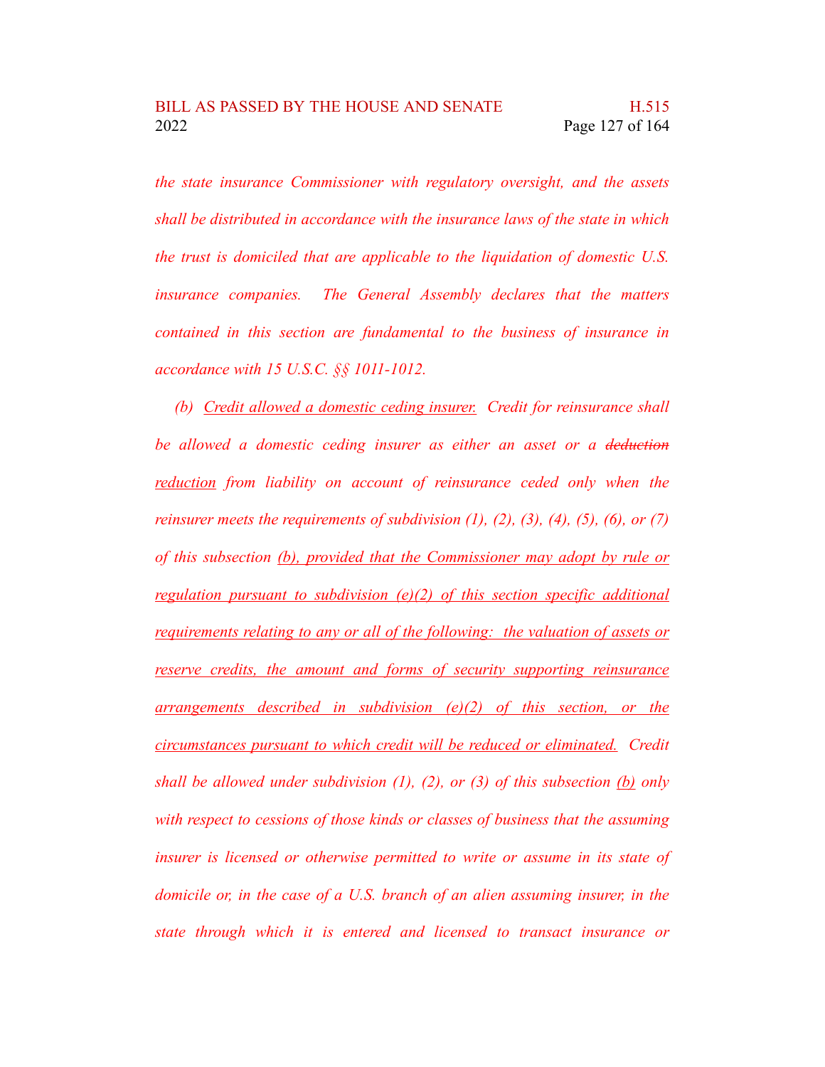*the state insurance Commissioner with regulatory oversight, and the assets shall be distributed in accordance with the insurance laws of the state in which the trust is domiciled that are applicable to the liquidation of domestic U.S. insurance companies. The General Assembly declares that the matters contained in this section are fundamental to the business of insurance in accordance with 15 U.S.C. §§ 1011-1012.*

*(b) <u>Credit allowed a domestic ceding insurer.</u> Credit for reinsurance shall be allowed a domestic ceding insurer as either an asset or a ~~deduction~~ <u>reduction</u> from liability on account of reinsurance ceded only when the reinsurer meets the requirements of subdivision (1), (2), (3), (4), (5), (6), or (7) of this subsection <u>(b), provided that the Commissioner may adopt by rule or regulation pursuant to subdivision (e)(2) of this section specific additional requirements relating to any or all of the following: the valuation of assets or reserve credits, the amount and forms of security supporting reinsurance arrangements described in subdivision (e)(2) of this section, or the circumstances pursuant to which credit will be reduced or eliminated.</u> Credit shall be allowed under subdivision (1), (2), or (3) of this subsection <u>(b)</u> only with respect to cessions of those kinds or classes of business that the assuming insurer is licensed or otherwise permitted to write or assume in its state of domicile or, in the case of a U.S. branch of an alien assuming insurer, in the state through which it is entered and licensed to transact insurance or*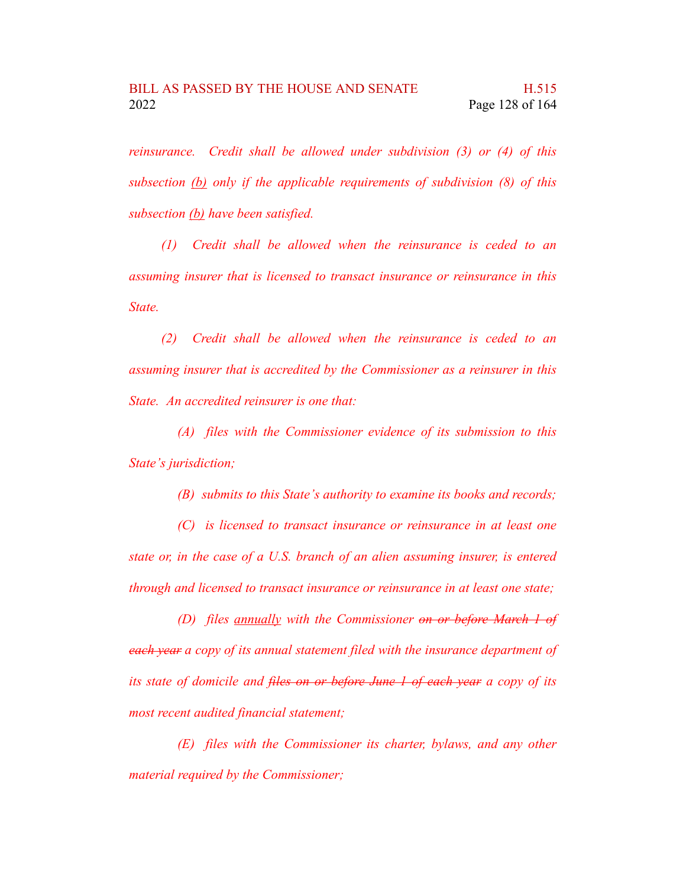*reinsurance. Credit shall be allowed under subdivision (3) or (4) of this subsection* <u>*(b)*</u> *only if the applicable requirements of subdivision (8) of this subsection* <u>*(b)*</u> *have been satisfied.*

*(1) Credit shall be allowed when the reinsurance is ceded to an assuming insurer that is licensed to transact insurance or reinsurance in this State.*

*(2) Credit shall be allowed when the reinsurance is ceded to an assuming insurer that is accredited by the Commissioner as a reinsurer in this State. An accredited reinsurer is one that:*

*(A) files with the Commissioner evidence of its submission to this State's jurisdiction;*

*(B) submits to this State's authority to examine its books and records;*

*(C) is licensed to transact insurance or reinsurance in at least one state or, in the case of a U.S. branch of an alien assuming insurer, is entered through and licensed to transact insurance or reinsurance in at least one state;*

*(D) files* <u>*annually*</u> *with the Commissioner* ~~*on or before March 1 of each year*~~ *a copy of its annual statement filed with the insurance department of its state of domicile and* ~~*files on or before June 1 of each year*~~ *a copy of its most recent audited financial statement;*

*(E) files with the Commissioner its charter, bylaws, and any other material required by the Commissioner;*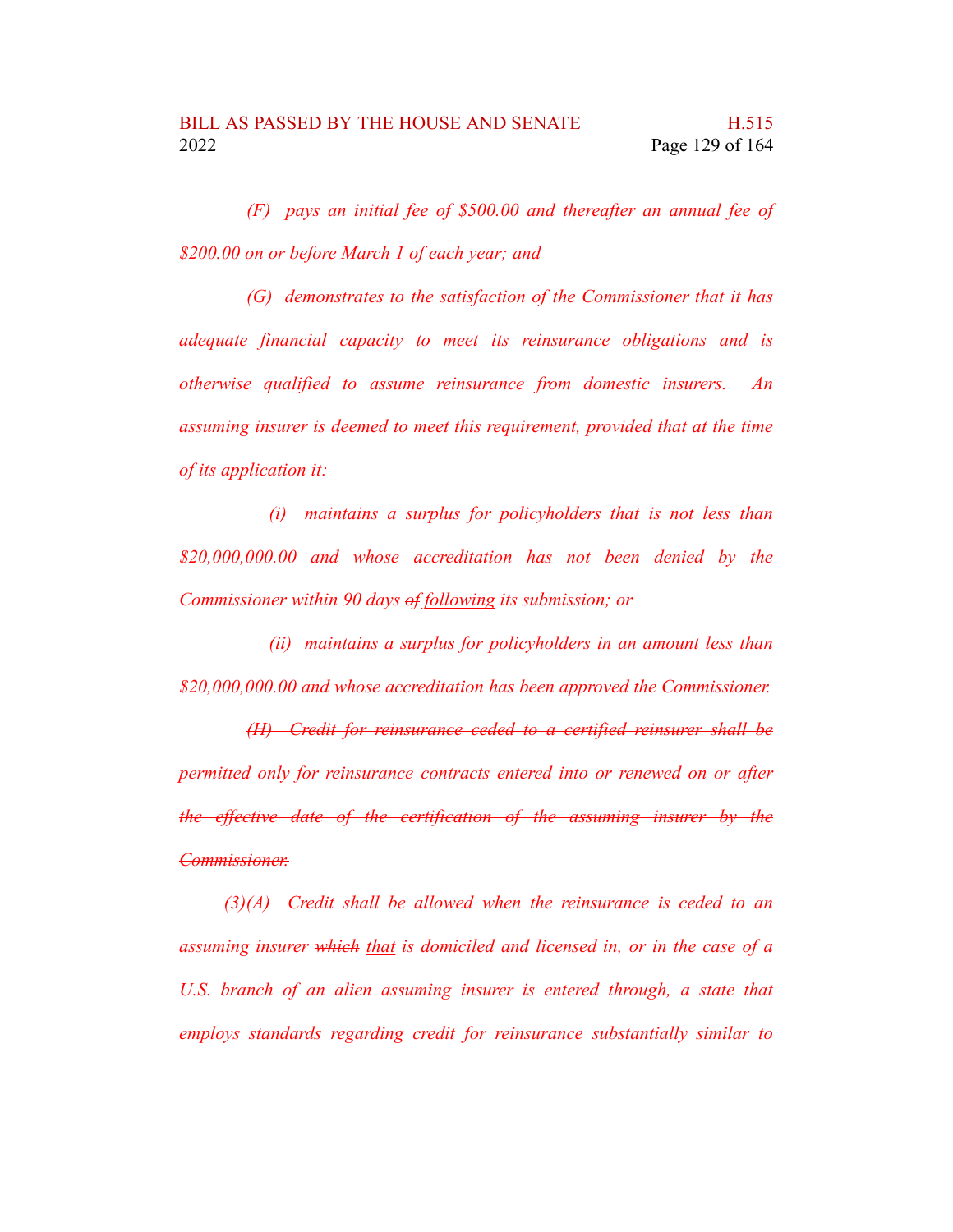*(F) pays an initial fee of $500.00 and thereafter an annual fee of $200.00 on or before March 1 of each year; and*

*(G) demonstrates to the satisfaction of the Commissioner that it has adequate financial capacity to meet its reinsurance obligations and is otherwise qualified to assume reinsurance from domestic insurers. An assuming insurer is deemed to meet this requirement, provided that at the time of its application it:*

*(i) maintains a surplus for policyholders that is not less than $20,000,000.00 and whose accreditation has not been denied by the Commissioner within 90 days ~~of~~ following its submission; or*

*(ii) maintains a surplus for policyholders in an amount less than $20,000,000.00 and whose accreditation has been approved the Commissioner.*

~~*(H) Credit for reinsurance ceded to a certified reinsurer shall be permitted only for reinsurance contracts entered into or renewed on or after the effective date of the certification of the assuming insurer by the Commissioner.*~~

*(3)(A) Credit shall be allowed when the reinsurance is ceded to an assuming insurer ~~which~~ that is domiciled and licensed in, or in the case of a U.S. branch of an alien assuming insurer is entered through, a state that employs standards regarding credit for reinsurance substantially similar to*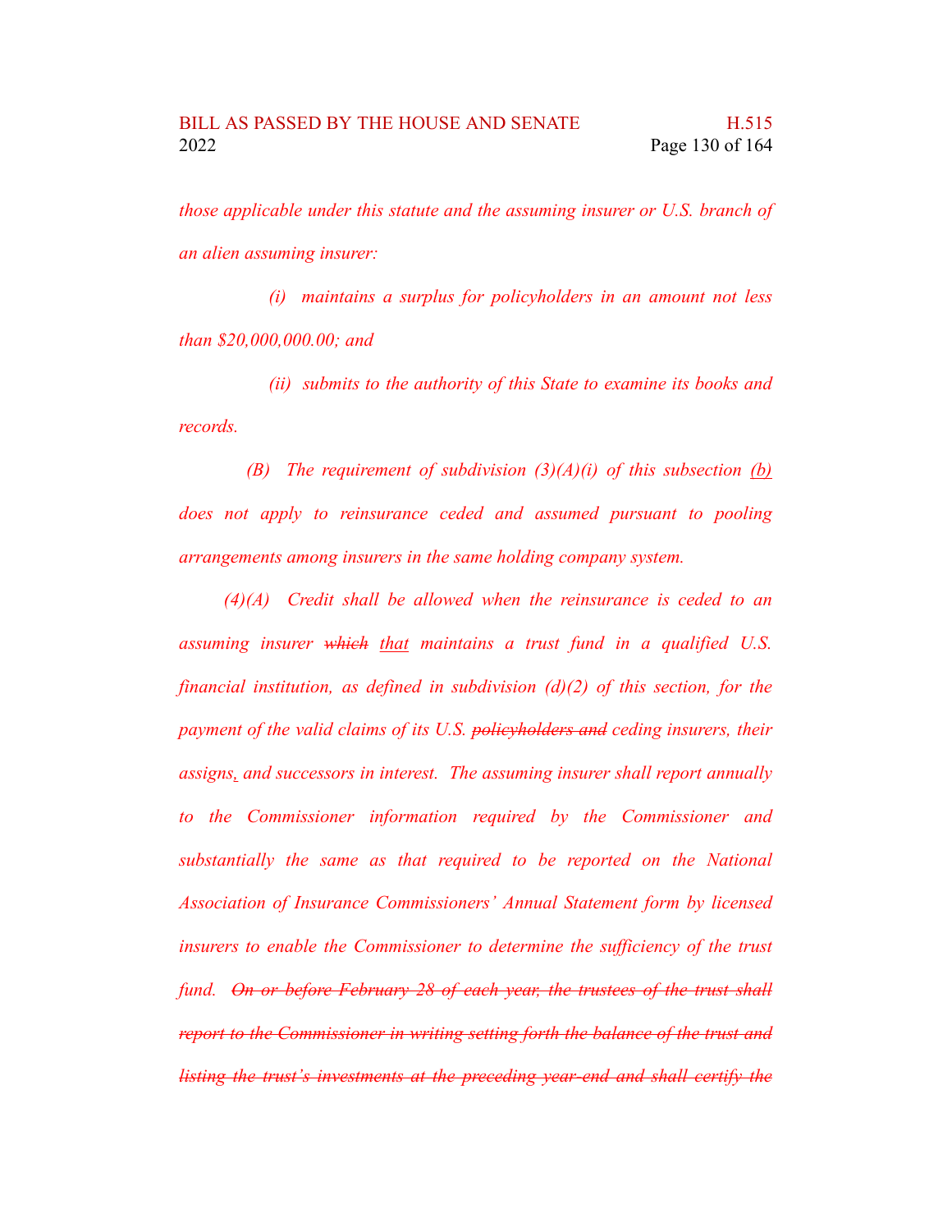*those applicable under this statute and the assuming insurer or U.S. branch of an alien assuming insurer:*

*(i) maintains a surplus for policyholders in an amount not less than $20,000,000.00; and*

*(ii) submits to the authority of this State to examine its books and records.*

*(B) The requirement of subdivision (3)(A)(i) of this subsection <u>(b)</u> does not apply to reinsurance ceded and assumed pursuant to pooling arrangements among insurers in the same holding company system.*

*(4)(A) Credit shall be allowed when the reinsurance is ceded to an assuming insurer ~~which~~ <u>that</u> maintains a trust fund in a qualified U.S. financial institution, as defined in subdivision (d)(2) of this section, for the payment of the valid claims of its U.S. ~~policyholders and~~ ceding insurers, their assigns<u>,</u> and successors in interest. The assuming insurer shall report annually to the Commissioner information required by the Commissioner and substantially the same as that required to be reported on the National Association of Insurance Commissioners' Annual Statement form by licensed insurers to enable the Commissioner to determine the sufficiency of the trust fund. ~~On or before February 28 of each year, the trustees of the trust shall report to the Commissioner in writing setting forth the balance of the trust and listing the trust's investments at the preceding year-end and shall certify the~~*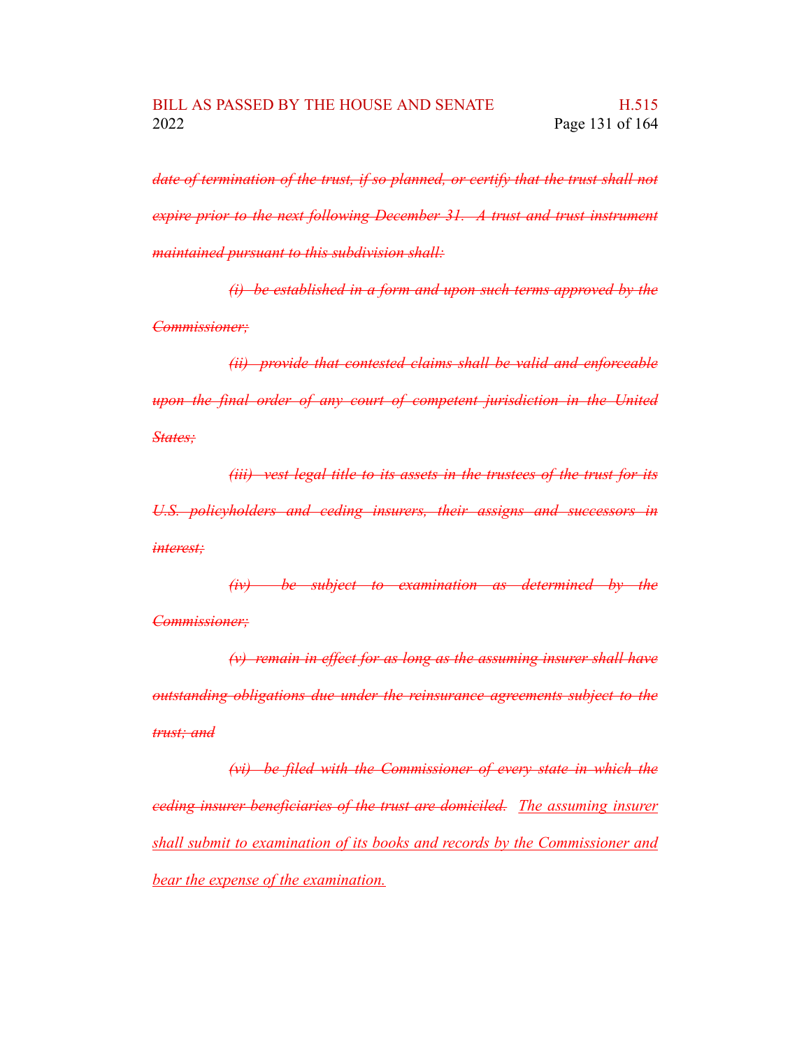~~*date of termination of the trust, if so planned, or certify that the trust shall not expire prior to the next following December 31. A trust and trust instrument maintained pursuant to this subdivision shall:*~~

~~*(i) be established in a form and upon such terms approved by the Commissioner;*~~

~~*(ii) provide that contested claims shall be valid and enforceable upon the final order of any court of competent jurisdiction in the United States;*~~

~~*(iii) vest legal title to its assets in the trustees of the trust for its U.S. policyholders and ceding insurers, their assigns and successors in interest;*~~

~~*(iv) be subject to examination as determined by the Commissioner;*~~

~~*(v) remain in effect for as long as the assuming insurer shall have outstanding obligations due under the reinsurance agreements subject to the trust; and*~~

~~*(vi) be filed with the Commissioner of every state in which the ceding insurer beneficiaries of the trust are domiciled.*~~ <u>*The assuming insurer shall submit to examination of its books and records by the Commissioner and bear the expense of the examination.*</u>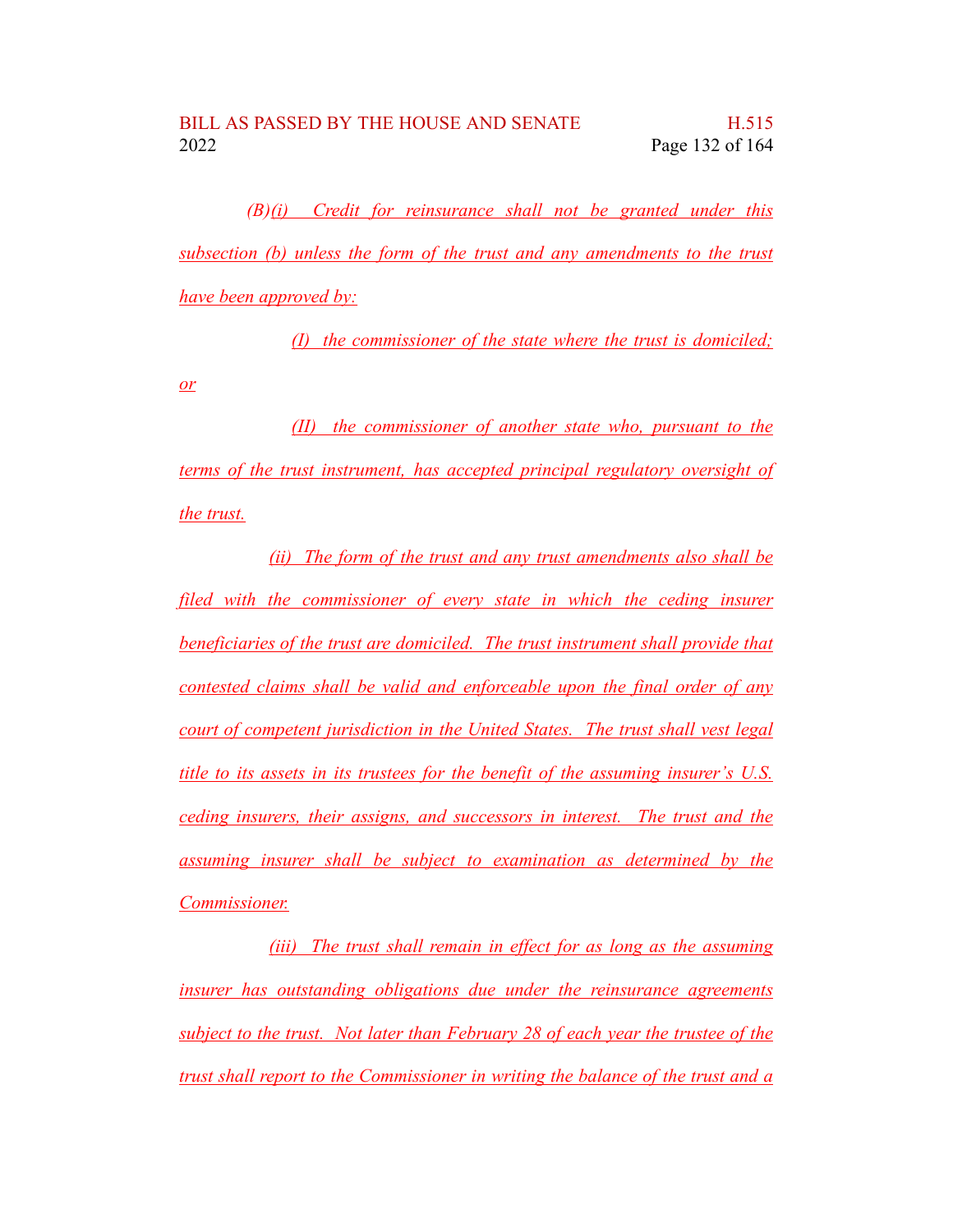(B)(i) Credit for reinsurance shall not be granted under this subsection (b) unless the form of the trust and any amendments to the trust have been approved by:

(I) the commissioner of the state where the trust is domiciled; or

(II) the commissioner of another state who, pursuant to the terms of the trust instrument, has accepted principal regulatory oversight of the trust.

(ii) The form of the trust and any trust amendments also shall be filed with the commissioner of every state in which the ceding insurer beneficiaries of the trust are domiciled. The trust instrument shall provide that contested claims shall be valid and enforceable upon the final order of any court of competent jurisdiction in the United States. The trust shall vest legal title to its assets in its trustees for the benefit of the assuming insurer's U.S. ceding insurers, their assigns, and successors in interest. The trust and the assuming insurer shall be subject to examination as determined by the Commissioner.

(iii) The trust shall remain in effect for as long as the assuming insurer has outstanding obligations due under the reinsurance agreements subject to the trust. Not later than February 28 of each year the trustee of the trust shall report to the Commissioner in writing the balance of the trust and a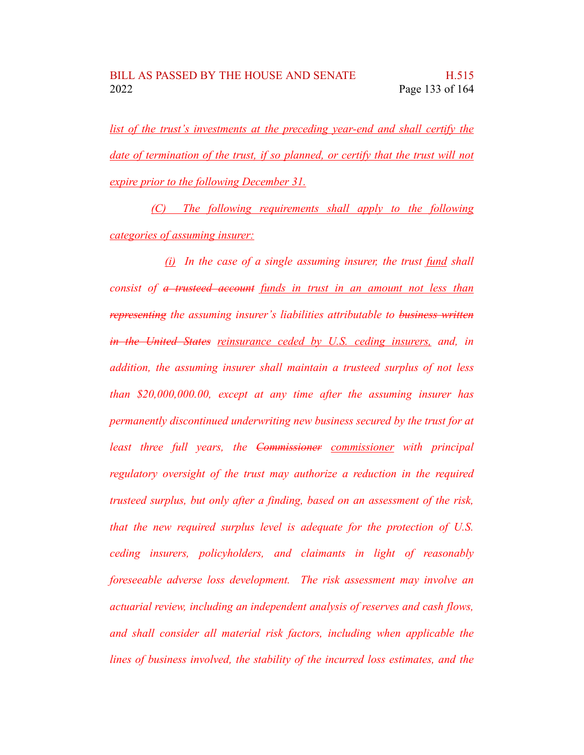list of the trust's investments at the preceding year-end and shall certify the date of termination of the trust, if so planned, or certify that the trust will not expire prior to the following December 31.

(C) The following requirements shall apply to the following categories of assuming insurer:

(i) In the case of a single assuming insurer, the trust fund shall consist of ~~a trusteed account~~ funds in trust in an amount not less than ~~representing~~ the assuming insurer's liabilities attributable to ~~business written in the United States~~ reinsurance ceded by U.S. ceding insurers, and, in addition, the assuming insurer shall maintain a trusteed surplus of not less than $20,000,000.00, except at any time after the assuming insurer has permanently discontinued underwriting new business secured by the trust for at least three full years, the ~~Commissioner~~ commissioner with principal regulatory oversight of the trust may authorize a reduction in the required trusteed surplus, but only after a finding, based on an assessment of the risk, that the new required surplus level is adequate for the protection of U.S. ceding insurers, policyholders, and claimants in light of reasonably foreseeable adverse loss development. The risk assessment may involve an actuarial review, including an independent analysis of reserves and cash flows, and shall consider all material risk factors, including when applicable the lines of business involved, the stability of the incurred loss estimates, and the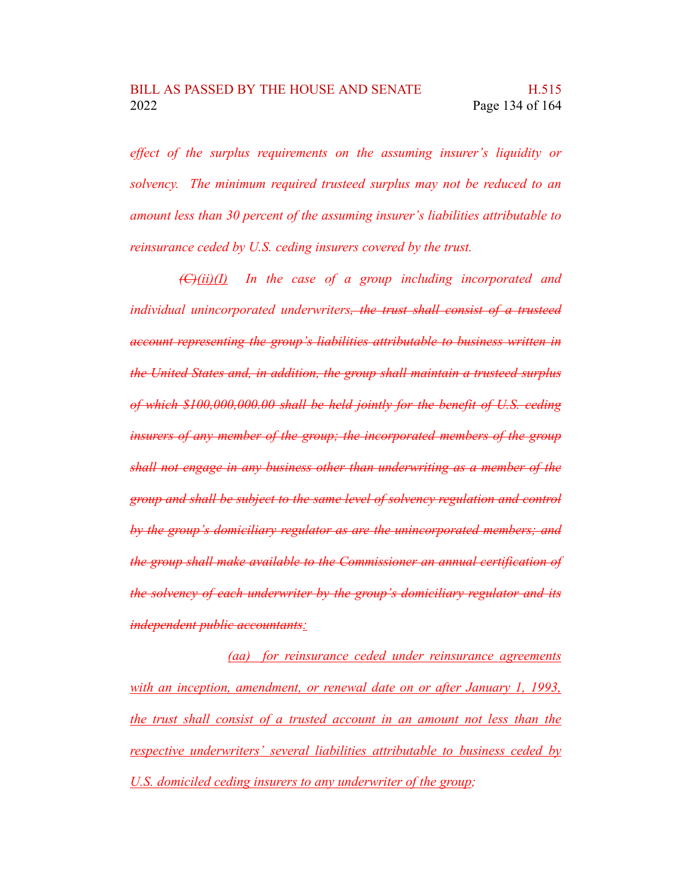*effect of the surplus requirements on the assuming insurer's liquidity or solvency. The minimum required trusteed surplus may not be reduced to an amount less than 30 percent of the assuming insurer's liabilities attributable to reinsurance ceded by U.S. ceding insurers covered by the trust.*

~~*(C)*~~<u>*(ii)(I)*</u> *In the case of a group including incorporated and individual unincorporated underwriters*~~*, the trust shall consist of a trusteed account representing the group's liabilities attributable to business written in the United States and, in addition, the group shall maintain a trusteed surplus of which $100,000,000.00 shall be held jointly for the benefit of U.S. ceding insurers of any member of the group; the incorporated members of the group shall not engage in any business other than underwriting as a member of the group and shall be subject to the same level of solvency regulation and control by the group's domiciliary regulator as are the unincorporated members; and the group shall make available to the Commissioner an annual certification of the solvency of each underwriter by the group's domiciliary regulator and its independent public accountants*~~<u>*:*</u>

<u>*(aa) for reinsurance ceded under reinsurance agreements with an inception, amendment, or renewal date on or after January 1, 1993, the trust shall consist of a trusted account in an amount not less than the respective underwriters' several liabilities attributable to business ceded by U.S. domiciled ceding insurers to any underwriter of the group;*</u>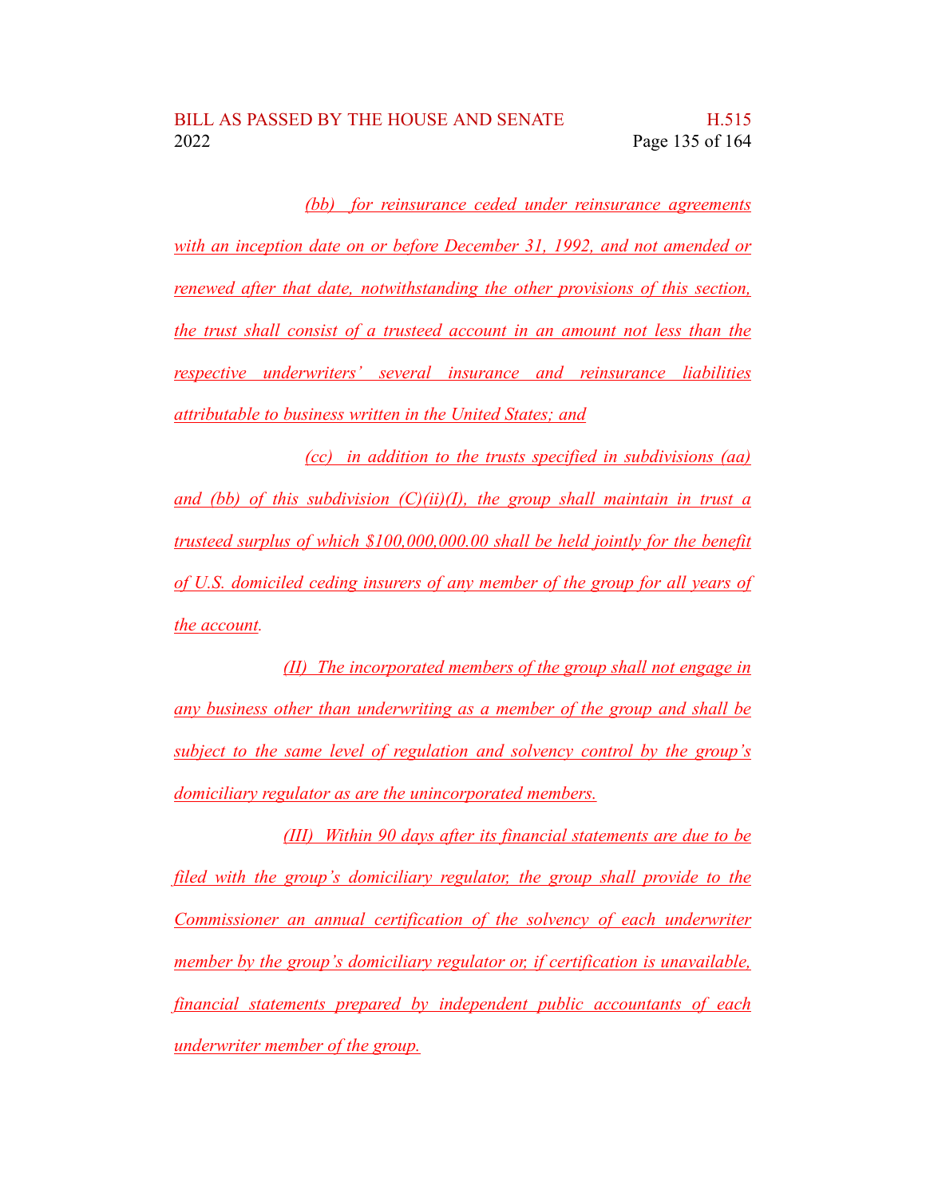(bb) for reinsurance ceded under reinsurance agreements with an inception date on or before December 31, 1992, and not amended or renewed after that date, notwithstanding the other provisions of this section, the trust shall consist of a trusteed account in an amount not less than the respective underwriters' several insurance and reinsurance liabilities attributable to business written in the United States; and

(cc) in addition to the trusts specified in subdivisions (aa) and (bb) of this subdivision (C)(ii)(I), the group shall maintain in trust a trusteed surplus of which $100,000,000.00 shall be held jointly for the benefit of U.S. domiciled ceding insurers of any member of the group for all years of the account.

(II) The incorporated members of the group shall not engage in any business other than underwriting as a member of the group and shall be subject to the same level of regulation and solvency control by the group's domiciliary regulator as are the unincorporated members.

(III) Within 90 days after its financial statements are due to be filed with the group's domiciliary regulator, the group shall provide to the Commissioner an annual certification of the solvency of each underwriter member by the group's domiciliary regulator or, if certification is unavailable, financial statements prepared by independent public accountants of each underwriter member of the group.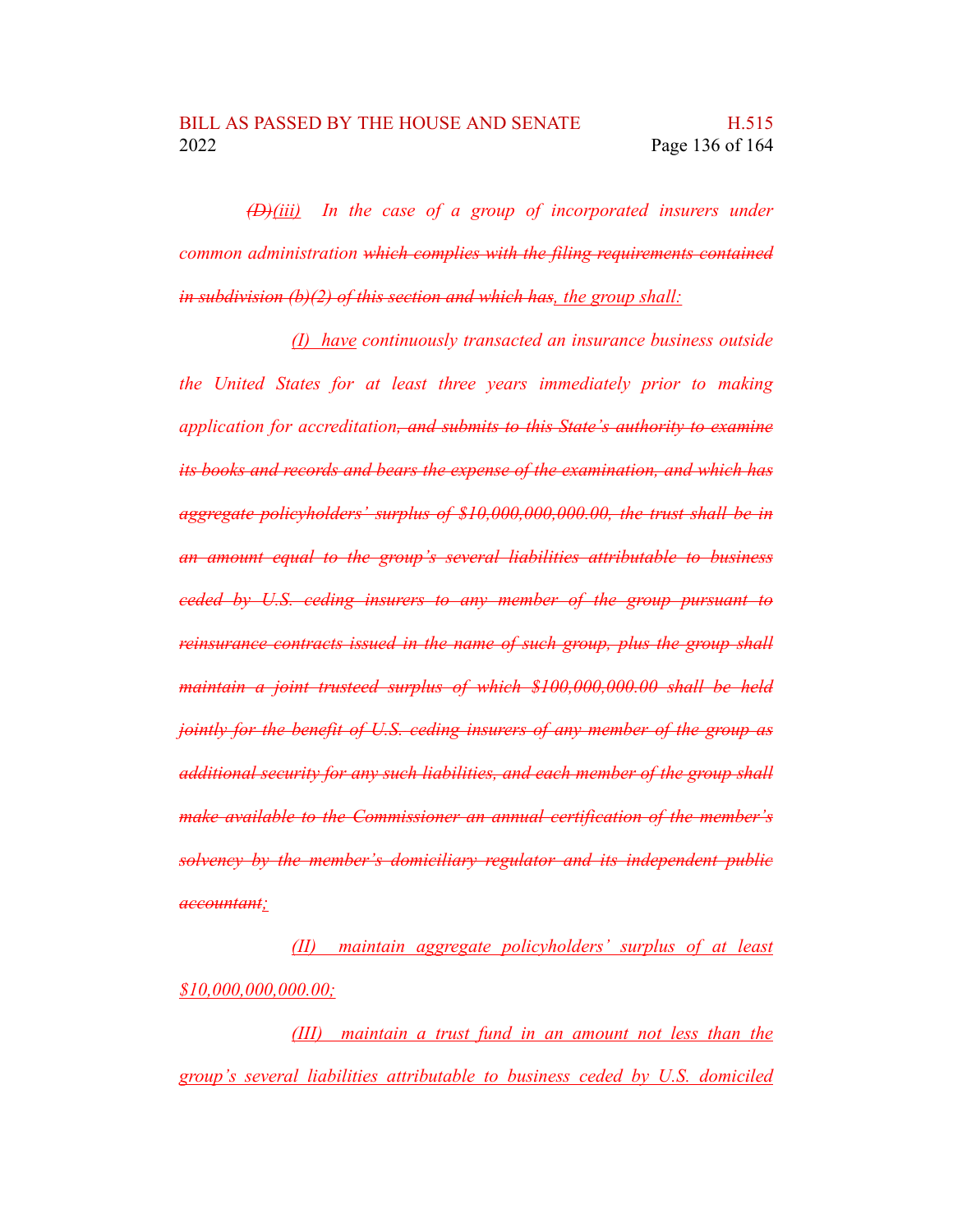~~(D)~~(iii) In the case of a group of incorporated insurers under common administration ~~which complies with the filing requirements contained in subdivision (b)(2) of this section and which has~~, the group shall:

(I) have continuously transacted an insurance business outside the United States for at least three years immediately prior to making application for accreditation~~, and submits to this State's authority to examine its books and records and bears the expense of the examination, and which has aggregate policyholders' surplus of $10,000,000,000.00, the trust shall be in an amount equal to the group's several liabilities attributable to business ceded by U.S. ceding insurers to any member of the group pursuant to reinsurance contracts issued in the name of such group, plus the group shall maintain a joint trusteed surplus of which $100,000,000.00 shall be held jointly for the benefit of U.S. ceding insurers of any member of the group as additional security for any such liabilities, and each member of the group shall make available to the Commissioner an annual certification of the member's solvency by the member's domiciliary regulator and its independent public accountant~~;

(II) maintain aggregate policyholders' surplus of at least $10,000,000,000.00;

(III) maintain a trust fund in an amount not less than the group's several liabilities attributable to business ceded by U.S. domiciled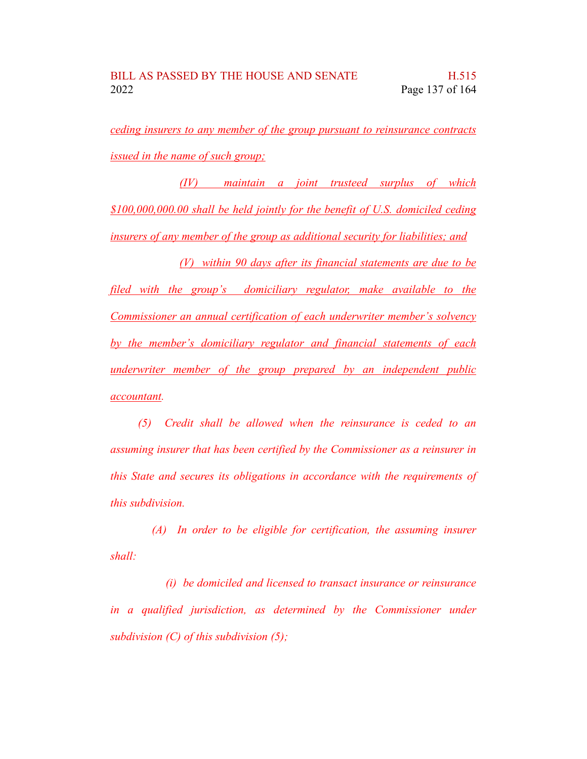*ceding insurers to any member of the group pursuant to reinsurance contracts issued in the name of such group;*

*(IV) maintain a joint trusteed surplus of which $100,000,000.00 shall be held jointly for the benefit of U.S. domiciled ceding insurers of any member of the group as additional security for liabilities; and*

*(V) within 90 days after its financial statements are due to be filed with the group's domiciliary regulator, make available to the Commissioner an annual certification of each underwriter member's solvency by the member's domiciliary regulator and financial statements of each underwriter member of the group prepared by an independent public accountant.*

*(5) Credit shall be allowed when the reinsurance is ceded to an assuming insurer that has been certified by the Commissioner as a reinsurer in this State and secures its obligations in accordance with the requirements of this subdivision.*

*(A) In order to be eligible for certification, the assuming insurer shall:*

*(i) be domiciled and licensed to transact insurance or reinsurance in a qualified jurisdiction, as determined by the Commissioner under subdivision (C) of this subdivision (5);*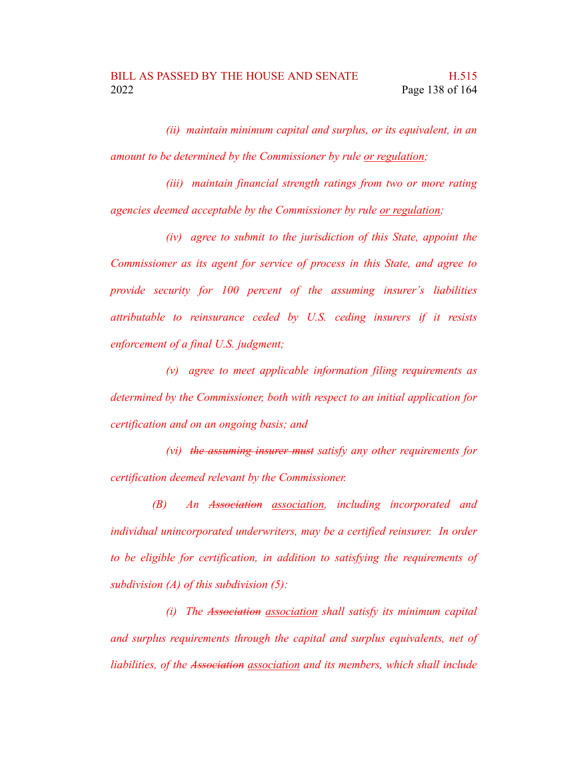*(ii) maintain minimum capital and surplus, or its equivalent, in an amount to be determined by the Commissioner by rule <u>or regulation</u>;*

*(iii) maintain financial strength ratings from two or more rating agencies deemed acceptable by the Commissioner by rule <u>or regulation</u>;*

*(iv) agree to submit to the jurisdiction of this State, appoint the Commissioner as its agent for service of process in this State, and agree to provide security for 100 percent of the assuming insurer's liabilities attributable to reinsurance ceded by U.S. ceding insurers if it resists enforcement of a final U.S. judgment;*

*(v) agree to meet applicable information filing requirements as determined by the Commissioner, both with respect to an initial application for certification and on an ongoing basis; and*

*(vi) ~~the assuming insurer must~~ satisfy any other requirements for certification deemed relevant by the Commissioner.*

*(B) An ~~Association~~ <u>association</u>, including incorporated and individual unincorporated underwriters, may be a certified reinsurer. In order to be eligible for certification, in addition to satisfying the requirements of subdivision (A) of this subdivision (5):*

*(i) The ~~Association~~ <u>association</u> shall satisfy its minimum capital and surplus requirements through the capital and surplus equivalents, net of liabilities, of the ~~Association~~ <u>association</u> and its members, which shall include*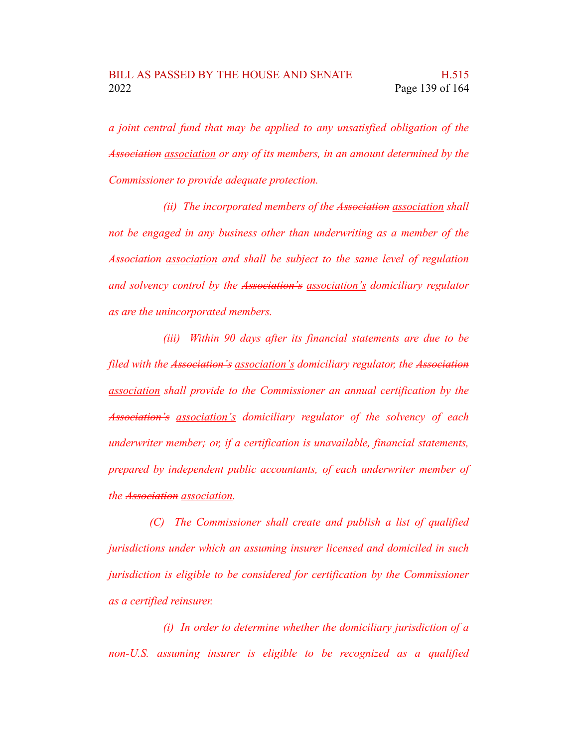*a joint central fund that may be applied to any unsatisfied obligation of the ~~Association~~ association or any of its members, in an amount determined by the Commissioner to provide adequate protection.*

*(ii) The incorporated members of the ~~Association~~ association shall not be engaged in any business other than underwriting as a member of the ~~Association~~ association and shall be subject to the same level of regulation and solvency control by the ~~Association's~~ association's domiciliary regulator as are the unincorporated members.*

*(iii) Within 90 days after its financial statements are due to be filed with the ~~Association's~~ association's domiciliary regulator, the ~~Association~~ association shall provide to the Commissioner an annual certification by the ~~Association's~~ association's domiciliary regulator of the solvency of each underwriter member~~;~~ or, if a certification is unavailable, financial statements, prepared by independent public accountants, of each underwriter member of the ~~Association~~ association.*

*(C) The Commissioner shall create and publish a list of qualified jurisdictions under which an assuming insurer licensed and domiciled in such jurisdiction is eligible to be considered for certification by the Commissioner as a certified reinsurer.*

*(i) In order to determine whether the domiciliary jurisdiction of a non-U.S. assuming insurer is eligible to be recognized as a qualified*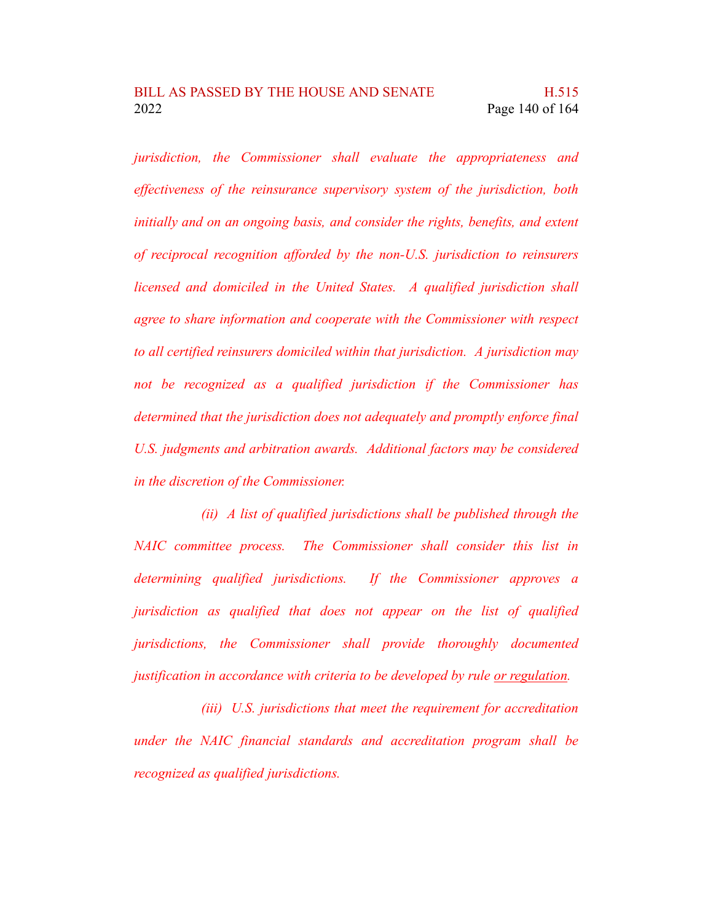*jurisdiction, the Commissioner shall evaluate the appropriateness and effectiveness of the reinsurance supervisory system of the jurisdiction, both initially and on an ongoing basis, and consider the rights, benefits, and extent of reciprocal recognition afforded by the non-U.S. jurisdiction to reinsurers licensed and domiciled in the United States. A qualified jurisdiction shall agree to share information and cooperate with the Commissioner with respect to all certified reinsurers domiciled within that jurisdiction. A jurisdiction may not be recognized as a qualified jurisdiction if the Commissioner has determined that the jurisdiction does not adequately and promptly enforce final U.S. judgments and arbitration awards. Additional factors may be considered in the discretion of the Commissioner.*

*(ii) A list of qualified jurisdictions shall be published through the NAIC committee process. The Commissioner shall consider this list in determining qualified jurisdictions. If the Commissioner approves a jurisdiction as qualified that does not appear on the list of qualified jurisdictions, the Commissioner shall provide thoroughly documented justification in accordance with criteria to be developed by rule <u>or regulation</u>.*

*(iii) U.S. jurisdictions that meet the requirement for accreditation under the NAIC financial standards and accreditation program shall be recognized as qualified jurisdictions.*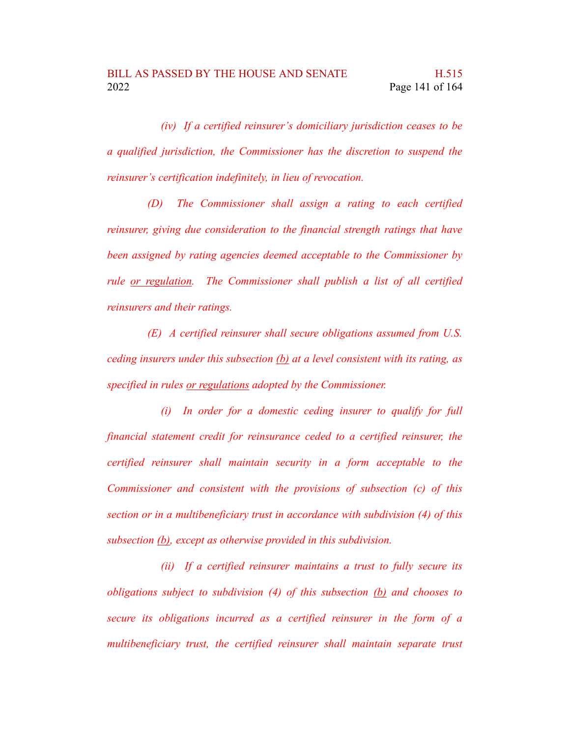*(iv) If a certified reinsurer's domiciliary jurisdiction ceases to be a qualified jurisdiction, the Commissioner has the discretion to suspend the reinsurer's certification indefinitely, in lieu of revocation.*

*(D) The Commissioner shall assign a rating to each certified reinsurer, giving due consideration to the financial strength ratings that have been assigned by rating agencies deemed acceptable to the Commissioner by rule <u>or regulation</u>. The Commissioner shall publish a list of all certified reinsurers and their ratings.*

*(E) A certified reinsurer shall secure obligations assumed from U.S. ceding insurers under this subsection <u>(b)</u> at a level consistent with its rating, as specified in rules <u>or regulations</u> adopted by the Commissioner.*

*(i) In order for a domestic ceding insurer to qualify for full financial statement credit for reinsurance ceded to a certified reinsurer, the certified reinsurer shall maintain security in a form acceptable to the Commissioner and consistent with the provisions of subsection (c) of this section or in a multibeneficiary trust in accordance with subdivision (4) of this subsection <u>(b)</u>, except as otherwise provided in this subdivision.*

*(ii) If a certified reinsurer maintains a trust to fully secure its obligations subject to subdivision (4) of this subsection <u>(b)</u> and chooses to secure its obligations incurred as a certified reinsurer in the form of a multibeneficiary trust, the certified reinsurer shall maintain separate trust*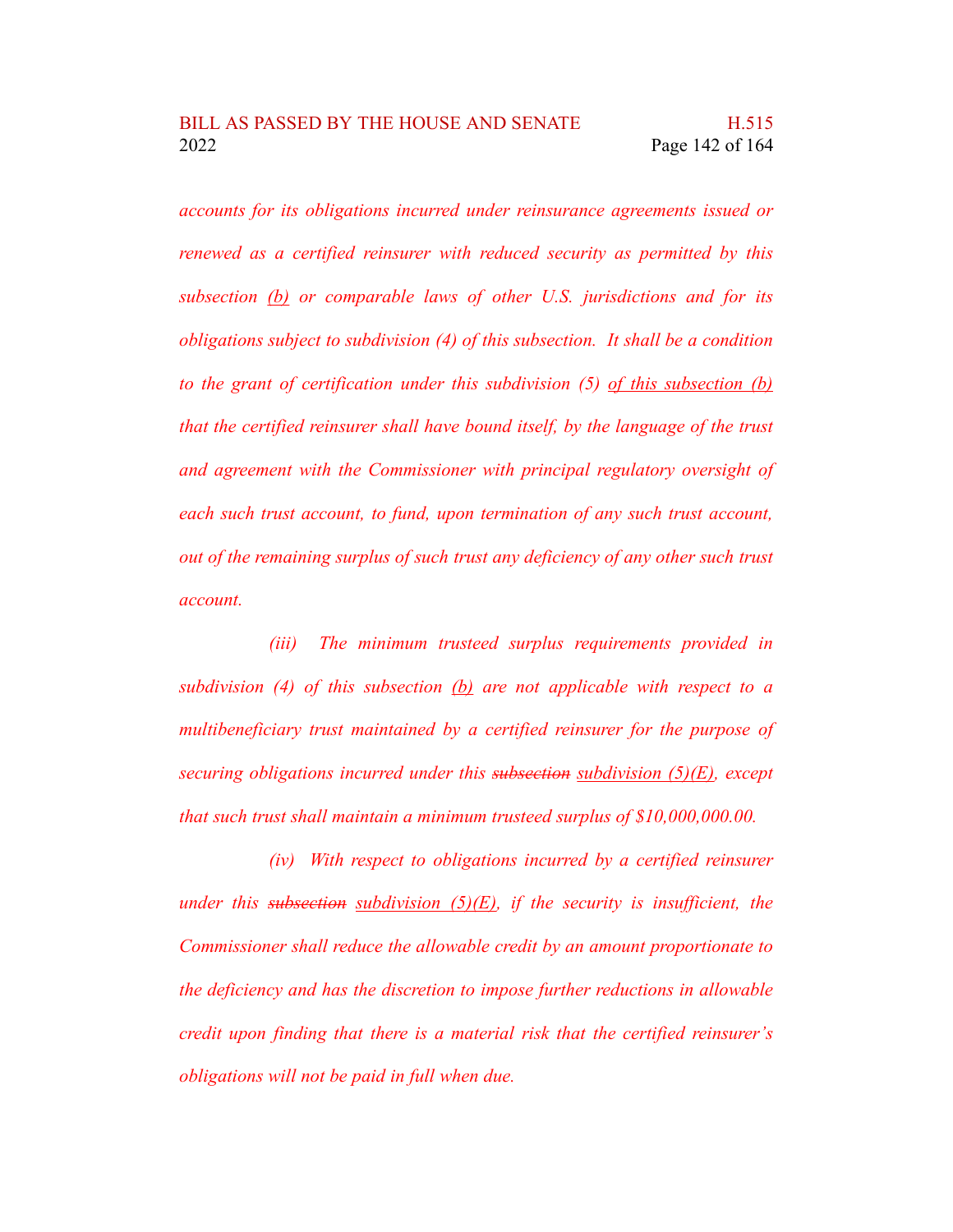*accounts for its obligations incurred under reinsurance agreements issued or renewed as a certified reinsurer with reduced security as permitted by this subsection <u>(b)</u> or comparable laws of other U.S. jurisdictions and for its obligations subject to subdivision (4) of this subsection. It shall be a condition to the grant of certification under this subdivision (5) <u>of this subsection (b)</u> that the certified reinsurer shall have bound itself, by the language of the trust and agreement with the Commissioner with principal regulatory oversight of each such trust account, to fund, upon termination of any such trust account, out of the remaining surplus of such trust any deficiency of any other such trust account.*

*(iii) The minimum trusteed surplus requirements provided in subdivision (4) of this subsection <u>(b)</u> are not applicable with respect to a multibeneficiary trust maintained by a certified reinsurer for the purpose of securing obligations incurred under this ~~subsection~~ <u>subdivision (5)(E)</u>, except that such trust shall maintain a minimum trusteed surplus of $10,000,000.00.*

*(iv) With respect to obligations incurred by a certified reinsurer under this ~~subsection~~ <u>subdivision (5)(E)</u>, if the security is insufficient, the Commissioner shall reduce the allowable credit by an amount proportionate to the deficiency and has the discretion to impose further reductions in allowable credit upon finding that there is a material risk that the certified reinsurer's obligations will not be paid in full when due.*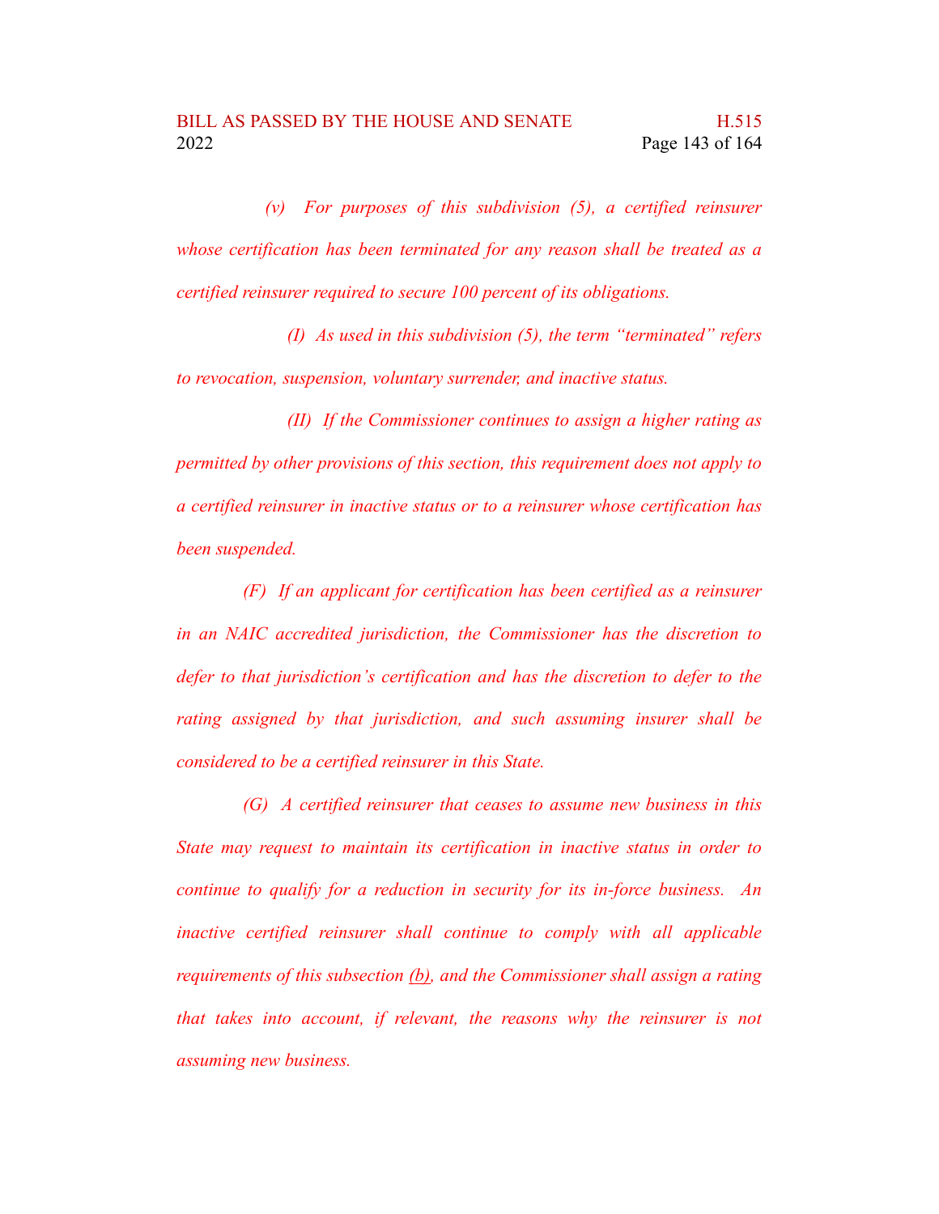*(v) For purposes of this subdivision (5), a certified reinsurer whose certification has been terminated for any reason shall be treated as a certified reinsurer required to secure 100 percent of its obligations.*

*(I) As used in this subdivision (5), the term "terminated" refers to revocation, suspension, voluntary surrender, and inactive status.*

*(II) If the Commissioner continues to assign a higher rating as permitted by other provisions of this section, this requirement does not apply to a certified reinsurer in inactive status or to a reinsurer whose certification has been suspended.*

*(F) If an applicant for certification has been certified as a reinsurer in an NAIC accredited jurisdiction, the Commissioner has the discretion to defer to that jurisdiction's certification and has the discretion to defer to the rating assigned by that jurisdiction, and such assuming insurer shall be considered to be a certified reinsurer in this State.*

*(G) A certified reinsurer that ceases to assume new business in this State may request to maintain its certification in inactive status in order to continue to qualify for a reduction in security for its in-force business. An inactive certified reinsurer shall continue to comply with all applicable requirements of this subsection (b), and the Commissioner shall assign a rating that takes into account, if relevant, the reasons why the reinsurer is not assuming new business.*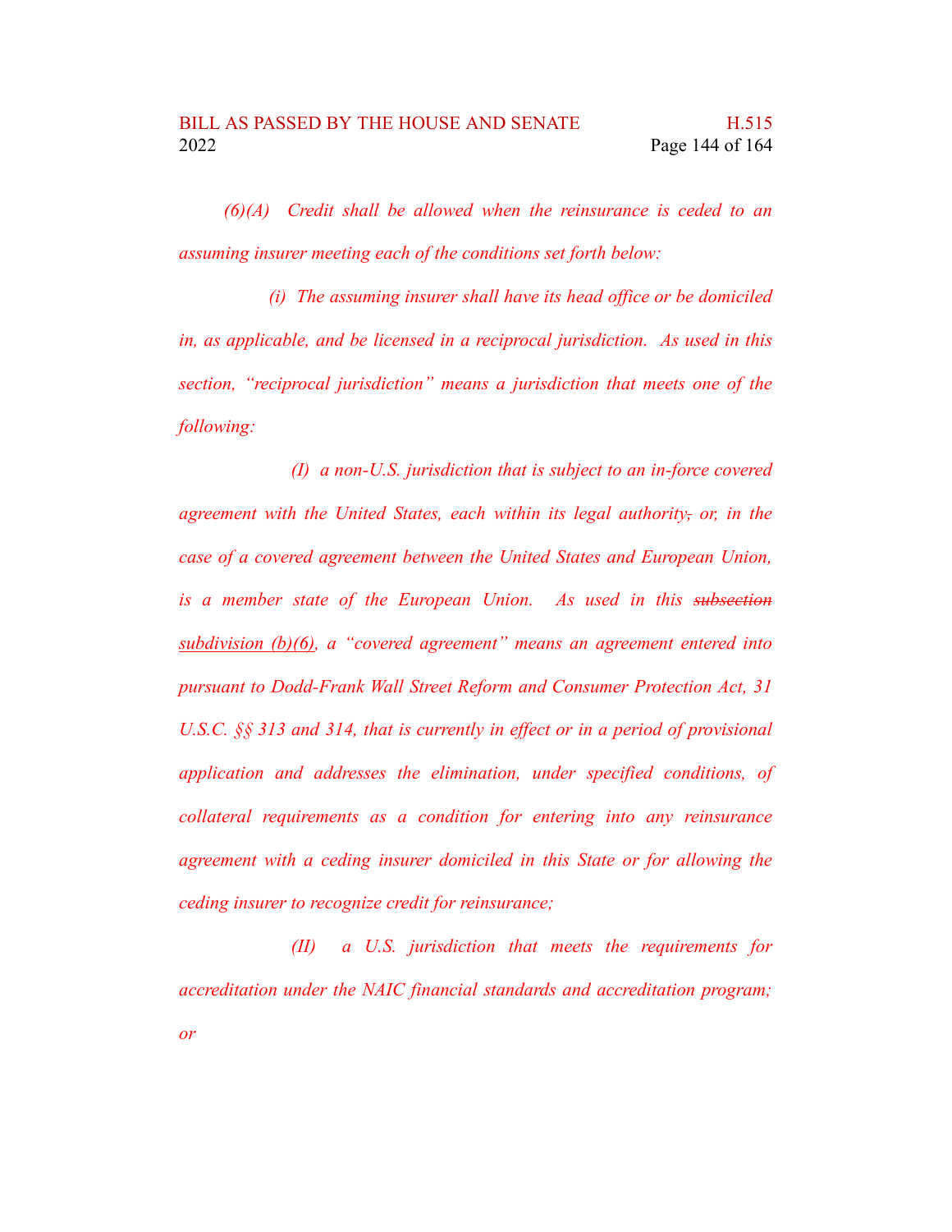*(6)(A) Credit shall be allowed when the reinsurance is ceded to an assuming insurer meeting each of the conditions set forth below:*

*(i) The assuming insurer shall have its head office or be domiciled in, as applicable, and be licensed in a reciprocal jurisdiction. As used in this section, "reciprocal jurisdiction" means a jurisdiction that meets one of the following:*

*(I) a non-U.S. jurisdiction that is subject to an in-force covered agreement with the United States, each within its legal authority~~,~~ or, in the case of a covered agreement between the United States and European Union, is a member state of the European Union. As used in this ~~subsection~~ <u>subdivision (b)(6)</u>, a "covered agreement" means an agreement entered into pursuant to Dodd-Frank Wall Street Reform and Consumer Protection Act, 31 U.S.C. §§ 313 and 314, that is currently in effect or in a period of provisional application and addresses the elimination, under specified conditions, of collateral requirements as a condition for entering into any reinsurance agreement with a ceding insurer domiciled in this State or for allowing the ceding insurer to recognize credit for reinsurance;*

*(II) a U.S. jurisdiction that meets the requirements for accreditation under the NAIC financial standards and accreditation program; or*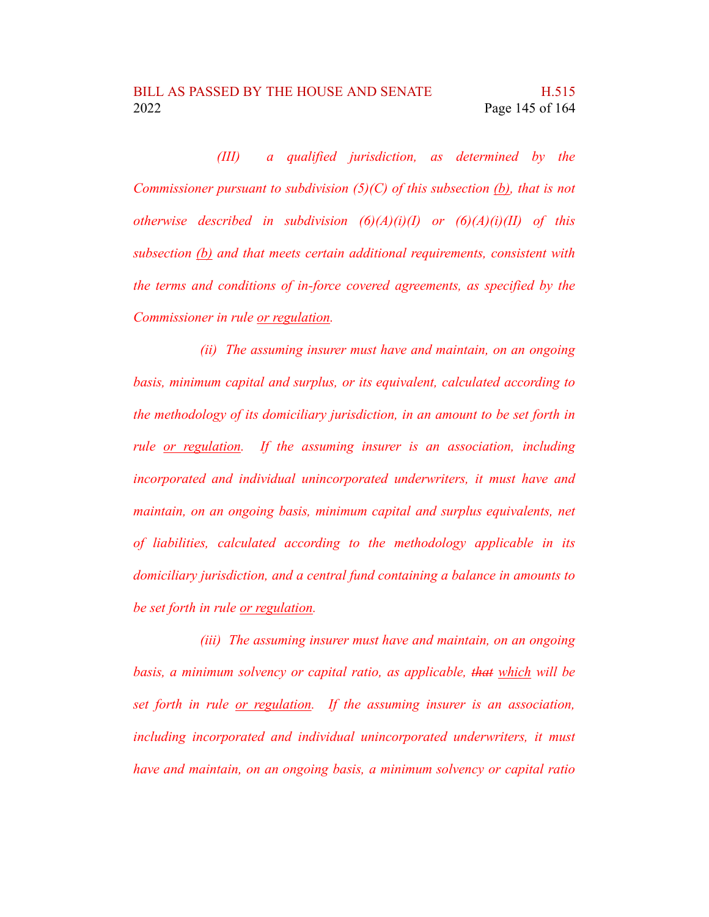*(III) a qualified jurisdiction, as determined by the Commissioner pursuant to subdivision (5)(C) of this subsection <u>(b)</u>, that is not otherwise described in subdivision (6)(A)(i)(I) or (6)(A)(i)(II) of this subsection <u>(b)</u> and that meets certain additional requirements, consistent with the terms and conditions of in-force covered agreements, as specified by the Commissioner in rule <u>or regulation</u>.*

*(ii) The assuming insurer must have and maintain, on an ongoing basis, minimum capital and surplus, or its equivalent, calculated according to the methodology of its domiciliary jurisdiction, in an amount to be set forth in rule <u>or regulation</u>. If the assuming insurer is an association, including incorporated and individual unincorporated underwriters, it must have and maintain, on an ongoing basis, minimum capital and surplus equivalents, net of liabilities, calculated according to the methodology applicable in its domiciliary jurisdiction, and a central fund containing a balance in amounts to be set forth in rule <u>or regulation</u>.*

*(iii) The assuming insurer must have and maintain, on an ongoing basis, a minimum solvency or capital ratio, as applicable, ~~that~~ <u>which</u> will be set forth in rule <u>or regulation</u>. If the assuming insurer is an association, including incorporated and individual unincorporated underwriters, it must have and maintain, on an ongoing basis, a minimum solvency or capital ratio*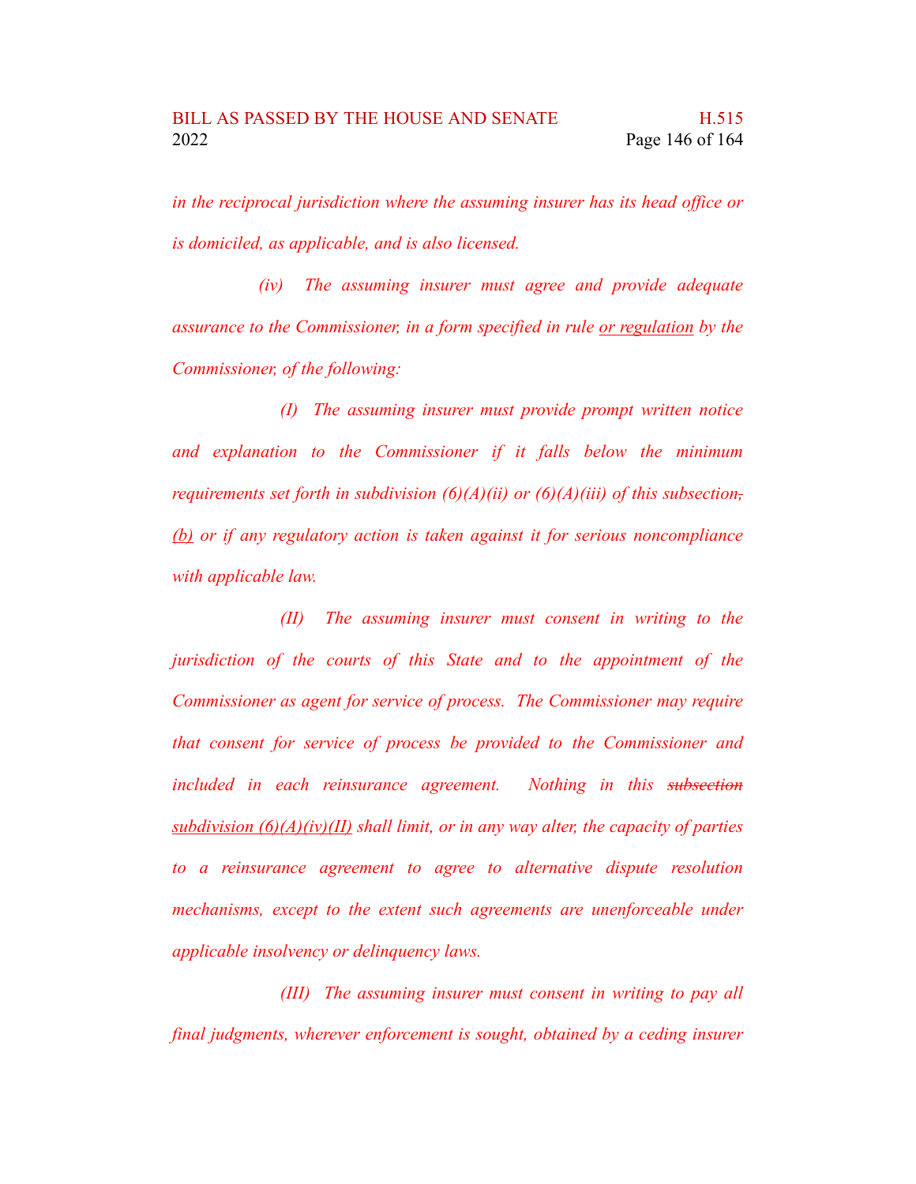*in the reciprocal jurisdiction where the assuming insurer has its head office or is domiciled, as applicable, and is also licensed.*

*(iv) The assuming insurer must agree and provide adequate assurance to the Commissioner, in a form specified in rule <u>or regulation</u> by the Commissioner, of the following:*

*(I) The assuming insurer must provide prompt written notice and explanation to the Commissioner if it falls below the minimum requirements set forth in subdivision (6)(A)(ii) or (6)(A)(iii) of this subsection~~,~~ <u>(b)</u> or if any regulatory action is taken against it for serious noncompliance with applicable law.*

*(II) The assuming insurer must consent in writing to the jurisdiction of the courts of this State and to the appointment of the Commissioner as agent for service of process. The Commissioner may require that consent for service of process be provided to the Commissioner and included in each reinsurance agreement. Nothing in this ~~subsection~~ <u>subdivision (6)(A)(iv)(II)</u> shall limit, or in any way alter, the capacity of parties to a reinsurance agreement to agree to alternative dispute resolution mechanisms, except to the extent such agreements are unenforceable under applicable insolvency or delinquency laws.*

*(III) The assuming insurer must consent in writing to pay all final judgments, wherever enforcement is sought, obtained by a ceding insurer*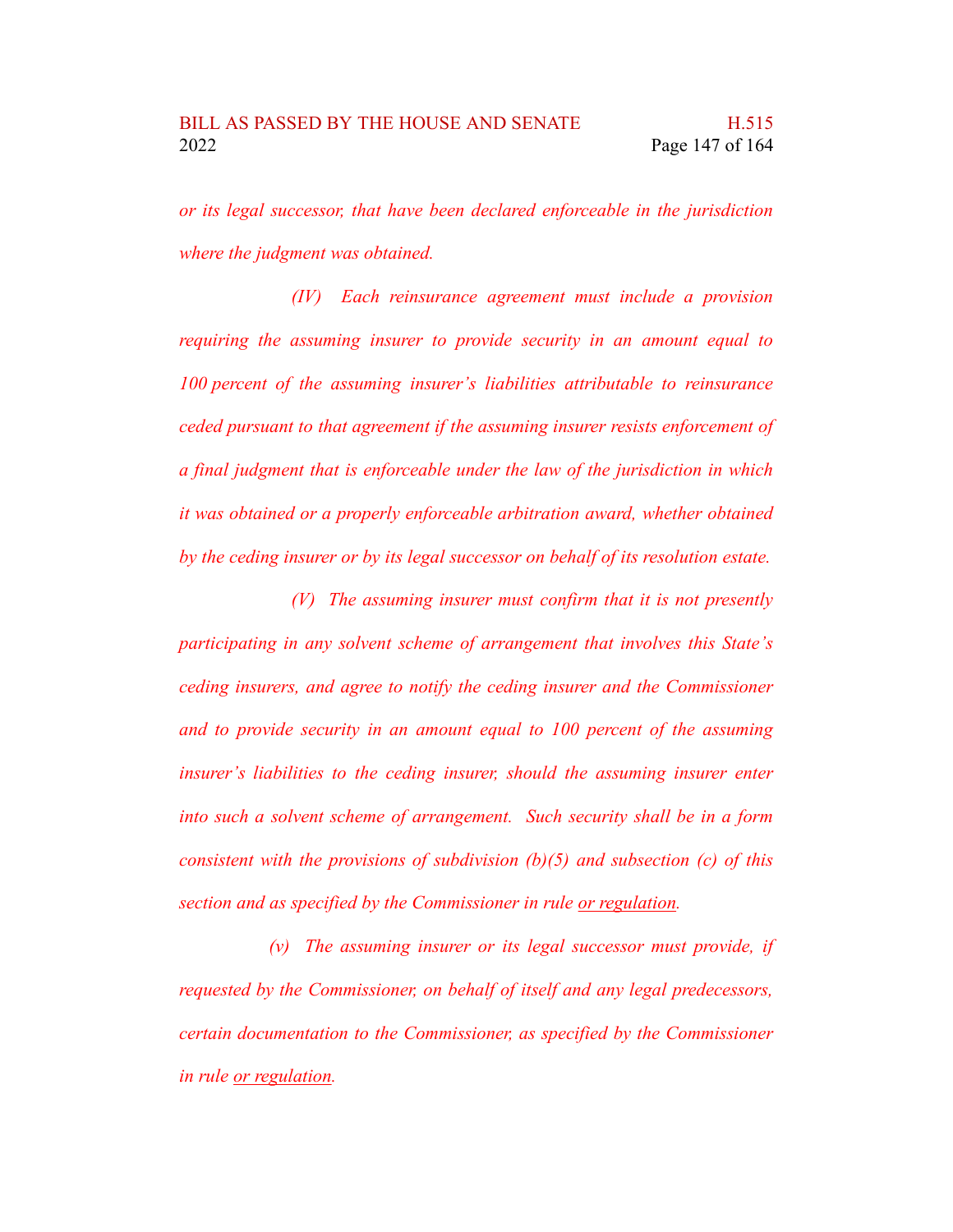*or its legal successor, that have been declared enforceable in the jurisdiction where the judgment was obtained.*

*(IV) Each reinsurance agreement must include a provision requiring the assuming insurer to provide security in an amount equal to 100 percent of the assuming insurer's liabilities attributable to reinsurance ceded pursuant to that agreement if the assuming insurer resists enforcement of a final judgment that is enforceable under the law of the jurisdiction in which it was obtained or a properly enforceable arbitration award, whether obtained by the ceding insurer or by its legal successor on behalf of its resolution estate.*

*(V) The assuming insurer must confirm that it is not presently participating in any solvent scheme of arrangement that involves this State's ceding insurers, and agree to notify the ceding insurer and the Commissioner and to provide security in an amount equal to 100 percent of the assuming insurer's liabilities to the ceding insurer, should the assuming insurer enter into such a solvent scheme of arrangement. Such security shall be in a form consistent with the provisions of subdivision (b)(5) and subsection (c) of this section and as specified by the Commissioner in rule <u>or regulation</u>.*

*(v) The assuming insurer or its legal successor must provide, if requested by the Commissioner, on behalf of itself and any legal predecessors, certain documentation to the Commissioner, as specified by the Commissioner in rule <u>or regulation</u>.*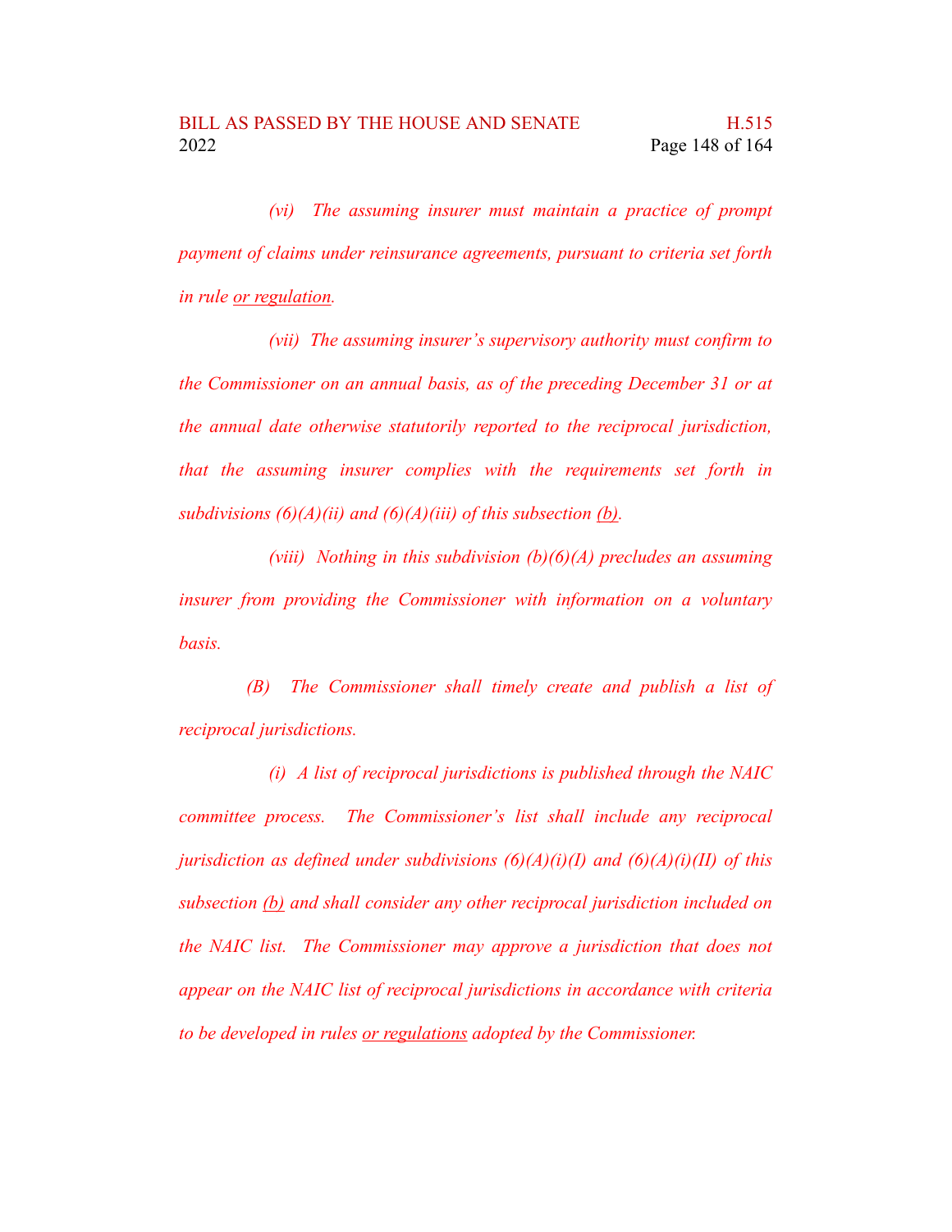*(vi) The assuming insurer must maintain a practice of prompt payment of claims under reinsurance agreements, pursuant to criteria set forth in rule <u>or regulation</u>.*

*(vii) The assuming insurer's supervisory authority must confirm to the Commissioner on an annual basis, as of the preceding December 31 or at the annual date otherwise statutorily reported to the reciprocal jurisdiction, that the assuming insurer complies with the requirements set forth in subdivisions (6)(A)(ii) and (6)(A)(iii) of this subsection <u>(b)</u>.*

*(viii) Nothing in this subdivision (b)(6)(A) precludes an assuming insurer from providing the Commissioner with information on a voluntary basis.*

*(B) The Commissioner shall timely create and publish a list of reciprocal jurisdictions.*

*(i) A list of reciprocal jurisdictions is published through the NAIC committee process. The Commissioner's list shall include any reciprocal jurisdiction as defined under subdivisions (6)(A)(i)(I) and (6)(A)(i)(II) of this subsection <u>(b)</u> and shall consider any other reciprocal jurisdiction included on the NAIC list. The Commissioner may approve a jurisdiction that does not appear on the NAIC list of reciprocal jurisdictions in accordance with criteria to be developed in rules <u>or regulations</u> adopted by the Commissioner.*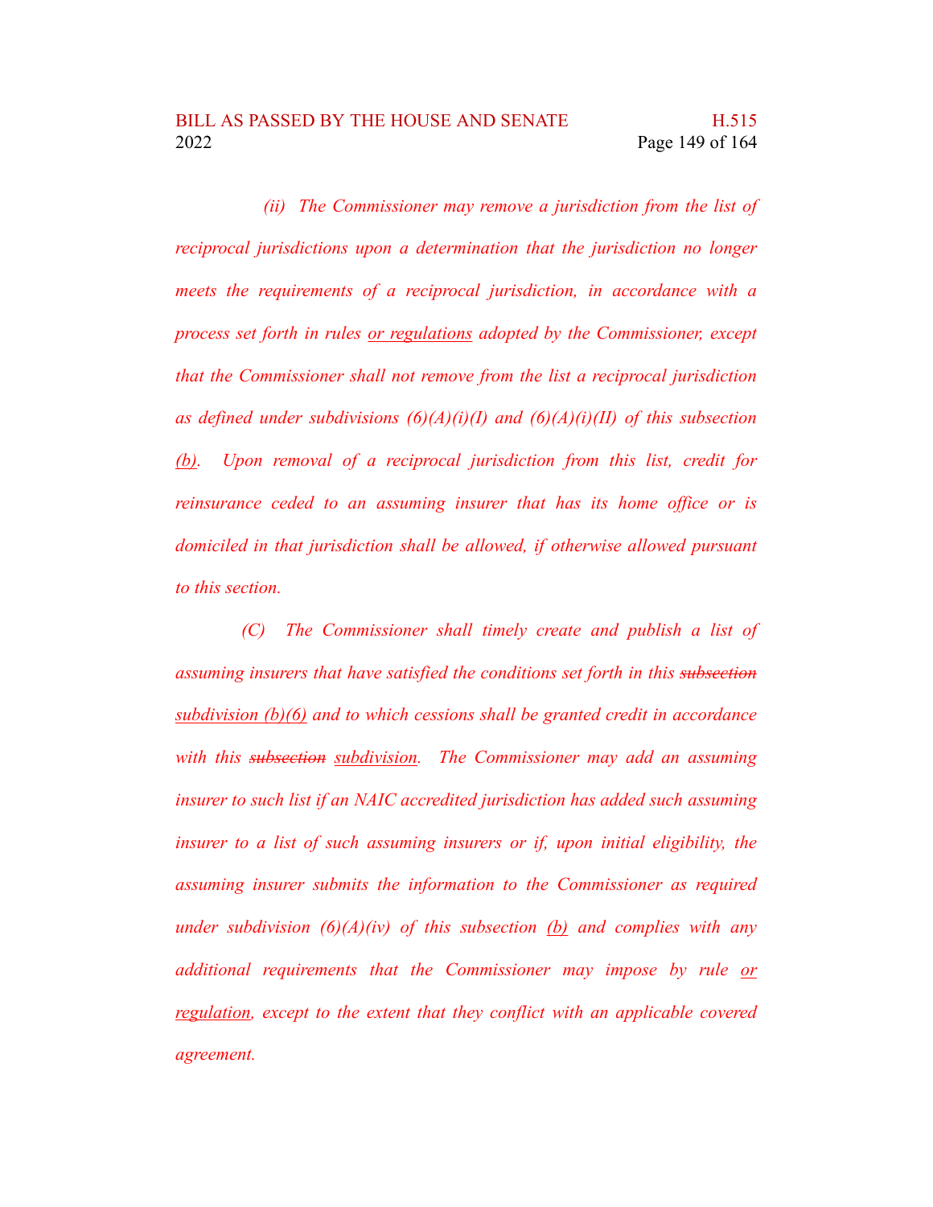*(ii) The Commissioner may remove a jurisdiction from the list of reciprocal jurisdictions upon a determination that the jurisdiction no longer meets the requirements of a reciprocal jurisdiction, in accordance with a process set forth in rules <u>or regulations</u> adopted by the Commissioner, except that the Commissioner shall not remove from the list a reciprocal jurisdiction as defined under subdivisions (6)(A)(i)(I) and (6)(A)(i)(II) of this subsection <u>(b)</u>. Upon removal of a reciprocal jurisdiction from this list, credit for reinsurance ceded to an assuming insurer that has its home office or is domiciled in that jurisdiction shall be allowed, if otherwise allowed pursuant to this section.*

*(C) The Commissioner shall timely create and publish a list of assuming insurers that have satisfied the conditions set forth in this ~~subsection~~ <u>subdivision (b)(6)</u> and to which cessions shall be granted credit in accordance with this ~~subsection~~ <u>subdivision</u>. The Commissioner may add an assuming insurer to such list if an NAIC accredited jurisdiction has added such assuming insurer to a list of such assuming insurers or if, upon initial eligibility, the assuming insurer submits the information to the Commissioner as required under subdivision (6)(A)(iv) of this subsection <u>(b)</u> and complies with any additional requirements that the Commissioner may impose by rule <u>or regulation</u>, except to the extent that they conflict with an applicable covered agreement.*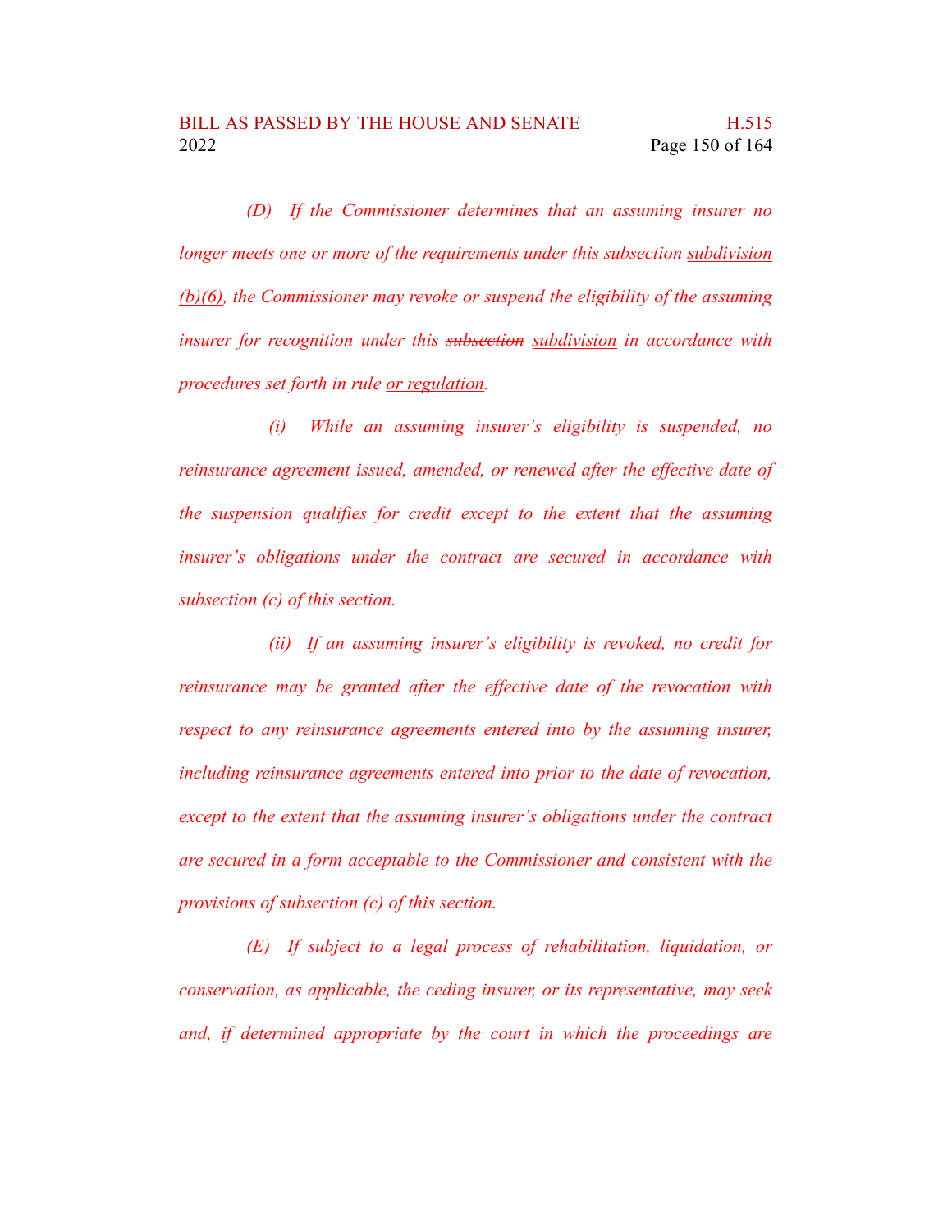*(D) If the Commissioner determines that an assuming insurer no longer meets one or more of the requirements under this ~~subsection~~ <u>subdivision (b)(6)</u>, the Commissioner may revoke or suspend the eligibility of the assuming insurer for recognition under this ~~subsection~~ <u>subdivision</u> in accordance with procedures set forth in rule <u>or regulation</u>.*

*(i) While an assuming insurer's eligibility is suspended, no reinsurance agreement issued, amended, or renewed after the effective date of the suspension qualifies for credit except to the extent that the assuming insurer's obligations under the contract are secured in accordance with subsection (c) of this section.*

*(ii) If an assuming insurer's eligibility is revoked, no credit for reinsurance may be granted after the effective date of the revocation with respect to any reinsurance agreements entered into by the assuming insurer, including reinsurance agreements entered into prior to the date of revocation, except to the extent that the assuming insurer's obligations under the contract are secured in a form acceptable to the Commissioner and consistent with the provisions of subsection (c) of this section.*

*(E) If subject to a legal process of rehabilitation, liquidation, or conservation, as applicable, the ceding insurer, or its representative, may seek and, if determined appropriate by the court in which the proceedings are*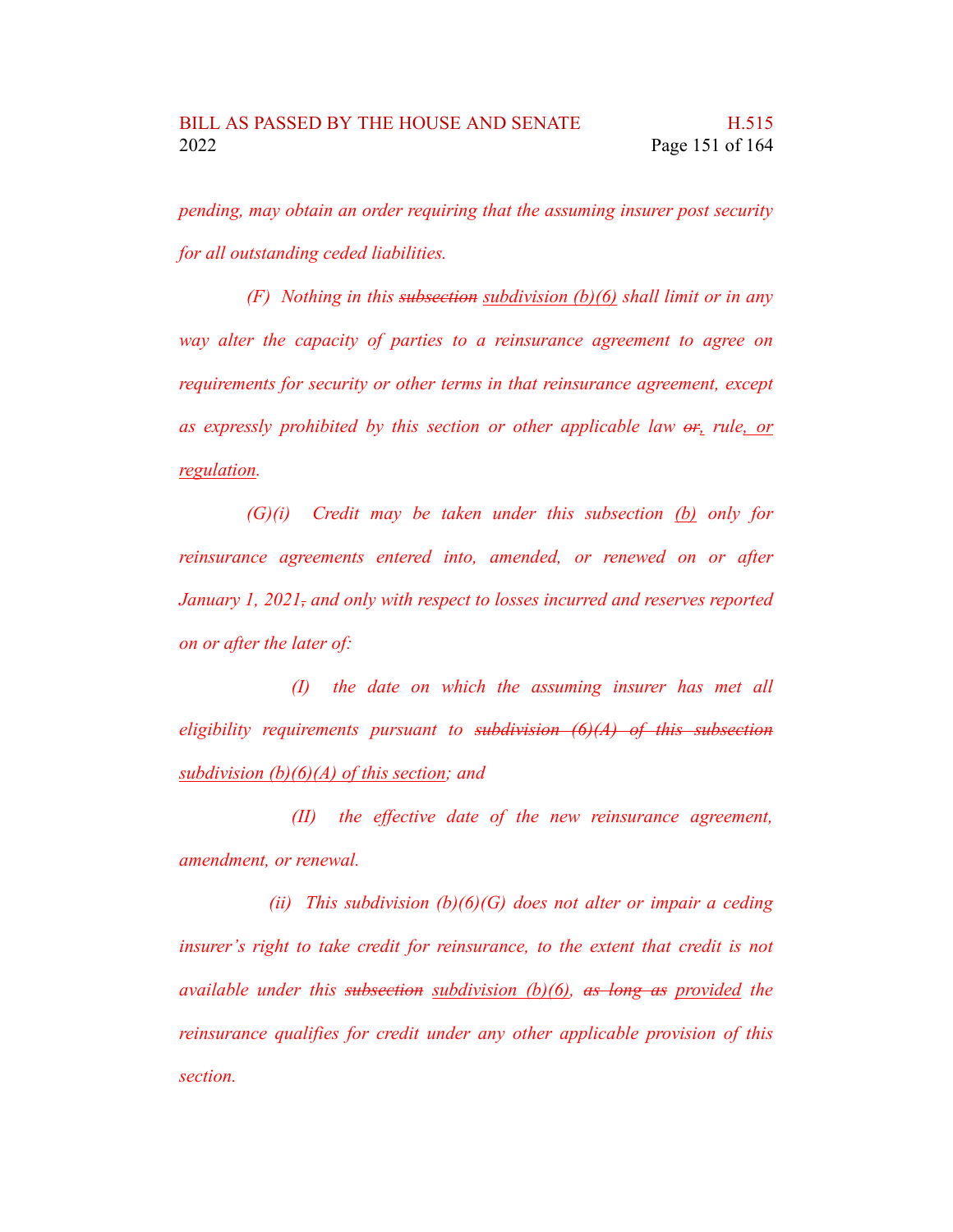*pending, may obtain an order requiring that the assuming insurer post security for all outstanding ceded liabilities.*

*(F) Nothing in this ~~subsection~~ <u>subdivision (b)(6)</u> shall limit or in any way alter the capacity of parties to a reinsurance agreement to agree on requirements for security or other terms in that reinsurance agreement, except as expressly prohibited by this section or other applicable law ~~or~~<u>,</u> rule<u>, or regulation</u>.*

*(G)(i) Credit may be taken under this subsection <u>(b)</u> only for reinsurance agreements entered into, amended, or renewed on or after January 1, 2021~~,~~ and only with respect to losses incurred and reserves reported on or after the later of:*

*(I) the date on which the assuming insurer has met all eligibility requirements pursuant to ~~subdivision (6)(A) of this subsection~~ <u>subdivision (b)(6)(A) of this section</u>; and*

*(II) the effective date of the new reinsurance agreement, amendment, or renewal.*

*(ii) This subdivision (b)(6)(G) does not alter or impair a ceding insurer's right to take credit for reinsurance, to the extent that credit is not available under this ~~subsection~~ <u>subdivision (b)(6)</u>, ~~as long as~~ <u>provided</u> the reinsurance qualifies for credit under any other applicable provision of this section.*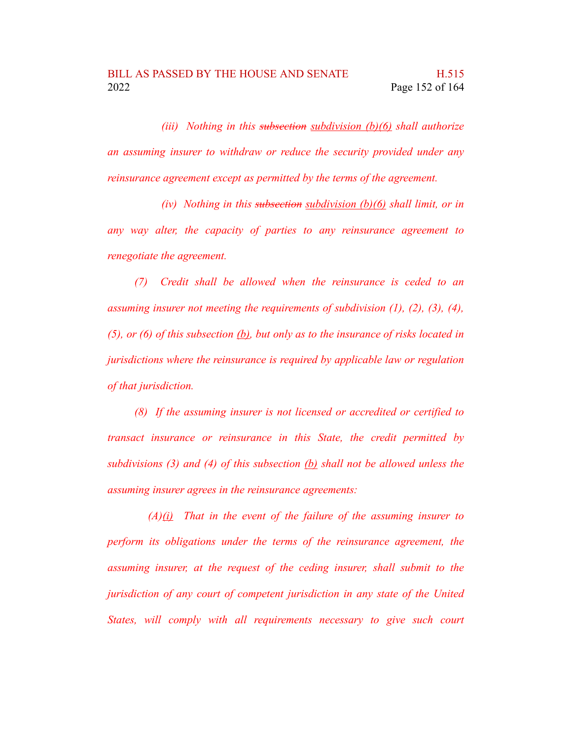*(iii) Nothing in this ~~subsection~~ <u>subdivision (b)(6)</u> shall authorize an assuming insurer to withdraw or reduce the security provided under any reinsurance agreement except as permitted by the terms of the agreement.*

*(iv) Nothing in this ~~subsection~~ <u>subdivision (b)(6)</u> shall limit, or in any way alter, the capacity of parties to any reinsurance agreement to renegotiate the agreement.*

*(7) Credit shall be allowed when the reinsurance is ceded to an assuming insurer not meeting the requirements of subdivision (1), (2), (3), (4), (5), or (6) of this subsection <u>(b)</u>, but only as to the insurance of risks located in jurisdictions where the reinsurance is required by applicable law or regulation of that jurisdiction.*

*(8) If the assuming insurer is not licensed or accredited or certified to transact insurance or reinsurance in this State, the credit permitted by subdivisions (3) and (4) of this subsection <u>(b)</u> shall not be allowed unless the assuming insurer agrees in the reinsurance agreements:*

*(A)<u>(i)</u> That in the event of the failure of the assuming insurer to perform its obligations under the terms of the reinsurance agreement, the assuming insurer, at the request of the ceding insurer, shall submit to the jurisdiction of any court of competent jurisdiction in any state of the United States, will comply with all requirements necessary to give such court*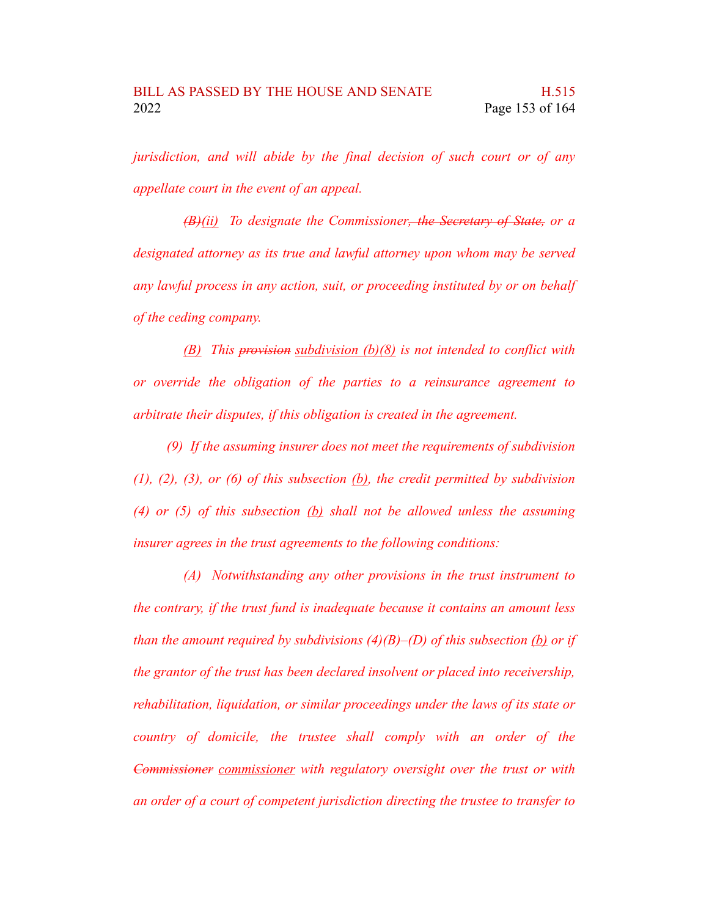*jurisdiction, and will abide by the final decision of such court or of any appellate court in the event of an appeal.*

*~~(B)~~(ii) To designate the Commissioner~~, the Secretary of State,~~ or a designated attorney as its true and lawful attorney upon whom may be served any lawful process in any action, suit, or proceeding instituted by or on behalf of the ceding company.*

*(B) This ~~provision~~ subdivision (b)(8) is not intended to conflict with or override the obligation of the parties to a reinsurance agreement to arbitrate their disputes, if this obligation is created in the agreement.*

*(9) If the assuming insurer does not meet the requirements of subdivision (1), (2), (3), or (6) of this subsection (b), the credit permitted by subdivision (4) or (5) of this subsection (b) shall not be allowed unless the assuming insurer agrees in the trust agreements to the following conditions:*

*(A) Notwithstanding any other provisions in the trust instrument to the contrary, if the trust fund is inadequate because it contains an amount less than the amount required by subdivisions (4)(B)–(D) of this subsection (b) or if the grantor of the trust has been declared insolvent or placed into receivership, rehabilitation, liquidation, or similar proceedings under the laws of its state or country of domicile, the trustee shall comply with an order of the ~~Commissioner~~ commissioner with regulatory oversight over the trust or with an order of a court of competent jurisdiction directing the trustee to transfer to*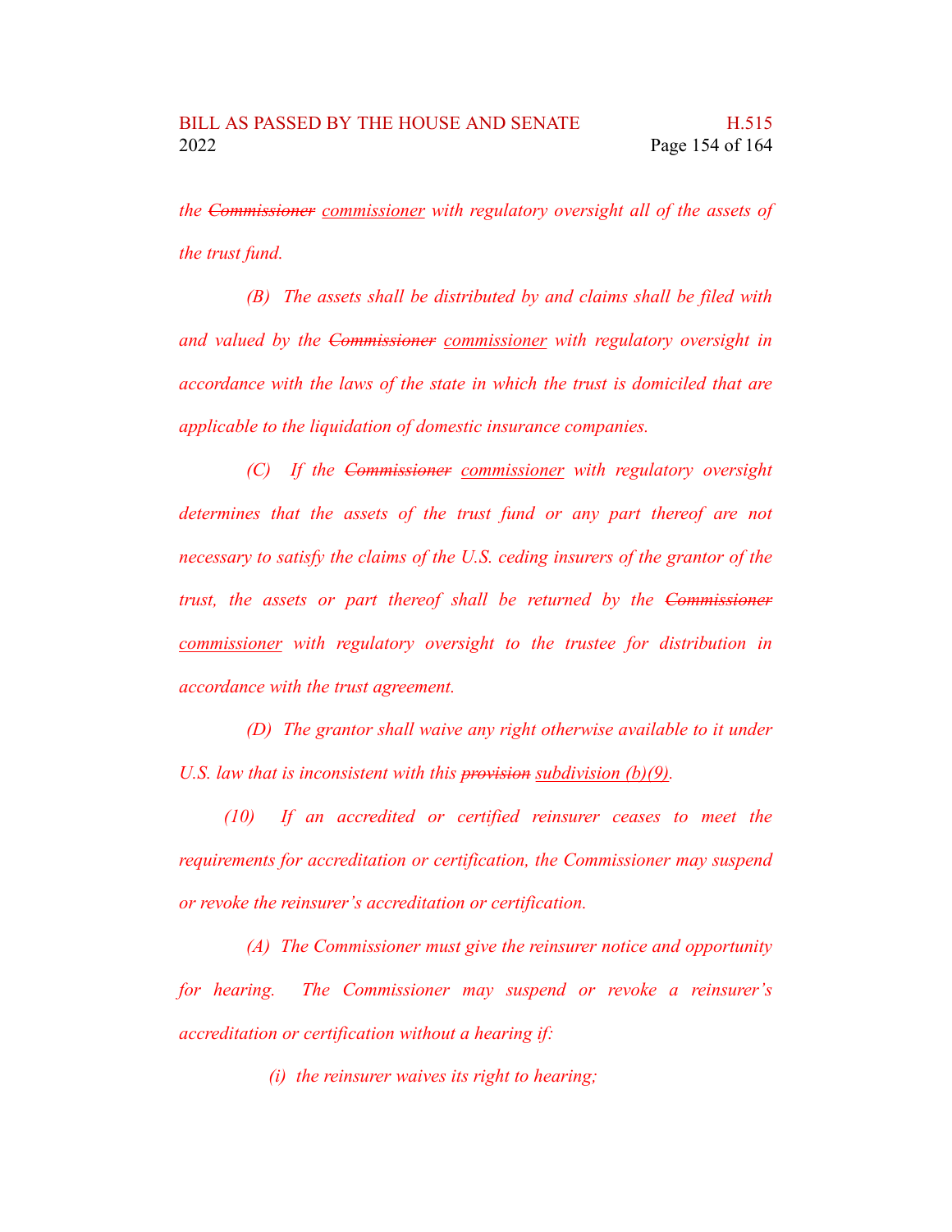*the ~~Commissioner~~ <u>commissioner</u> with regulatory oversight all of the assets of the trust fund.*

*(B) The assets shall be distributed by and claims shall be filed with and valued by the ~~Commissioner~~ <u>commissioner</u> with regulatory oversight in accordance with the laws of the state in which the trust is domiciled that are applicable to the liquidation of domestic insurance companies.*

*(C) If the ~~Commissioner~~ <u>commissioner</u> with regulatory oversight determines that the assets of the trust fund or any part thereof are not necessary to satisfy the claims of the U.S. ceding insurers of the grantor of the trust, the assets or part thereof shall be returned by the ~~Commissioner~~ <u>commissioner</u> with regulatory oversight to the trustee for distribution in accordance with the trust agreement.*

*(D) The grantor shall waive any right otherwise available to it under U.S. law that is inconsistent with this ~~provision~~ <u>subdivision (b)(9)</u>.*

*(10) If an accredited or certified reinsurer ceases to meet the requirements for accreditation or certification, the Commissioner may suspend or revoke the reinsurer's accreditation or certification.*

*(A) The Commissioner must give the reinsurer notice and opportunity for hearing. The Commissioner may suspend or revoke a reinsurer's accreditation or certification without a hearing if:*

*(i) the reinsurer waives its right to hearing;*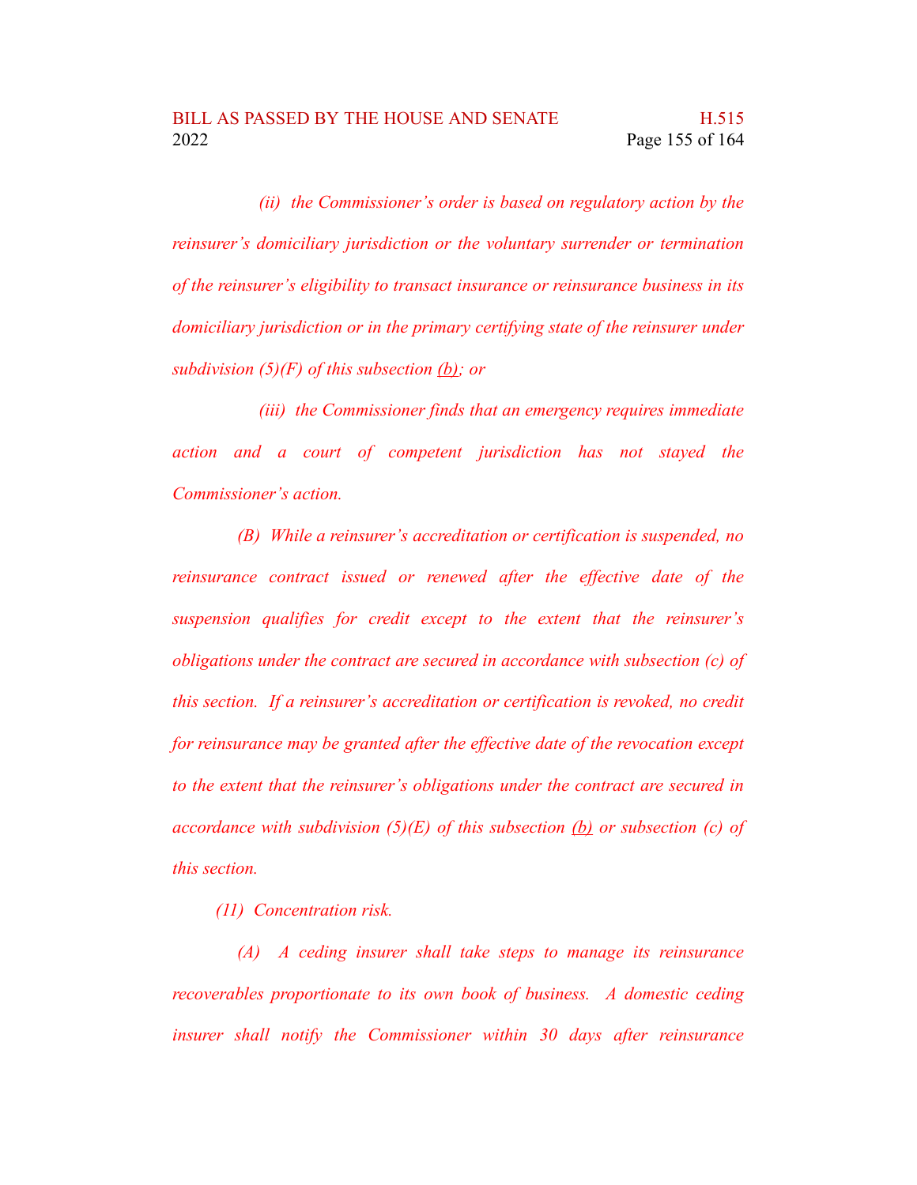*(ii) the Commissioner's order is based on regulatory action by the reinsurer's domiciliary jurisdiction or the voluntary surrender or termination of the reinsurer's eligibility to transact insurance or reinsurance business in its domiciliary jurisdiction or in the primary certifying state of the reinsurer under subdivision (5)(F) of this subsection (b); or*

*(iii) the Commissioner finds that an emergency requires immediate action and a court of competent jurisdiction has not stayed the Commissioner's action.*

*(B) While a reinsurer's accreditation or certification is suspended, no reinsurance contract issued or renewed after the effective date of the suspension qualifies for credit except to the extent that the reinsurer's obligations under the contract are secured in accordance with subsection (c) of this section. If a reinsurer's accreditation or certification is revoked, no credit for reinsurance may be granted after the effective date of the revocation except to the extent that the reinsurer's obligations under the contract are secured in accordance with subdivision (5)(E) of this subsection (b) or subsection (c) of this section.*

*(11) Concentration risk.*

*(A) A ceding insurer shall take steps to manage its reinsurance recoverables proportionate to its own book of business. A domestic ceding insurer shall notify the Commissioner within 30 days after reinsurance*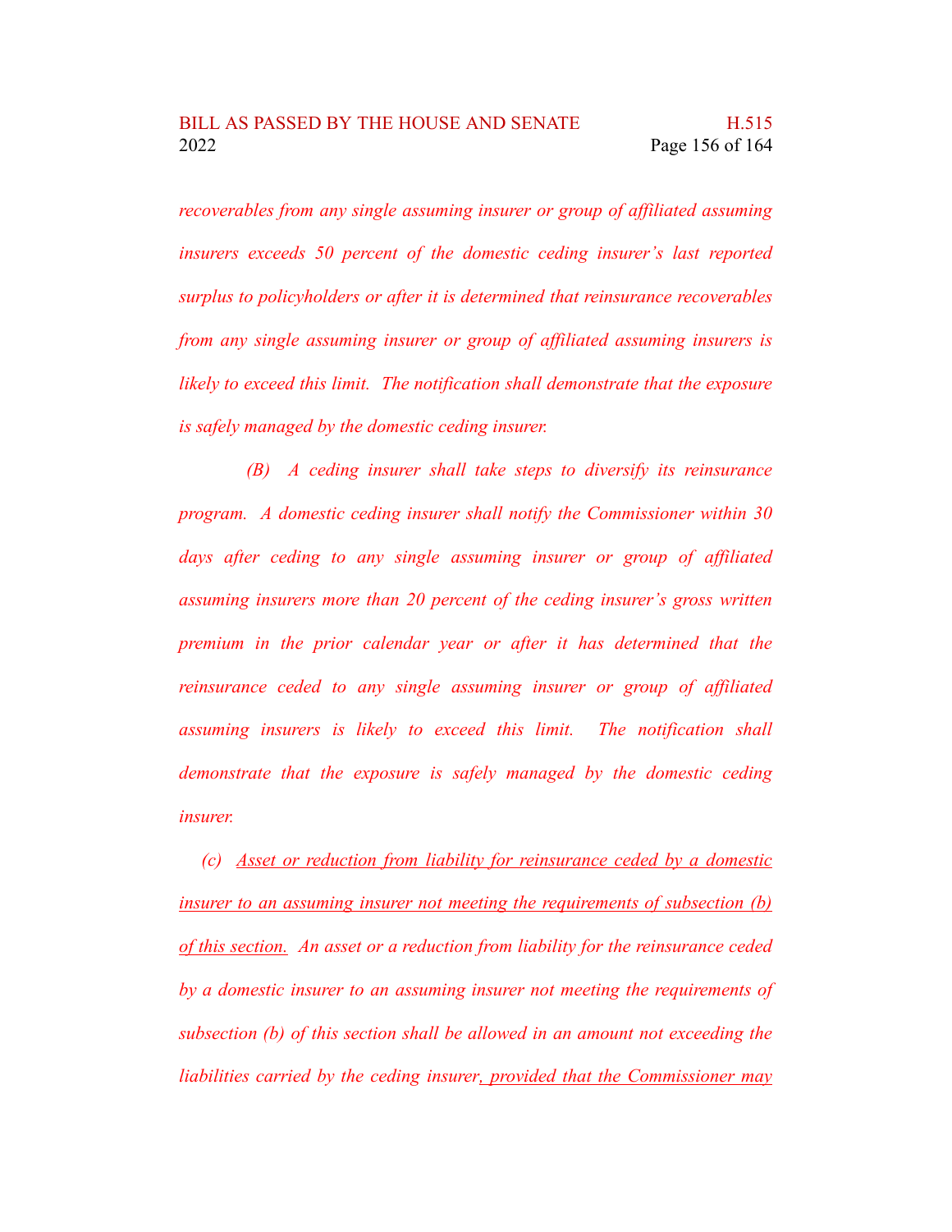*recoverables from any single assuming insurer or group of affiliated assuming insurers exceeds 50 percent of the domestic ceding insurer's last reported surplus to policyholders or after it is determined that reinsurance recoverables from any single assuming insurer or group of affiliated assuming insurers is likely to exceed this limit. The notification shall demonstrate that the exposure is safely managed by the domestic ceding insurer.*

*(B) A ceding insurer shall take steps to diversify its reinsurance program. A domestic ceding insurer shall notify the Commissioner within 30 days after ceding to any single assuming insurer or group of affiliated assuming insurers more than 20 percent of the ceding insurer's gross written premium in the prior calendar year or after it has determined that the reinsurance ceded to any single assuming insurer or group of affiliated assuming insurers is likely to exceed this limit. The notification shall demonstrate that the exposure is safely managed by the domestic ceding insurer.*

*(c) <u>Asset or reduction from liability for reinsurance ceded by a domestic insurer to an assuming insurer not meeting the requirements of subsection (b) of this section.</u> An asset or a reduction from liability for the reinsurance ceded by a domestic insurer to an assuming insurer not meeting the requirements of subsection (b) of this section shall be allowed in an amount not exceeding the liabilities carried by the ceding insurer<u>, provided that the Commissioner may</u>*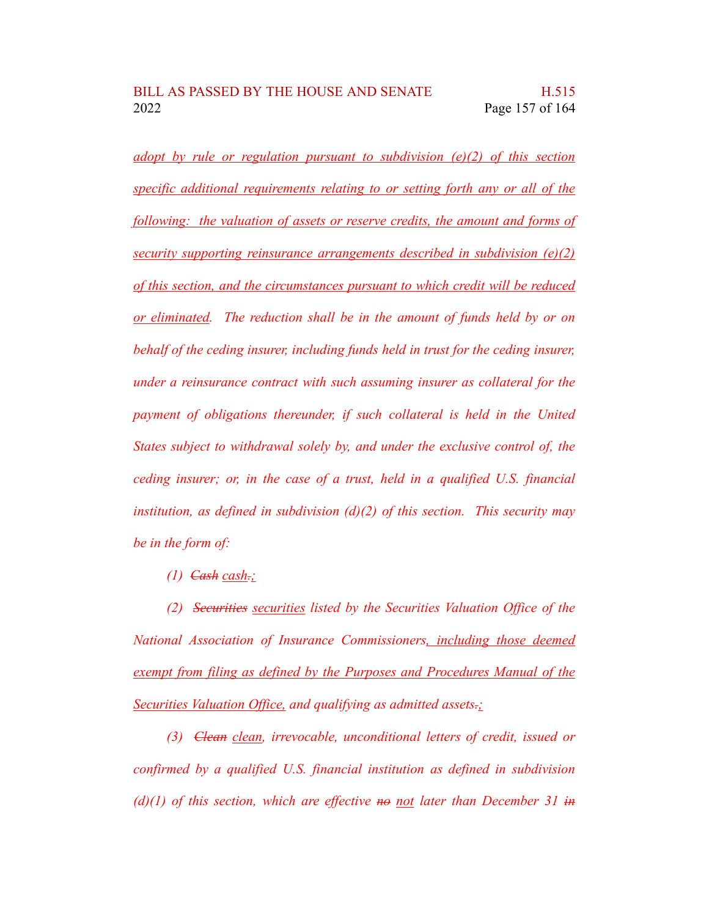adopt by rule or regulation pursuant to subdivision (e)(2) of this section specific additional requirements relating to or setting forth any or all of the following: the valuation of assets or reserve credits, the amount and forms of security supporting reinsurance arrangements described in subdivision (e)(2) of this section, and the circumstances pursuant to which credit will be reduced or eliminated. The reduction shall be in the amount of funds held by or on behalf of the ceding insurer, including funds held in trust for the ceding insurer, under a reinsurance contract with such assuming insurer as collateral for the payment of obligations thereunder, if such collateral is held in the United States subject to withdrawal solely by, and under the exclusive control of, the ceding insurer; or, in the case of a trust, held in a qualified U.S. financial institution, as defined in subdivision (d)(2) of this section. This security may be in the form of:

(1) ~~Cash~~ cash~~.~~;

(2) ~~Securities~~ securities listed by the Securities Valuation Office of the National Association of Insurance Commissioners, including those deemed exempt from filing as defined by the Purposes and Procedures Manual of the Securities Valuation Office, and qualifying as admitted assets~~.~~;

(3) ~~Clean~~ clean, irrevocable, unconditional letters of credit, issued or confirmed by a qualified U.S. financial institution as defined in subdivision (d)(1) of this section, which are effective ~~no~~ not later than December 31 ~~in~~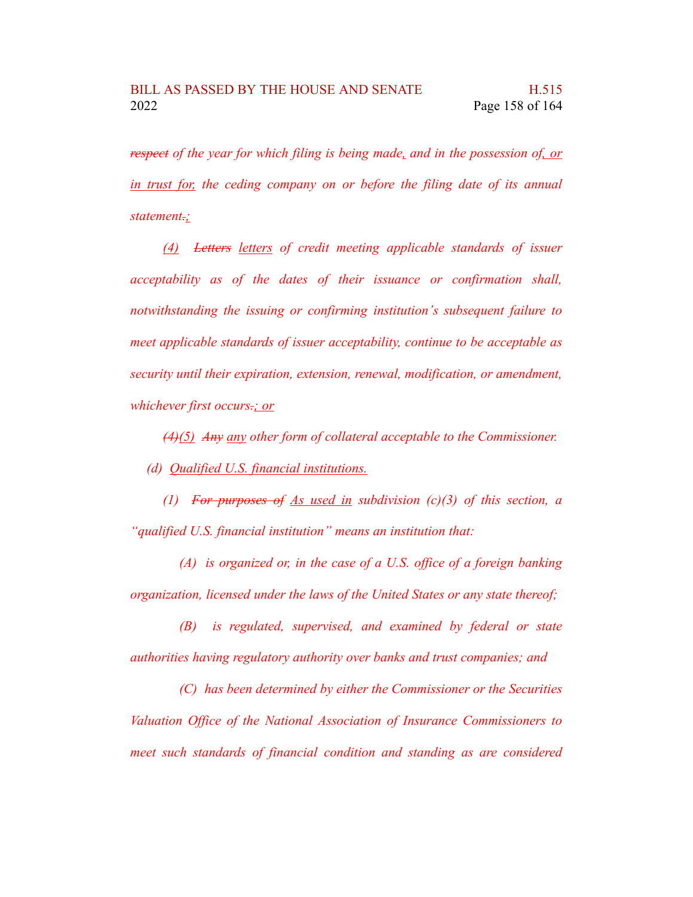*~~respect~~ of the year for which filing is being made<u>,</u> and in the possession of<u>, or in trust for,</u> the ceding company on or before the filing date of its annual statement~~.~~<u>;</u>*

*<u>(4)</u> ~~Letters~~ <u>letters</u> of credit meeting applicable standards of issuer acceptability as of the dates of their issuance or confirmation shall, notwithstanding the issuing or confirming institution's subsequent failure to meet applicable standards of issuer acceptability, continue to be acceptable as security until their expiration, extension, renewal, modification, or amendment, whichever first occurs~~.~~<u>; or</u>*

*~~(4)~~<u>(5)</u> ~~Any~~ <u>any</u> other form of collateral acceptable to the Commissioner.*

*(d) <u>Qualified U.S. financial institutions.</u>*

*(1) ~~For purposes of~~ <u>As used in</u> subdivision (c)(3) of this section, a "qualified U.S. financial institution" means an institution that:*

*(A) is organized or, in the case of a U.S. office of a foreign banking organization, licensed under the laws of the United States or any state thereof;*

*(B) is regulated, supervised, and examined by federal or state authorities having regulatory authority over banks and trust companies; and*

*(C) has been determined by either the Commissioner or the Securities Valuation Office of the National Association of Insurance Commissioners to meet such standards of financial condition and standing as are considered*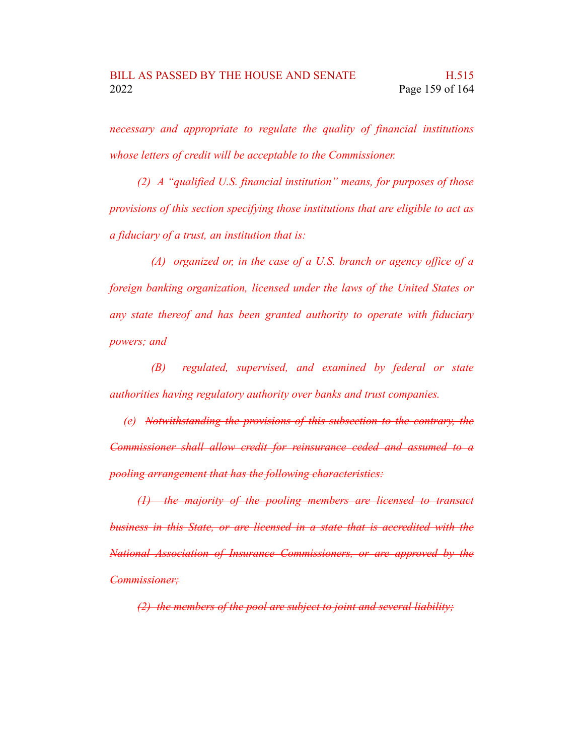*necessary and appropriate to regulate the quality of financial institutions whose letters of credit will be acceptable to the Commissioner.*

*(2) A "qualified U.S. financial institution" means, for purposes of those provisions of this section specifying those institutions that are eligible to act as a fiduciary of a trust, an institution that is:*

*(A) organized or, in the case of a U.S. branch or agency office of a foreign banking organization, licensed under the laws of the United States or any state thereof and has been granted authority to operate with fiduciary powers; and*

*(B) regulated, supervised, and examined by federal or state authorities having regulatory authority over banks and trust companies.*

*(e)* ~~*Notwithstanding the provisions of this subsection to the contrary, the Commissioner shall allow credit for reinsurance ceded and assumed to a pooling arrangement that has the following characteristics:*~~

~~*(1) the majority of the pooling members are licensed to transact business in this State, or are licensed in a state that is accredited with the National Association of Insurance Commissioners, or are approved by the Commissioner;*~~

~~*(2) the members of the pool are subject to joint and several liability;*~~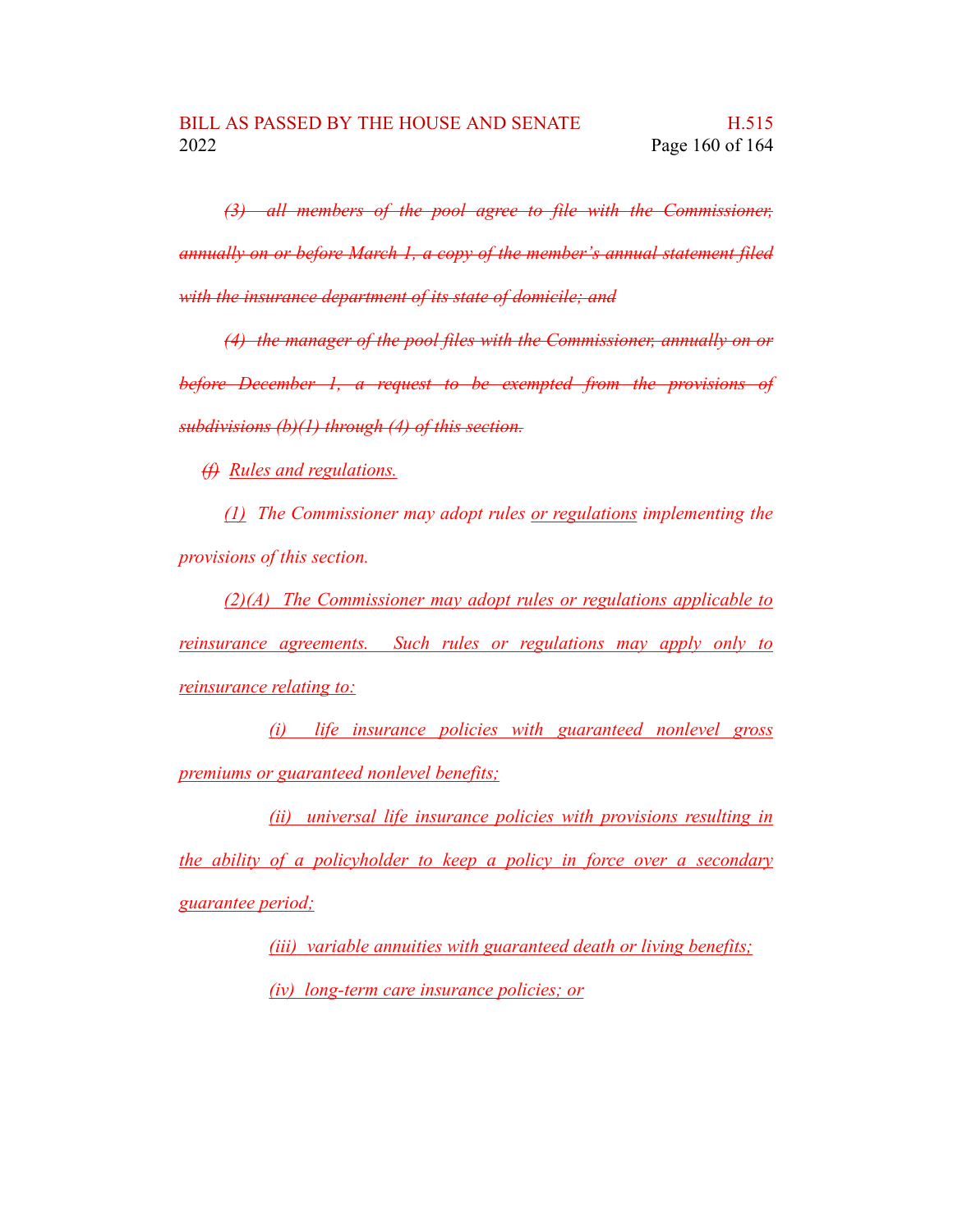~~*(3) all members of the pool agree to file with the Commissioner, annually on or before March 1, a copy of the member's annual statement filed with the insurance department of its state of domicile; and*~~

~~*(4) the manager of the pool files with the Commissioner, annually on or before December 1, a request to be exempted from the provisions of subdivisions (b)(1) through (4) of this section.*~~

~~*(f)*~~ <u>*Rules and regulations.*</u>

<u>*(1)*</u> *The Commissioner may adopt rules* <u>*or regulations*</u> *implementing the provisions of this section.*

<u>*(2)(A) The Commissioner may adopt rules or regulations applicable to reinsurance agreements. Such rules or regulations may apply only to reinsurance relating to:*</u>

<u>*(i) life insurance policies with guaranteed nonlevel gross premiums or guaranteed nonlevel benefits;*</u>

<u>*(ii) universal life insurance policies with provisions resulting in the ability of a policyholder to keep a policy in force over a secondary guarantee period;*</u>

<u>*(iii) variable annuities with guaranteed death or living benefits;*</u>

<u>*(iv) long-term care insurance policies; or*</u>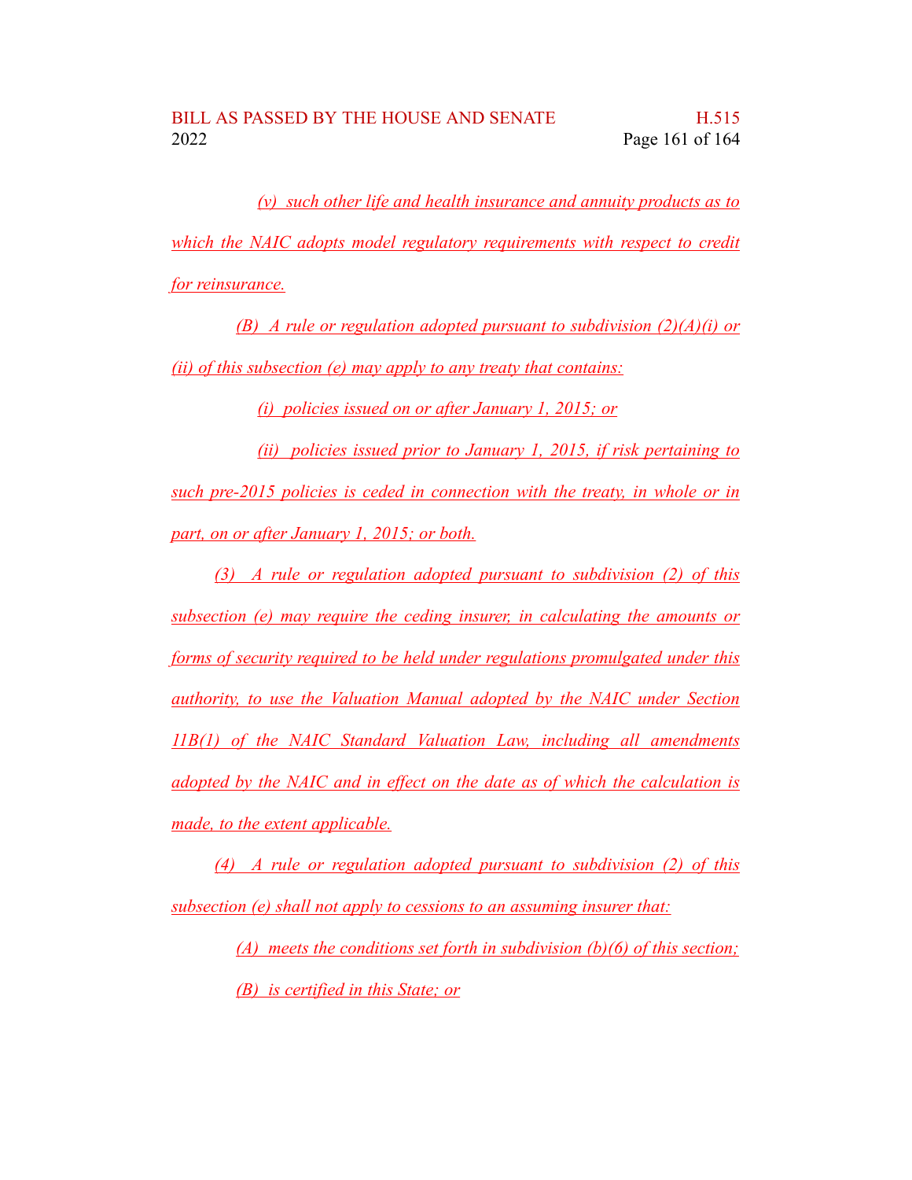(v) such other life and health insurance and annuity products as to which the NAIC adopts model regulatory requirements with respect to credit for reinsurance.

(B) A rule or regulation adopted pursuant to subdivision (2)(A)(i) or (ii) of this subsection (e) may apply to any treaty that contains:

(i) policies issued on or after January 1, 2015; or

(ii) policies issued prior to January 1, 2015, if risk pertaining to such pre-2015 policies is ceded in connection with the treaty, in whole or in part, on or after January 1, 2015; or both.

(3) A rule or regulation adopted pursuant to subdivision (2) of this subsection (e) may require the ceding insurer, in calculating the amounts or forms of security required to be held under regulations promulgated under this authority, to use the Valuation Manual adopted by the NAIC under Section 11B(1) of the NAIC Standard Valuation Law, including all amendments adopted by the NAIC and in effect on the date as of which the calculation is made, to the extent applicable.

(4) A rule or regulation adopted pursuant to subdivision (2) of this subsection (e) shall not apply to cessions to an assuming insurer that:

(A) meets the conditions set forth in subdivision (b)(6) of this section;

(B) is certified in this State; or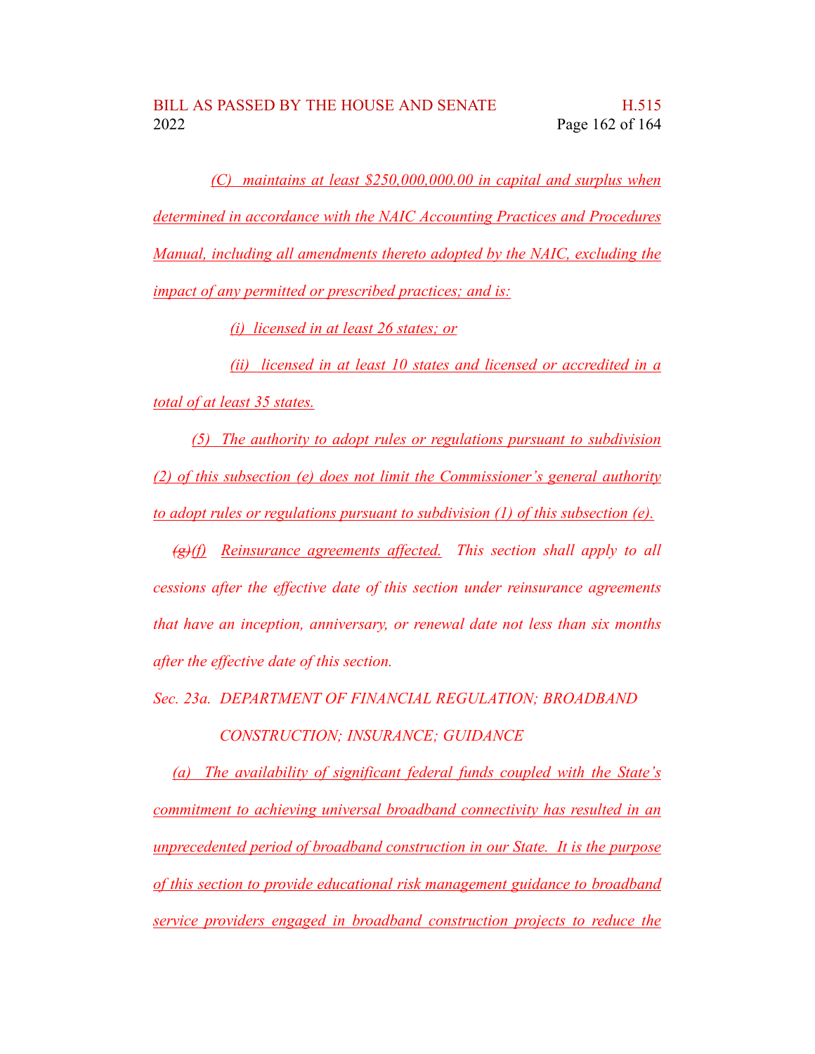(C) maintains at least $250,000,000.00 in capital and surplus when determined in accordance with the NAIC Accounting Practices and Procedures Manual, including all amendments thereto adopted by the NAIC, excluding the impact of any permitted or prescribed practices; and is:

(i) licensed in at least 26 states; or

(ii) licensed in at least 10 states and licensed or accredited in a total of at least 35 states.

(5) The authority to adopt rules or regulations pursuant to subdivision (2) of this subsection (e) does not limit the Commissioner's general authority to adopt rules or regulations pursuant to subdivision (1) of this subsection (e).

~~(g)~~(f) Reinsurance agreements affected. This section shall apply to all cessions after the effective date of this section under reinsurance agreements that have an inception, anniversary, or renewal date not less than six months after the effective date of this section.

Sec. 23a. DEPARTMENT OF FINANCIAL REGULATION; BROADBAND CONSTRUCTION; INSURANCE; GUIDANCE

(a) The availability of significant federal funds coupled with the State's commitment to achieving universal broadband connectivity has resulted in an unprecedented period of broadband construction in our State. It is the purpose of this section to provide educational risk management guidance to broadband service providers engaged in broadband construction projects to reduce the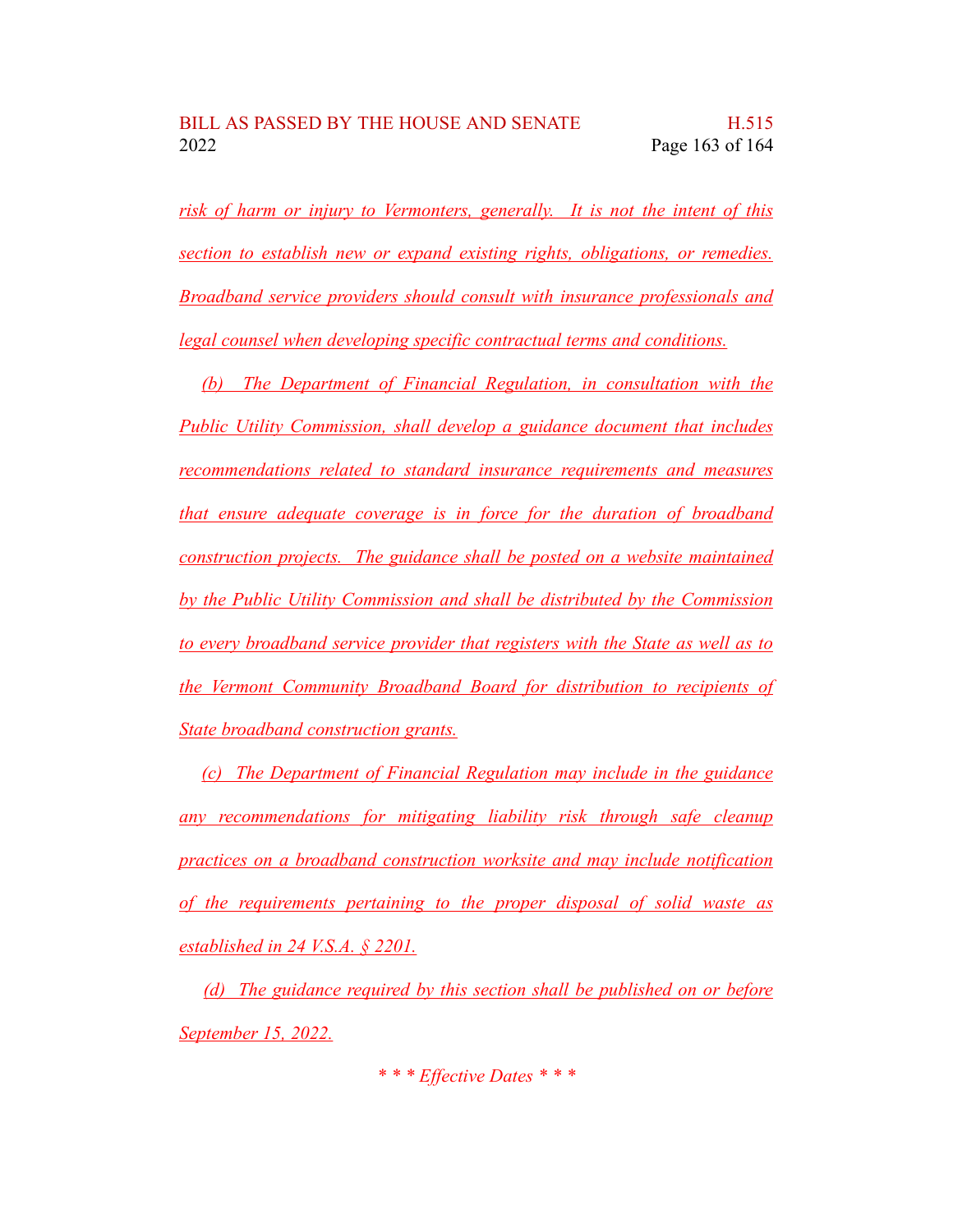*risk of harm or injury to Vermonters, generally. It is not the intent of this section to establish new or expand existing rights, obligations, or remedies. Broadband service providers should consult with insurance professionals and legal counsel when developing specific contractual terms and conditions.*

*(b) The Department of Financial Regulation, in consultation with the Public Utility Commission, shall develop a guidance document that includes recommendations related to standard insurance requirements and measures that ensure adequate coverage is in force for the duration of broadband construction projects. The guidance shall be posted on a website maintained by the Public Utility Commission and shall be distributed by the Commission to every broadband service provider that registers with the State as well as to the Vermont Community Broadband Board for distribution to recipients of State broadband construction grants.*

*(c) The Department of Financial Regulation may include in the guidance any recommendations for mitigating liability risk through safe cleanup practices on a broadband construction worksite and may include notification of the requirements pertaining to the proper disposal of solid waste as established in 24 V.S.A. § 2201.*

*(d) The guidance required by this section shall be published on or before September 15, 2022.*

*\* \* \* Effective Dates \* \* \**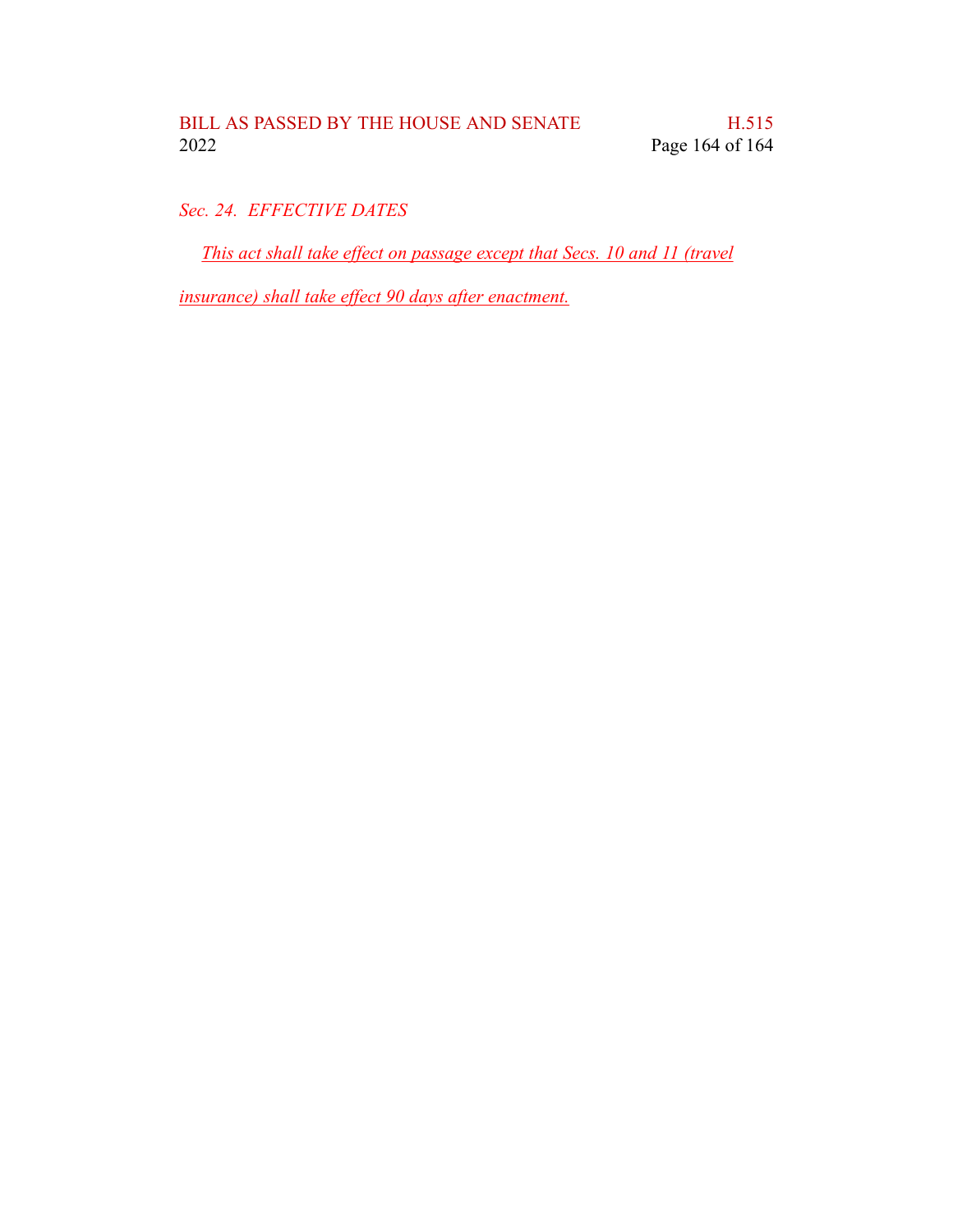*Sec. 24. EFFECTIVE DATES*

*This act shall take effect on passage except that Secs. 10 and 11 (travel insurance) shall take effect 90 days after enactment.*